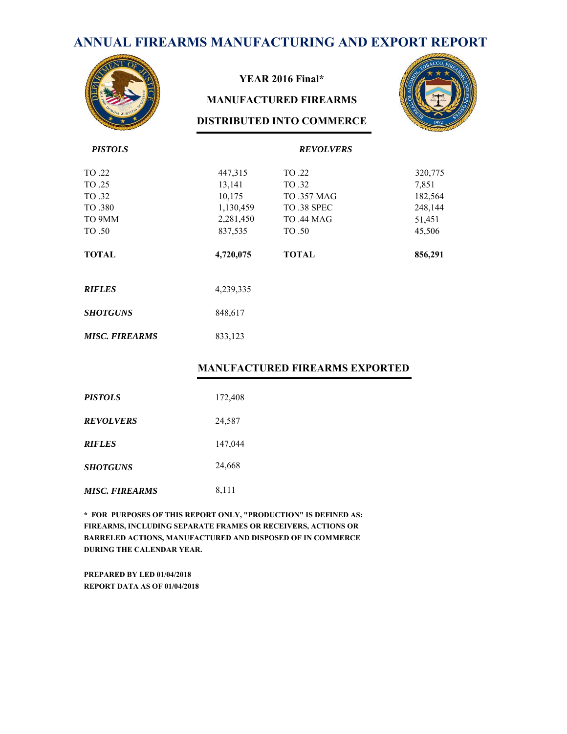# ANNUAL FIREARMS MANUFACTURING AND EXPORT REPORT

**YEAR 2016 Final***

**MANUFACTURED FIREARMS DISTRIBUTED INTO COMMERCE**

| ***PISTOLS*** | | ***REVOLVERS*** | |
|---|---|---|---|
| TO .22 | 447,315 | TO .22 | 320,775 |
| TO .25 | 13,141 | TO .32 | 7,851 |
| TO .32 | 10,175 | TO .357 MAG | 182,564 |
| TO .380 | 1,130,459 | TO .38 SPEC | 248,144 |
| TO 9MM | 2,281,450 | TO .44 MAG | 51,451 |
| TO .50 | 837,535 | TO .50 | 45,506 |
| **TOTAL** | **4,720,075** | **TOTAL** | **856,291** |

| | |
|---|---|
| ***RIFLES*** | 4,239,335 |
| ***SHOTGUNS*** | 848,617 |
| ***MISC. FIREARMS*** | 833,123 |

**MANUFACTURED FIREARMS EXPORTED**

| | |
|---|---|
| ***PISTOLS*** | 172,408 |
| ***REVOLVERS*** | 24,587 |
| ***RIFLES*** | 147,044 |
| ***SHOTGUNS*** | 24,668 |
| ***MISC. FIREARMS*** | 8,111 |

**\* FOR PURPOSES OF THIS REPORT ONLY, "PRODUCTION" IS DEFINED AS: FIREARMS, INCLUDING SEPARATE FRAMES OR RECEIVERS, ACTIONS OR BARRELED ACTIONS, MANUFACTURED AND DISPOSED OF IN COMMERCE DURING THE CALENDAR YEAR.**

**PREPARED BY LED 01/04/2018**
**REPORT DATA AS OF 01/04/2018**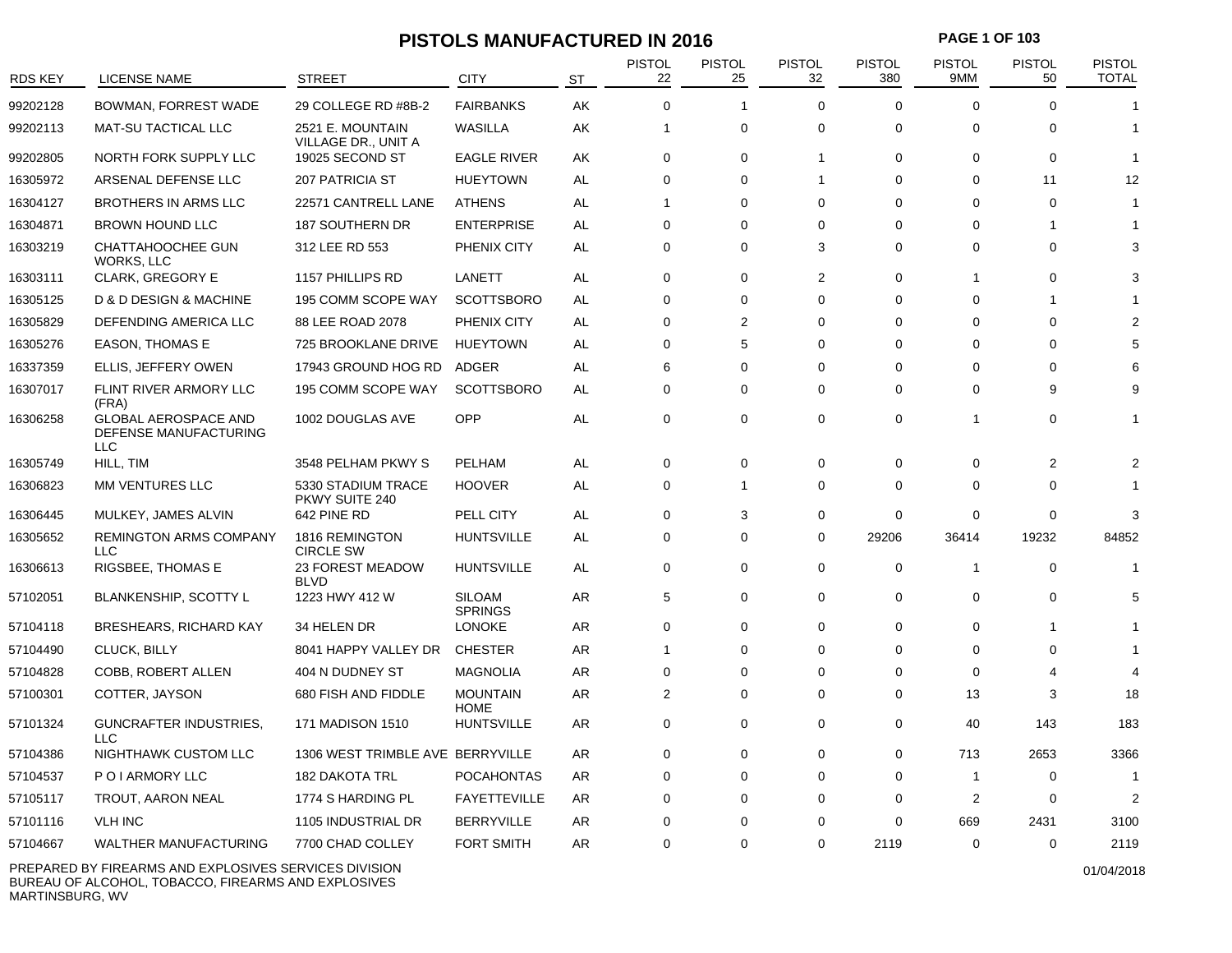# PISTOLS MANUFACTURED IN 2016

| RDS KEY | LICENSE NAME | STREET | CITY | ST | PISTOL 22 | PISTOL 25 | PISTOL 32 | PISTOL 380 | PISTOL 9MM | PISTOL 50 | PISTOL TOTAL |
|---|---|---|---|---|---|---|---|---|---|---|---|
| 99202128 | BOWMAN, FORREST WADE | 29 COLLEGE RD #8B-2 | FAIRBANKS | AK | 0 | 1 | 0 | 0 | 0 | 0 | 1 |
| 99202113 | MAT-SU TACTICAL LLC | 2521 E. MOUNTAIN VILLAGE DR., UNIT A | WASILLA | AK | 1 | 0 | 0 | 0 | 0 | 0 | 1 |
| 99202805 | NORTH FORK SUPPLY LLC | 19025 SECOND ST | EAGLE RIVER | AK | 0 | 0 | 1 | 0 | 0 | 0 | 1 |
| 16305972 | ARSENAL DEFENSE LLC | 207 PATRICIA ST | HUEYTOWN | AL | 0 | 0 | 1 | 0 | 0 | 11 | 12 |
| 16304127 | BROTHERS IN ARMS LLC | 22571 CANTRELL LANE | ATHENS | AL | 1 | 0 | 0 | 0 | 0 | 0 | 1 |
| 16304871 | BROWN HOUND LLC | 187 SOUTHERN DR | ENTERPRISE | AL | 0 | 0 | 0 | 0 | 0 | 1 | 1 |
| 16303219 | CHATTAHOOCHEE GUN WORKS, LLC | 312 LEE RD 553 | PHENIX CITY | AL | 0 | 0 | 3 | 0 | 0 | 0 | 3 |
| 16303111 | CLARK, GREGORY E | 1157 PHILLIPS RD | LANETT | AL | 0 | 0 | 2 | 0 | 1 | 0 | 3 |
| 16305125 | D & D DESIGN & MACHINE | 195 COMM SCOPE WAY | SCOTTSBORO | AL | 0 | 0 | 0 | 0 | 0 | 1 | 1 |
| 16305829 | DEFENDING AMERICA LLC | 88 LEE ROAD 2078 | PHENIX CITY | AL | 0 | 2 | 0 | 0 | 0 | 0 | 2 |
| 16305276 | EASON, THOMAS E | 725 BROOKLANE DRIVE | HUEYTOWN | AL | 0 | 5 | 0 | 0 | 0 | 0 | 5 |
| 16337359 | ELLIS, JEFFERY OWEN | 17943 GROUND HOG RD | ADGER | AL | 6 | 0 | 0 | 0 | 0 | 0 | 6 |
| 16307017 | FLINT RIVER ARMORY LLC (FRA) | 195 COMM SCOPE WAY | SCOTTSBORO | AL | 0 | 0 | 0 | 0 | 0 | 9 | 9 |
| 16306258 | GLOBAL AEROSPACE AND DEFENSE MANUFACTURING LLC | 1002 DOUGLAS AVE | OPP | AL | 0 | 0 | 0 | 0 | 1 | 0 | 1 |
| 16305749 | HILL, TIM | 3548 PELHAM PKWY S | PELHAM | AL | 0 | 0 | 0 | 0 | 0 | 2 | 2 |
| 16306823 | MM VENTURES LLC | 5330 STADIUM TRACE PKWY SUITE 240 | HOOVER | AL | 0 | 1 | 0 | 0 | 0 | 0 | 1 |
| 16306445 | MULKEY, JAMES ALVIN | 642 PINE RD | PELL CITY | AL | 0 | 3 | 0 | 0 | 0 | 0 | 3 |
| 16305652 | REMINGTON ARMS COMPANY LLC | 1816 REMINGTON CIRCLE SW | HUNTSVILLE | AL | 0 | 0 | 0 | 29206 | 36414 | 19232 | 84852 |
| 16306613 | RIGSBEE, THOMAS E | 23 FOREST MEADOW BLVD | HUNTSVILLE | AL | 0 | 0 | 0 | 0 | 1 | 0 | 1 |
| 57102051 | BLANKENSHIP, SCOTTY L | 1223 HWY 412 W | SILOAM SPRINGS | AR | 5 | 0 | 0 | 0 | 0 | 0 | 5 |
| 57104118 | BRESHEARS, RICHARD KAY | 34 HELEN DR | LONOKE | AR | 0 | 0 | 0 | 0 | 0 | 1 | 1 |
| 57104490 | CLUCK, BILLY | 8041 HAPPY VALLEY DR | CHESTER | AR | 1 | 0 | 0 | 0 | 0 | 0 | 1 |
| 57104828 | COBB, ROBERT ALLEN | 404 N DUDNEY ST | MAGNOLIA | AR | 0 | 0 | 0 | 0 | 0 | 4 | 4 |
| 57100301 | COTTER, JAYSON | 680 FISH AND FIDDLE | MOUNTAIN HOME | AR | 2 | 0 | 0 | 0 | 13 | 3 | 18 |
| 57101324 | GUNCRAFTER INDUSTRIES, LLC | 171 MADISON 1510 | HUNTSVILLE | AR | 0 | 0 | 0 | 0 | 40 | 143 | 183 |
| 57104386 | NIGHTHAWK CUSTOM LLC | 1306 WEST TRIMBLE AVE | BERRYVILLE | AR | 0 | 0 | 0 | 0 | 713 | 2653 | 3366 |
| 57104537 | P O I ARMORY LLC | 182 DAKOTA TRL | POCAHONTAS | AR | 0 | 0 | 0 | 0 | 1 | 0 | 1 |
| 57105117 | TROUT, AARON NEAL | 1774 S HARDING PL | FAYETTEVILLE | AR | 0 | 0 | 0 | 0 | 2 | 0 | 2 |
| 57101116 | VLH INC | 1105 INDUSTRIAL DR | BERRYVILLE | AR | 0 | 0 | 0 | 0 | 669 | 2431 | 3100 |
| 57104667 | WALTHER MANUFACTURING | 7700 CHAD COLLEY | FORT SMITH | AR | 0 | 0 | 0 | 2119 | 0 | 0 | 2119 |

PREPARED BY FIREARMS AND EXPLOSIVES SERVICES DIVISION
BUREAU OF ALCOHOL, TOBACCO, FIREARMS AND EXPLOSIVES
MARTINSBURG, WV

01/04/2018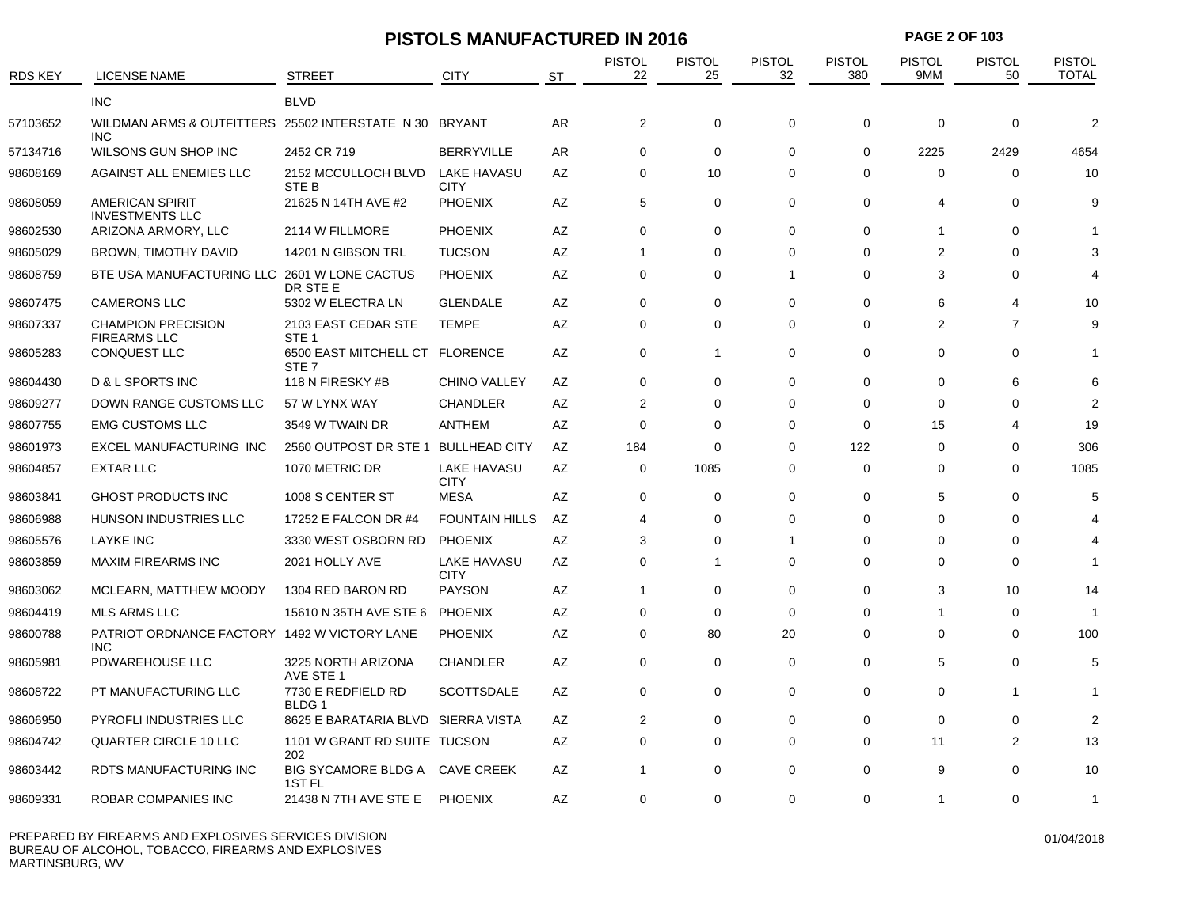# PISTOLS MANUFACTURED IN 2016

| RDS KEY | LICENSE NAME | STREET | CITY | ST | PISTOL 22 | PISTOL 25 | PISTOL 32 | PISTOL 380 | PISTOL 9MM | PISTOL 50 | PISTOL TOTAL |
|---|---|---|---|---|---|---|---|---|---|---|---|
| | INC | BLVD | | | | | | | | | |
| 57103652 | WILDMAN ARMS & OUTFITTERS INC | 25502 INTERSTATE N 30 | BRYANT | AR | 2 | 0 | 0 | 0 | 0 | 0 | 2 |
| 57134716 | WILSONS GUN SHOP INC | 2452 CR 719 | BERRYVILLE | AR | 0 | 0 | 0 | 0 | 2225 | 2429 | 4654 |
| 98608169 | AGAINST ALL ENEMIES LLC | 2152 MCCULLOCH BLVD STE B | LAKE HAVASU CITY | AZ | 0 | 10 | 0 | 0 | 0 | 0 | 10 |
| 98608059 | AMERICAN SPIRIT INVESTMENTS LLC | 21625 N 14TH AVE #2 | PHOENIX | AZ | 5 | 0 | 0 | 0 | 4 | 0 | 9 |
| 98602530 | ARIZONA ARMORY, LLC | 2114 W FILLMORE | PHOENIX | AZ | 0 | 0 | 0 | 0 | 1 | 0 | 1 |
| 98605029 | BROWN, TIMOTHY DAVID | 14201 N GIBSON TRL | TUCSON | AZ | 1 | 0 | 0 | 0 | 2 | 0 | 3 |
| 98608759 | BTE USA MANUFACTURING LLC | 2601 W LONE CACTUS DR STE E | PHOENIX | AZ | 0 | 0 | 1 | 0 | 3 | 0 | 4 |
| 98607475 | CAMERONS LLC | 5302 W ELECTRA LN | GLENDALE | AZ | 0 | 0 | 0 | 0 | 6 | 4 | 10 |
| 98607337 | CHAMPION PRECISION FIREARMS LLC | 2103 EAST CEDAR STE STE 1 | TEMPE | AZ | 0 | 0 | 0 | 0 | 2 | 7 | 9 |
| 98605283 | CONQUEST LLC | 6500 EAST MITCHELL CT STE 7 | FLORENCE | AZ | 0 | 1 | 0 | 0 | 0 | 0 | 1 |
| 98604430 | D & L SPORTS INC | 118 N FIRESKY #B | CHINO VALLEY | AZ | 0 | 0 | 0 | 0 | 0 | 6 | 6 |
| 98609277 | DOWN RANGE CUSTOMS LLC | 57 W LYNX WAY | CHANDLER | AZ | 2 | 0 | 0 | 0 | 0 | 0 | 2 |
| 98607755 | EMG CUSTOMS LLC | 3549 W TWAIN DR | ANTHEM | AZ | 0 | 0 | 0 | 0 | 15 | 4 | 19 |
| 98601973 | EXCEL MANUFACTURING INC | 2560 OUTPOST DR STE 1 | BULLHEAD CITY | AZ | 184 | 0 | 0 | 122 | 0 | 0 | 306 |
| 98604857 | EXTAR LLC | 1070 METRIC DR | LAKE HAVASU CITY | AZ | 0 | 1085 | 0 | 0 | 0 | 0 | 1085 |
| 98603841 | GHOST PRODUCTS INC | 1008 S CENTER ST | MESA | AZ | 0 | 0 | 0 | 0 | 5 | 0 | 5 |
| 98606988 | HUNSON INDUSTRIES LLC | 17252 E FALCON DR #4 | FOUNTAIN HILLS | AZ | 4 | 0 | 0 | 0 | 0 | 0 | 4 |
| 98605576 | LAYKE INC | 3330 WEST OSBORN RD | PHOENIX | AZ | 3 | 0 | 1 | 0 | 0 | 0 | 4 |
| 98603859 | MAXIM FIREARMS INC | 2021 HOLLY AVE | LAKE HAVASU CITY | AZ | 0 | 1 | 0 | 0 | 0 | 0 | 1 |
| 98603062 | MCLEARN, MATTHEW MOODY | 1304 RED BARON RD | PAYSON | AZ | 1 | 0 | 0 | 0 | 3 | 10 | 14 |
| 98604419 | MLS ARMS LLC | 15610 N 35TH AVE STE 6 | PHOENIX | AZ | 0 | 0 | 0 | 0 | 1 | 0 | 1 |
| 98600788 | PATRIOT ORDNANCE FACTORY INC | 1492 W VICTORY LANE | PHOENIX | AZ | 0 | 80 | 20 | 0 | 0 | 0 | 100 |
| 98605981 | PDWAREHOUSE LLC | 3225 NORTH ARIZONA AVE STE 1 | CHANDLER | AZ | 0 | 0 | 0 | 0 | 5 | 0 | 5 |
| 98608722 | PT MANUFACTURING LLC | 7730 E REDFIELD RD BLDG 1 | SCOTTSDALE | AZ | 0 | 0 | 0 | 0 | 0 | 1 | 1 |
| 98606950 | PYROFLI INDUSTRIES LLC | 8625 E BARATARIA BLVD | SIERRA VISTA | AZ | 2 | 0 | 0 | 0 | 0 | 0 | 2 |
| 98604742 | QUARTER CIRCLE 10 LLC | 1101 W GRANT RD SUITE 202 | TUCSON | AZ | 0 | 0 | 0 | 0 | 11 | 2 | 13 |
| 98603442 | RDTS MANUFACTURING INC | BIG SYCAMORE BLDG A 1ST FL | CAVE CREEK | AZ | 1 | 0 | 0 | 0 | 9 | 0 | 10 |
| 98609331 | ROBAR COMPANIES INC | 21438 N 7TH AVE STE E | PHOENIX | AZ | 0 | 0 | 0 | 0 | 1 | 0 | 1 |

PREPARED BY FIREARMS AND EXPLOSIVES SERVICES DIVISION
BUREAU OF ALCOHOL, TOBACCO, FIREARMS AND EXPLOSIVES
MARTINSBURG, WV

01/04/2018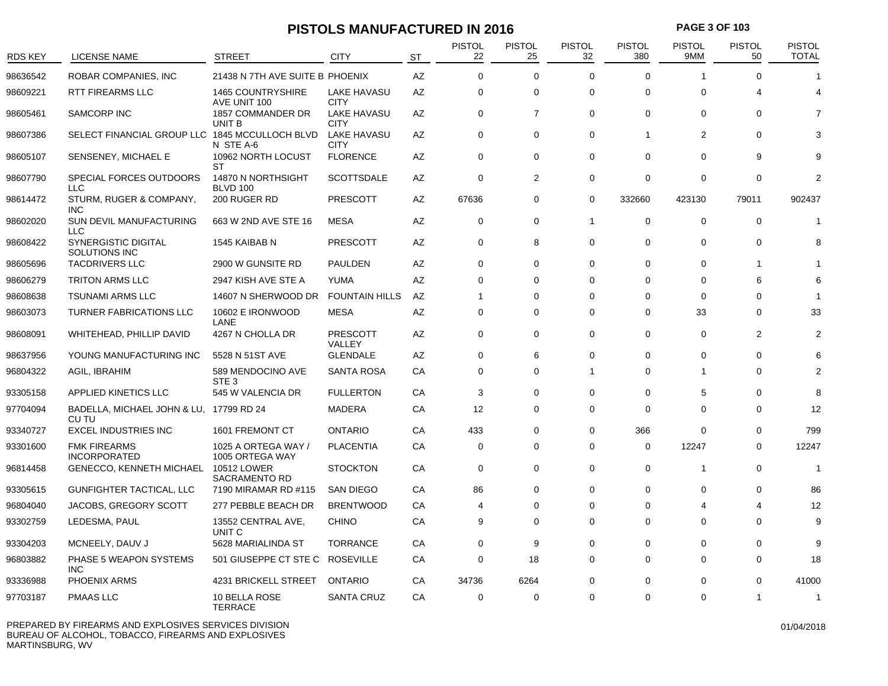# PISTOLS MANUFACTURED IN 2016

| RDS KEY | LICENSE NAME | STREET | CITY | ST | PISTOL 22 | PISTOL 25 | PISTOL 32 | PISTOL 380 | PISTOL 9MM | PISTOL 50 | PISTOL TOTAL |
|---|---|---|---|---|---|---|---|---|---|---|---|
| 98636542 | ROBAR COMPANIES, INC | 21438 N 7TH AVE SUITE B | PHOENIX | AZ | 0 | 0 | 0 | 0 | 1 | 0 | 1 |
| 98609221 | RTT FIREARMS LLC | 1465 COUNTRYSHIRE AVE UNIT 100 | LAKE HAVASU CITY | AZ | 0 | 0 | 0 | 0 | 0 | 4 | 4 |
| 98605461 | SAMCORP INC | 1857 COMMANDER DR UNIT B | LAKE HAVASU CITY | AZ | 0 | 7 | 0 | 0 | 0 | 0 | 7 |
| 98607386 | SELECT FINANCIAL GROUP LLC | 1845 MCCULLOCH BLVD N STE A-6 | LAKE HAVASU CITY | AZ | 0 | 0 | 0 | 1 | 2 | 0 | 3 |
| 98605107 | SENSENEY, MICHAEL E | 10962 NORTH LOCUST ST | FLORENCE | AZ | 0 | 0 | 0 | 0 | 0 | 9 | 9 |
| 98607790 | SPECIAL FORCES OUTDOORS LLC | 14870 N NORTHSIGHT BLVD 100 | SCOTTSDALE | AZ | 0 | 2 | 0 | 0 | 0 | 0 | 2 |
| 98614472 | STURM, RUGER & COMPANY, INC | 200 RUGER RD | PRESCOTT | AZ | 67636 | 0 | 0 | 332660 | 423130 | 79011 | 902437 |
| 98602020 | SUN DEVIL MANUFACTURING LLC | 663 W 2ND AVE STE 16 | MESA | AZ | 0 | 0 | 1 | 0 | 0 | 0 | 1 |
| 98608422 | SYNERGISTIC DIGITAL SOLUTIONS INC | 1545 KAIBAB N | PRESCOTT | AZ | 0 | 8 | 0 | 0 | 0 | 0 | 8 |
| 98605696 | TACDRIVERS LLC | 2900 W GUNSITE RD | PAULDEN | AZ | 0 | 0 | 0 | 0 | 0 | 1 | 1 |
| 98606279 | TRITON ARMS LLC | 2947 KISH AVE STE A | YUMA | AZ | 0 | 0 | 0 | 0 | 0 | 6 | 6 |
| 98608638 | TSUNAMI ARMS LLC | 14607 N SHERWOOD DR | FOUNTAIN HILLS | AZ | 1 | 0 | 0 | 0 | 0 | 0 | 1 |
| 98603073 | TURNER FABRICATIONS LLC | 10602 E IRONWOOD LANE | MESA | AZ | 0 | 0 | 0 | 0 | 33 | 0 | 33 |
| 98608091 | WHITEHEAD, PHILLIP DAVID | 4267 N CHOLLA DR | PRESCOTT VALLEY | AZ | 0 | 0 | 0 | 0 | 0 | 2 | 2 |
| 98637956 | YOUNG MANUFACTURING INC | 5528 N 51ST AVE | GLENDALE | AZ | 0 | 6 | 0 | 0 | 0 | 0 | 6 |
| 96804322 | AGIL, IBRAHIM | 589 MENDOCINO AVE STE 3 | SANTA ROSA | CA | 0 | 0 | 1 | 0 | 1 | 0 | 2 |
| 93305158 | APPLIED KINETICS LLC | 545 W VALENCIA DR | FULLERTON | CA | 3 | 0 | 0 | 0 | 5 | 0 | 8 |
| 97704094 | BADELLA, MICHAEL JOHN & LU, CU TU | 17799 RD 24 | MADERA | CA | 12 | 0 | 0 | 0 | 0 | 0 | 12 |
| 93340727 | EXCEL INDUSTRIES INC | 1601 FREMONT CT | ONTARIO | CA | 433 | 0 | 0 | 366 | 0 | 0 | 799 |
| 93301600 | FMK FIREARMS INCORPORATED | 1025 A ORTEGA WAY / 1005 ORTEGA WAY | PLACENTIA | CA | 0 | 0 | 0 | 0 | 12247 | 0 | 12247 |
| 96814458 | GENECCO, KENNETH MICHAEL | 10512 LOWER SACRAMENTO RD | STOCKTON | CA | 0 | 0 | 0 | 0 | 1 | 0 | 1 |
| 93305615 | GUNFIGHTER TACTICAL, LLC | 7190 MIRAMAR RD #115 | SAN DIEGO | CA | 86 | 0 | 0 | 0 | 0 | 0 | 86 |
| 96804040 | JACOBS, GREGORY SCOTT | 277 PEBBLE BEACH DR | BRENTWOOD | CA | 4 | 0 | 0 | 0 | 4 | 4 | 12 |
| 93302759 | LEDESMA, PAUL | 13552 CENTRAL AVE, UNIT C | CHINO | CA | 9 | 0 | 0 | 0 | 0 | 0 | 9 |
| 93304203 | MCNEELY, DAUV J | 5628 MARIALINDA ST | TORRANCE | CA | 0 | 9 | 0 | 0 | 0 | 0 | 9 |
| 96803882 | PHASE 5 WEAPON SYSTEMS INC | 501 GIUSEPPE CT STE C | ROSEVILLE | CA | 0 | 18 | 0 | 0 | 0 | 0 | 18 |
| 93336988 | PHOENIX ARMS | 4231 BRICKELL STREET | ONTARIO | CA | 34736 | 6264 | 0 | 0 | 0 | 0 | 41000 |
| 97703187 | PMAAS LLC | 10 BELLA ROSE TERRACE | SANTA CRUZ | CA | 0 | 0 | 0 | 0 | 0 | 1 | 1 |

PREPARED BY FIREARMS AND EXPLOSIVES SERVICES DIVISION
BUREAU OF ALCOHOL, TOBACCO, FIREARMS AND EXPLOSIVES
MARTINSBURG, WV

01/04/2018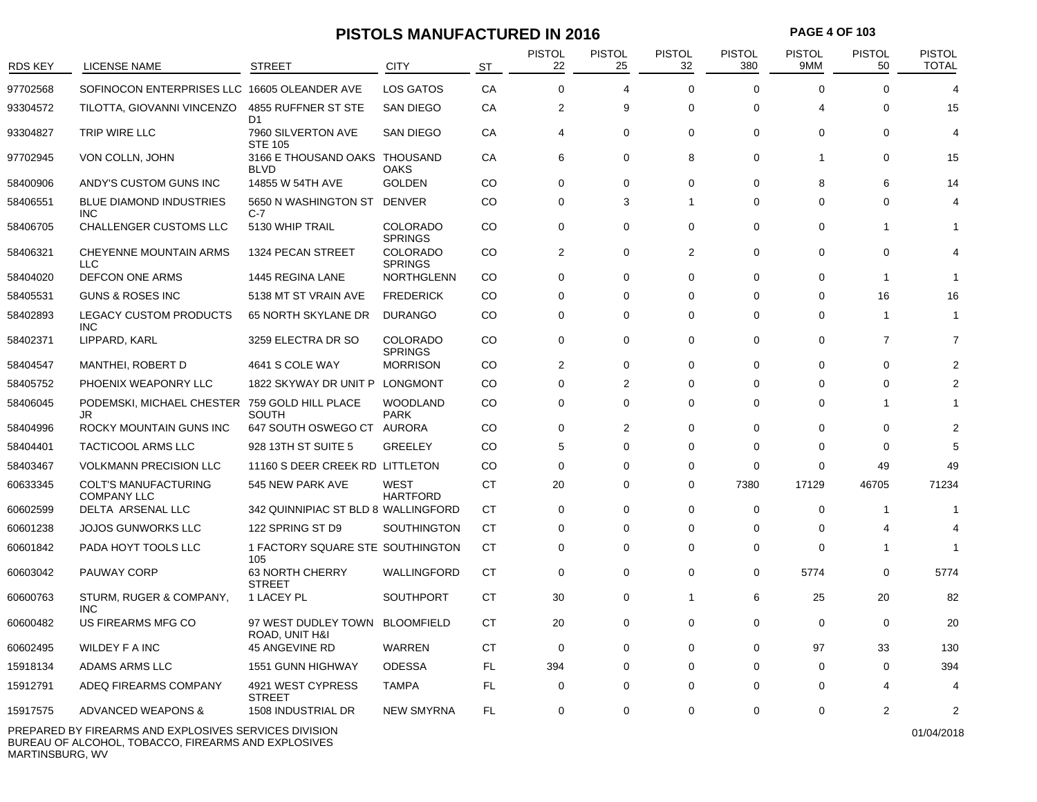# PISTOLS MANUFACTURED IN 2016

| RDS KEY | LICENSE NAME | STREET | CITY | ST | PISTOL 22 | PISTOL 25 | PISTOL 32 | PISTOL 380 | PISTOL 9MM | PISTOL 50 | PISTOL TOTAL |
|---|---|---|---|---|---|---|---|---|---|---|---|
| 97702568 | SOFINOCON ENTERPRISES LLC | 16605 OLEANDER AVE | LOS GATOS | CA | 0 | 4 | 0 | 0 | 0 | 0 | 4 |
| 93304572 | TILOTTA, GIOVANNI VINCENZO | 4855 RUFFNER ST STE D1 | SAN DIEGO | CA | 2 | 9 | 0 | 0 | 4 | 0 | 15 |
| 93304827 | TRIP WIRE LLC | 7960 SILVERTON AVE STE 105 | SAN DIEGO | CA | 4 | 0 | 0 | 0 | 0 | 0 | 4 |
| 97702945 | VON COLLN, JOHN | 3166 E THOUSAND OAKS BLVD | THOUSAND OAKS | CA | 6 | 0 | 8 | 0 | 1 | 0 | 15 |
| 58400906 | ANDY'S CUSTOM GUNS INC | 14855 W 54TH AVE | GOLDEN | CO | 0 | 0 | 0 | 0 | 8 | 6 | 14 |
| 58406551 | BLUE DIAMOND INDUSTRIES INC | 5650 N WASHINGTON ST C-7 | DENVER | CO | 0 | 3 | 1 | 0 | 0 | 0 | 4 |
| 58406705 | CHALLENGER CUSTOMS LLC | 5130 WHIP TRAIL | COLORADO SPRINGS | CO | 0 | 0 | 0 | 0 | 0 | 1 | 1 |
| 58406321 | CHEYENNE MOUNTAIN ARMS LLC | 1324 PECAN STREET | COLORADO SPRINGS | CO | 2 | 0 | 2 | 0 | 0 | 0 | 4 |
| 58404020 | DEFCON ONE ARMS | 1445 REGINA LANE | NORTHGLENN | CO | 0 | 0 | 0 | 0 | 0 | 1 | 1 |
| 58405531 | GUNS & ROSES INC | 5138 MT ST VRAIN AVE | FREDERICK | CO | 0 | 0 | 0 | 0 | 0 | 16 | 16 |
| 58402893 | LEGACY CUSTOM PRODUCTS INC | 65 NORTH SKYLANE DR | DURANGO | CO | 0 | 0 | 0 | 0 | 0 | 1 | 1 |
| 58402371 | LIPPARD, KARL | 3259 ELECTRA DR SO | COLORADO SPRINGS | CO | 0 | 0 | 0 | 0 | 0 | 7 | 7 |
| 58404547 | MANTHEI, ROBERT D | 4641 S COLE WAY | MORRISON | CO | 2 | 0 | 0 | 0 | 0 | 0 | 2 |
| 58405752 | PHOENIX WEAPONRY LLC | 1822 SKYWAY DR UNIT P | LONGMONT | CO | 0 | 2 | 0 | 0 | 0 | 0 | 2 |
| 58406045 | PODEMSKI, MICHAEL CHESTER JR | 759 GOLD HILL PLACE SOUTH | WOODLAND PARK | CO | 0 | 0 | 0 | 0 | 0 | 1 | 1 |
| 58404996 | ROCKY MOUNTAIN GUNS INC | 647 SOUTH OSWEGO CT | AURORA | CO | 0 | 2 | 0 | 0 | 0 | 0 | 2 |
| 58404401 | TACTICOOL ARMS LLC | 928 13TH ST SUITE 5 | GREELEY | CO | 5 | 0 | 0 | 0 | 0 | 0 | 5 |
| 58403467 | VOLKMANN PRECISION LLC | 11160 S DEER CREEK RD | LITTLETON | CO | 0 | 0 | 0 | 0 | 0 | 49 | 49 |
| 60633345 | COLT'S MANUFACTURING COMPANY LLC | 545 NEW PARK AVE | WEST HARTFORD | CT | 20 | 0 | 0 | 7380 | 17129 | 46705 | 71234 |
| 60602599 | DELTA ARSENAL LLC | 342 QUINNIPIAC ST BLD 8 | WALLINGFORD | CT | 0 | 0 | 0 | 0 | 0 | 1 | 1 |
| 60601238 | JOJOS GUNWORKS LLC | 122 SPRING ST D9 | SOUTHINGTON | CT | 0 | 0 | 0 | 0 | 0 | 4 | 4 |
| 60601842 | PADA HOYT TOOLS LLC | 1 FACTORY SQUARE STE 105 | SOUTHINGTON | CT | 0 | 0 | 0 | 0 | 0 | 1 | 1 |
| 60603042 | PAUWAY CORP | 63 NORTH CHERRY STREET | WALLINGFORD | CT | 0 | 0 | 0 | 0 | 5774 | 0 | 5774 |
| 60600763 | STURM, RUGER & COMPANY, INC | 1 LACEY PL | SOUTHPORT | CT | 30 | 0 | 1 | 6 | 25 | 20 | 82 |
| 60600482 | US FIREARMS MFG CO | 97 WEST DUDLEY TOWN ROAD, UNIT H&I | BLOOMFIELD | CT | 20 | 0 | 0 | 0 | 0 | 0 | 20 |
| 60602495 | WILDEY F A INC | 45 ANGEVINE RD | WARREN | CT | 0 | 0 | 0 | 0 | 97 | 33 | 130 |
| 15918134 | ADAMS ARMS LLC | 1551 GUNN HIGHWAY | ODESSA | FL | 394 | 0 | 0 | 0 | 0 | 0 | 394 |
| 15912791 | ADEQ FIREARMS COMPANY | 4921 WEST CYPRESS STREET | TAMPA | FL | 0 | 0 | 0 | 0 | 0 | 4 | 4 |
| 15917575 | ADVANCED WEAPONS & | 1508 INDUSTRIAL DR | NEW SMYRNA | FL | 0 | 0 | 0 | 0 | 0 | 2 | 2 |

PREPARED BY FIREARMS AND EXPLOSIVES SERVICES DIVISION
BUREAU OF ALCOHOL, TOBACCO, FIREARMS AND EXPLOSIVES
MARTINSBURG, WV

01/04/2018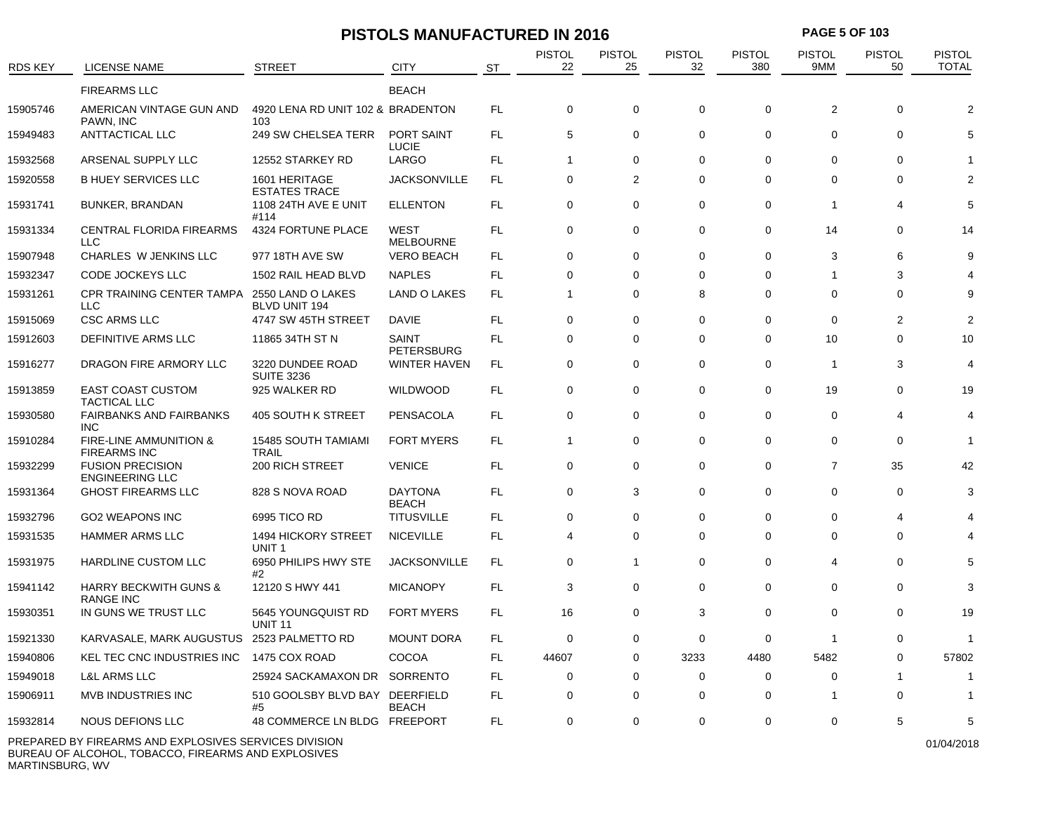# PISTOLS MANUFACTURED IN 2016

| RDS KEY | LICENSE NAME | STREET | CITY | ST | PISTOL 22 | PISTOL 25 | PISTOL 32 | PISTOL 380 | PISTOL 9MM | PISTOL 50 | PISTOL TOTAL |
|---|---|---|---|---|---|---|---|---|---|---|---|
| | FIREARMS LLC | | BEACH | | | | | | | | |
| 15905746 | AMERICAN VINTAGE GUN AND PAWN, INC | 4920 LENA RD UNIT 102 & 103 | BRADENTON | FL | 0 | 0 | 0 | 0 | 2 | 0 | 2 |
| 15949483 | ANTTACTICAL LLC | 249 SW CHELSEA TERR | PORT SAINT LUCIE | FL | 5 | 0 | 0 | 0 | 0 | 0 | 5 |
| 15932568 | ARSENAL SUPPLY LLC | 12552 STARKEY RD | LARGO | FL | 1 | 0 | 0 | 0 | 0 | 0 | 1 |
| 15920558 | B HUEY SERVICES LLC | 1601 HERITAGE ESTATES TRACE | JACKSONVILLE | FL | 0 | 2 | 0 | 0 | 0 | 0 | 2 |
| 15931741 | BUNKER, BRANDAN | 1108 24TH AVE E UNIT #114 | ELLENTON | FL | 0 | 0 | 0 | 0 | 1 | 4 | 5 |
| 15931334 | CENTRAL FLORIDA FIREARMS LLC | 4324 FORTUNE PLACE | WEST MELBOURNE | FL | 0 | 0 | 0 | 0 | 14 | 0 | 14 |
| 15907948 | CHARLES W JENKINS LLC | 977 18TH AVE SW | VERO BEACH | FL | 0 | 0 | 0 | 0 | 3 | 6 | 9 |
| 15932347 | CODE JOCKEYS LLC | 1502 RAIL HEAD BLVD | NAPLES | FL | 0 | 0 | 0 | 0 | 1 | 3 | 4 |
| 15931261 | CPR TRAINING CENTER TAMPA LLC | 2550 LAND O LAKES BLVD UNIT 194 | LAND O LAKES | FL | 1 | 0 | 8 | 0 | 0 | 0 | 9 |
| 15915069 | CSC ARMS LLC | 4747 SW 45TH STREET | DAVIE | FL | 0 | 0 | 0 | 0 | 0 | 2 | 2 |
| 15912603 | DEFINITIVE ARMS LLC | 11865 34TH ST N | SAINT PETERSBURG | FL | 0 | 0 | 0 | 0 | 10 | 0 | 10 |
| 15916277 | DRAGON FIRE ARMORY LLC | 3220 DUNDEE ROAD SUITE 3236 | WINTER HAVEN | FL | 0 | 0 | 0 | 0 | 1 | 3 | 4 |
| 15913859 | EAST COAST CUSTOM TACTICAL LLC | 925 WALKER RD | WILDWOOD | FL | 0 | 0 | 0 | 0 | 19 | 0 | 19 |
| 15930580 | FAIRBANKS AND FAIRBANKS INC | 405 SOUTH K STREET | PENSACOLA | FL | 0 | 0 | 0 | 0 | 0 | 4 | 4 |
| 15910284 | FIRE-LINE AMMUNITION & FIREARMS INC | 15485 SOUTH TAMIAMI TRAIL | FORT MYERS | FL | 1 | 0 | 0 | 0 | 0 | 0 | 1 |
| 15932299 | FUSION PRECISION ENGINEERING LLC | 200 RICH STREET | VENICE | FL | 0 | 0 | 0 | 0 | 7 | 35 | 42 |
| 15931364 | GHOST FIREARMS LLC | 828 S NOVA ROAD | DAYTONA BEACH | FL | 0 | 3 | 0 | 0 | 0 | 0 | 3 |
| 15932796 | GO2 WEAPONS INC | 6995 TICO RD | TITUSVILLE | FL | 0 | 0 | 0 | 0 | 0 | 4 | 4 |
| 15931535 | HAMMER ARMS LLC | 1494 HICKORY STREET UNIT 1 | NICEVILLE | FL | 4 | 0 | 0 | 0 | 0 | 0 | 4 |
| 15931975 | HARDLINE CUSTOM LLC | 6950 PHILIPS HWY STE #2 | JACKSONVILLE | FL | 0 | 1 | 0 | 0 | 4 | 0 | 5 |
| 15941142 | HARRY BECKWITH GUNS & RANGE INC | 12120 S HWY 441 | MICANOPY | FL | 3 | 0 | 0 | 0 | 0 | 0 | 3 |
| 15930351 | IN GUNS WE TRUST LLC | 5645 YOUNGQUIST RD UNIT 11 | FORT MYERS | FL | 16 | 0 | 3 | 0 | 0 | 0 | 19 |
| 15921330 | KARVASALE, MARK AUGUSTUS | 2523 PALMETTO RD | MOUNT DORA | FL | 0 | 0 | 0 | 0 | 1 | 0 | 1 |
| 15940806 | KEL TEC CNC INDUSTRIES INC | 1475 COX ROAD | COCOA | FL | 44607 | 0 | 3233 | 4480 | 5482 | 0 | 57802 |
| 15949018 | L&L ARMS LLC | 25924 SACKAMAXON DR | SORRENTO | FL | 0 | 0 | 0 | 0 | 0 | 1 | 1 |
| 15906911 | MVB INDUSTRIES INC | 510 GOOLSBY BLVD BAY #5 | DEERFIELD BEACH | FL | 0 | 0 | 0 | 0 | 1 | 0 | 1 |
| 15932814 | NOUS DEFIONS LLC | 48 COMMERCE LN BLDG | FREEPORT | FL | 0 | 0 | 0 | 0 | 0 | 5 | 5 |

PREPARED BY FIREARMS AND EXPLOSIVES SERVICES DIVISION
BUREAU OF ALCOHOL, TOBACCO, FIREARMS AND EXPLOSIVES
MARTINSBURG, WV

01/04/2018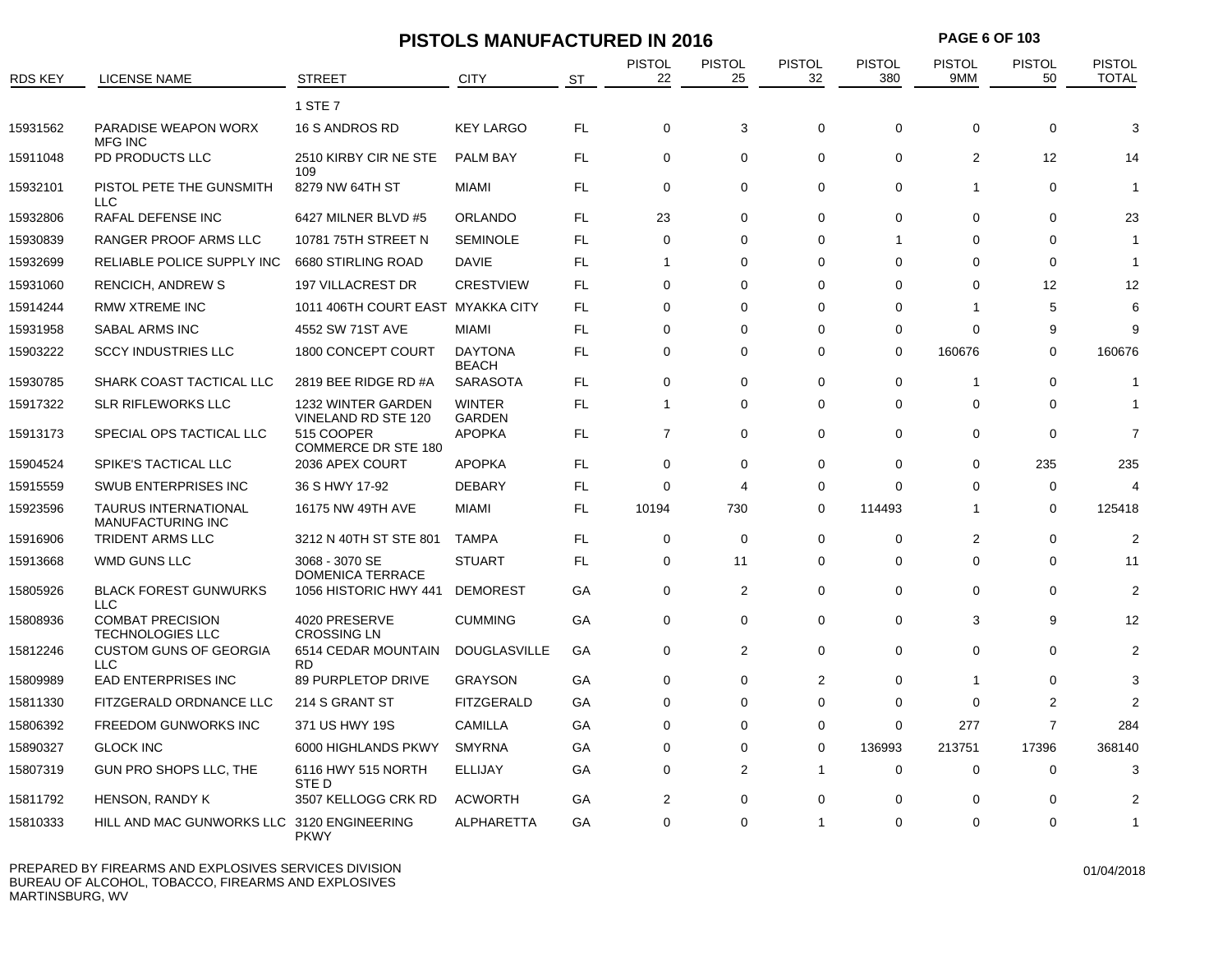# PISTOLS MANUFACTURED IN 2016

| RDS KEY | LICENSE NAME | STREET | CITY | ST | PISTOL 22 | PISTOL 25 | PISTOL 32 | PISTOL 380 | PISTOL 9MM | PISTOL 50 | PISTOL TOTAL |
|---|---|---|---|---|---|---|---|---|---|---|---|
| | | 1 STE 7 | | | | | | | | | |
| 15931562 | PARADISE WEAPON WORX MFG INC | 16 S ANDROS RD | KEY LARGO | FL | 0 | 3 | 0 | 0 | 0 | 0 | 3 |
| 15911048 | PD PRODUCTS LLC | 2510 KIRBY CIR NE STE 109 | PALM BAY | FL | 0 | 0 | 0 | 0 | 2 | 12 | 14 |
| 15932101 | PISTOL PETE THE GUNSMITH LLC | 8279 NW 64TH ST | MIAMI | FL | 0 | 0 | 0 | 0 | 1 | 0 | 1 |
| 15932806 | RAFAL DEFENSE INC | 6427 MILNER BLVD #5 | ORLANDO | FL | 23 | 0 | 0 | 0 | 0 | 0 | 23 |
| 15930839 | RANGER PROOF ARMS LLC | 10781 75TH STREET N | SEMINOLE | FL | 0 | 0 | 0 | 1 | 0 | 0 | 1 |
| 15932699 | RELIABLE POLICE SUPPLY INC | 6680 STIRLING ROAD | DAVIE | FL | 1 | 0 | 0 | 0 | 0 | 0 | 1 |
| 15931060 | RENCICH, ANDREW S | 197 VILLACREST DR | CRESTVIEW | FL | 0 | 0 | 0 | 0 | 0 | 12 | 12 |
| 15914244 | RMW XTREME INC | 1011 406TH COURT EAST | MYAKKA CITY | FL | 0 | 0 | 0 | 0 | 1 | 5 | 6 |
| 15931958 | SABAL ARMS INC | 4552 SW 71ST AVE | MIAMI | FL | 0 | 0 | 0 | 0 | 0 | 9 | 9 |
| 15903222 | SCCY INDUSTRIES LLC | 1800 CONCEPT COURT | DAYTONA BEACH | FL | 0 | 0 | 0 | 0 | 160676 | 0 | 160676 |
| 15930785 | SHARK COAST TACTICAL LLC | 2819 BEE RIDGE RD #A | SARASOTA | FL | 0 | 0 | 0 | 0 | 1 | 0 | 1 |
| 15917322 | SLR RIFLEWORKS LLC | 1232 WINTER GARDEN VINELAND RD STE 120 | WINTER GARDEN | FL | 1 | 0 | 0 | 0 | 0 | 0 | 1 |
| 15913173 | SPECIAL OPS TACTICAL LLC | 515 COOPER COMMERCE DR STE 180 | APOPKA | FL | 7 | 0 | 0 | 0 | 0 | 0 | 7 |
| 15904524 | SPIKE'S TACTICAL LLC | 2036 APEX COURT | APOPKA | FL | 0 | 0 | 0 | 0 | 0 | 235 | 235 |
| 15915559 | SWUB ENTERPRISES INC | 36 S HWY 17-92 | DEBARY | FL | 0 | 4 | 0 | 0 | 0 | 0 | 4 |
| 15923596 | TAURUS INTERNATIONAL MANUFACTURING INC | 16175 NW 49TH AVE | MIAMI | FL | 10194 | 730 | 0 | 114493 | 1 | 0 | 125418 |
| 15916906 | TRIDENT ARMS LLC | 3212 N 40TH ST STE 801 | TAMPA | FL | 0 | 0 | 0 | 0 | 2 | 0 | 2 |
| 15913668 | WMD GUNS LLC | 3068 - 3070 SE DOMENICA TERRACE | STUART | FL | 0 | 11 | 0 | 0 | 0 | 0 | 11 |
| 15805926 | BLACK FOREST GUNWURKS LLC | 1056 HISTORIC HWY 441 | DEMOREST | GA | 0 | 2 | 0 | 0 | 0 | 0 | 2 |
| 15808936 | COMBAT PRECISION TECHNOLOGIES LLC | 4020 PRESERVE CROSSING LN | CUMMING | GA | 0 | 0 | 0 | 0 | 3 | 9 | 12 |
| 15812246 | CUSTOM GUNS OF GEORGIA LLC | 6514 CEDAR MOUNTAIN RD | DOUGLASVILLE | GA | 0 | 2 | 0 | 0 | 0 | 0 | 2 |
| 15809989 | EAD ENTERPRISES INC | 89 PURPLETOP DRIVE | GRAYSON | GA | 0 | 0 | 2 | 0 | 1 | 0 | 3 |
| 15811330 | FITZGERALD ORDNANCE LLC | 214 S GRANT ST | FITZGERALD | GA | 0 | 0 | 0 | 0 | 0 | 2 | 2 |
| 15806392 | FREEDOM GUNWORKS INC | 371 US HWY 19S | CAMILLA | GA | 0 | 0 | 0 | 0 | 277 | 7 | 284 |
| 15890327 | GLOCK INC | 6000 HIGHLANDS PKWY | SMYRNA | GA | 0 | 0 | 0 | 136993 | 213751 | 17396 | 368140 |
| 15807319 | GUN PRO SHOPS LLC, THE | 6116 HWY 515 NORTH STE D | ELLIJAY | GA | 0 | 2 | 1 | 0 | 0 | 0 | 3 |
| 15811792 | HENSON, RANDY K | 3507 KELLOGG CRK RD | ACWORTH | GA | 2 | 0 | 0 | 0 | 0 | 0 | 2 |
| 15810333 | HILL AND MAC GUNWORKS LLC | 3120 ENGINEERING PKWY | ALPHARETTA | GA | 0 | 0 | 1 | 0 | 0 | 0 | 1 |

PREPARED BY FIREARMS AND EXPLOSIVES SERVICES DIVISION
BUREAU OF ALCOHOL, TOBACCO, FIREARMS AND EXPLOSIVES
MARTINSBURG, WV

01/04/2018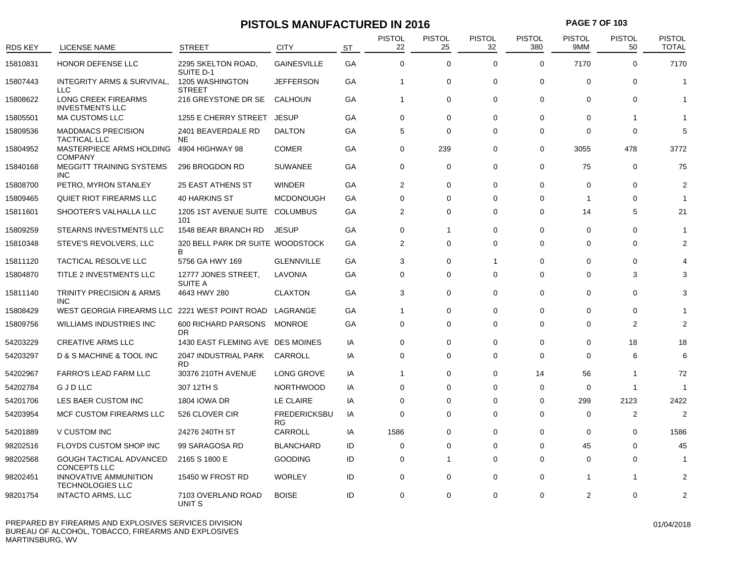# PISTOLS MANUFACTURED IN 2016

| RDS KEY | LICENSE NAME | STREET | CITY | ST | PISTOL 22 | PISTOL 25 | PISTOL 32 | PISTOL 380 | PISTOL 9MM | PISTOL 50 | PISTOL TOTAL |
|---|---|---|---|---|---|---|---|---|---|---|---|
| 15810831 | HONOR DEFENSE LLC | 2295 SKELTON ROAD, SUITE D-1 | GAINESVILLE | GA | 0 | 0 | 0 | 0 | 7170 | 0 | 7170 |
| 15807443 | INTEGRITY ARMS & SURVIVAL, LLC | 1205 WASHINGTON STREET | JEFFERSON | GA | 1 | 0 | 0 | 0 | 0 | 0 | 1 |
| 15808622 | LONG CREEK FIREARMS INVESTMENTS LLC | 216 GREYSTONE DR SE | CALHOUN | GA | 1 | 0 | 0 | 0 | 0 | 0 | 1 |
| 15805501 | MA CUSTOMS LLC | 1255 E CHERRY STREET | JESUP | GA | 0 | 0 | 0 | 0 | 0 | 1 | 1 |
| 15809536 | MADDMACS PRECISION TACTICAL LLC | 2401 BEAVERDALE RD NE | DALTON | GA | 5 | 0 | 0 | 0 | 0 | 0 | 5 |
| 15804952 | MASTERPIECE ARMS HOLDING COMPANY | 4904 HIGHWAY 98 | COMER | GA | 0 | 239 | 0 | 0 | 3055 | 478 | 3772 |
| 15840168 | MEGGITT TRAINING SYSTEMS INC | 296 BROGDON RD | SUWANEE | GA | 0 | 0 | 0 | 0 | 75 | 0 | 75 |
| 15808700 | PETRO, MYRON STANLEY | 25 EAST ATHENS ST | WINDER | GA | 2 | 0 | 0 | 0 | 0 | 0 | 2 |
| 15809465 | QUIET RIOT FIREARMS LLC | 40 HARKINS ST | MCDONOUGH | GA | 0 | 0 | 0 | 0 | 1 | 0 | 1 |
| 15811601 | SHOOTER'S VALHALLA LLC | 1205 1ST AVENUE SUITE 101 | COLUMBUS | GA | 2 | 0 | 0 | 0 | 14 | 5 | 21 |
| 15809259 | STEARNS INVESTMENTS LLC | 1548 BEAR BRANCH RD | JESUP | GA | 0 | 1 | 0 | 0 | 0 | 0 | 1 |
| 15810348 | STEVE'S REVOLVERS, LLC | 320 BELL PARK DR SUITE B | WOODSTOCK | GA | 2 | 0 | 0 | 0 | 0 | 0 | 2 |
| 15811120 | TACTICAL RESOLVE LLC | 5756 GA HWY 169 | GLENNVILLE | GA | 3 | 0 | 1 | 0 | 0 | 0 | 4 |
| 15804870 | TITLE 2 INVESTMENTS LLC | 12777 JONES STREET, SUITE A | LAVONIA | GA | 0 | 0 | 0 | 0 | 0 | 3 | 3 |
| 15811140 | TRINITY PRECISION & ARMS INC | 4643 HWY 280 | CLAXTON | GA | 3 | 0 | 0 | 0 | 0 | 0 | 3 |
| 15808429 | WEST GEORGIA FIREARMS LLC | 2221 WEST POINT ROAD | LAGRANGE | GA | 1 | 0 | 0 | 0 | 0 | 0 | 1 |
| 15809756 | WILLIAMS INDUSTRIES INC | 600 RICHARD PARSONS DR | MONROE | GA | 0 | 0 | 0 | 0 | 0 | 2 | 2 |
| 54203229 | CREATIVE ARMS LLC | 1430 EAST FLEMING AVE | DES MOINES | IA | 0 | 0 | 0 | 0 | 0 | 18 | 18 |
| 54203297 | D & S MACHINE & TOOL INC | 2047 INDUSTRIAL PARK RD | CARROLL | IA | 0 | 0 | 0 | 0 | 0 | 6 | 6 |
| 54202967 | FARRO'S LEAD FARM LLC | 30376 210TH AVENUE | LONG GROVE | IA | 1 | 0 | 0 | 14 | 56 | 1 | 72 |
| 54202784 | G J D LLC | 307 12TH S | NORTHWOOD | IA | 0 | 0 | 0 | 0 | 0 | 1 | 1 |
| 54201706 | LES BAER CUSTOM INC | 1804 IOWA DR | LE CLAIRE | IA | 0 | 0 | 0 | 0 | 299 | 2123 | 2422 |
| 54203954 | MCF CUSTOM FIREARMS LLC | 526 CLOVER CIR | FREDERICKSBURG | IA | 0 | 0 | 0 | 0 | 0 | 2 | 2 |
| 54201889 | V CUSTOM INC | 24276 240TH ST | CARROLL | IA | 1586 | 0 | 0 | 0 | 0 | 0 | 1586 |
| 98202516 | FLOYDS CUSTOM SHOP INC | 99 SARAGOSA RD | BLANCHARD | ID | 0 | 0 | 0 | 0 | 45 | 0 | 45 |
| 98202568 | GOUGH TACTICAL ADVANCED CONCEPTS LLC | 2165 S 1800 E | GOODING | ID | 0 | 1 | 0 | 0 | 0 | 0 | 1 |
| 98202451 | INNOVATIVE AMMUNITION TECHNOLOGIES LLC | 15450 W FROST RD | WORLEY | ID | 0 | 0 | 0 | 0 | 1 | 1 | 2 |
| 98201754 | INTACTO ARMS, LLC | 7103 OVERLAND ROAD UNIT S | BOISE | ID | 0 | 0 | 0 | 0 | 2 | 0 | 2 |

PREPARED BY FIREARMS AND EXPLOSIVES SERVICES DIVISION
BUREAU OF ALCOHOL, TOBACCO, FIREARMS AND EXPLOSIVES
MARTINSBURG, WV

01/04/2018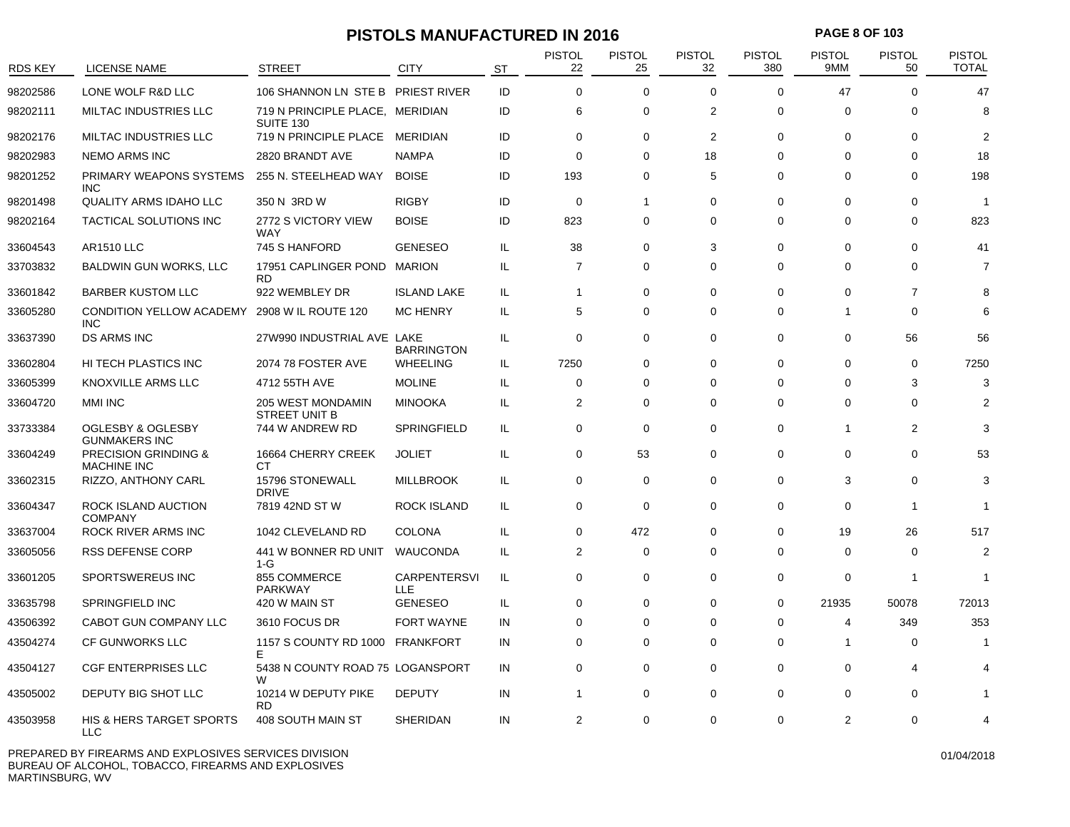# PISTOLS MANUFACTURED IN 2016

| RDS KEY | LICENSE NAME | STREET | CITY | ST | PISTOL 22 | PISTOL 25 | PISTOL 32 | PISTOL 380 | PISTOL 9MM | PISTOL 50 | PISTOL TOTAL |
|---|---|---|---|---|---|---|---|---|---|---|---|
| 98202586 | LONE WOLF R&D LLC | 106 SHANNON LN STE B | PRIEST RIVER | ID | 0 | 0 | 0 | 0 | 47 | 0 | 47 |
| 98202111 | MILTAC INDUSTRIES LLC | 719 N PRINCIPLE PLACE, SUITE 130 | MERIDIAN | ID | 6 | 0 | 2 | 0 | 0 | 0 | 8 |
| 98202176 | MILTAC INDUSTRIES LLC | 719 N PRINCIPLE PLACE | MERIDIAN | ID | 0 | 0 | 2 | 0 | 0 | 0 | 2 |
| 98202983 | NEMO ARMS INC | 2820 BRANDT AVE | NAMPA | ID | 0 | 0 | 18 | 0 | 0 | 0 | 18 |
| 98201252 | PRIMARY WEAPONS SYSTEMS INC | 255 N. STEELHEAD WAY | BOISE | ID | 193 | 0 | 5 | 0 | 0 | 0 | 198 |
| 98201498 | QUALITY ARMS IDAHO LLC | 350 N 3RD W | RIGBY | ID | 0 | 1 | 0 | 0 | 0 | 0 | 1 |
| 98202164 | TACTICAL SOLUTIONS INC | 2772 S VICTORY VIEW WAY | BOISE | ID | 823 | 0 | 0 | 0 | 0 | 0 | 823 |
| 33604543 | AR1510 LLC | 745 S HANFORD | GENESEO | IL | 38 | 0 | 3 | 0 | 0 | 0 | 41 |
| 33703832 | BALDWIN GUN WORKS, LLC | 17951 CAPLINGER POND RD | MARION | IL | 7 | 0 | 0 | 0 | 0 | 0 | 7 |
| 33601842 | BARBER KUSTOM LLC | 922 WEMBLEY DR | ISLAND LAKE | IL | 1 | 0 | 0 | 0 | 0 | 7 | 8 |
| 33605280 | CONDITION YELLOW ACADEMY INC | 2908 W IL ROUTE 120 | MC HENRY | IL | 5 | 0 | 0 | 0 | 1 | 0 | 6 |
| 33637390 | DS ARMS INC | 27W990 INDUSTRIAL AVE | LAKE BARRINGTON | IL | 0 | 0 | 0 | 0 | 0 | 56 | 56 |
| 33602804 | HI TECH PLASTICS INC | 2074 78 FOSTER AVE | WHEELING | IL | 7250 | 0 | 0 | 0 | 0 | 0 | 7250 |
| 33605399 | KNOXVILLE ARMS LLC | 4712 55TH AVE | MOLINE | IL | 0 | 0 | 0 | 0 | 0 | 3 | 3 |
| 33604720 | MMI INC | 205 WEST MONDAMIN STREET UNIT B | MINOOKA | IL | 2 | 0 | 0 | 0 | 0 | 0 | 2 |
| 33733384 | OGLESBY & OGLESBY GUNMAKERS INC | 744 W ANDREW RD | SPRINGFIELD | IL | 0 | 0 | 0 | 0 | 1 | 2 | 3 |
| 33604249 | PRECISION GRINDING & MACHINE INC | 16664 CHERRY CREEK CT | JOLIET | IL | 0 | 53 | 0 | 0 | 0 | 0 | 53 |
| 33602315 | RIZZO, ANTHONY CARL | 15796 STONEWALL DRIVE | MILLBROOK | IL | 0 | 0 | 0 | 0 | 3 | 0 | 3 |
| 33604347 | ROCK ISLAND AUCTION COMPANY | 7819 42ND ST W | ROCK ISLAND | IL | 0 | 0 | 0 | 0 | 0 | 1 | 1 |
| 33637004 | ROCK RIVER ARMS INC | 1042 CLEVELAND RD | COLONA | IL | 0 | 472 | 0 | 0 | 19 | 26 | 517 |
| 33605056 | RSS DEFENSE CORP | 441 W BONNER RD UNIT 1-G | WAUCONDA | IL | 2 | 0 | 0 | 0 | 0 | 0 | 2 |
| 33601205 | SPORTSWEREUS INC | 855 COMMERCE PARKWAY | CARPENTERSVILLE | IL | 0 | 0 | 0 | 0 | 0 | 1 | 1 |
| 33635798 | SPRINGFIELD INC | 420 W MAIN ST | GENESEO | IL | 0 | 0 | 0 | 0 | 21935 | 50078 | 72013 |
| 43506392 | CABOT GUN COMPANY LLC | 3610 FOCUS DR | FORT WAYNE | IN | 0 | 0 | 0 | 0 | 4 | 349 | 353 |
| 43504274 | CF GUNWORKS LLC | 1157 S COUNTY RD 1000 E | FRANKFORT | IN | 0 | 0 | 0 | 0 | 1 | 0 | 1 |
| 43504127 | CGF ENTERPRISES LLC | 5438 N COUNTY ROAD 75 W | LOGANSPORT | IN | 0 | 0 | 0 | 0 | 0 | 4 | 4 |
| 43505002 | DEPUTY BIG SHOT LLC | 10214 W DEPUTY PIKE RD | DEPUTY | IN | 1 | 0 | 0 | 0 | 0 | 0 | 1 |
| 43503958 | HIS & HERS TARGET SPORTS LLC | 408 SOUTH MAIN ST | SHERIDAN | IN | 2 | 0 | 0 | 0 | 2 | 0 | 4 |

PREPARED BY FIREARMS AND EXPLOSIVES SERVICES DIVISION
BUREAU OF ALCOHOL, TOBACCO, FIREARMS AND EXPLOSIVES
MARTINSBURG, WV

01/04/2018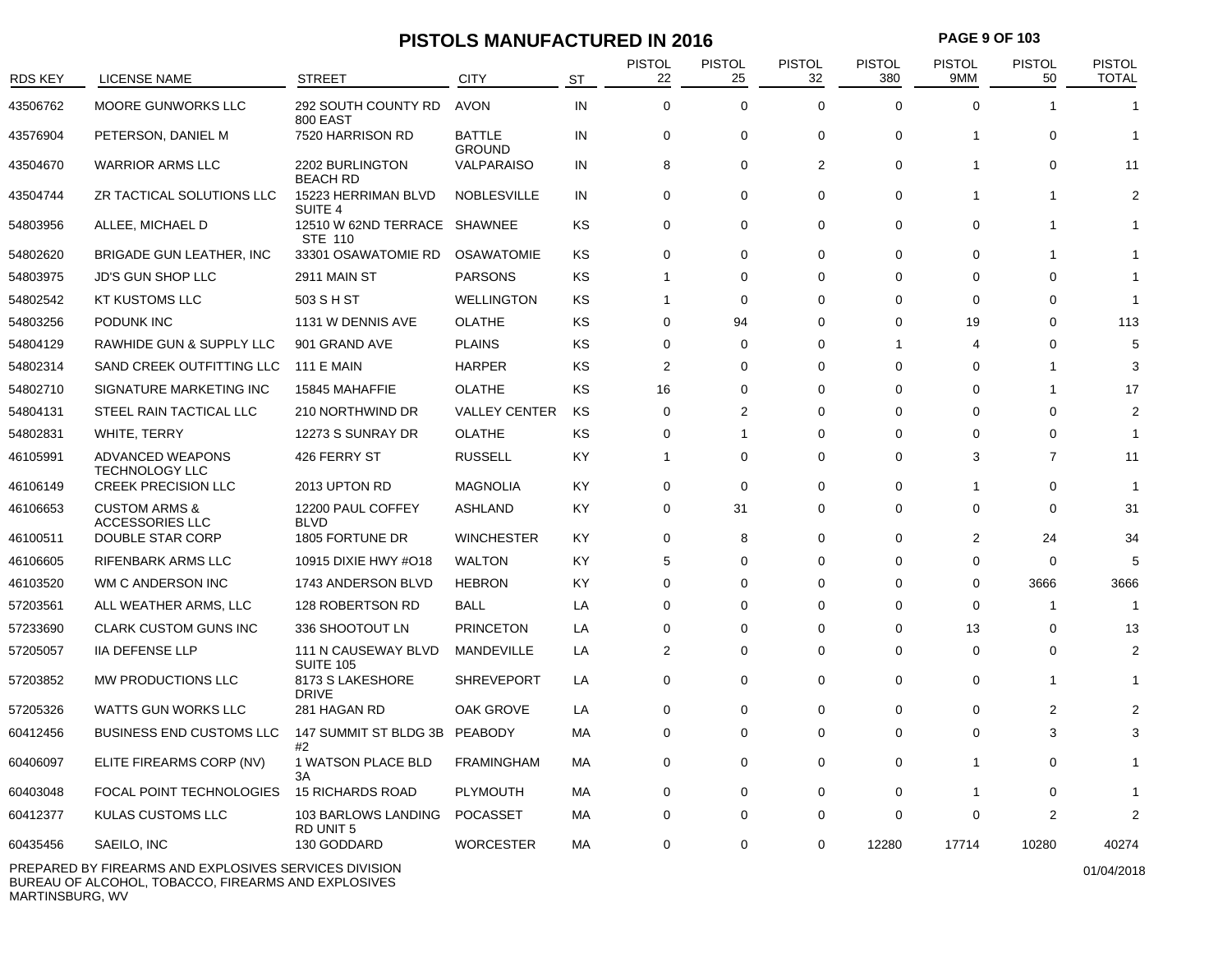# PISTOLS MANUFACTURED IN 2016

| RDS KEY | LICENSE NAME | STREET | CITY | ST | PISTOL 22 | PISTOL 25 | PISTOL 32 | PISTOL 380 | PISTOL 9MM | PISTOL 50 | PISTOL TOTAL |
|---|---|---|---|---|---|---|---|---|---|---|---|
| 43506762 | MOORE GUNWORKS LLC | 292 SOUTH COUNTY RD 800 EAST | AVON | IN | 0 | 0 | 0 | 0 | 0 | 1 | 1 |
| 43576904 | PETERSON, DANIEL M | 7520 HARRISON RD | BATTLE GROUND | IN | 0 | 0 | 0 | 0 | 1 | 0 | 1 |
| 43504670 | WARRIOR ARMS LLC | 2202 BURLINGTON BEACH RD | VALPARAISO | IN | 8 | 0 | 2 | 0 | 1 | 0 | 11 |
| 43504744 | ZR TACTICAL SOLUTIONS LLC | 15223 HERRIMAN BLVD SUITE 4 | NOBLESVILLE | IN | 0 | 0 | 0 | 0 | 1 | 1 | 2 |
| 54803956 | ALLEE, MICHAEL D | 12510 W 62ND TERRACE STE 110 | SHAWNEE | KS | 0 | 0 | 0 | 0 | 0 | 1 | 1 |
| 54802620 | BRIGADE GUN LEATHER, INC | 33301 OSAWATOMIE RD | OSAWATOMIE | KS | 0 | 0 | 0 | 0 | 0 | 1 | 1 |
| 54803975 | JD'S GUN SHOP LLC | 2911 MAIN ST | PARSONS | KS | 1 | 0 | 0 | 0 | 0 | 0 | 1 |
| 54802542 | KT KUSTOMS LLC | 503 S H ST | WELLINGTON | KS | 1 | 0 | 0 | 0 | 0 | 0 | 1 |
| 54803256 | PODUNK INC | 1131 W DENNIS AVE | OLATHE | KS | 0 | 94 | 0 | 0 | 19 | 0 | 113 |
| 54804129 | RAWHIDE GUN & SUPPLY LLC | 901 GRAND AVE | PLAINS | KS | 0 | 0 | 0 | 1 | 4 | 0 | 5 |
| 54802314 | SAND CREEK OUTFITTING LLC | 111 E MAIN | HARPER | KS | 2 | 0 | 0 | 0 | 0 | 1 | 3 |
| 54802710 | SIGNATURE MARKETING INC | 15845 MAHAFFIE | OLATHE | KS | 16 | 0 | 0 | 0 | 0 | 1 | 17 |
| 54804131 | STEEL RAIN TACTICAL LLC | 210 NORTHWIND DR | VALLEY CENTER | KS | 0 | 2 | 0 | 0 | 0 | 0 | 2 |
| 54802831 | WHITE, TERRY | 12273 S SUNRAY DR | OLATHE | KS | 0 | 1 | 0 | 0 | 0 | 0 | 1 |
| 46105991 | ADVANCED WEAPONS TECHNOLOGY LLC | 426 FERRY ST | RUSSELL | KY | 1 | 0 | 0 | 0 | 3 | 7 | 11 |
| 46106149 | CREEK PRECISION LLC | 2013 UPTON RD | MAGNOLIA | KY | 0 | 0 | 0 | 0 | 1 | 0 | 1 |
| 46106653 | CUSTOM ARMS & ACCESSORIES LLC | 12200 PAUL COFFEY BLVD | ASHLAND | KY | 0 | 31 | 0 | 0 | 0 | 0 | 31 |
| 46100511 | DOUBLE STAR CORP | 1805 FORTUNE DR | WINCHESTER | KY | 0 | 8 | 0 | 0 | 2 | 24 | 34 |
| 46106605 | RIFENBARK ARMS LLC | 10915 DIXIE HWY #O18 | WALTON | KY | 5 | 0 | 0 | 0 | 0 | 0 | 5 |
| 46103520 | WM C ANDERSON INC | 1743 ANDERSON BLVD | HEBRON | KY | 0 | 0 | 0 | 0 | 0 | 3666 | 3666 |
| 57203561 | ALL WEATHER ARMS, LLC | 128 ROBERTSON RD | BALL | LA | 0 | 0 | 0 | 0 | 0 | 1 | 1 |
| 57233690 | CLARK CUSTOM GUNS INC | 336 SHOOTOUT LN | PRINCETON | LA | 0 | 0 | 0 | 0 | 13 | 0 | 13 |
| 57205057 | IIA DEFENSE LLP | 111 N CAUSEWAY BLVD SUITE 105 | MANDEVILLE | LA | 2 | 0 | 0 | 0 | 0 | 0 | 2 |
| 57203852 | MW PRODUCTIONS LLC | 8173 S LAKESHORE DRIVE | SHREVEPORT | LA | 0 | 0 | 0 | 0 | 0 | 1 | 1 |
| 57205326 | WATTS GUN WORKS LLC | 281 HAGAN RD | OAK GROVE | LA | 0 | 0 | 0 | 0 | 0 | 2 | 2 |
| 60412456 | BUSINESS END CUSTOMS LLC | 147 SUMMIT ST BLDG 3B #2 | PEABODY | MA | 0 | 0 | 0 | 0 | 0 | 3 | 3 |
| 60406097 | ELITE FIREARMS CORP (NV) | 1 WATSON PLACE BLD 3A | FRAMINGHAM | MA | 0 | 0 | 0 | 0 | 1 | 0 | 1 |
| 60403048 | FOCAL POINT TECHNOLOGIES | 15 RICHARDS ROAD | PLYMOUTH | MA | 0 | 0 | 0 | 0 | 1 | 0 | 1 |
| 60412377 | KULAS CUSTOMS LLC | 103 BARLOWS LANDING RD UNIT 5 | POCASSET | MA | 0 | 0 | 0 | 0 | 0 | 2 | 2 |
| 60435456 | SAEILO, INC | 130 GODDARD | WORCESTER | MA | 0 | 0 | 0 | 12280 | 17714 | 10280 | 40274 |

PREPARED BY FIREARMS AND EXPLOSIVES SERVICES DIVISION
BUREAU OF ALCOHOL, TOBACCO, FIREARMS AND EXPLOSIVES
MARTINSBURG, WV

01/04/2018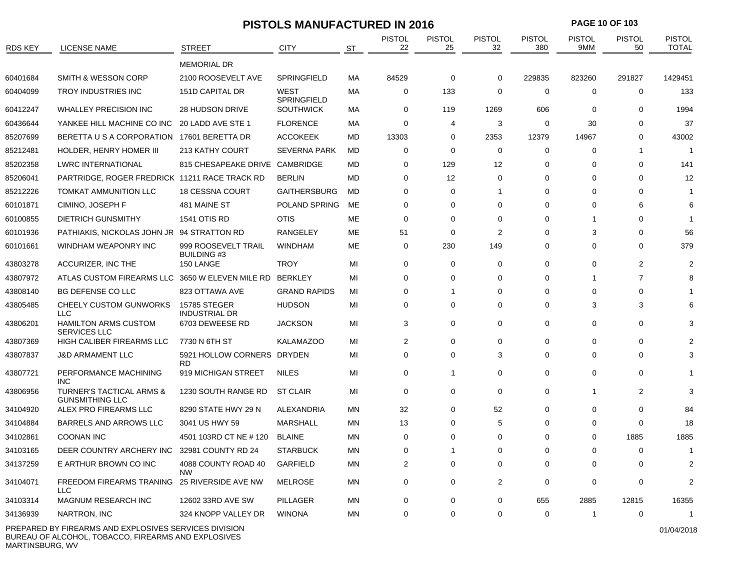# PISTOLS MANUFACTURED IN 2016

| RDS KEY | LICENSE NAME | STREET | CITY | ST | PISTOL 22 | PISTOL 25 | PISTOL 32 | PISTOL 380 | PISTOL 9MM | PISTOL 50 | PISTOL TOTAL |
|---|---|---|---|---|---|---|---|---|---|---|---|
| | | MEMORIAL DR | | | | | | | | | |
| 60401684 | SMITH & WESSON CORP | 2100 ROOSEVELT AVE | SPRINGFIELD | MA | 84529 | 0 | 0 | 229835 | 823260 | 291827 | 1429451 |
| 60404099 | TROY INDUSTRIES INC | 151D CAPITAL DR | WEST SPRINGFIELD | MA | 0 | 133 | 0 | 0 | 0 | 0 | 133 |
| 60412247 | WHALLEY PRECISION INC | 28 HUDSON DRIVE | SOUTHWICK | MA | 0 | 119 | 1269 | 606 | 0 | 0 | 1994 |
| 60436644 | YANKEE HILL MACHINE CO INC | 20 LADD AVE STE 1 | FLORENCE | MA | 0 | 4 | 3 | 0 | 30 | 0 | 37 |
| 85207699 | BERETTA U S A CORPORATION | 17601 BERETTA DR | ACCOKEEK | MD | 13303 | 0 | 2353 | 12379 | 14967 | 0 | 43002 |
| 85212481 | HOLDER, HENRY HOMER III | 213 KATHY COURT | SEVERNA PARK | MD | 0 | 0 | 0 | 0 | 0 | 1 | 1 |
| 85202358 | LWRC INTERNATIONAL | 815 CHESAPEAKE DRIVE | CAMBRIDGE | MD | 0 | 129 | 12 | 0 | 0 | 0 | 141 |
| 85206041 | PARTRIDGE, ROGER FREDRICK | 11211 RACE TRACK RD | BERLIN | MD | 0 | 12 | 0 | 0 | 0 | 0 | 12 |
| 85212226 | TOMKAT AMMUNITION LLC | 18 CESSNA COURT | GAITHERSBURG | MD | 0 | 0 | 1 | 0 | 0 | 0 | 1 |
| 60101871 | CIMINO, JOSEPH F | 481 MAINE ST | POLAND SPRING | ME | 0 | 0 | 0 | 0 | 0 | 6 | 6 |
| 60100855 | DIETRICH GUNSMITHY | 1541 OTIS RD | OTIS | ME | 0 | 0 | 0 | 0 | 1 | 0 | 1 |
| 60101936 | PATHIAKIS, NICKOLAS JOHN JR | 94 STRATTON RD | RANGELEY | ME | 51 | 0 | 2 | 0 | 3 | 0 | 56 |
| 60101661 | WINDHAM WEAPONRY INC | 999 ROOSEVELT TRAIL BUILDING #3 | WINDHAM | ME | 0 | 230 | 149 | 0 | 0 | 0 | 379 |
| 43803278 | ACCURIZER, INC THE | 150 LANGE | TROY | MI | 0 | 0 | 0 | 0 | 0 | 2 | 2 |
| 43807972 | ATLAS CUSTOM FIREARMS LLC | 3650 W ELEVEN MILE RD | BERKLEY | MI | 0 | 0 | 0 | 0 | 1 | 7 | 8 |
| 43808140 | BG DEFENSE CO LLC | 823 OTTAWA AVE | GRAND RAPIDS | MI | 0 | 1 | 0 | 0 | 0 | 0 | 1 |
| 43805485 | CHEELY CUSTOM GUNWORKS LLC | 15785 STEGER INDUSTRIAL DR | HUDSON | MI | 0 | 0 | 0 | 0 | 3 | 3 | 6 |
| 43806201 | HAMILTON ARMS CUSTOM SERVICES LLC | 6703 DEWEESE RD | JACKSON | MI | 3 | 0 | 0 | 0 | 0 | 0 | 3 |
| 43807369 | HIGH CALIBER FIREARMS LLC | 7730 N 6TH ST | KALAMAZOO | MI | 2 | 0 | 0 | 0 | 0 | 0 | 2 |
| 43807837 | J&D ARMAMENT LLC | 5921 HOLLOW CORNERS RD | DRYDEN | MI | 0 | 0 | 3 | 0 | 0 | 0 | 3 |
| 43807721 | PERFORMANCE MACHINING INC | 919 MICHIGAN STREET | NILES | MI | 0 | 1 | 0 | 0 | 0 | 0 | 1 |
| 43806956 | TURNER'S TACTICAL ARMS & GUNSMITHING LLC | 1230 SOUTH RANGE RD | ST CLAIR | MI | 0 | 0 | 0 | 0 | 1 | 2 | 3 |
| 34104920 | ALEX PRO FIREARMS LLC | 8290 STATE HWY 29 N | ALEXANDRIA | MN | 32 | 0 | 52 | 0 | 0 | 0 | 84 |
| 34104884 | BARRELS AND ARROWS LLC | 3041 US HWY 59 | MARSHALL | MN | 13 | 0 | 5 | 0 | 0 | 0 | 18 |
| 34102861 | COONAN INC | 4501 103RD CT NE # 120 | BLAINE | MN | 0 | 0 | 0 | 0 | 0 | 1885 | 1885 |
| 34103165 | DEER COUNTRY ARCHERY INC | 32981 COUNTY RD 24 | STARBUCK | MN | 0 | 1 | 0 | 0 | 0 | 0 | 1 |
| 34137259 | E ARTHUR BROWN CO INC | 4088 COUNTY ROAD 40 NW | GARFIELD | MN | 2 | 0 | 0 | 0 | 0 | 0 | 2 |
| 34104071 | FREEDOM FIREARMS TRANING LLC | 25 RIVERSIDE AVE NW | MELROSE | MN | 0 | 0 | 2 | 0 | 0 | 0 | 2 |
| 34103314 | MAGNUM RESEARCH INC | 12602 33RD AVE SW | PILLAGER | MN | 0 | 0 | 0 | 655 | 2885 | 12815 | 16355 |
| 34136939 | NARTRON, INC | 324 KNOPP VALLEY DR | WINONA | MN | 0 | 0 | 0 | 0 | 1 | 0 | 1 |

PREPARED BY FIREARMS AND EXPLOSIVES SERVICES DIVISION
BUREAU OF ALCOHOL, TOBACCO, FIREARMS AND EXPLOSIVES
MARTINSBURG, WV

01/04/2018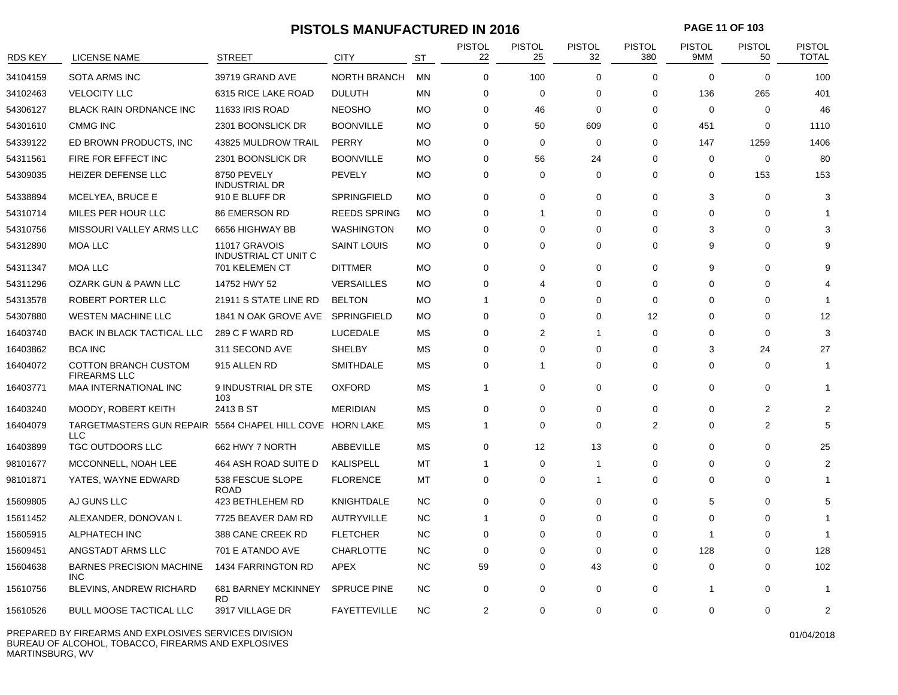# PISTOLS MANUFACTURED IN 2016

| RDS KEY | LICENSE NAME | STREET | CITY | ST | PISTOL 22 | PISTOL 25 | PISTOL 32 | PISTOL 380 | PISTOL 9MM | PISTOL 50 | PISTOL TOTAL |
|---|---|---|---|---|---|---|---|---|---|---|---|
| 34104159 | SOTA ARMS INC | 39719 GRAND AVE | NORTH BRANCH | MN | 0 | 100 | 0 | 0 | 0 | 0 | 100 |
| 34102463 | VELOCITY LLC | 6315 RICE LAKE ROAD | DULUTH | MN | 0 | 0 | 0 | 0 | 136 | 265 | 401 |
| 54306127 | BLACK RAIN ORDNANCE INC | 11633 IRIS ROAD | NEOSHO | MO | 0 | 46 | 0 | 0 | 0 | 0 | 46 |
| 54301610 | CMMG INC | 2301 BOONSLICK DR | BOONVILLE | MO | 0 | 50 | 609 | 0 | 451 | 0 | 1110 |
| 54339122 | ED BROWN PRODUCTS, INC | 43825 MULDROW TRAIL | PERRY | MO | 0 | 0 | 0 | 0 | 147 | 1259 | 1406 |
| 54311561 | FIRE FOR EFFECT INC | 2301 BOONSLICK DR | BOONVILLE | MO | 0 | 56 | 24 | 0 | 0 | 0 | 80 |
| 54309035 | HEIZER DEFENSE LLC | 8750 PEVELY INDUSTRIAL DR | PEVELY | MO | 0 | 0 | 0 | 0 | 0 | 153 | 153 |
| 54338894 | MCELYEA, BRUCE E | 910 E BLUFF DR | SPRINGFIELD | MO | 0 | 0 | 0 | 0 | 3 | 0 | 3 |
| 54310714 | MILES PER HOUR LLC | 86 EMERSON RD | REEDS SPRING | MO | 0 | 1 | 0 | 0 | 0 | 0 | 1 |
| 54310756 | MISSOURI VALLEY ARMS LLC | 6656 HIGHWAY BB | WASHINGTON | MO | 0 | 0 | 0 | 0 | 3 | 0 | 3 |
| 54312890 | MOA LLC | 11017 GRAVOIS INDUSTRIAL CT UNIT C | SAINT LOUIS | MO | 0 | 0 | 0 | 0 | 9 | 0 | 9 |
| 54311347 | MOA LLC | 701 KELEMEN CT | DITTMER | MO | 0 | 0 | 0 | 0 | 9 | 0 | 9 |
| 54311296 | OZARK GUN & PAWN LLC | 14752 HWY 52 | VERSAILLES | MO | 0 | 4 | 0 | 0 | 0 | 0 | 4 |
| 54313578 | ROBERT PORTER LLC | 21911 S STATE LINE RD | BELTON | MO | 1 | 0 | 0 | 0 | 0 | 0 | 1 |
| 54307880 | WESTEN MACHINE LLC | 1841 N OAK GROVE AVE | SPRINGFIELD | MO | 0 | 0 | 0 | 12 | 0 | 0 | 12 |
| 16403740 | BACK IN BLACK TACTICAL LLC | 289 C F WARD RD | LUCEDALE | MS | 0 | 2 | 1 | 0 | 0 | 0 | 3 |
| 16403862 | BCA INC | 311 SECOND AVE | SHELBY | MS | 0 | 0 | 0 | 0 | 3 | 24 | 27 |
| 16404072 | COTTON BRANCH CUSTOM FIREARMS LLC | 915 ALLEN RD | SMITHDALE | MS | 0 | 1 | 0 | 0 | 0 | 0 | 1 |
| 16403771 | MAA INTERNATIONAL INC | 9 INDUSTRIAL DR STE 103 | OXFORD | MS | 1 | 0 | 0 | 0 | 0 | 0 | 1 |
| 16403240 | MOODY, ROBERT KEITH | 2413 B ST | MERIDIAN | MS | 0 | 0 | 0 | 0 | 0 | 2 | 2 |
| 16404079 | TARGETMASTERS GUN REPAIR LLC | 5564 CHAPEL HILL COVE | HORN LAKE | MS | 1 | 0 | 0 | 2 | 0 | 2 | 5 |
| 16403899 | TGC OUTDOORS LLC | 662 HWY 7 NORTH | ABBEVILLE | MS | 0 | 12 | 13 | 0 | 0 | 0 | 25 |
| 98101677 | MCCONNELL, NOAH LEE | 464 ASH ROAD SUITE D | KALISPELL | MT | 1 | 0 | 1 | 0 | 0 | 0 | 2 |
| 98101871 | YATES, WAYNE EDWARD | 538 FESCUE SLOPE ROAD | FLORENCE | MT | 0 | 0 | 1 | 0 | 0 | 0 | 1 |
| 15609805 | AJ GUNS LLC | 423 BETHLEHEM RD | KNIGHTDALE | NC | 0 | 0 | 0 | 0 | 5 | 0 | 5 |
| 15611452 | ALEXANDER, DONOVAN L | 7725 BEAVER DAM RD | AUTRYVILLE | NC | 1 | 0 | 0 | 0 | 0 | 0 | 1 |
| 15605915 | ALPHATECH INC | 388 CANE CREEK RD | FLETCHER | NC | 0 | 0 | 0 | 0 | 1 | 0 | 1 |
| 15609451 | ANGSTADT ARMS LLC | 701 E ATANDO AVE | CHARLOTTE | NC | 0 | 0 | 0 | 0 | 128 | 0 | 128 |
| 15604638 | BARNES PRECISION MACHINE INC | 1434 FARRINGTON RD | APEX | NC | 59 | 0 | 43 | 0 | 0 | 0 | 102 |
| 15610756 | BLEVINS, ANDREW RICHARD | 681 BARNEY MCKINNEY RD | SPRUCE PINE | NC | 0 | 0 | 0 | 0 | 1 | 0 | 1 |
| 15610526 | BULL MOOSE TACTICAL LLC | 3917 VILLAGE DR | FAYETTEVILLE | NC | 2 | 0 | 0 | 0 | 0 | 0 | 2 |

PREPARED BY FIREARMS AND EXPLOSIVES SERVICES DIVISION
BUREAU OF ALCOHOL, TOBACCO, FIREARMS AND EXPLOSIVES
MARTINSBURG, WV

01/04/2018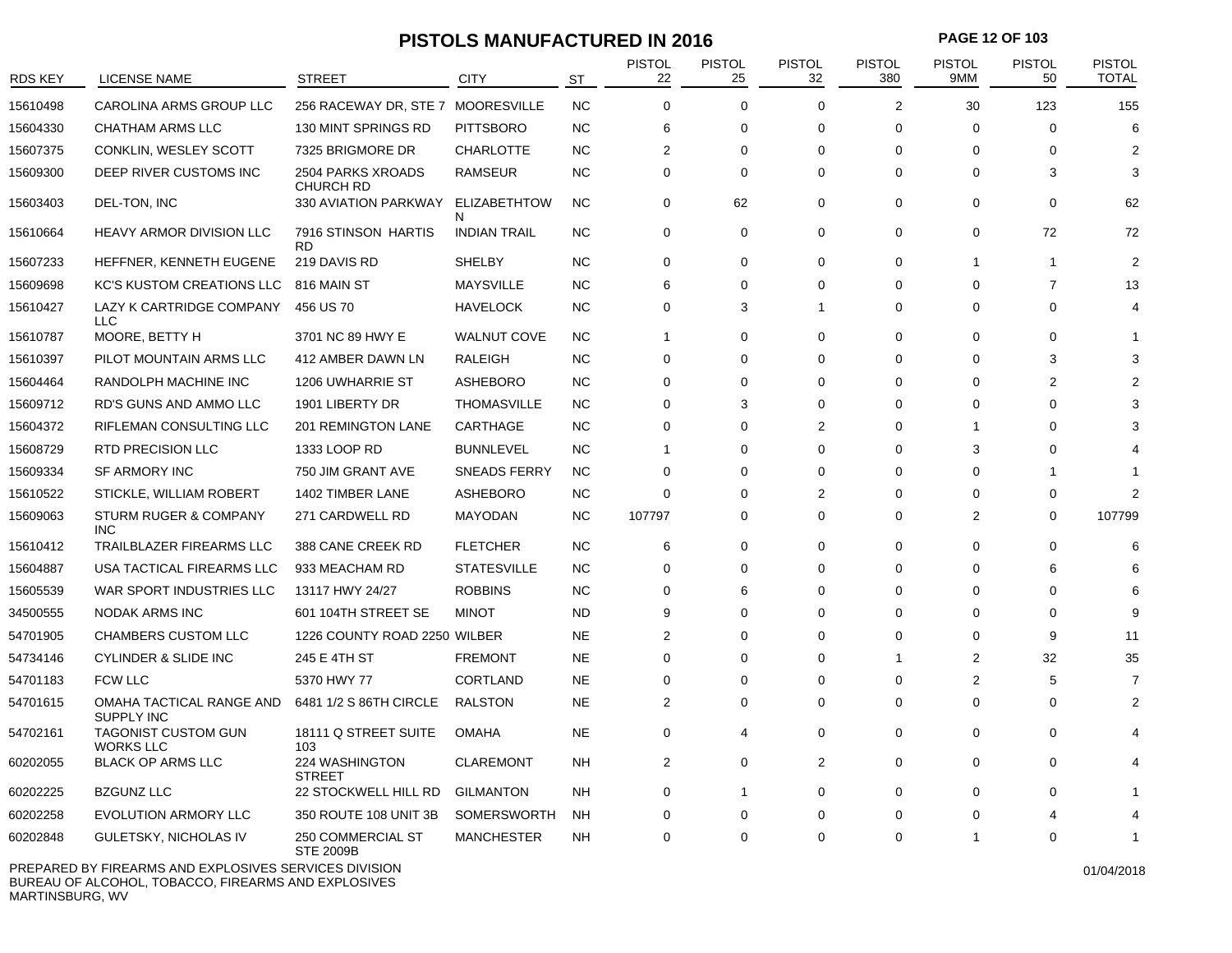# PISTOLS MANUFACTURED IN 2016

| RDS KEY | LICENSE NAME | STREET | CITY | ST | PISTOL 22 | PISTOL 25 | PISTOL 32 | PISTOL 380 | PISTOL 9MM | PISTOL 50 | PISTOL TOTAL |
|---|---|---|---|---|---|---|---|---|---|---|---|
| 15610498 | CAROLINA ARMS GROUP LLC | 256 RACEWAY DR, STE 7 | MOORESVILLE | NC | 0 | 0 | 0 | 2 | 30 | 123 | 155 |
| 15604330 | CHATHAM ARMS LLC | 130 MINT SPRINGS RD | PITTSBORO | NC | 6 | 0 | 0 | 0 | 0 | 0 | 6 |
| 15607375 | CONKLIN, WESLEY SCOTT | 7325 BRIGMORE DR | CHARLOTTE | NC | 2 | 0 | 0 | 0 | 0 | 0 | 2 |
| 15609300 | DEEP RIVER CUSTOMS INC | 2504 PARKS XROADS CHURCH RD | RAMSEUR | NC | 0 | 0 | 0 | 0 | 0 | 3 | 3 |
| 15603403 | DEL-TON, INC | 330 AVIATION PARKWAY | ELIZABETHTOWN | NC | 0 | 62 | 0 | 0 | 0 | 0 | 62 |
| 15610664 | HEAVY ARMOR DIVISION LLC | 7916 STINSON HARTIS RD | INDIAN TRAIL | NC | 0 | 0 | 0 | 0 | 0 | 72 | 72 |
| 15607233 | HEFFNER, KENNETH EUGENE | 219 DAVIS RD | SHELBY | NC | 0 | 0 | 0 | 0 | 1 | 1 | 2 |
| 15609698 | KC'S KUSTOM CREATIONS LLC | 816 MAIN ST | MAYSVILLE | NC | 6 | 0 | 0 | 0 | 0 | 7 | 13 |
| 15610427 | LAZY K CARTRIDGE COMPANY LLC | 456 US 70 | HAVELOCK | NC | 0 | 3 | 1 | 0 | 0 | 0 | 4 |
| 15610787 | MOORE, BETTY H | 3701 NC 89 HWY E | WALNUT COVE | NC | 1 | 0 | 0 | 0 | 0 | 0 | 1 |
| 15610397 | PILOT MOUNTAIN ARMS LLC | 412 AMBER DAWN LN | RALEIGH | NC | 0 | 0 | 0 | 0 | 0 | 3 | 3 |
| 15604464 | RANDOLPH MACHINE INC | 1206 UWHARRIE ST | ASHEBORO | NC | 0 | 0 | 0 | 0 | 0 | 2 | 2 |
| 15609712 | RD'S GUNS AND AMMO LLC | 1901 LIBERTY DR | THOMASVILLE | NC | 0 | 3 | 0 | 0 | 0 | 0 | 3 |
| 15604372 | RIFLEMAN CONSULTING LLC | 201 REMINGTON LANE | CARTHAGE | NC | 0 | 0 | 2 | 0 | 1 | 0 | 3 |
| 15608729 | RTD PRECISION LLC | 1333 LOOP RD | BUNNLEVEL | NC | 1 | 0 | 0 | 0 | 3 | 0 | 4 |
| 15609334 | SF ARMORY INC | 750 JIM GRANT AVE | SNEADS FERRY | NC | 0 | 0 | 0 | 0 | 0 | 1 | 1 |
| 15610522 | STICKLE, WILLIAM ROBERT | 1402 TIMBER LANE | ASHEBORO | NC | 0 | 0 | 2 | 0 | 0 | 0 | 2 |
| 15609063 | STURM RUGER & COMPANY INC | 271 CARDWELL RD | MAYODAN | NC | 107797 | 0 | 0 | 0 | 2 | 0 | 107799 |
| 15610412 | TRAILBLAZER FIREARMS LLC | 388 CANE CREEK RD | FLETCHER | NC | 6 | 0 | 0 | 0 | 0 | 0 | 6 |
| 15604887 | USA TACTICAL FIREARMS LLC | 933 MEACHAM RD | STATESVILLE | NC | 0 | 0 | 0 | 0 | 0 | 6 | 6 |
| 15605539 | WAR SPORT INDUSTRIES LLC | 13117 HWY 24/27 | ROBBINS | NC | 0 | 6 | 0 | 0 | 0 | 0 | 6 |
| 34500555 | NODAK ARMS INC | 601 104TH STREET SE | MINOT | ND | 9 | 0 | 0 | 0 | 0 | 0 | 9 |
| 54701905 | CHAMBERS CUSTOM LLC | 1226 COUNTY ROAD 2250 | WILBER | NE | 2 | 0 | 0 | 0 | 0 | 9 | 11 |
| 54734146 | CYLINDER & SLIDE INC | 245 E 4TH ST | FREMONT | NE | 0 | 0 | 0 | 1 | 2 | 32 | 35 |
| 54701183 | FCW LLC | 5370 HWY 77 | CORTLAND | NE | 0 | 0 | 0 | 0 | 2 | 5 | 7 |
| 54701615 | OMAHA TACTICAL RANGE AND SUPPLY INC | 6481 1/2 S 86TH CIRCLE | RALSTON | NE | 2 | 0 | 0 | 0 | 0 | 0 | 2 |
| 54702161 | TAGONIST CUSTOM GUN WORKS LLC | 18111 Q STREET SUITE 103 | OMAHA | NE | 0 | 4 | 0 | 0 | 0 | 0 | 4 |
| 60202055 | BLACK OP ARMS LLC | 224 WASHINGTON STREET | CLAREMONT | NH | 2 | 0 | 2 | 0 | 0 | 0 | 4 |
| 60202225 | BZGUNZ LLC | 22 STOCKWELL HILL RD | GILMANTON | NH | 0 | 1 | 0 | 0 | 0 | 0 | 1 |
| 60202258 | EVOLUTION ARMORY LLC | 350 ROUTE 108 UNIT 3B | SOMERSWORTH | NH | 0 | 0 | 0 | 0 | 0 | 4 | 4 |
| 60202848 | GULETSKY, NICHOLAS IV | 250 COMMERCIAL ST STE 2009B | MANCHESTER | NH | 0 | 0 | 0 | 0 | 1 | 0 | 1 |

PREPARED BY FIREARMS AND EXPLOSIVES SERVICES DIVISION
BUREAU OF ALCOHOL, TOBACCO, FIREARMS AND EXPLOSIVES
MARTINSBURG, WV

01/04/2018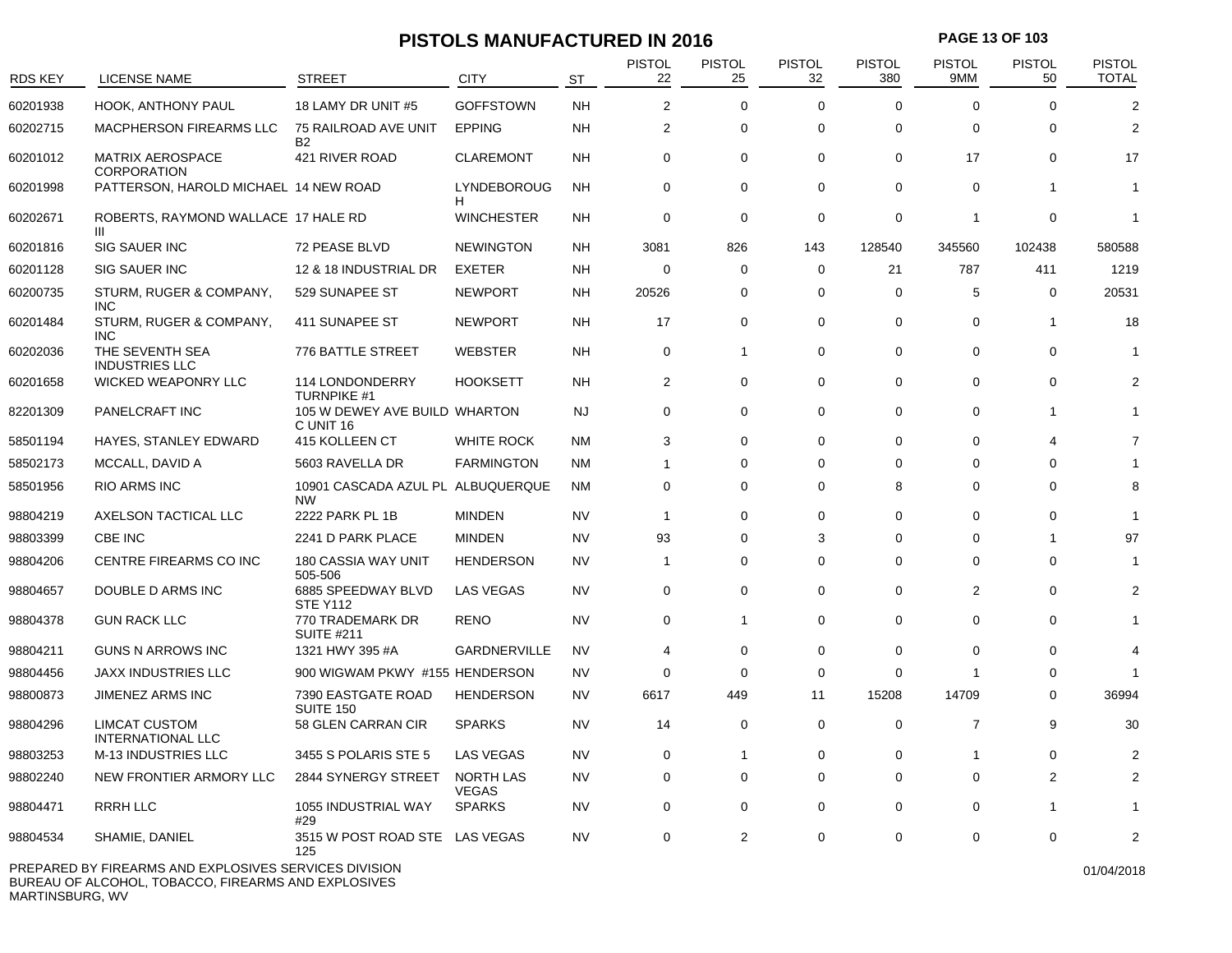# PISTOLS MANUFACTURED IN 2016

| RDS KEY | LICENSE NAME | STREET | CITY | ST | PISTOL 22 | PISTOL 25 | PISTOL 32 | PISTOL 380 | PISTOL 9MM | PISTOL 50 | PISTOL TOTAL |
|---|---|---|---|---|---|---|---|---|---|---|---|
| 60201938 | HOOK, ANTHONY PAUL | 18 LAMY DR UNIT #5 | GOFFSTOWN | NH | 2 | 0 | 0 | 0 | 0 | 0 | 2 |
| 60202715 | MACPHERSON FIREARMS LLC | 75 RAILROAD AVE UNIT B2 | EPPING | NH | 2 | 0 | 0 | 0 | 0 | 0 | 2 |
| 60201012 | MATRIX AEROSPACE CORPORATION | 421 RIVER ROAD | CLAREMONT | NH | 0 | 0 | 0 | 0 | 17 | 0 | 17 |
| 60201998 | PATTERSON, HAROLD MICHAEL | 14 NEW ROAD | LYNDEBOROUGH | NH | 0 | 0 | 0 | 0 | 0 | 1 | 1 |
| 60202671 | ROBERTS, RAYMOND WALLACE III | 17 HALE RD | WINCHESTER | NH | 0 | 0 | 0 | 0 | 1 | 0 | 1 |
| 60201816 | SIG SAUER INC | 72 PEASE BLVD | NEWINGTON | NH | 3081 | 826 | 143 | 128540 | 345560 | 102438 | 580588 |
| 60201128 | SIG SAUER INC | 12 & 18 INDUSTRIAL DR | EXETER | NH | 0 | 0 | 0 | 21 | 787 | 411 | 1219 |
| 60200735 | STURM, RUGER & COMPANY, INC | 529 SUNAPEE ST | NEWPORT | NH | 20526 | 0 | 0 | 0 | 5 | 0 | 20531 |
| 60201484 | STURM, RUGER & COMPANY, INC | 411 SUNAPEE ST | NEWPORT | NH | 17 | 0 | 0 | 0 | 0 | 1 | 18 |
| 60202036 | THE SEVENTH SEA INDUSTRIES LLC | 776 BATTLE STREET | WEBSTER | NH | 0 | 1 | 0 | 0 | 0 | 0 | 1 |
| 60201658 | WICKED WEAPONRY LLC | 114 LONDONDERRY TURNPIKE #1 | HOOKSETT | NH | 2 | 0 | 0 | 0 | 0 | 0 | 2 |
| 82201309 | PANELCRAFT INC | 105 W DEWEY AVE BUILD C UNIT 16 | WHARTON | NJ | 0 | 0 | 0 | 0 | 0 | 1 | 1 |
| 58501194 | HAYES, STANLEY EDWARD | 415 KOLLEEN CT | WHITE ROCK | NM | 3 | 0 | 0 | 0 | 0 | 4 | 7 |
| 58502173 | MCCALL, DAVID A | 5603 RAVELLA DR | FARMINGTON | NM | 1 | 0 | 0 | 0 | 0 | 0 | 1 |
| 58501956 | RIO ARMS INC | 10901 CASCADA AZUL PL NW | ALBUQUERQUE | NM | 0 | 0 | 0 | 8 | 0 | 0 | 8 |
| 98804219 | AXELSON TACTICAL LLC | 2222 PARK PL 1B | MINDEN | NV | 1 | 0 | 0 | 0 | 0 | 0 | 1 |
| 98803399 | CBE INC | 2241 D PARK PLACE | MINDEN | NV | 93 | 0 | 3 | 0 | 0 | 1 | 97 |
| 98804206 | CENTRE FIREARMS CO INC | 180 CASSIA WAY UNIT 505-506 | HENDERSON | NV | 1 | 0 | 0 | 0 | 0 | 0 | 1 |
| 98804657 | DOUBLE D ARMS INC | 6885 SPEEDWAY BLVD STE Y112 | LAS VEGAS | NV | 0 | 0 | 0 | 0 | 2 | 0 | 2 |
| 98804378 | GUN RACK LLC | 770 TRADEMARK DR SUITE #211 | RENO | NV | 0 | 1 | 0 | 0 | 0 | 0 | 1 |
| 98804211 | GUNS N ARROWS INC | 1321 HWY 395 #A | GARDNERVILLE | NV | 4 | 0 | 0 | 0 | 0 | 0 | 4 |
| 98804456 | JAXX INDUSTRIES LLC | 900 WIGWAM PKWY #155 | HENDERSON | NV | 0 | 0 | 0 | 0 | 1 | 0 | 1 |
| 98800873 | JIMENEZ ARMS INC | 7390 EASTGATE ROAD SUITE 150 | HENDERSON | NV | 6617 | 449 | 11 | 15208 | 14709 | 0 | 36994 |
| 98804296 | LIMCAT CUSTOM INTERNATIONAL LLC | 58 GLEN CARRAN CIR | SPARKS | NV | 14 | 0 | 0 | 0 | 7 | 9 | 30 |
| 98803253 | M-13 INDUSTRIES LLC | 3455 S POLARIS STE 5 | LAS VEGAS | NV | 0 | 1 | 0 | 0 | 1 | 0 | 2 |
| 98802240 | NEW FRONTIER ARMORY LLC | 2844 SYNERGY STREET | NORTH LAS VEGAS | NV | 0 | 0 | 0 | 0 | 0 | 2 | 2 |
| 98804471 | RRRH LLC | 1055 INDUSTRIAL WAY #29 | SPARKS | NV | 0 | 0 | 0 | 0 | 0 | 1 | 1 |
| 98804534 | SHAMIE, DANIEL | 3515 W POST ROAD STE 125 | LAS VEGAS | NV | 0 | 2 | 0 | 0 | 0 | 0 | 2 |

PREPARED BY FIREARMS AND EXPLOSIVES SERVICES DIVISION
BUREAU OF ALCOHOL, TOBACCO, FIREARMS AND EXPLOSIVES
MARTINSBURG, WV

01/04/2018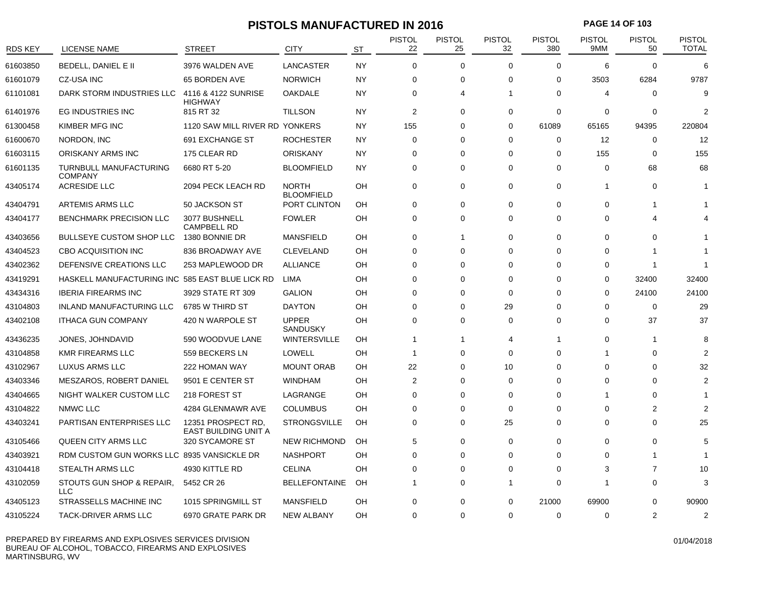# PISTOLS MANUFACTURED IN 2016

| RDS KEY | LICENSE NAME | STREET | CITY | ST | PISTOL 22 | PISTOL 25 | PISTOL 32 | PISTOL 380 | PISTOL 9MM | PISTOL 50 | PISTOL TOTAL |
|---|---|---|---|---|---|---|---|---|---|---|---|
| 61603850 | BEDELL, DANIEL E II | 3976 WALDEN AVE | LANCASTER | NY | 0 | 0 | 0 | 0 | 6 | 0 | 6 |
| 61601079 | CZ-USA INC | 65 BORDEN AVE | NORWICH | NY | 0 | 0 | 0 | 0 | 3503 | 6284 | 9787 |
| 61101081 | DARK STORM INDUSTRIES LLC | 4116 & 4122 SUNRISE HIGHWAY | OAKDALE | NY | 0 | 4 | 1 | 0 | 4 | 0 | 9 |
| 61401976 | EG INDUSTRIES INC | 815 RT 32 | TILLSON | NY | 2 | 0 | 0 | 0 | 0 | 0 | 2 |
| 61300458 | KIMBER MFG INC | 1120 SAW MILL RIVER RD | YONKERS | NY | 155 | 0 | 0 | 61089 | 65165 | 94395 | 220804 |
| 61600670 | NORDON, INC | 691 EXCHANGE ST | ROCHESTER | NY | 0 | 0 | 0 | 0 | 12 | 0 | 12 |
| 61603115 | ORISKANY ARMS INC | 175 CLEAR RD | ORISKANY | NY | 0 | 0 | 0 | 0 | 155 | 0 | 155 |
| 61601135 | TURNBULL MANUFACTURING COMPANY | 6680 RT 5-20 | BLOOMFIELD | NY | 0 | 0 | 0 | 0 | 0 | 68 | 68 |
| 43405174 | ACRESIDE LLC | 2094 PECK LEACH RD | NORTH BLOOMFIELD | OH | 0 | 0 | 0 | 0 | 1 | 0 | 1 |
| 43404791 | ARTEMIS ARMS LLC | 50 JACKSON ST | PORT CLINTON | OH | 0 | 0 | 0 | 0 | 0 | 1 | 1 |
| 43404177 | BENCHMARK PRECISION LLC | 3077 BUSHNELL CAMPBELL RD | FOWLER | OH | 0 | 0 | 0 | 0 | 0 | 4 | 4 |
| 43403656 | BULLSEYE CUSTOM SHOP LLC | 1380 BONNIE DR | MANSFIELD | OH | 0 | 1 | 0 | 0 | 0 | 0 | 1 |
| 43404523 | CBO ACQUISITION INC | 836 BROADWAY AVE | CLEVELAND | OH | 0 | 0 | 0 | 0 | 0 | 1 | 1 |
| 43402362 | DEFENSIVE CREATIONS LLC | 253 MAPLEWOOD DR | ALLIANCE | OH | 0 | 0 | 0 | 0 | 0 | 1 | 1 |
| 43419291 | HASKELL MANUFACTURING INC | 585 EAST BLUE LICK RD | LIMA | OH | 0 | 0 | 0 | 0 | 0 | 32400 | 32400 |
| 43434316 | IBERIA FIREARMS INC | 3929 STATE RT 309 | GALION | OH | 0 | 0 | 0 | 0 | 0 | 24100 | 24100 |
| 43104803 | INLAND MANUFACTURING LLC | 6785 W THIRD ST | DAYTON | OH | 0 | 0 | 29 | 0 | 0 | 0 | 29 |
| 43402108 | ITHACA GUN COMPANY | 420 N WARPOLE ST | UPPER SANDUSKY | OH | 0 | 0 | 0 | 0 | 0 | 37 | 37 |
| 43436235 | JONES, JOHNDAVID | 590 WOODVUE LANE | WINTERSVILLE | OH | 1 | 1 | 4 | 1 | 0 | 1 | 8 |
| 43104858 | KMR FIREARMS LLC | 559 BECKERS LN | LOWELL | OH | 1 | 0 | 0 | 0 | 1 | 0 | 2 |
| 43102967 | LUXUS ARMS LLC | 222 HOMAN WAY | MOUNT ORAB | OH | 22 | 0 | 10 | 0 | 0 | 0 | 32 |
| 43403346 | MESZAROS, ROBERT DANIEL | 9501 E CENTER ST | WINDHAM | OH | 2 | 0 | 0 | 0 | 0 | 0 | 2 |
| 43404665 | NIGHT WALKER CUSTOM LLC | 218 FOREST ST | LAGRANGE | OH | 0 | 0 | 0 | 0 | 1 | 0 | 1 |
| 43104822 | NMWC LLC | 4284 GLENMAWR AVE | COLUMBUS | OH | 0 | 0 | 0 | 0 | 0 | 2 | 2 |
| 43403241 | PARTISAN ENTERPRISES LLC | 12351 PROSPECT RD, EAST BUILDING UNIT A | STRONGSVILLE | OH | 0 | 0 | 25 | 0 | 0 | 0 | 25 |
| 43105466 | QUEEN CITY ARMS LLC | 320 SYCAMORE ST | NEW RICHMOND | OH | 5 | 0 | 0 | 0 | 0 | 0 | 5 |
| 43403921 | RDM CUSTOM GUN WORKS LLC | 8935 VANSICKLE DR | NASHPORT | OH | 0 | 0 | 0 | 0 | 0 | 1 | 1 |
| 43104418 | STEALTH ARMS LLC | 4930 KITTLE RD | CELINA | OH | 0 | 0 | 0 | 0 | 3 | 7 | 10 |
| 43102059 | STOUTS GUN SHOP & REPAIR, LLC | 5452 CR 26 | BELLEFONTAINE | OH | 1 | 0 | 1 | 0 | 1 | 0 | 3 |
| 43405123 | STRASSELLS MACHINE INC | 1015 SPRINGMILL ST | MANSFIELD | OH | 0 | 0 | 0 | 21000 | 69900 | 0 | 90900 |
| 43105224 | TACK-DRIVER ARMS LLC | 6970 GRATE PARK DR | NEW ALBANY | OH | 0 | 0 | 0 | 0 | 0 | 2 | 2 |

PREPARED BY FIREARMS AND EXPLOSIVES SERVICES DIVISION
BUREAU OF ALCOHOL, TOBACCO, FIREARMS AND EXPLOSIVES
MARTINSBURG, WV

01/04/2018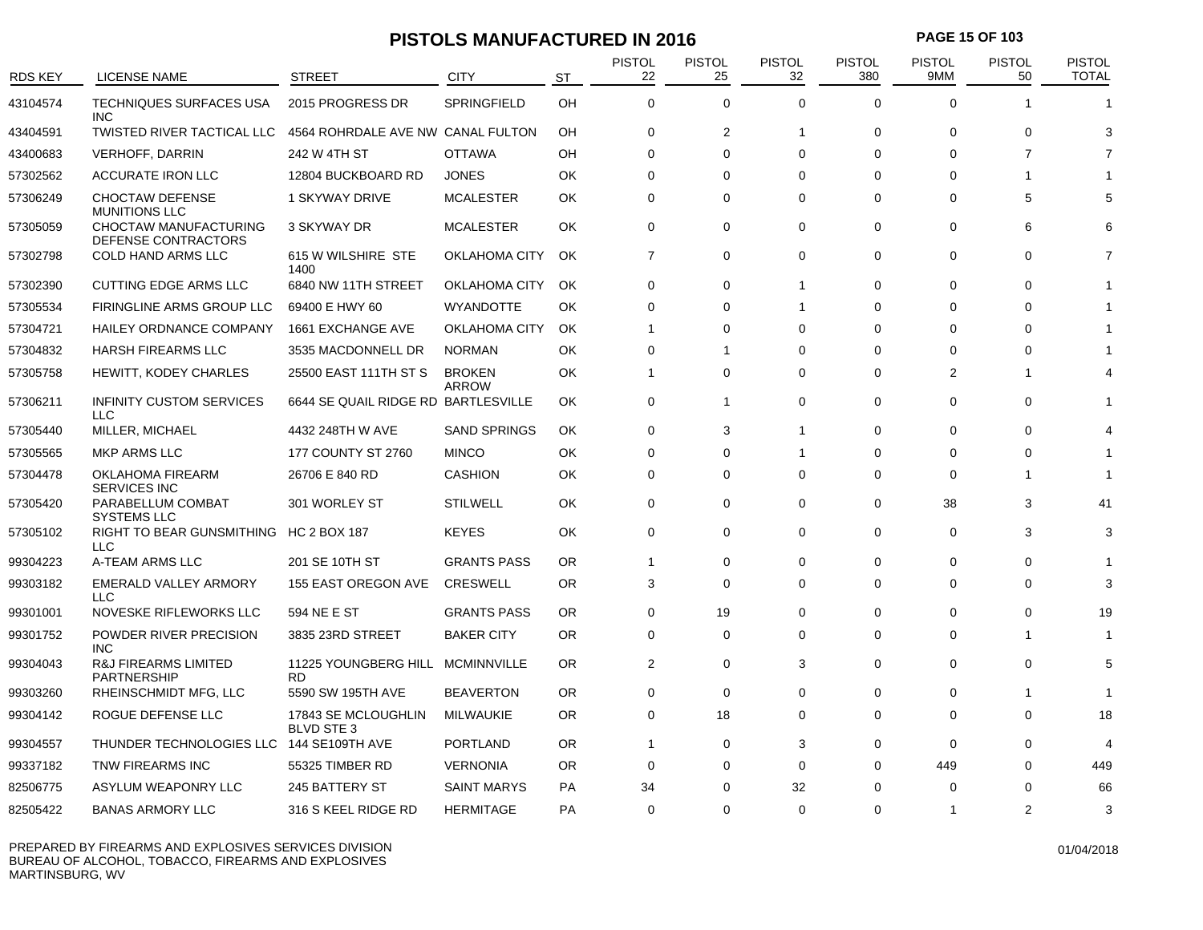# PISTOLS MANUFACTURED IN 2016

| RDS KEY | LICENSE NAME | STREET | CITY | ST | PISTOL 22 | PISTOL 25 | PISTOL 32 | PISTOL 380 | PISTOL 9MM | PISTOL 50 | PISTOL TOTAL |
|---|---|---|---|---|---|---|---|---|---|---|---|
| 43104574 | TECHNIQUES SURFACES USA INC | 2015 PROGRESS DR | SPRINGFIELD | OH | 0 | 0 | 0 | 0 | 0 | 1 | 1 |
| 43404591 | TWISTED RIVER TACTICAL LLC | 4564 ROHRDALE AVE NW | CANAL FULTON | OH | 0 | 2 | 1 | 0 | 0 | 0 | 3 |
| 43400683 | VERHOFF, DARRIN | 242 W 4TH ST | OTTAWA | OH | 0 | 0 | 0 | 0 | 0 | 7 | 7 |
| 57302562 | ACCURATE IRON LLC | 12804 BUCKBOARD RD | JONES | OK | 0 | 0 | 0 | 0 | 0 | 1 | 1 |
| 57306249 | CHOCTAW DEFENSE MUNITIONS LLC | 1 SKYWAY DRIVE | MCALESTER | OK | 0 | 0 | 0 | 0 | 0 | 5 | 5 |
| 57305059 | CHOCTAW MANUFACTURING DEFENSE CONTRACTORS | 3 SKYWAY DR | MCALESTER | OK | 0 | 0 | 0 | 0 | 0 | 6 | 6 |
| 57302798 | COLD HAND ARMS LLC | 615 W WILSHIRE STE 1400 | OKLAHOMA CITY | OK | 7 | 0 | 0 | 0 | 0 | 0 | 7 |
| 57302390 | CUTTING EDGE ARMS LLC | 6840 NW 11TH STREET | OKLAHOMA CITY | OK | 0 | 0 | 1 | 0 | 0 | 0 | 1 |
| 57305534 | FIRINGLINE ARMS GROUP LLC | 69400 E HWY 60 | WYANDOTTE | OK | 0 | 0 | 1 | 0 | 0 | 0 | 1 |
| 57304721 | HAILEY ORDNANCE COMPANY | 1661 EXCHANGE AVE | OKLAHOMA CITY | OK | 1 | 0 | 0 | 0 | 0 | 0 | 1 |
| 57304832 | HARSH FIREARMS LLC | 3535 MACDONNELL DR | NORMAN | OK | 0 | 1 | 0 | 0 | 0 | 0 | 1 |
| 57305758 | HEWITT, KODEY CHARLES | 25500 EAST 111TH ST S | BROKEN ARROW | OK | 1 | 0 | 0 | 0 | 2 | 1 | 4 |
| 57306211 | INFINITY CUSTOM SERVICES LLC | 6644 SE QUAIL RIDGE RD | BARTLESVILLE | OK | 0 | 1 | 0 | 0 | 0 | 0 | 1 |
| 57305440 | MILLER, MICHAEL | 4432 248TH W AVE | SAND SPRINGS | OK | 0 | 3 | 1 | 0 | 0 | 0 | 4 |
| 57305565 | MKP ARMS LLC | 177 COUNTY ST 2760 | MINCO | OK | 0 | 0 | 1 | 0 | 0 | 0 | 1 |
| 57304478 | OKLAHOMA FIREARM SERVICES INC | 26706 E 840 RD | CASHION | OK | 0 | 0 | 0 | 0 | 0 | 1 | 1 |
| 57305420 | PARABELLUM COMBAT SYSTEMS LLC | 301 WORLEY ST | STILWELL | OK | 0 | 0 | 0 | 0 | 38 | 3 | 41 |
| 57305102 | RIGHT TO BEAR GUNSMITHING LLC | HC 2 BOX 187 | KEYES | OK | 0 | 0 | 0 | 0 | 0 | 3 | 3 |
| 99304223 | A-TEAM ARMS LLC | 201 SE 10TH ST | GRANTS PASS | OR | 1 | 0 | 0 | 0 | 0 | 0 | 1 |
| 99303182 | EMERALD VALLEY ARMORY LLC | 155 EAST OREGON AVE | CRESWELL | OR | 3 | 0 | 0 | 0 | 0 | 0 | 3 |
| 99301001 | NOVESKE RIFLEWORKS LLC | 594 NE E ST | GRANTS PASS | OR | 0 | 19 | 0 | 0 | 0 | 0 | 19 |
| 99301752 | POWDER RIVER PRECISION INC | 3835 23RD STREET | BAKER CITY | OR | 0 | 0 | 0 | 0 | 0 | 1 | 1 |
| 99304043 | R&J FIREARMS LIMITED PARTNERSHIP | 11225 YOUNGBERG HILL RD | MCMINNVILLE | OR | 2 | 0 | 3 | 0 | 0 | 0 | 5 |
| 99303260 | RHEINSCHMIDT MFG, LLC | 5590 SW 195TH AVE | BEAVERTON | OR | 0 | 0 | 0 | 0 | 0 | 1 | 1 |
| 99304142 | ROGUE DEFENSE LLC | 17843 SE MCLOUGHLIN BLVD STE 3 | MILWAUKIE | OR | 0 | 18 | 0 | 0 | 0 | 0 | 18 |
| 99304557 | THUNDER TECHNOLOGIES LLC | 144 SE109TH AVE | PORTLAND | OR | 1 | 0 | 3 | 0 | 0 | 0 | 4 |
| 99337182 | TNW FIREARMS INC | 55325 TIMBER RD | VERNONIA | OR | 0 | 0 | 0 | 0 | 449 | 0 | 449 |
| 82506775 | ASYLUM WEAPONRY LLC | 245 BATTERY ST | SAINT MARYS | PA | 34 | 0 | 32 | 0 | 0 | 0 | 66 |
| 82505422 | BANAS ARMORY LLC | 316 S KEEL RIDGE RD | HERMITAGE | PA | 0 | 0 | 0 | 0 | 1 | 2 | 3 |

PREPARED BY FIREARMS AND EXPLOSIVES SERVICES DIVISION
BUREAU OF ALCOHOL, TOBACCO, FIREARMS AND EXPLOSIVES
MARTINSBURG, WV

01/04/2018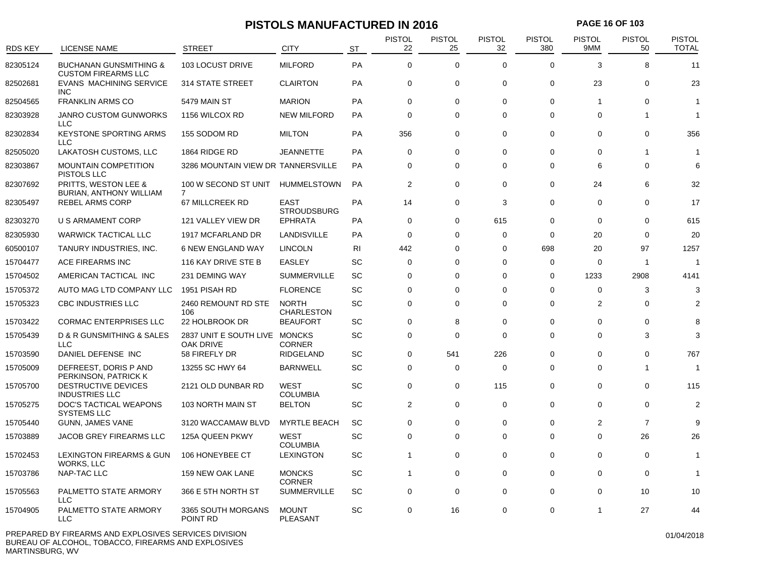# PISTOLS MANUFACTURED IN 2016

| RDS KEY | LICENSE NAME | STREET | CITY | ST | PISTOL 22 | PISTOL 25 | PISTOL 32 | PISTOL 380 | PISTOL 9MM | PISTOL 50 | PISTOL TOTAL |
|---|---|---|---|---|---|---|---|---|---|---|---|
| 82305124 | BUCHANAN GUNSMITHING & CUSTOM FIREARMS LLC | 103 LOCUST DRIVE | MILFORD | PA | 0 | 0 | 0 | 0 | 3 | 8 | 11 |
| 82502681 | EVANS MACHINING SERVICE INC | 314 STATE STREET | CLAIRTON | PA | 0 | 0 | 0 | 0 | 23 | 0 | 23 |
| 82504565 | FRANKLIN ARMS CO | 5479 MAIN ST | MARION | PA | 0 | 0 | 0 | 0 | 1 | 0 | 1 |
| 82303928 | JANRO CUSTOM GUNWORKS LLC | 1156 WILCOX RD | NEW MILFORD | PA | 0 | 0 | 0 | 0 | 0 | 1 | 1 |
| 82302834 | KEYSTONE SPORTING ARMS LLC | 155 SODOM RD | MILTON | PA | 356 | 0 | 0 | 0 | 0 | 0 | 356 |
| 82505020 | LAKATOSH CUSTOMS, LLC | 1864 RIDGE RD | JEANNETTE | PA | 0 | 0 | 0 | 0 | 0 | 1 | 1 |
| 82303867 | MOUNTAIN COMPETITION PISTOLS LLC | 3286 MOUNTAIN VIEW DR | TANNERSVILLE | PA | 0 | 0 | 0 | 0 | 6 | 0 | 6 |
| 82307692 | PRITTS, WESTON LEE & BURIAN, ANTHONY WILLIAM | 100 W SECOND ST UNIT 7 | HUMMELSTOWN | PA | 2 | 0 | 0 | 0 | 24 | 6 | 32 |
| 82305497 | REBEL ARMS CORP | 67 MILLCREEK RD | EAST STROUDSBURG | PA | 14 | 0 | 3 | 0 | 0 | 0 | 17 |
| 82303270 | U S ARMAMENT CORP | 121 VALLEY VIEW DR | EPHRATA | PA | 0 | 0 | 615 | 0 | 0 | 0 | 615 |
| 82305930 | WARWICK TACTICAL LLC | 1917 MCFARLAND DR | LANDISVILLE | PA | 0 | 0 | 0 | 0 | 20 | 0 | 20 |
| 60500107 | TANURY INDUSTRIES, INC. | 6 NEW ENGLAND WAY | LINCOLN | RI | 442 | 0 | 0 | 698 | 20 | 97 | 1257 |
| 15704477 | ACE FIREARMS INC | 116 KAY DRIVE STE B | EASLEY | SC | 0 | 0 | 0 | 0 | 0 | 1 | 1 |
| 15704502 | AMERICAN TACTICAL INC | 231 DEMING WAY | SUMMERVILLE | SC | 0 | 0 | 0 | 0 | 1233 | 2908 | 4141 |
| 15705372 | AUTO MAG LTD COMPANY LLC | 1951 PISAH RD | FLORENCE | SC | 0 | 0 | 0 | 0 | 0 | 3 | 3 |
| 15705323 | CBC INDUSTRIES LLC | 2460 REMOUNT RD STE 106 | NORTH CHARLESTON | SC | 0 | 0 | 0 | 0 | 2 | 0 | 2 |
| 15703422 | CORMAC ENTERPRISES LLC | 22 HOLBROOK DR | BEAUFORT | SC | 0 | 8 | 0 | 0 | 0 | 0 | 8 |
| 15705439 | D & R GUNSMITHING & SALES LLC | 2837 UNIT E SOUTH LIVE OAK DRIVE | MONCKS CORNER | SC | 0 | 0 | 0 | 0 | 0 | 3 | 3 |
| 15703590 | DANIEL DEFENSE INC | 58 FIREFLY DR | RIDGELAND | SC | 0 | 541 | 226 | 0 | 0 | 0 | 767 |
| 15705009 | DEFREEST, DORIS P AND PERKINSON, PATRICK K | 13255 SC HWY 64 | BARNWELL | SC | 0 | 0 | 0 | 0 | 0 | 1 | 1 |
| 15705700 | DESTRUCTIVE DEVICES INDUSTRIES LLC | 2121 OLD DUNBAR RD | WEST COLUMBIA | SC | 0 | 0 | 115 | 0 | 0 | 0 | 115 |
| 15705275 | DOC'S TACTICAL WEAPONS SYSTEMS LLC | 103 NORTH MAIN ST | BELTON | SC | 2 | 0 | 0 | 0 | 0 | 0 | 2 |
| 15705440 | GUNN, JAMES VANE | 3120 WACCAMAW BLVD | MYRTLE BEACH | SC | 0 | 0 | 0 | 0 | 2 | 7 | 9 |
| 15703889 | JACOB GREY FIREARMS LLC | 125A QUEEN PKWY | WEST COLUMBIA | SC | 0 | 0 | 0 | 0 | 0 | 26 | 26 |
| 15702453 | LEXINGTON FIREARMS & GUN WORKS, LLC | 106 HONEYBEE CT | LEXINGTON | SC | 1 | 0 | 0 | 0 | 0 | 0 | 1 |
| 15703786 | NAP-TAC LLC | 159 NEW OAK LANE | MONCKS CORNER | SC | 1 | 0 | 0 | 0 | 0 | 0 | 1 |
| 15705563 | PALMETTO STATE ARMORY LLC | 366 E 5TH NORTH ST | SUMMERVILLE | SC | 0 | 0 | 0 | 0 | 0 | 10 | 10 |
| 15704905 | PALMETTO STATE ARMORY LLC | 3365 SOUTH MORGANS POINT RD | MOUNT PLEASANT | SC | 0 | 16 | 0 | 0 | 1 | 27 | 44 |

PREPARED BY FIREARMS AND EXPLOSIVES SERVICES DIVISION
BUREAU OF ALCOHOL, TOBACCO, FIREARMS AND EXPLOSIVES
MARTINSBURG, WV

01/04/2018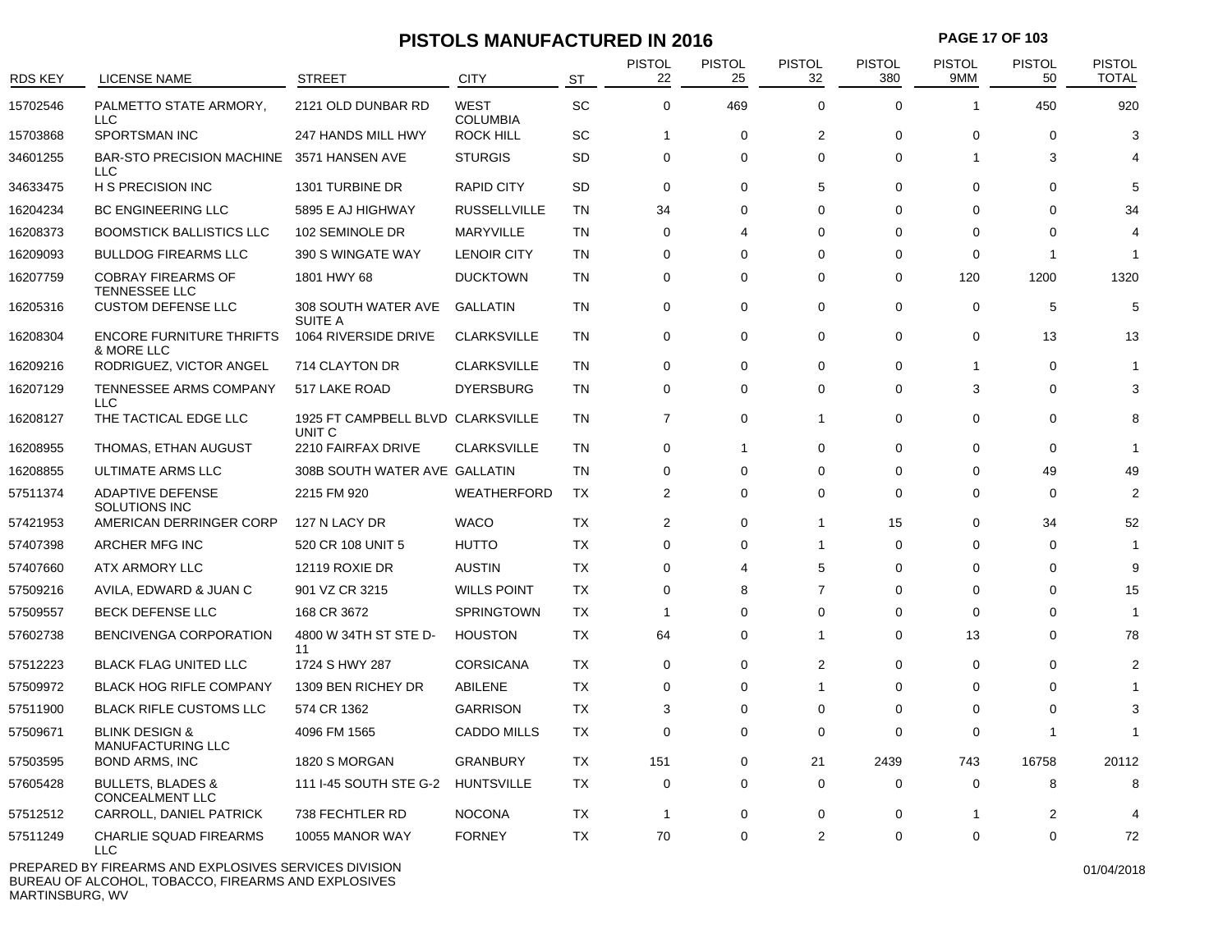# PISTOLS MANUFACTURED IN 2016

| RDS KEY | LICENSE NAME | STREET | CITY | ST | PISTOL 22 | PISTOL 25 | PISTOL 32 | PISTOL 380 | PISTOL 9MM | PISTOL 50 | PISTOL TOTAL |
|---|---|---|---|---|---|---|---|---|---|---|---|
| 15702546 | PALMETTO STATE ARMORY, LLC | 2121 OLD DUNBAR RD | WEST COLUMBIA | SC | 0 | 469 | 0 | 0 | 1 | 450 | 920 |
| 15703868 | SPORTSMAN INC | 247 HANDS MILL HWY | ROCK HILL | SC | 1 | 0 | 2 | 0 | 0 | 0 | 3 |
| 34601255 | BAR-STO PRECISION MACHINE LLC | 3571 HANSEN AVE | STURGIS | SD | 0 | 0 | 0 | 0 | 1 | 3 | 4 |
| 34633475 | H S PRECISION INC | 1301 TURBINE DR | RAPID CITY | SD | 0 | 0 | 5 | 0 | 0 | 0 | 5 |
| 16204234 | BC ENGINEERING LLC | 5895 E AJ HIGHWAY | RUSSELLVILLE | TN | 34 | 0 | 0 | 0 | 0 | 0 | 34 |
| 16208373 | BOOMSTICK BALLISTICS LLC | 102 SEMINOLE DR | MARYVILLE | TN | 0 | 4 | 0 | 0 | 0 | 0 | 4 |
| 16209093 | BULLDOG FIREARMS LLC | 390 S WINGATE WAY | LENOIR CITY | TN | 0 | 0 | 0 | 0 | 0 | 1 | 1 |
| 16207759 | COBRAY FIREARMS OF TENNESSEE LLC | 1801 HWY 68 | DUCKTOWN | TN | 0 | 0 | 0 | 0 | 120 | 1200 | 1320 |
| 16205316 | CUSTOM DEFENSE LLC | 308 SOUTH WATER AVE SUITE A | GALLATIN | TN | 0 | 0 | 0 | 0 | 0 | 5 | 5 |
| 16208304 | ENCORE FURNITURE THRIFTS & MORE LLC | 1064 RIVERSIDE DRIVE | CLARKSVILLE | TN | 0 | 0 | 0 | 0 | 0 | 13 | 13 |
| 16209216 | RODRIGUEZ, VICTOR ANGEL | 714 CLAYTON DR | CLARKSVILLE | TN | 0 | 0 | 0 | 0 | 1 | 0 | 1 |
| 16207129 | TENNESSEE ARMS COMPANY LLC | 517 LAKE ROAD | DYERSBURG | TN | 0 | 0 | 0 | 0 | 3 | 0 | 3 |
| 16208127 | THE TACTICAL EDGE LLC | 1925 FT CAMPBELL BLVD UNIT C | CLARKSVILLE | TN | 7 | 0 | 1 | 0 | 0 | 0 | 8 |
| 16208955 | THOMAS, ETHAN AUGUST | 2210 FAIRFAX DRIVE | CLARKSVILLE | TN | 0 | 1 | 0 | 0 | 0 | 0 | 1 |
| 16208855 | ULTIMATE ARMS LLC | 308B SOUTH WATER AVE | GALLATIN | TN | 0 | 0 | 0 | 0 | 0 | 49 | 49 |
| 57511374 | ADAPTIVE DEFENSE SOLUTIONS INC | 2215 FM 920 | WEATHERFORD | TX | 2 | 0 | 0 | 0 | 0 | 0 | 2 |
| 57421953 | AMERICAN DERRINGER CORP | 127 N LACY DR | WACO | TX | 2 | 0 | 1 | 15 | 0 | 34 | 52 |
| 57407398 | ARCHER MFG INC | 520 CR 108 UNIT 5 | HUTTO | TX | 0 | 0 | 1 | 0 | 0 | 0 | 1 |
| 57407660 | ATX ARMORY LLC | 12119 ROXIE DR | AUSTIN | TX | 0 | 4 | 5 | 0 | 0 | 0 | 9 |
| 57509216 | AVILA, EDWARD & JUAN C | 901 VZ CR 3215 | WILLS POINT | TX | 0 | 8 | 7 | 0 | 0 | 0 | 15 |
| 57509557 | BECK DEFENSE LLC | 168 CR 3672 | SPRINGTOWN | TX | 1 | 0 | 0 | 0 | 0 | 0 | 1 |
| 57602738 | BENCIVENGA CORPORATION | 4800 W 34TH ST STE D-11 | HOUSTON | TX | 64 | 0 | 1 | 0 | 13 | 0 | 78 |
| 57512223 | BLACK FLAG UNITED LLC | 1724 S HWY 287 | CORSICANA | TX | 0 | 0 | 2 | 0 | 0 | 0 | 2 |
| 57509972 | BLACK HOG RIFLE COMPANY | 1309 BEN RICHEY DR | ABILENE | TX | 0 | 0 | 1 | 0 | 0 | 0 | 1 |
| 57511900 | BLACK RIFLE CUSTOMS LLC | 574 CR 1362 | GARRISON | TX | 3 | 0 | 0 | 0 | 0 | 0 | 3 |
| 57509671 | BLINK DESIGN & MANUFACTURING LLC | 4096 FM 1565 | CADDO MILLS | TX | 0 | 0 | 0 | 0 | 0 | 1 | 1 |
| 57503595 | BOND ARMS, INC | 1820 S MORGAN | GRANBURY | TX | 151 | 0 | 21 | 2439 | 743 | 16758 | 20112 |
| 57605428 | BULLETS, BLADES & CONCEALMENT LLC | 111 I-45 SOUTH STE G-2 | HUNTSVILLE | TX | 0 | 0 | 0 | 0 | 0 | 8 | 8 |
| 57512512 | CARROLL, DANIEL PATRICK | 738 FECHTLER RD | NOCONA | TX | 1 | 0 | 0 | 0 | 1 | 2 | 4 |
| 57511249 | CHARLIE SQUAD FIREARMS LLC | 10055 MANOR WAY | FORNEY | TX | 70 | 0 | 2 | 0 | 0 | 0 | 72 |

PREPARED BY FIREARMS AND EXPLOSIVES SERVICES DIVISION
BUREAU OF ALCOHOL, TOBACCO, FIREARMS AND EXPLOSIVES
MARTINSBURG, WV

01/04/2018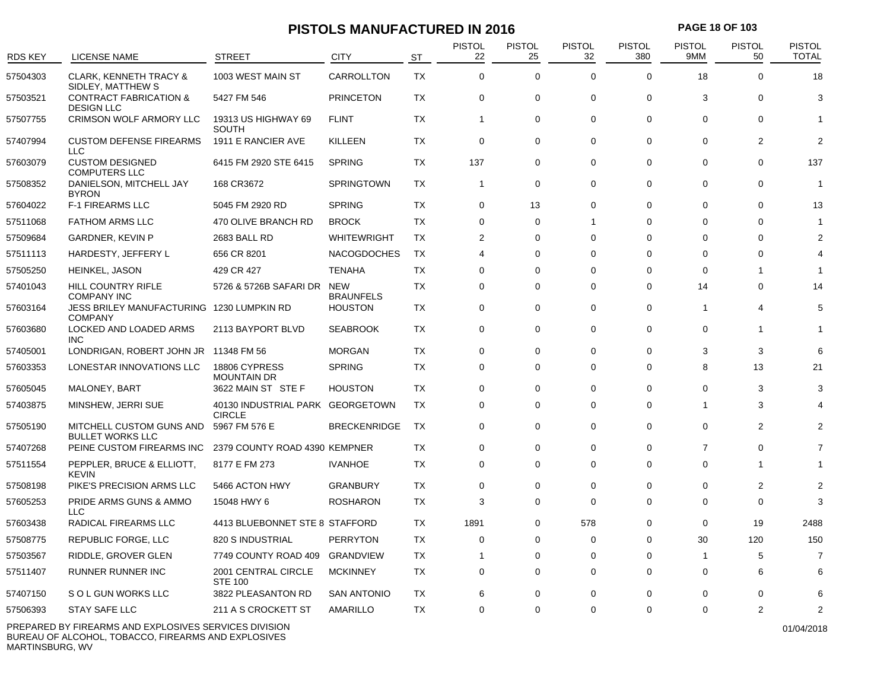# PISTOLS MANUFACTURED IN 2016

| RDS KEY | LICENSE NAME | STREET | CITY | ST | PISTOL 22 | PISTOL 25 | PISTOL 32 | PISTOL 380 | PISTOL 9MM | PISTOL 50 | PISTOL TOTAL |
|---|---|---|---|---|---|---|---|---|---|---|---|
| 57504303 | CLARK, KENNETH TRACY & SIDLEY, MATTHEW S | 1003 WEST MAIN ST | CARROLLTON | TX | 0 | 0 | 0 | 0 | 18 | 0 | 18 |
| 57503521 | CONTRACT FABRICATION & DESIGN LLC | 5427 FM 546 | PRINCETON | TX | 0 | 0 | 0 | 0 | 3 | 0 | 3 |
| 57507755 | CRIMSON WOLF ARMORY LLC | 19313 US HIGHWAY 69 SOUTH | FLINT | TX | 1 | 0 | 0 | 0 | 0 | 0 | 1 |
| 57407994 | CUSTOM DEFENSE FIREARMS LLC | 1911 E RANCIER AVE | KILLEEN | TX | 0 | 0 | 0 | 0 | 0 | 2 | 2 |
| 57603079 | CUSTOM DESIGNED COMPUTERS LLC | 6415 FM 2920 STE 6415 | SPRING | TX | 137 | 0 | 0 | 0 | 0 | 0 | 137 |
| 57508352 | DANIELSON, MITCHELL JAY BYRON | 168 CR3672 | SPRINGTOWN | TX | 1 | 0 | 0 | 0 | 0 | 0 | 1 |
| 57604022 | F-1 FIREARMS LLC | 5045 FM 2920 RD | SPRING | TX | 0 | 13 | 0 | 0 | 0 | 0 | 13 |
| 57511068 | FATHOM ARMS LLC | 470 OLIVE BRANCH RD | BROCK | TX | 0 | 0 | 1 | 0 | 0 | 0 | 1 |
| 57509684 | GARDNER, KEVIN P | 2683 BALL RD | WHITEWRIGHT | TX | 2 | 0 | 0 | 0 | 0 | 0 | 2 |
| 57511113 | HARDESTY, JEFFERY L | 656 CR 8201 | NACOGDOCHES | TX | 4 | 0 | 0 | 0 | 0 | 0 | 4 |
| 57505250 | HEINKEL, JASON | 429 CR 427 | TENAHA | TX | 0 | 0 | 0 | 0 | 0 | 1 | 1 |
| 57401043 | HILL COUNTRY RIFLE COMPANY INC | 5726 & 5726B SAFARI DR | NEW BRAUNFELS | TX | 0 | 0 | 0 | 0 | 14 | 0 | 14 |
| 57603164 | JESS BRILEY MANUFACTURING COMPANY | 1230 LUMPKIN RD | HOUSTON | TX | 0 | 0 | 0 | 0 | 1 | 4 | 5 |
| 57603680 | LOCKED AND LOADED ARMS INC | 2113 BAYPORT BLVD | SEABROOK | TX | 0 | 0 | 0 | 0 | 0 | 1 | 1 |
| 57405001 | LONDRIGAN, ROBERT JOHN JR | 11348 FM 56 | MORGAN | TX | 0 | 0 | 0 | 0 | 3 | 3 | 6 |
| 57603353 | LONESTAR INNOVATIONS LLC | 18806 CYPRESS MOUNTAIN DR | SPRING | TX | 0 | 0 | 0 | 0 | 8 | 13 | 21 |
| 57605045 | MALONEY, BART | 3622 MAIN ST STE F | HOUSTON | TX | 0 | 0 | 0 | 0 | 0 | 3 | 3 |
| 57403875 | MINSHEW, JERRI SUE | 40130 INDUSTRIAL PARK CIRCLE | GEORGETOWN | TX | 0 | 0 | 0 | 0 | 1 | 3 | 4 |
| 57505190 | MITCHELL CUSTOM GUNS AND BULLET WORKS LLC | 5967 FM 576 E | BRECKENRIDGE | TX | 0 | 0 | 0 | 0 | 0 | 2 | 2 |
| 57407268 | PEINE CUSTOM FIREARMS INC | 2379 COUNTY ROAD 4390 | KEMPNER | TX | 0 | 0 | 0 | 0 | 7 | 0 | 7 |
| 57511554 | PEPPLER, BRUCE & ELLIOTT, KEVIN | 8177 E FM 273 | IVANHOE | TX | 0 | 0 | 0 | 0 | 0 | 1 | 1 |
| 57508198 | PIKE'S PRECISION ARMS LLC | 5466 ACTON HWY | GRANBURY | TX | 0 | 0 | 0 | 0 | 0 | 2 | 2 |
| 57605253 | PRIDE ARMS GUNS & AMMO LLC | 15048 HWY 6 | ROSHARON | TX | 3 | 0 | 0 | 0 | 0 | 0 | 3 |
| 57603438 | RADICAL FIREARMS LLC | 4413 BLUEBONNET STE 8 | STAFFORD | TX | 1891 | 0 | 578 | 0 | 0 | 19 | 2488 |
| 57508775 | REPUBLIC FORGE, LLC | 820 S INDUSTRIAL | PERRYTON | TX | 0 | 0 | 0 | 0 | 30 | 120 | 150 |
| 57503567 | RIDDLE, GROVER GLEN | 7749 COUNTY ROAD 409 | GRANDVIEW | TX | 1 | 0 | 0 | 0 | 1 | 5 | 7 |
| 57511407 | RUNNER RUNNER INC | 2001 CENTRAL CIRCLE STE 100 | MCKINNEY | TX | 0 | 0 | 0 | 0 | 0 | 6 | 6 |
| 57407150 | S O L GUN WORKS LLC | 3822 PLEASANTON RD | SAN ANTONIO | TX | 6 | 0 | 0 | 0 | 0 | 0 | 6 |
| 57506393 | STAY SAFE LLC | 211 A S CROCKETT ST | AMARILLO | TX | 0 | 0 | 0 | 0 | 0 | 2 | 2 |

PREPARED BY FIREARMS AND EXPLOSIVES SERVICES DIVISION
BUREAU OF ALCOHOL, TOBACCO, FIREARMS AND EXPLOSIVES
MARTINSBURG, WV

01/04/2018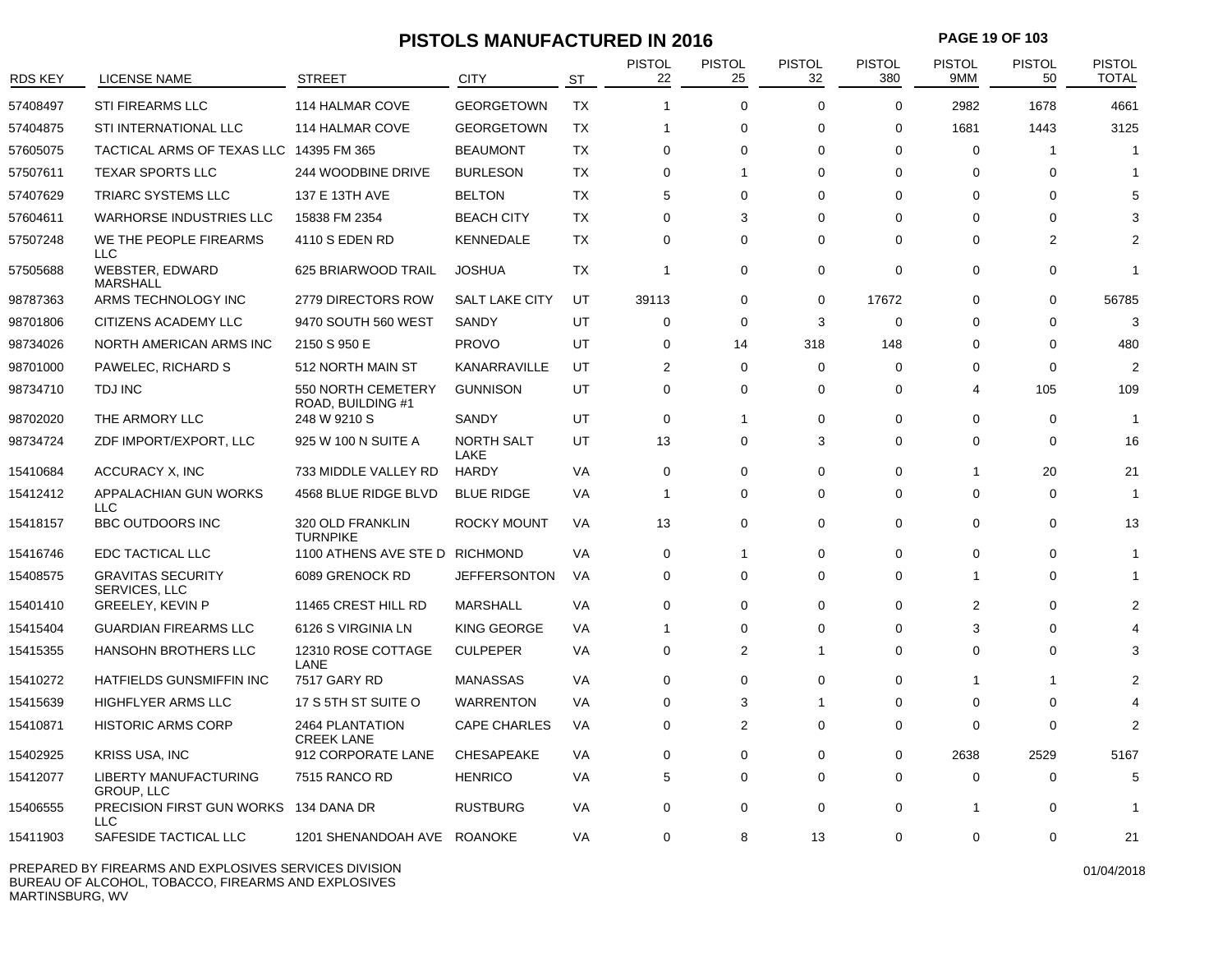# PISTOLS MANUFACTURED IN 2016

| RDS KEY | LICENSE NAME | STREET | CITY | ST | PISTOL 22 | PISTOL 25 | PISTOL 32 | PISTOL 380 | PISTOL 9MM | PISTOL 50 | PISTOL TOTAL |
|---|---|---|---|---|---|---|---|---|---|---|---|
| 57408497 | STI FIREARMS LLC | 114 HALMAR COVE | GEORGETOWN | TX | 1 | 0 | 0 | 0 | 2982 | 1678 | 4661 |
| 57404875 | STI INTERNATIONAL LLC | 114 HALMAR COVE | GEORGETOWN | TX | 1 | 0 | 0 | 0 | 1681 | 1443 | 3125 |
| 57605075 | TACTICAL ARMS OF TEXAS LLC | 14395 FM 365 | BEAUMONT | TX | 0 | 0 | 0 | 0 | 0 | 1 | 1 |
| 57507611 | TEXAR SPORTS LLC | 244 WOODBINE DRIVE | BURLESON | TX | 0 | 1 | 0 | 0 | 0 | 0 | 1 |
| 57407629 | TRIARC SYSTEMS LLC | 137 E 13TH AVE | BELTON | TX | 5 | 0 | 0 | 0 | 0 | 0 | 5 |
| 57604611 | WARHORSE INDUSTRIES LLC | 15838 FM 2354 | BEACH CITY | TX | 0 | 3 | 0 | 0 | 0 | 0 | 3 |
| 57507248 | WE THE PEOPLE FIREARMS LLC | 4110 S EDEN RD | KENNEDALE | TX | 0 | 0 | 0 | 0 | 0 | 2 | 2 |
| 57505688 | WEBSTER, EDWARD MARSHALL | 625 BRIARWOOD TRAIL | JOSHUA | TX | 1 | 0 | 0 | 0 | 0 | 0 | 1 |
| 98787363 | ARMS TECHNOLOGY INC | 2779 DIRECTORS ROW | SALT LAKE CITY | UT | 39113 | 0 | 0 | 17672 | 0 | 0 | 56785 |
| 98701806 | CITIZENS ACADEMY LLC | 9470 SOUTH 560 WEST | SANDY | UT | 0 | 0 | 3 | 0 | 0 | 0 | 3 |
| 98734026 | NORTH AMERICAN ARMS INC | 2150 S 950 E | PROVO | UT | 0 | 14 | 318 | 148 | 0 | 0 | 480 |
| 98701000 | PAWELEC, RICHARD S | 512 NORTH MAIN ST | KANARRAVILLE | UT | 2 | 0 | 0 | 0 | 0 | 0 | 2 |
| 98734710 | TDJ INC | 550 NORTH CEMETERY ROAD, BUILDING #1 | GUNNISON | UT | 0 | 0 | 0 | 0 | 4 | 105 | 109 |
| 98702020 | THE ARMORY LLC | 248 W 9210 S | SANDY | UT | 0 | 1 | 0 | 0 | 0 | 0 | 1 |
| 98734724 | ZDF IMPORT/EXPORT, LLC | 925 W 100 N SUITE A | NORTH SALT LAKE | UT | 13 | 0 | 3 | 0 | 0 | 0 | 16 |
| 15410684 | ACCURACY X, INC | 733 MIDDLE VALLEY RD | HARDY | VA | 0 | 0 | 0 | 0 | 1 | 20 | 21 |
| 15412412 | APPALACHIAN GUN WORKS LLC | 4568 BLUE RIDGE BLVD | BLUE RIDGE | VA | 1 | 0 | 0 | 0 | 0 | 0 | 1 |
| 15418157 | BBC OUTDOORS INC | 320 OLD FRANKLIN TURNPIKE | ROCKY MOUNT | VA | 13 | 0 | 0 | 0 | 0 | 0 | 13 |
| 15416746 | EDC TACTICAL LLC | 1100 ATHENS AVE STE D | RICHMOND | VA | 0 | 1 | 0 | 0 | 0 | 0 | 1 |
| 15408575 | GRAVITAS SECURITY SERVICES, LLC | 6089 GRENOCK RD | JEFFERSONTON | VA | 0 | 0 | 0 | 0 | 1 | 0 | 1 |
| 15401410 | GREELEY, KEVIN P | 11465 CREST HILL RD | MARSHALL | VA | 0 | 0 | 0 | 0 | 2 | 0 | 2 |
| 15415404 | GUARDIAN FIREARMS LLC | 6126 S VIRGINIA LN | KING GEORGE | VA | 1 | 0 | 0 | 0 | 3 | 0 | 4 |
| 15415355 | HANSOHN BROTHERS LLC | 12310 ROSE COTTAGE LANE | CULPEPER | VA | 0 | 2 | 1 | 0 | 0 | 0 | 3 |
| 15410272 | HATFIELDS GUNSMIFFIN INC | 7517 GARY RD | MANASSAS | VA | 0 | 0 | 0 | 0 | 1 | 1 | 2 |
| 15415639 | HIGHFLYER ARMS LLC | 17 S 5TH ST SUITE O | WARRENTON | VA | 0 | 3 | 1 | 0 | 0 | 0 | 4 |
| 15410871 | HISTORIC ARMS CORP | 2464 PLANTATION CREEK LANE | CAPE CHARLES | VA | 0 | 2 | 0 | 0 | 0 | 0 | 2 |
| 15402925 | KRISS USA, INC | 912 CORPORATE LANE | CHESAPEAKE | VA | 0 | 0 | 0 | 0 | 2638 | 2529 | 5167 |
| 15412077 | LIBERTY MANUFACTURING GROUP, LLC | 7515 RANCO RD | HENRICO | VA | 5 | 0 | 0 | 0 | 0 | 0 | 5 |
| 15406555 | PRECISION FIRST GUN WORKS LLC | 134 DANA DR | RUSTBURG | VA | 0 | 0 | 0 | 0 | 1 | 0 | 1 |
| 15411903 | SAFESIDE TACTICAL LLC | 1201 SHENANDOAH AVE | ROANOKE | VA | 0 | 8 | 13 | 0 | 0 | 0 | 21 |

PREPARED BY FIREARMS AND EXPLOSIVES SERVICES DIVISION
BUREAU OF ALCOHOL, TOBACCO, FIREARMS AND EXPLOSIVES
MARTINSBURG, WV

01/04/2018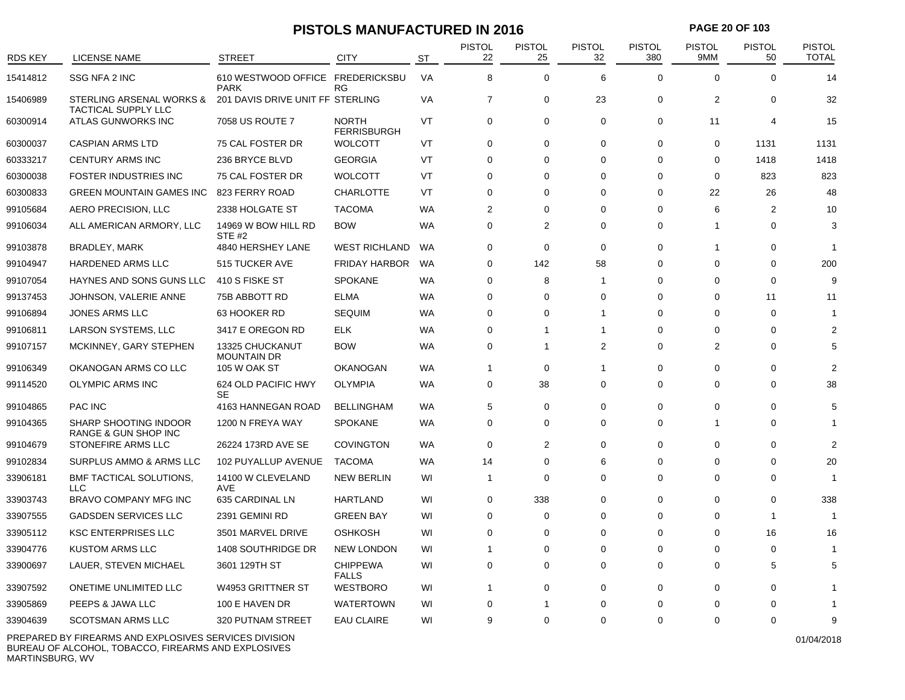# PISTOLS MANUFACTURED IN 2016

| RDS KEY | LICENSE NAME | STREET | CITY | ST | PISTOL 22 | PISTOL 25 | PISTOL 32 | PISTOL 380 | PISTOL 9MM | PISTOL 50 | PISTOL TOTAL |
|---|---|---|---|---|---|---|---|---|---|---|---|
| 15414812 | SSG NFA 2 INC | 610 WESTWOOD OFFICE PARK | FREDERICKSBURG | VA | 8 | 0 | 6 | 0 | 0 | 0 | 14 |
| 15406989 | STERLING ARSENAL WORKS & TACTICAL SUPPLY LLC | 201 DAVIS DRIVE UNIT FF | STERLING | VA | 7 | 0 | 23 | 0 | 2 | 0 | 32 |
| 60300914 | ATLAS GUNWORKS INC | 7058 US ROUTE 7 | NORTH FERRISBURGH | VT | 0 | 0 | 0 | 0 | 11 | 4 | 15 |
| 60300037 | CASPIAN ARMS LTD | 75 CAL FOSTER DR | WOLCOTT | VT | 0 | 0 | 0 | 0 | 0 | 1131 | 1131 |
| 60333217 | CENTURY ARMS INC | 236 BRYCE BLVD | GEORGIA | VT | 0 | 0 | 0 | 0 | 0 | 1418 | 1418 |
| 60300038 | FOSTER INDUSTRIES INC | 75 CAL FOSTER DR | WOLCOTT | VT | 0 | 0 | 0 | 0 | 0 | 823 | 823 |
| 60300833 | GREEN MOUNTAIN GAMES INC | 823 FERRY ROAD | CHARLOTTE | VT | 0 | 0 | 0 | 0 | 22 | 26 | 48 |
| 99105684 | AERO PRECISION, LLC | 2338 HOLGATE ST | TACOMA | WA | 2 | 0 | 0 | 0 | 6 | 2 | 10 |
| 99106034 | ALL AMERICAN ARMORY, LLC | 14969 W BOW HILL RD STE #2 | BOW | WA | 0 | 2 | 0 | 0 | 1 | 0 | 3 |
| 99103878 | BRADLEY, MARK | 4840 HERSHEY LANE | WEST RICHLAND | WA | 0 | 0 | 0 | 0 | 1 | 0 | 1 |
| 99104947 | HARDENED ARMS LLC | 515 TUCKER AVE | FRIDAY HARBOR | WA | 0 | 142 | 58 | 0 | 0 | 0 | 200 |
| 99107054 | HAYNES AND SONS GUNS LLC | 410 S FISKE ST | SPOKANE | WA | 0 | 8 | 1 | 0 | 0 | 0 | 9 |
| 99137453 | JOHNSON, VALERIE ANNE | 75B ABBOTT RD | ELMA | WA | 0 | 0 | 0 | 0 | 0 | 11 | 11 |
| 99106894 | JONES ARMS LLC | 63 HOOKER RD | SEQUIM | WA | 0 | 0 | 1 | 0 | 0 | 0 | 1 |
| 99106811 | LARSON SYSTEMS, LLC | 3417 E OREGON RD | ELK | WA | 0 | 1 | 1 | 0 | 0 | 0 | 2 |
| 99107157 | MCKINNEY, GARY STEPHEN | 13325 CHUCKANUT MOUNTAIN DR | BOW | WA | 0 | 1 | 2 | 0 | 2 | 0 | 5 |
| 99106349 | OKANOGAN ARMS CO LLC | 105 W OAK ST | OKANOGAN | WA | 1 | 0 | 1 | 0 | 0 | 0 | 2 |
| 99114520 | OLYMPIC ARMS INC | 624 OLD PACIFIC HWY SE | OLYMPIA | WA | 0 | 38 | 0 | 0 | 0 | 0 | 38 |
| 99104865 | PAC INC | 4163 HANNEGAN ROAD | BELLINGHAM | WA | 5 | 0 | 0 | 0 | 0 | 0 | 5 |
| 99104365 | SHARP SHOOTING INDOOR RANGE & GUN SHOP INC | 1200 N FREYA WAY | SPOKANE | WA | 0 | 0 | 0 | 0 | 1 | 0 | 1 |
| 99104679 | STONEFIRE ARMS LLC | 26224 173RD AVE SE | COVINGTON | WA | 0 | 2 | 0 | 0 | 0 | 0 | 2 |
| 99102834 | SURPLUS AMMO & ARMS LLC | 102 PUYALLUP AVENUE | TACOMA | WA | 14 | 0 | 6 | 0 | 0 | 0 | 20 |
| 33906181 | BMF TACTICAL SOLUTIONS, LLC | 14100 W CLEVELAND AVE | NEW BERLIN | WI | 1 | 0 | 0 | 0 | 0 | 0 | 1 |
| 33903743 | BRAVO COMPANY MFG INC | 635 CARDINAL LN | HARTLAND | WI | 0 | 338 | 0 | 0 | 0 | 0 | 338 |
| 33907555 | GADSDEN SERVICES LLC | 2391 GEMINI RD | GREEN BAY | WI | 0 | 0 | 0 | 0 | 0 | 1 | 1 |
| 33905112 | KSC ENTERPRISES LLC | 3501 MARVEL DRIVE | OSHKOSH | WI | 0 | 0 | 0 | 0 | 0 | 16 | 16 |
| 33904776 | KUSTOM ARMS LLC | 1408 SOUTHRIDGE DR | NEW LONDON | WI | 1 | 0 | 0 | 0 | 0 | 0 | 1 |
| 33900697 | LAUER, STEVEN MICHAEL | 3601 129TH ST | CHIPPEWA FALLS | WI | 0 | 0 | 0 | 0 | 0 | 5 | 5 |
| 33907592 | ONETIME UNLIMITED LLC | W4953 GRITTNER ST | WESTBORO | WI | 1 | 0 | 0 | 0 | 0 | 0 | 1 |
| 33905869 | PEEPS & JAWA LLC | 100 E HAVEN DR | WATERTOWN | WI | 0 | 1 | 0 | 0 | 0 | 0 | 1 |
| 33904639 | SCOTSMAN ARMS LLC | 320 PUTNAM STREET | EAU CLAIRE | WI | 9 | 0 | 0 | 0 | 0 | 0 | 9 |

PREPARED BY FIREARMS AND EXPLOSIVES SERVICES DIVISION
BUREAU OF ALCOHOL, TOBACCO, FIREARMS AND EXPLOSIVES
MARTINSBURG, WV

01/04/2018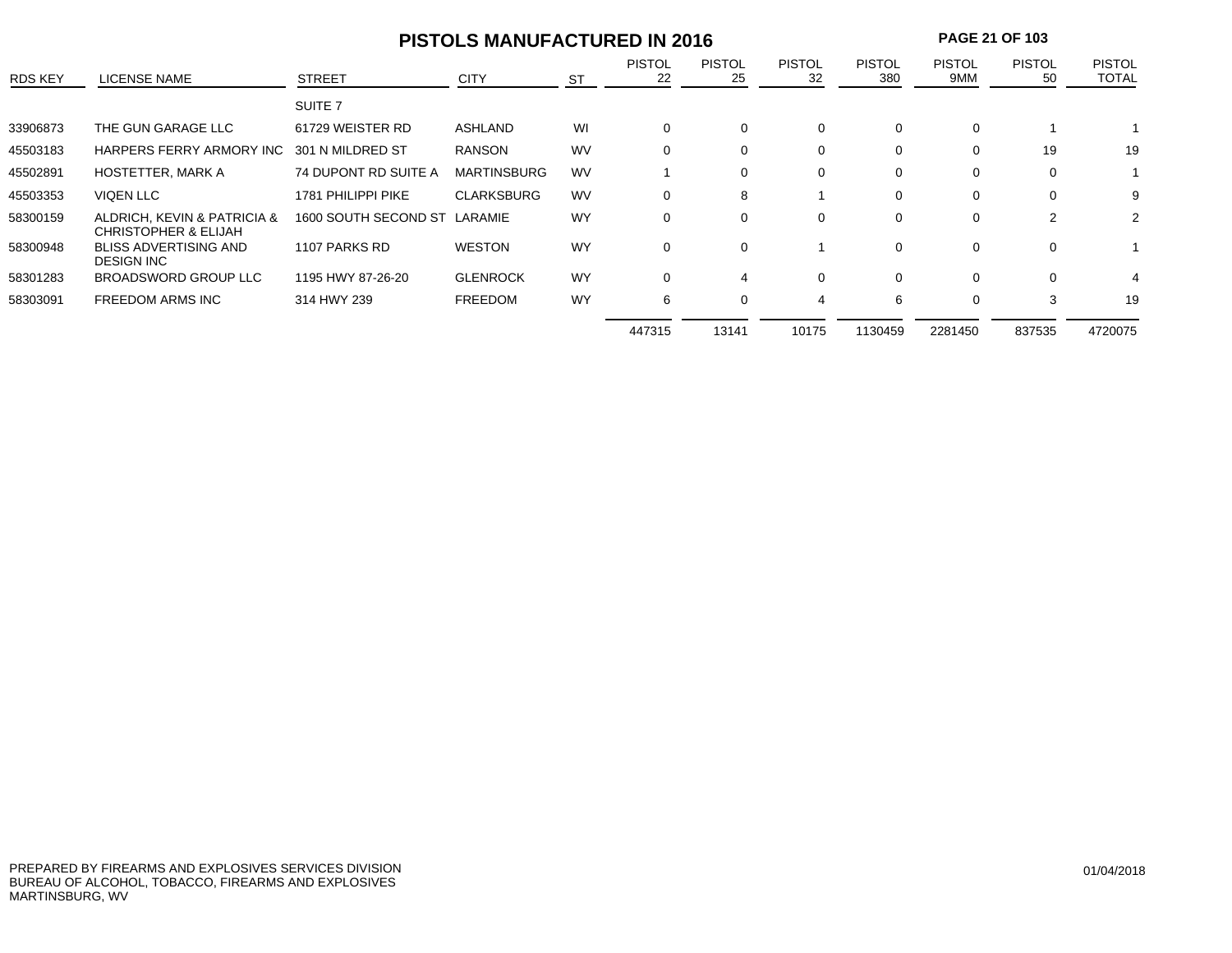# PISTOLS MANUFACTURED IN 2016

| RDS KEY | LICENSE NAME | STREET | CITY | ST | PISTOL 22 | PISTOL 25 | PISTOL 32 | PISTOL 380 | PISTOL 9MM | PISTOL 50 | PISTOL TOTAL |
|---|---|---|---|---|---|---|---|---|---|---|---|
| | | SUITE 7 | | | | | | | | | |
| 33906873 | THE GUN GARAGE LLC | 61729 WEISTER RD | ASHLAND | WI | 0 | 0 | 0 | 0 | 0 | 1 | 1 |
| 45503183 | HARPERS FERRY ARMORY INC | 301 N MILDRED ST | RANSON | WV | 0 | 0 | 0 | 0 | 0 | 19 | 19 |
| 45502891 | HOSTETTER, MARK A | 74 DUPONT RD SUITE A | MARTINSBURG | WV | 1 | 0 | 0 | 0 | 0 | 0 | 1 |
| 45503353 | VIQEN LLC | 1781 PHILIPPI PIKE | CLARKSBURG | WV | 0 | 8 | 1 | 0 | 0 | 0 | 9 |
| 58300159 | ALDRICH, KEVIN & PATRICIA & CHRISTOPHER & ELIJAH | 1600 SOUTH SECOND ST | LARAMIE | WY | 0 | 0 | 0 | 0 | 0 | 2 | 2 |
| 58300948 | BLISS ADVERTISING AND DESIGN INC | 1107 PARKS RD | WESTON | WY | 0 | 0 | 1 | 0 | 0 | 0 | 1 |
| 58301283 | BROADSWORD GROUP LLC | 1195 HWY 87-26-20 | GLENROCK | WY | 0 | 4 | 0 | 0 | 0 | 0 | 4 |
| 58303091 | FREEDOM ARMS INC | 314 HWY 239 | FREEDOM | WY | 6 | 0 | 4 | 6 | 0 | 3 | 19 |
| | | | | | 447315 | 13141 | 10175 | 1130459 | 2281450 | 837535 | 4720075 |

PREPARED BY FIREARMS AND EXPLOSIVES SERVICES DIVISION
BUREAU OF ALCOHOL, TOBACCO, FIREARMS AND EXPLOSIVES
MARTINSBURG, WV

01/04/2018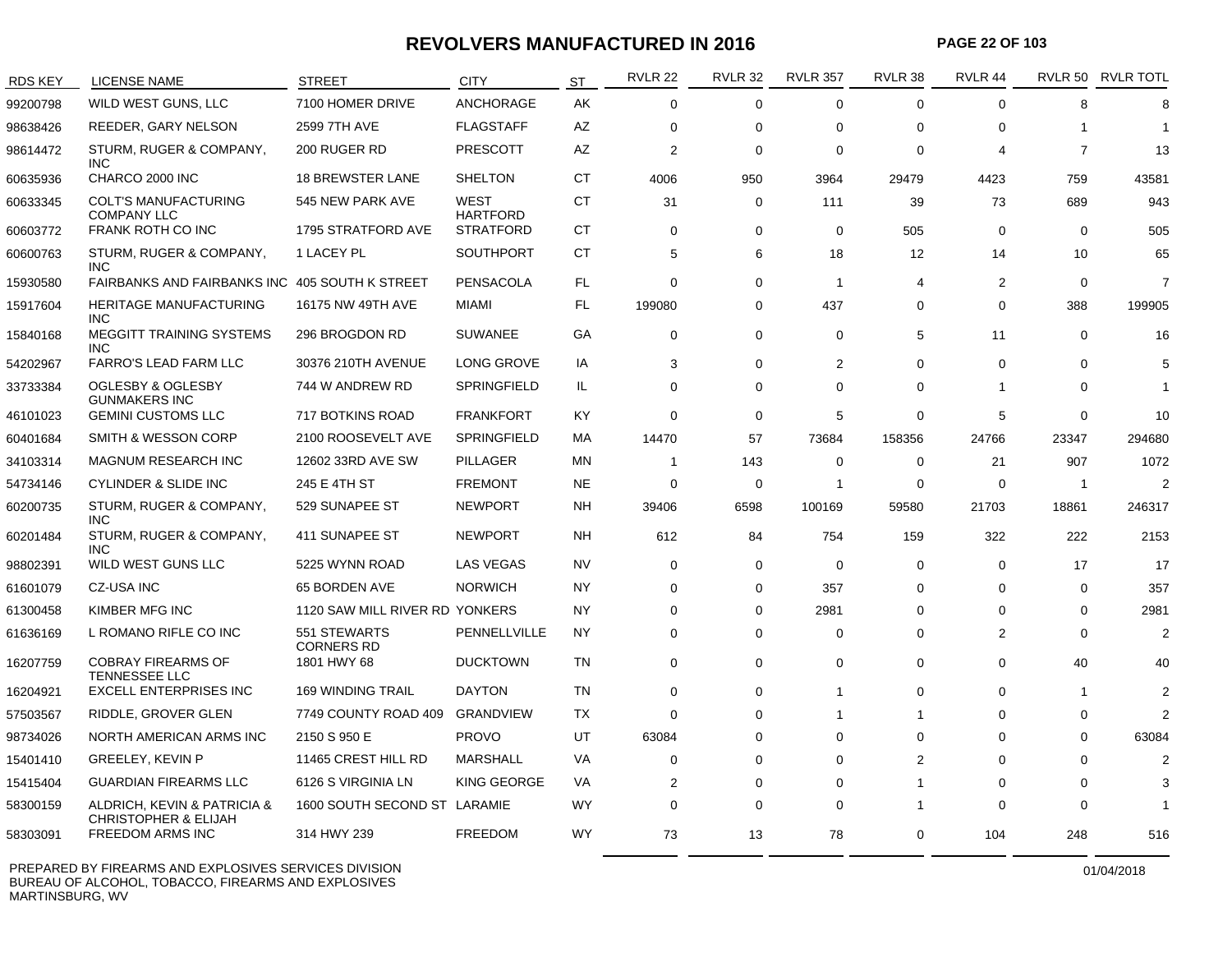# REVOLVERS MANUFACTURED IN 2016

| RDS KEY | LICENSE NAME | STREET | CITY | ST | RVLR 22 | RVLR 32 | RVLR 357 | RVLR 38 | RVLR 44 | RVLR 50 | RVLR TOTL |
|---|---|---|---|---|---|---|---|---|---|---|---|
| 99200798 | WILD WEST GUNS, LLC | 7100 HOMER DRIVE | ANCHORAGE | AK | 0 | 0 | 0 | 0 | 0 | 8 | 8 |
| 98638426 | REEDER, GARY NELSON | 2599 7TH AVE | FLAGSTAFF | AZ | 0 | 0 | 0 | 0 | 0 | 1 | 1 |
| 98614472 | STURM, RUGER & COMPANY, INC | 200 RUGER RD | PRESCOTT | AZ | 2 | 0 | 0 | 0 | 4 | 7 | 13 |
| 60635936 | CHARCO 2000 INC | 18 BREWSTER LANE | SHELTON | CT | 4006 | 950 | 3964 | 29479 | 4423 | 759 | 43581 |
| 60633345 | COLT'S MANUFACTURING COMPANY LLC | 545 NEW PARK AVE | WEST HARTFORD | CT | 31 | 0 | 111 | 39 | 73 | 689 | 943 |
| 60603772 | FRANK ROTH CO INC | 1795 STRATFORD AVE | STRATFORD | CT | 0 | 0 | 0 | 505 | 0 | 0 | 505 |
| 60600763 | STURM, RUGER & COMPANY, INC | 1 LACEY PL | SOUTHPORT | CT | 5 | 6 | 18 | 12 | 14 | 10 | 65 |
| 15930580 | FAIRBANKS AND FAIRBANKS INC | 405 SOUTH K STREET | PENSACOLA | FL | 0 | 0 | 1 | 4 | 2 | 0 | 7 |
| 15917604 | HERITAGE MANUFACTURING INC | 16175 NW 49TH AVE | MIAMI | FL | 199080 | 0 | 437 | 0 | 0 | 388 | 199905 |
| 15840168 | MEGGITT TRAINING SYSTEMS INC | 296 BROGDON RD | SUWANEE | GA | 0 | 0 | 0 | 5 | 11 | 0 | 16 |
| 54202967 | FARRO'S LEAD FARM LLC | 30376 210TH AVENUE | LONG GROVE | IA | 3 | 0 | 2 | 0 | 0 | 0 | 5 |
| 33733384 | OGLESBY & OGLESBY GUNMAKERS INC | 744 W ANDREW RD | SPRINGFIELD | IL | 0 | 0 | 0 | 0 | 1 | 0 | 1 |
| 46101023 | GEMINI CUSTOMS LLC | 717 BOTKINS ROAD | FRANKFORT | KY | 0 | 0 | 5 | 0 | 5 | 0 | 10 |
| 60401684 | SMITH & WESSON CORP | 2100 ROOSEVELT AVE | SPRINGFIELD | MA | 14470 | 57 | 73684 | 158356 | 24766 | 23347 | 294680 |
| 34103314 | MAGNUM RESEARCH INC | 12602 33RD AVE SW | PILLAGER | MN | 1 | 143 | 0 | 0 | 21 | 907 | 1072 |
| 54734146 | CYLINDER & SLIDE INC | 245 E 4TH ST | FREMONT | NE | 0 | 0 | 1 | 0 | 0 | 1 | 2 |
| 60200735 | STURM, RUGER & COMPANY, INC | 529 SUNAPEE ST | NEWPORT | NH | 39406 | 6598 | 100169 | 59580 | 21703 | 18861 | 246317 |
| 60201484 | STURM, RUGER & COMPANY, INC | 411 SUNAPEE ST | NEWPORT | NH | 612 | 84 | 754 | 159 | 322 | 222 | 2153 |
| 98802391 | WILD WEST GUNS LLC | 5225 WYNN ROAD | LAS VEGAS | NV | 0 | 0 | 0 | 0 | 0 | 17 | 17 |
| 61601079 | CZ-USA INC | 65 BORDEN AVE | NORWICH | NY | 0 | 0 | 357 | 0 | 0 | 0 | 357 |
| 61300458 | KIMBER MFG INC | 1120 SAW MILL RIVER RD | YONKERS | NY | 0 | 0 | 2981 | 0 | 0 | 0 | 2981 |
| 61636169 | L ROMANO RIFLE CO INC | 551 STEWARTS CORNERS RD | PENNELLVILLE | NY | 0 | 0 | 0 | 0 | 2 | 0 | 2 |
| 16207759 | COBRAY FIREARMS OF TENNESSEE LLC | 1801 HWY 68 | DUCKTOWN | TN | 0 | 0 | 0 | 0 | 0 | 40 | 40 |
| 16204921 | EXCELL ENTERPRISES INC | 169 WINDING TRAIL | DAYTON | TN | 0 | 0 | 1 | 0 | 0 | 1 | 2 |
| 57503567 | RIDDLE, GROVER GLEN | 7749 COUNTY ROAD 409 | GRANDVIEW | TX | 0 | 0 | 1 | 1 | 0 | 0 | 2 |
| 98734026 | NORTH AMERICAN ARMS INC | 2150 S 950 E | PROVO | UT | 63084 | 0 | 0 | 0 | 0 | 0 | 63084 |
| 15401410 | GREELEY, KEVIN P | 11465 CREST HILL RD | MARSHALL | VA | 0 | 0 | 0 | 2 | 0 | 0 | 2 |
| 15415404 | GUARDIAN FIREARMS LLC | 6126 S VIRGINIA LN | KING GEORGE | VA | 2 | 0 | 0 | 1 | 0 | 0 | 3 |
| 58300159 | ALDRICH, KEVIN & PATRICIA & CHRISTOPHER & ELIJAH | 1600 SOUTH SECOND ST | LARAMIE | WY | 0 | 0 | 0 | 1 | 0 | 0 | 1 |
| 58303091 | FREEDOM ARMS INC | 314 HWY 239 | FREEDOM | WY | 73 | 13 | 78 | 0 | 104 | 248 | 516 |

PREPARED BY FIREARMS AND EXPLOSIVES SERVICES DIVISION
BUREAU OF ALCOHOL, TOBACCO, FIREARMS AND EXPLOSIVES
MARTINSBURG, WV

01/04/2018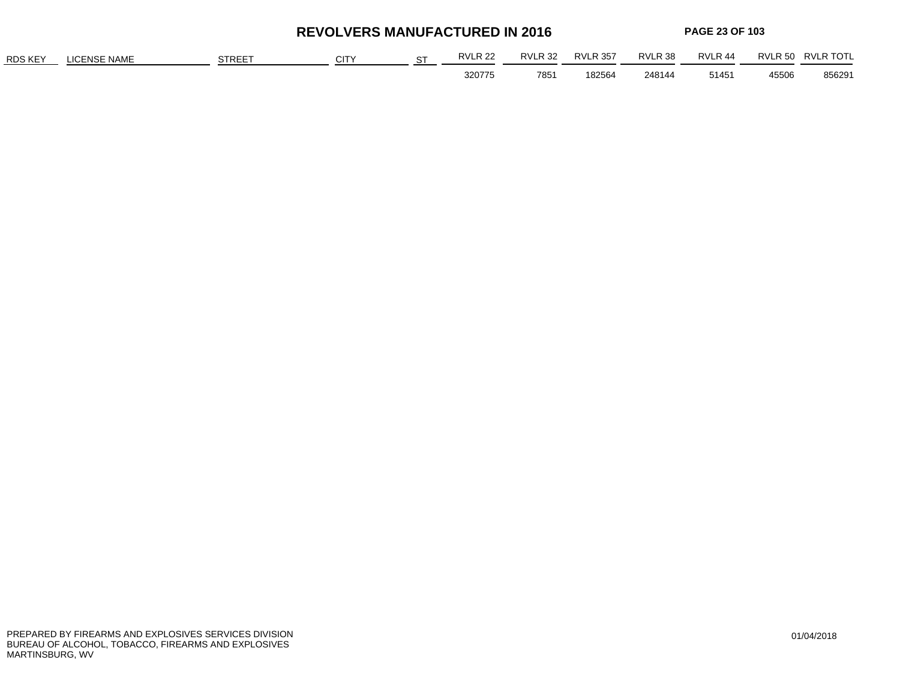# REVOLVERS MANUFACTURED IN 2016

| RDS KEY | LICENSE NAME | STREET | CITY | ST | RVLR 22 | RVLR 32 | RVLR 357 | RVLR 38 | RVLR 44 | RVLR 50 | RVLR TOTL |
|---|---|---|---|---|---|---|---|---|---|---|---|
| | | | | | 320775 | 7851 | 182564 | 248144 | 51451 | 45506 | 856291 |

PREPARED BY FIREARMS AND EXPLOSIVES SERVICES DIVISION
BUREAU OF ALCOHOL, TOBACCO, FIREARMS AND EXPLOSIVES
MARTINSBURG, WV

01/04/2018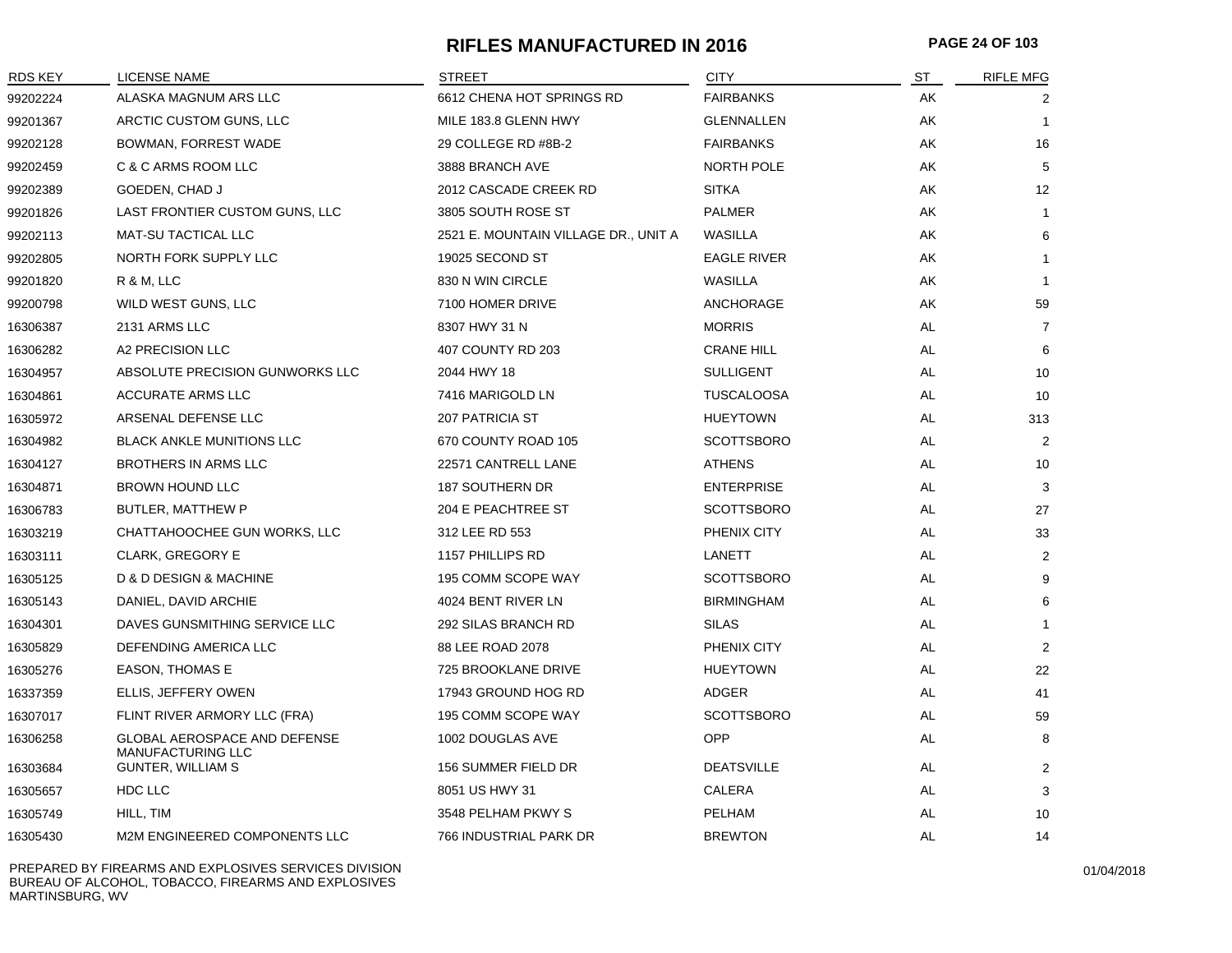# RIFLES MANUFACTURED IN 2016

| RDS KEY | LICENSE NAME | STREET | CITY | ST | RIFLE MFG |
|---|---|---|---|---|---|
| 99202224 | ALASKA MAGNUM ARS LLC | 6612 CHENA HOT SPRINGS RD | FAIRBANKS | AK | 2 |
| 99201367 | ARCTIC CUSTOM GUNS, LLC | MILE 183.8 GLENN HWY | GLENNALLEN | AK | 1 |
| 99202128 | BOWMAN, FORREST WADE | 29 COLLEGE RD #8B-2 | FAIRBANKS | AK | 16 |
| 99202459 | C & C ARMS ROOM LLC | 3888 BRANCH AVE | NORTH POLE | AK | 5 |
| 99202389 | GOEDEN, CHAD J | 2012 CASCADE CREEK RD | SITKA | AK | 12 |
| 99201826 | LAST FRONTIER CUSTOM GUNS, LLC | 3805 SOUTH ROSE ST | PALMER | AK | 1 |
| 99202113 | MAT-SU TACTICAL LLC | 2521 E. MOUNTAIN VILLAGE DR., UNIT A | WASILLA | AK | 6 |
| 99202805 | NORTH FORK SUPPLY LLC | 19025 SECOND ST | EAGLE RIVER | AK | 1 |
| 99201820 | R & M, LLC | 830 N WIN CIRCLE | WASILLA | AK | 1 |
| 99200798 | WILD WEST GUNS, LLC | 7100 HOMER DRIVE | ANCHORAGE | AK | 59 |
| 16306387 | 2131 ARMS LLC | 8307 HWY 31 N | MORRIS | AL | 7 |
| 16306282 | A2 PRECISION LLC | 407 COUNTY RD 203 | CRANE HILL | AL | 6 |
| 16304957 | ABSOLUTE PRECISION GUNWORKS LLC | 2044 HWY 18 | SULLIGENT | AL | 10 |
| 16304861 | ACCURATE ARMS LLC | 7416 MARIGOLD LN | TUSCALOOSA | AL | 10 |
| 16305972 | ARSENAL DEFENSE LLC | 207 PATRICIA ST | HUEYTOWN | AL | 313 |
| 16304982 | BLACK ANKLE MUNITIONS LLC | 670 COUNTY ROAD 105 | SCOTTSBORO | AL | 2 |
| 16304127 | BROTHERS IN ARMS LLC | 22571 CANTRELL LANE | ATHENS | AL | 10 |
| 16304871 | BROWN HOUND LLC | 187 SOUTHERN DR | ENTERPRISE | AL | 3 |
| 16306783 | BUTLER, MATTHEW P | 204 E PEACHTREE ST | SCOTTSBORO | AL | 27 |
| 16303219 | CHATTAHOOCHEE GUN WORKS, LLC | 312 LEE RD 553 | PHENIX CITY | AL | 33 |
| 16303111 | CLARK, GREGORY E | 1157 PHILLIPS RD | LANETT | AL | 2 |
| 16305125 | D & D DESIGN & MACHINE | 195 COMM SCOPE WAY | SCOTTSBORO | AL | 9 |
| 16305143 | DANIEL, DAVID ARCHIE | 4024 BENT RIVER LN | BIRMINGHAM | AL | 6 |
| 16304301 | DAVES GUNSMITHING SERVICE LLC | 292 SILAS BRANCH RD | SILAS | AL | 1 |
| 16305829 | DEFENDING AMERICA LLC | 88 LEE ROAD 2078 | PHENIX CITY | AL | 2 |
| 16305276 | EASON, THOMAS E | 725 BROOKLANE DRIVE | HUEYTOWN | AL | 22 |
| 16337359 | ELLIS, JEFFERY OWEN | 17943 GROUND HOG RD | ADGER | AL | 41 |
| 16307017 | FLINT RIVER ARMORY LLC (FRA) | 195 COMM SCOPE WAY | SCOTTSBORO | AL | 59 |
| 16306258 | GLOBAL AEROSPACE AND DEFENSE MANUFACTURING LLC | 1002 DOUGLAS AVE | OPP | AL | 8 |
| 16303684 | GUNTER, WILLIAM S | 156 SUMMER FIELD DR | DEATSVILLE | AL | 2 |
| 16305657 | HDC LLC | 8051 US HWY 31 | CALERA | AL | 3 |
| 16305749 | HILL, TIM | 3548 PELHAM PKWY S | PELHAM | AL | 10 |
| 16305430 | M2M ENGINEERED COMPONENTS LLC | 766 INDUSTRIAL PARK DR | BREWTON | AL | 14 |

PREPARED BY FIREARMS AND EXPLOSIVES SERVICES DIVISION
BUREAU OF ALCOHOL, TOBACCO, FIREARMS AND EXPLOSIVES
MARTINSBURG, WV

01/04/2018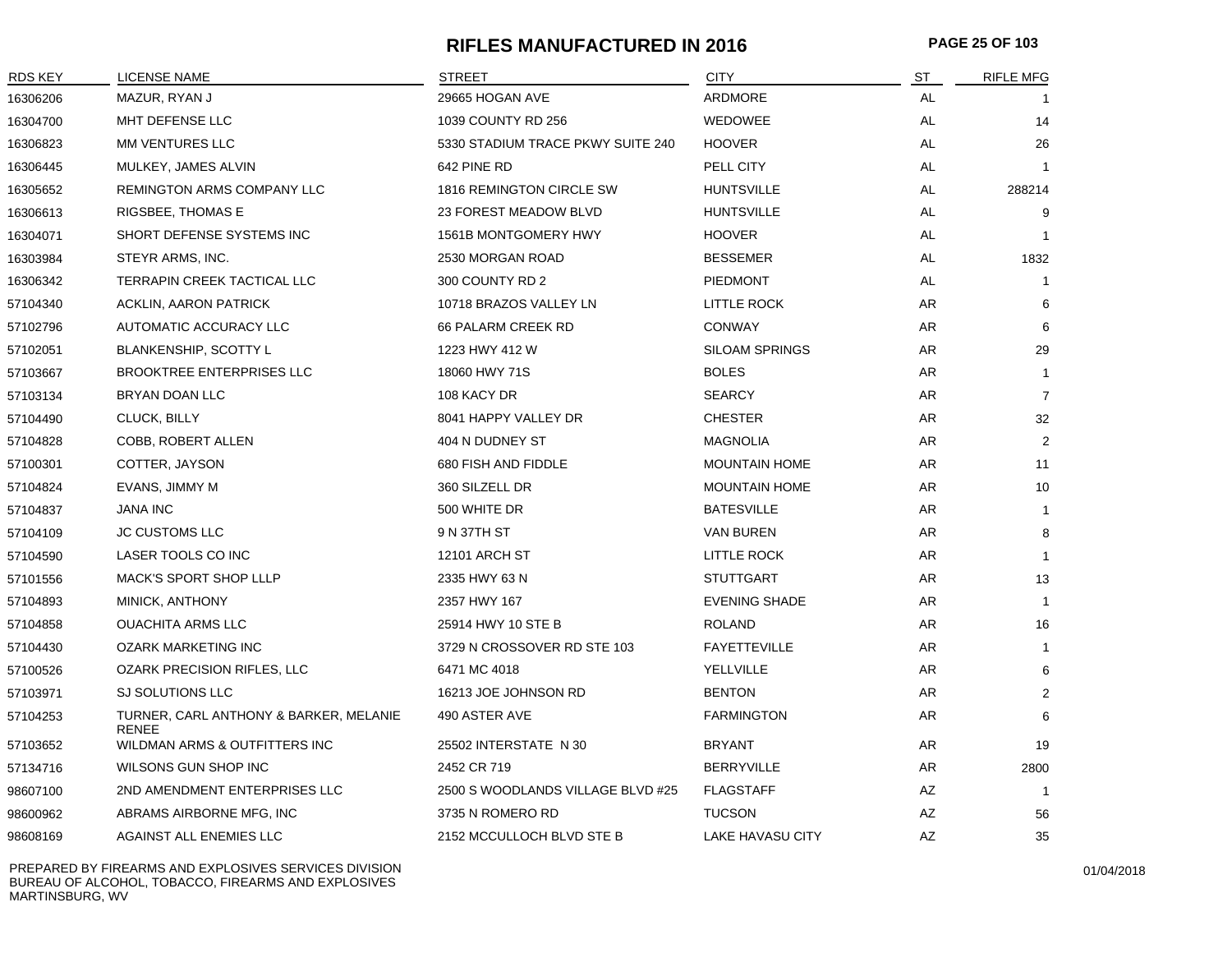# RIFLES MANUFACTURED IN 2016

| RDS KEY | LICENSE NAME | STREET | CITY | ST | RIFLE MFG |
|---|---|---|---|---|---|
| 16306206 | MAZUR, RYAN J | 29665 HOGAN AVE | ARDMORE | AL | 1 |
| 16304700 | MHT DEFENSE LLC | 1039 COUNTY RD 256 | WEDOWEE | AL | 14 |
| 16306823 | MM VENTURES LLC | 5330 STADIUM TRACE PKWY SUITE 240 | HOOVER | AL | 26 |
| 16306445 | MULKEY, JAMES ALVIN | 642 PINE RD | PELL CITY | AL | 1 |
| 16305652 | REMINGTON ARMS COMPANY LLC | 1816 REMINGTON CIRCLE SW | HUNTSVILLE | AL | 288214 |
| 16306613 | RIGSBEE, THOMAS E | 23 FOREST MEADOW BLVD | HUNTSVILLE | AL | 9 |
| 16304071 | SHORT DEFENSE SYSTEMS INC | 1561B MONTGOMERY HWY | HOOVER | AL | 1 |
| 16303984 | STEYR ARMS, INC. | 2530 MORGAN ROAD | BESSEMER | AL | 1832 |
| 16306342 | TERRAPIN CREEK TACTICAL LLC | 300 COUNTY RD 2 | PIEDMONT | AL | 1 |
| 57104340 | ACKLIN, AARON PATRICK | 10718 BRAZOS VALLEY LN | LITTLE ROCK | AR | 6 |
| 57102796 | AUTOMATIC ACCURACY LLC | 66 PALARM CREEK RD | CONWAY | AR | 6 |
| 57102051 | BLANKENSHIP, SCOTTY L | 1223 HWY 412 W | SILOAM SPRINGS | AR | 29 |
| 57103667 | BROOKTREE ENTERPRISES LLC | 18060 HWY 71S | BOLES | AR | 1 |
| 57103134 | BRYAN DOAN LLC | 108 KACY DR | SEARCY | AR | 7 |
| 57104490 | CLUCK, BILLY | 8041 HAPPY VALLEY DR | CHESTER | AR | 32 |
| 57104828 | COBB, ROBERT ALLEN | 404 N DUDNEY ST | MAGNOLIA | AR | 2 |
| 57100301 | COTTER, JAYSON | 680 FISH AND FIDDLE | MOUNTAIN HOME | AR | 11 |
| 57104824 | EVANS, JIMMY M | 360 SILZELL DR | MOUNTAIN HOME | AR | 10 |
| 57104837 | JANA INC | 500 WHITE DR | BATESVILLE | AR | 1 |
| 57104109 | JC CUSTOMS LLC | 9 N 37TH ST | VAN BUREN | AR | 8 |
| 57104590 | LASER TOOLS CO INC | 12101 ARCH ST | LITTLE ROCK | AR | 1 |
| 57101556 | MACK'S SPORT SHOP LLLP | 2335 HWY 63 N | STUTTGART | AR | 13 |
| 57104893 | MINICK, ANTHONY | 2357 HWY 167 | EVENING SHADE | AR | 1 |
| 57104858 | OUACHITA ARMS LLC | 25914 HWY 10 STE B | ROLAND | AR | 16 |
| 57104430 | OZARK MARKETING INC | 3729 N CROSSOVER RD STE 103 | FAYETTEVILLE | AR | 1 |
| 57100526 | OZARK PRECISION RIFLES, LLC | 6471 MC 4018 | YELLVILLE | AR | 6 |
| 57103971 | SJ SOLUTIONS LLC | 16213 JOE JOHNSON RD | BENTON | AR | 2 |
| 57104253 | TURNER, CARL ANTHONY & BARKER, MELANIE RENEE | 490 ASTER AVE | FARMINGTON | AR | 6 |
| 57103652 | WILDMAN ARMS & OUTFITTERS INC | 25502 INTERSTATE N 30 | BRYANT | AR | 19 |
| 57134716 | WILSONS GUN SHOP INC | 2452 CR 719 | BERRYVILLE | AR | 2800 |
| 98607100 | 2ND AMENDMENT ENTERPRISES LLC | 2500 S WOODLANDS VILLAGE BLVD #25 | FLAGSTAFF | AZ | 1 |
| 98600962 | ABRAMS AIRBORNE MFG, INC | 3735 N ROMERO RD | TUCSON | AZ | 56 |
| 98608169 | AGAINST ALL ENEMIES LLC | 2152 MCCULLOCH BLVD STE B | LAKE HAVASU CITY | AZ | 35 |

PREPARED BY FIREARMS AND EXPLOSIVES SERVICES DIVISION
BUREAU OF ALCOHOL, TOBACCO, FIREARMS AND EXPLOSIVES
MARTINSBURG, WV

01/04/2018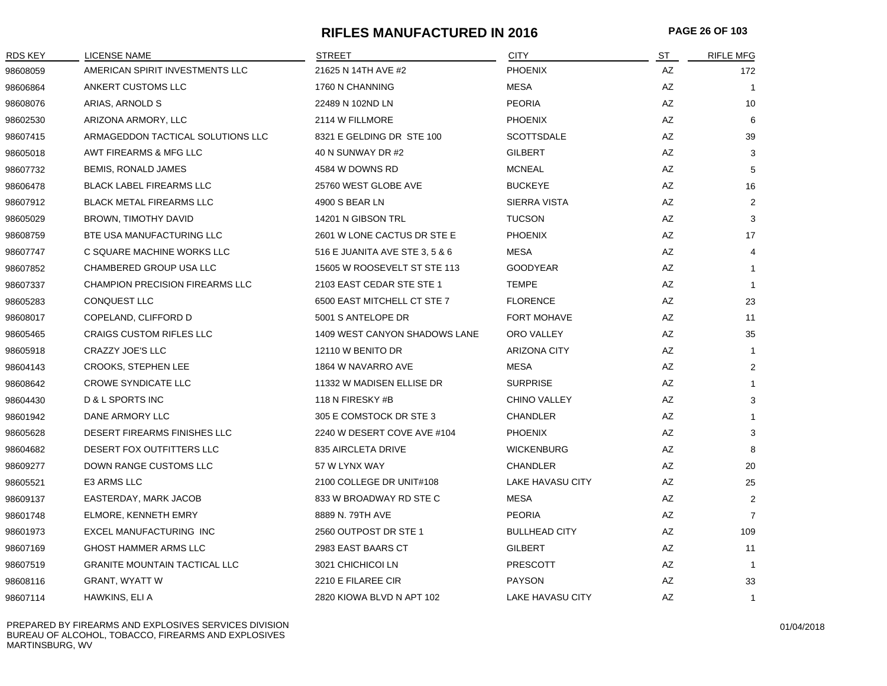# RIFLES MANUFACTURED IN 2016

| RDS KEY | LICENSE NAME | STREET | CITY | ST | RIFLE MFG |
|---|---|---|---|---|---|
| 98608059 | AMERICAN SPIRIT INVESTMENTS LLC | 21625 N 14TH AVE #2 | PHOENIX | AZ | 172 |
| 98606864 | ANKERT CUSTOMS LLC | 1760 N CHANNING | MESA | AZ | 1 |
| 98608076 | ARIAS, ARNOLD S | 22489 N 102ND LN | PEORIA | AZ | 10 |
| 98602530 | ARIZONA ARMORY, LLC | 2114 W FILLMORE | PHOENIX | AZ | 6 |
| 98607415 | ARMAGEDDON TACTICAL SOLUTIONS LLC | 8321 E GELDING DR STE 100 | SCOTTSDALE | AZ | 39 |
| 98605018 | AWT FIREARMS & MFG LLC | 40 N SUNWAY DR #2 | GILBERT | AZ | 3 |
| 98607732 | BEMIS, RONALD JAMES | 4584 W DOWNS RD | MCNEAL | AZ | 5 |
| 98606478 | BLACK LABEL FIREARMS LLC | 25760 WEST GLOBE AVE | BUCKEYE | AZ | 16 |
| 98607912 | BLACK METAL FIREARMS LLC | 4900 S BEAR LN | SIERRA VISTA | AZ | 2 |
| 98605029 | BROWN, TIMOTHY DAVID | 14201 N GIBSON TRL | TUCSON | AZ | 3 |
| 98608759 | BTE USA MANUFACTURING LLC | 2601 W LONE CACTUS DR STE E | PHOENIX | AZ | 17 |
| 98607747 | C SQUARE MACHINE WORKS LLC | 516 E JUANITA AVE STE 3, 5 & 6 | MESA | AZ | 4 |
| 98607852 | CHAMBERED GROUP USA LLC | 15605 W ROOSEVELT ST STE 113 | GOODYEAR | AZ | 1 |
| 98607337 | CHAMPION PRECISION FIREARMS LLC | 2103 EAST CEDAR STE STE 1 | TEMPE | AZ | 1 |
| 98605283 | CONQUEST LLC | 6500 EAST MITCHELL CT STE 7 | FLORENCE | AZ | 23 |
| 98608017 | COPELAND, CLIFFORD D | 5001 S ANTELOPE DR | FORT MOHAVE | AZ | 11 |
| 98605465 | CRAIGS CUSTOM RIFLES LLC | 1409 WEST CANYON SHADOWS LANE | ORO VALLEY | AZ | 35 |
| 98605918 | CRAZZY JOE'S LLC | 12110 W BENITO DR | ARIZONA CITY | AZ | 1 |
| 98604143 | CROOKS, STEPHEN LEE | 1864 W NAVARRO AVE | MESA | AZ | 2 |
| 98608642 | CROWE SYNDICATE LLC | 11332 W MADISEN ELLISE DR | SURPRISE | AZ | 1 |
| 98604430 | D & L SPORTS INC | 118 N FIRESKY #B | CHINO VALLEY | AZ | 3 |
| 98601942 | DANE ARMORY LLC | 305 E COMSTOCK DR STE 3 | CHANDLER | AZ | 1 |
| 98605628 | DESERT FIREARMS FINISHES LLC | 2240 W DESERT COVE AVE #104 | PHOENIX | AZ | 3 |
| 98604682 | DESERT FOX OUTFITTERS LLC | 835 AIRCLETA DRIVE | WICKENBURG | AZ | 8 |
| 98609277 | DOWN RANGE CUSTOMS LLC | 57 W LYNX WAY | CHANDLER | AZ | 20 |
| 98605521 | E3 ARMS LLC | 2100 COLLEGE DR UNIT#108 | LAKE HAVASU CITY | AZ | 25 |
| 98609137 | EASTERDAY, MARK JACOB | 833 W BROADWAY RD STE C | MESA | AZ | 2 |
| 98601748 | ELMORE, KENNETH EMRY | 8889 N. 79TH AVE | PEORIA | AZ | 7 |
| 98601973 | EXCEL MANUFACTURING INC | 2560 OUTPOST DR STE 1 | BULLHEAD CITY | AZ | 109 |
| 98607169 | GHOST HAMMER ARMS LLC | 2983 EAST BAARS CT | GILBERT | AZ | 11 |
| 98607519 | GRANITE MOUNTAIN TACTICAL LLC | 3021 CHICHICOI LN | PRESCOTT | AZ | 1 |
| 98608116 | GRANT, WYATT W | 2210 E FILAREE CIR | PAYSON | AZ | 33 |
| 98607114 | HAWKINS, ELI A | 2820 KIOWA BLVD N APT 102 | LAKE HAVASU CITY | AZ | 1 |

PREPARED BY FIREARMS AND EXPLOSIVES SERVICES DIVISION
BUREAU OF ALCOHOL, TOBACCO, FIREARMS AND EXPLOSIVES
MARTINSBURG, WV

01/04/2018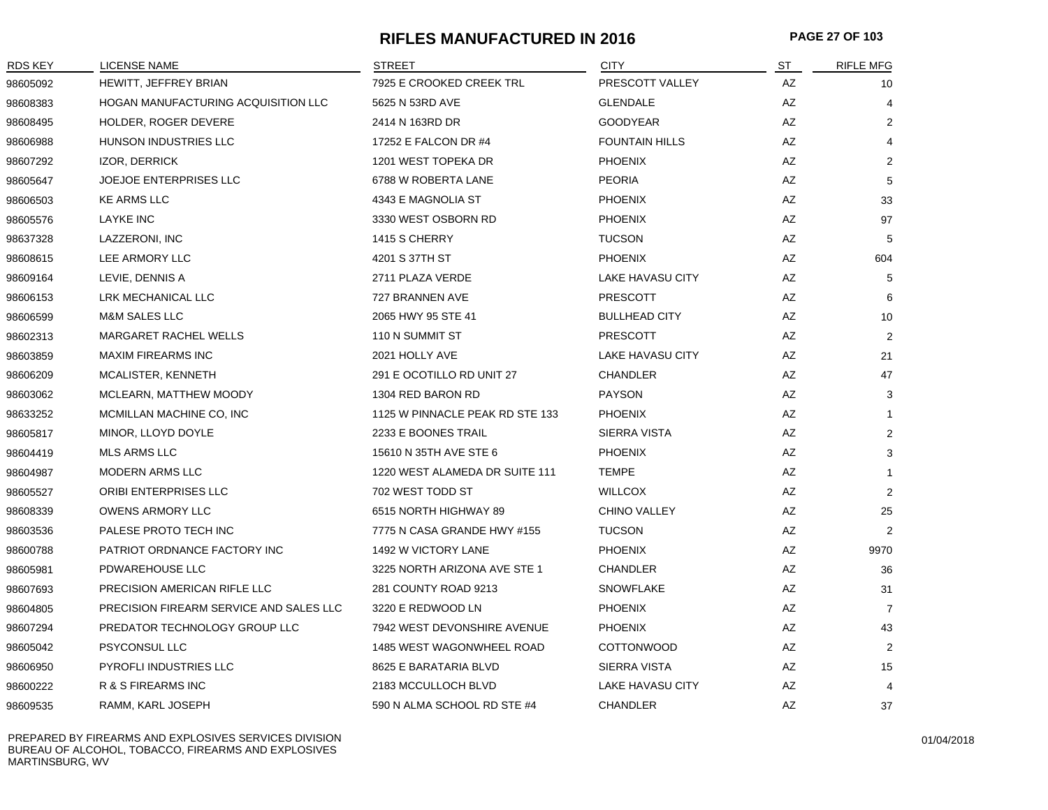# RIFLES MANUFACTURED IN 2016

| RDS KEY | LICENSE NAME | STREET | CITY | ST | RIFLE MFG |
|---|---|---|---|---|---|
| 98605092 | HEWITT, JEFFREY BRIAN | 7925 E CROOKED CREEK TRL | PRESCOTT VALLEY | AZ | 10 |
| 98608383 | HOGAN MANUFACTURING ACQUISITION LLC | 5625 N 53RD AVE | GLENDALE | AZ | 4 |
| 98608495 | HOLDER, ROGER DEVERE | 2414 N 163RD DR | GOODYEAR | AZ | 2 |
| 98606988 | HUNSON INDUSTRIES LLC | 17252 E FALCON DR #4 | FOUNTAIN HILLS | AZ | 4 |
| 98607292 | IZOR, DERRICK | 1201 WEST TOPEKA DR | PHOENIX | AZ | 2 |
| 98605647 | JOEJOE ENTERPRISES LLC | 6788 W ROBERTA LANE | PEORIA | AZ | 5 |
| 98606503 | KE ARMS LLC | 4343 E MAGNOLIA ST | PHOENIX | AZ | 33 |
| 98605576 | LAYKE INC | 3330 WEST OSBORN RD | PHOENIX | AZ | 97 |
| 98637328 | LAZZERONI, INC | 1415 S CHERRY | TUCSON | AZ | 5 |
| 98608615 | LEE ARMORY LLC | 4201 S 37TH ST | PHOENIX | AZ | 604 |
| 98609164 | LEVIE, DENNIS A | 2711 PLAZA VERDE | LAKE HAVASU CITY | AZ | 5 |
| 98606153 | LRK MECHANICAL LLC | 727 BRANNEN AVE | PRESCOTT | AZ | 6 |
| 98606599 | M&M SALES LLC | 2065 HWY 95 STE 41 | BULLHEAD CITY | AZ | 10 |
| 98602313 | MARGARET RACHEL WELLS | 110 N SUMMIT ST | PRESCOTT | AZ | 2 |
| 98603859 | MAXIM FIREARMS INC | 2021 HOLLY AVE | LAKE HAVASU CITY | AZ | 21 |
| 98606209 | MCALISTER, KENNETH | 291 E OCOTILLO RD UNIT 27 | CHANDLER | AZ | 47 |
| 98603062 | MCLEARN, MATTHEW MOODY | 1304 RED BARON RD | PAYSON | AZ | 3 |
| 98633252 | MCMILLAN MACHINE CO, INC | 1125 W PINNACLE PEAK RD STE 133 | PHOENIX | AZ | 1 |
| 98605817 | MINOR, LLOYD DOYLE | 2233 E BOONES TRAIL | SIERRA VISTA | AZ | 2 |
| 98604419 | MLS ARMS LLC | 15610 N 35TH AVE STE 6 | PHOENIX | AZ | 3 |
| 98604987 | MODERN ARMS LLC | 1220 WEST ALAMEDA DR SUITE 111 | TEMPE | AZ | 1 |
| 98605527 | ORIBI ENTERPRISES LLC | 702 WEST TODD ST | WILLCOX | AZ | 2 |
| 98608339 | OWENS ARMORY LLC | 6515 NORTH HIGHWAY 89 | CHINO VALLEY | AZ | 25 |
| 98603536 | PALESE PROTO TECH INC | 7775 N CASA GRANDE HWY #155 | TUCSON | AZ | 2 |
| 98600788 | PATRIOT ORDNANCE FACTORY INC | 1492 W VICTORY LANE | PHOENIX | AZ | 9970 |
| 98605981 | PDWAREHOUSE LLC | 3225 NORTH ARIZONA AVE STE 1 | CHANDLER | AZ | 36 |
| 98607693 | PRECISION AMERICAN RIFLE LLC | 281 COUNTY ROAD 9213 | SNOWFLAKE | AZ | 31 |
| 98604805 | PRECISION FIREARM SERVICE AND SALES LLC | 3220 E REDWOOD LN | PHOENIX | AZ | 7 |
| 98607294 | PREDATOR TECHNOLOGY GROUP LLC | 7942 WEST DEVONSHIRE AVENUE | PHOENIX | AZ | 43 |
| 98605042 | PSYCONSUL LLC | 1485 WEST WAGONWHEEL ROAD | COTTONWOOD | AZ | 2 |
| 98606950 | PYROFLI INDUSTRIES LLC | 8625 E BARATARIA BLVD | SIERRA VISTA | AZ | 15 |
| 98600222 | R & S FIREARMS INC | 2183 MCCULLOCH BLVD | LAKE HAVASU CITY | AZ | 4 |
| 98609535 | RAMM, KARL JOSEPH | 590 N ALMA SCHOOL RD STE #4 | CHANDLER | AZ | 37 |

PREPARED BY FIREARMS AND EXPLOSIVES SERVICES DIVISION
BUREAU OF ALCOHOL, TOBACCO, FIREARMS AND EXPLOSIVES
MARTINSBURG, WV

01/04/2018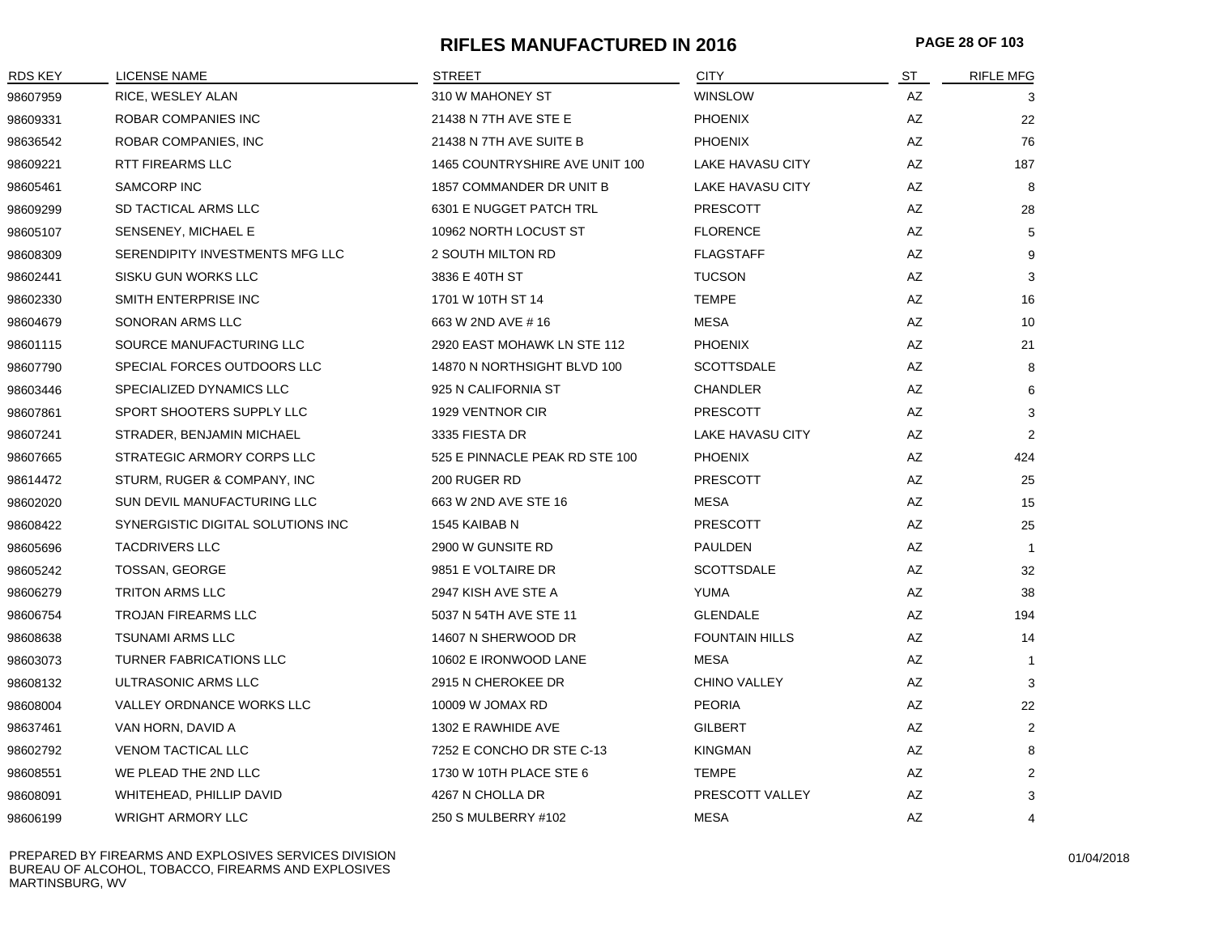# RIFLES MANUFACTURED IN 2016

| RDS KEY | LICENSE NAME | STREET | CITY | ST | RIFLE MFG |
|---|---|---|---|---|---|
| 98607959 | RICE, WESLEY ALAN | 310 W MAHONEY ST | WINSLOW | AZ | 3 |
| 98609331 | ROBAR COMPANIES INC | 21438 N 7TH AVE STE E | PHOENIX | AZ | 22 |
| 98636542 | ROBAR COMPANIES, INC | 21438 N 7TH AVE SUITE B | PHOENIX | AZ | 76 |
| 98609221 | RTT FIREARMS LLC | 1465 COUNTRYSHIRE AVE UNIT 100 | LAKE HAVASU CITY | AZ | 187 |
| 98605461 | SAMCORP INC | 1857 COMMANDER DR UNIT B | LAKE HAVASU CITY | AZ | 8 |
| 98609299 | SD TACTICAL ARMS LLC | 6301 E NUGGET PATCH TRL | PRESCOTT | AZ | 28 |
| 98605107 | SENSENEY, MICHAEL E | 10962 NORTH LOCUST ST | FLORENCE | AZ | 5 |
| 98608309 | SERENDIPITY INVESTMENTS MFG LLC | 2 SOUTH MILTON RD | FLAGSTAFF | AZ | 9 |
| 98602441 | SISKU GUN WORKS LLC | 3836 E 40TH ST | TUCSON | AZ | 3 |
| 98602330 | SMITH ENTERPRISE INC | 1701 W 10TH ST 14 | TEMPE | AZ | 16 |
| 98604679 | SONORAN ARMS LLC | 663 W 2ND AVE # 16 | MESA | AZ | 10 |
| 98601115 | SOURCE MANUFACTURING LLC | 2920 EAST MOHAWK LN STE 112 | PHOENIX | AZ | 21 |
| 98607790 | SPECIAL FORCES OUTDOORS LLC | 14870 N NORTHSIGHT BLVD 100 | SCOTTSDALE | AZ | 8 |
| 98603446 | SPECIALIZED DYNAMICS LLC | 925 N CALIFORNIA ST | CHANDLER | AZ | 6 |
| 98607861 | SPORT SHOOTERS SUPPLY LLC | 1929 VENTNOR CIR | PRESCOTT | AZ | 3 |
| 98607241 | STRADER, BENJAMIN MICHAEL | 3335 FIESTA DR | LAKE HAVASU CITY | AZ | 2 |
| 98607665 | STRATEGIC ARMORY CORPS LLC | 525 E PINNACLE PEAK RD STE 100 | PHOENIX | AZ | 424 |
| 98614472 | STURM, RUGER & COMPANY, INC | 200 RUGER RD | PRESCOTT | AZ | 25 |
| 98602020 | SUN DEVIL MANUFACTURING LLC | 663 W 2ND AVE STE 16 | MESA | AZ | 15 |
| 98608422 | SYNERGISTIC DIGITAL SOLUTIONS INC | 1545 KAIBAB N | PRESCOTT | AZ | 25 |
| 98605696 | TACDRIVERS LLC | 2900 W GUNSITE RD | PAULDEN | AZ | 1 |
| 98605242 | TOSSAN, GEORGE | 9851 E VOLTAIRE DR | SCOTTSDALE | AZ | 32 |
| 98606279 | TRITON ARMS LLC | 2947 KISH AVE STE A | YUMA | AZ | 38 |
| 98606754 | TROJAN FIREARMS LLC | 5037 N 54TH AVE STE 11 | GLENDALE | AZ | 194 |
| 98608638 | TSUNAMI ARMS LLC | 14607 N SHERWOOD DR | FOUNTAIN HILLS | AZ | 14 |
| 98603073 | TURNER FABRICATIONS LLC | 10602 E IRONWOOD LANE | MESA | AZ | 1 |
| 98608132 | ULTRASONIC ARMS LLC | 2915 N CHEROKEE DR | CHINO VALLEY | AZ | 3 |
| 98608004 | VALLEY ORDNANCE WORKS LLC | 10009 W JOMAX RD | PEORIA | AZ | 22 |
| 98637461 | VAN HORN, DAVID A | 1302 E RAWHIDE AVE | GILBERT | AZ | 2 |
| 98602792 | VENOM TACTICAL LLC | 7252 E CONCHO DR STE C-13 | KINGMAN | AZ | 8 |
| 98608551 | WE PLEAD THE 2ND LLC | 1730 W 10TH PLACE STE 6 | TEMPE | AZ | 2 |
| 98608091 | WHITEHEAD, PHILLIP DAVID | 4267 N CHOLLA DR | PRESCOTT VALLEY | AZ | 3 |
| 98606199 | WRIGHT ARMORY LLC | 250 S MULBERRY #102 | MESA | AZ | 4 |

PREPARED BY FIREARMS AND EXPLOSIVES SERVICES DIVISION
BUREAU OF ALCOHOL, TOBACCO, FIREARMS AND EXPLOSIVES
MARTINSBURG, WV

01/04/2018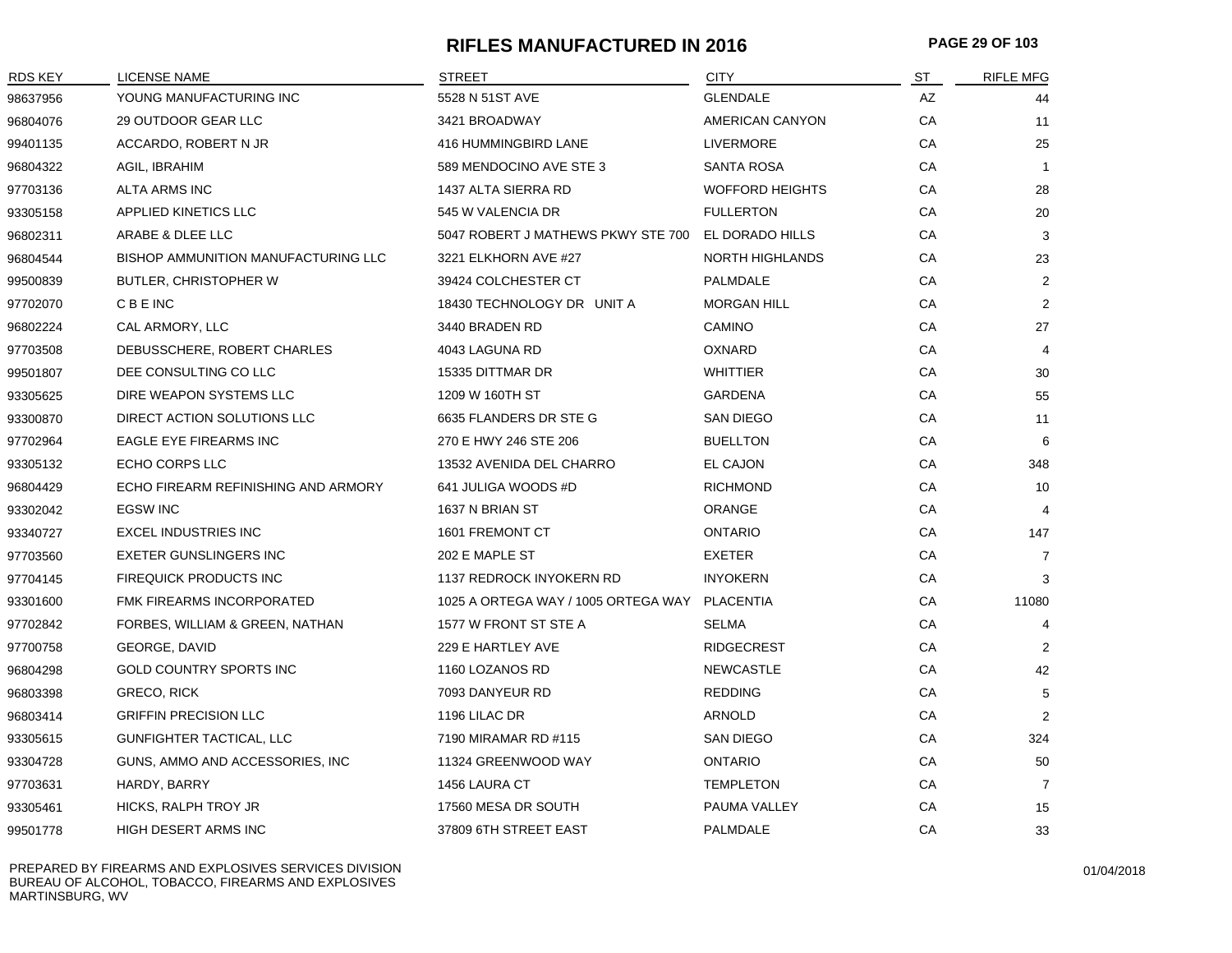# RIFLES MANUFACTURED IN 2016

| RDS KEY | LICENSE NAME | STREET | CITY | ST | RIFLE MFG |
|---|---|---|---|---|---|
| 98637956 | YOUNG MANUFACTURING INC | 5528 N 51ST AVE | GLENDALE | AZ | 44 |
| 96804076 | 29 OUTDOOR GEAR LLC | 3421 BROADWAY | AMERICAN CANYON | CA | 11 |
| 99401135 | ACCARDO, ROBERT N JR | 416 HUMMINGBIRD LANE | LIVERMORE | CA | 25 |
| 96804322 | AGIL, IBRAHIM | 589 MENDOCINO AVE STE 3 | SANTA ROSA | CA | 1 |
| 97703136 | ALTA ARMS INC | 1437 ALTA SIERRA RD | WOFFORD HEIGHTS | CA | 28 |
| 93305158 | APPLIED KINETICS LLC | 545 W VALENCIA DR | FULLERTON | CA | 20 |
| 96802311 | ARABE & DLEE LLC | 5047 ROBERT J MATHEWS PKWY STE 700 | EL DORADO HILLS | CA | 3 |
| 96804544 | BISHOP AMMUNITION MANUFACTURING LLC | 3221 ELKHORN AVE #27 | NORTH HIGHLANDS | CA | 23 |
| 99500839 | BUTLER, CHRISTOPHER W | 39424 COLCHESTER CT | PALMDALE | CA | 2 |
| 97702070 | C B E INC | 18430 TECHNOLOGY DR UNIT A | MORGAN HILL | CA | 2 |
| 96802224 | CAL ARMORY, LLC | 3440 BRADEN RD | CAMINO | CA | 27 |
| 97703508 | DEBUSSCHERE, ROBERT CHARLES | 4043 LAGUNA RD | OXNARD | CA | 4 |
| 99501807 | DEE CONSULTING CO LLC | 15335 DITTMAR DR | WHITTIER | CA | 30 |
| 93305625 | DIRE WEAPON SYSTEMS LLC | 1209 W 160TH ST | GARDENA | CA | 55 |
| 93300870 | DIRECT ACTION SOLUTIONS LLC | 6635 FLANDERS DR STE G | SAN DIEGO | CA | 11 |
| 97702964 | EAGLE EYE FIREARMS INC | 270 E HWY 246 STE 206 | BUELLTON | CA | 6 |
| 93305132 | ECHO CORPS LLC | 13532 AVENIDA DEL CHARRO | EL CAJON | CA | 348 |
| 96804429 | ECHO FIREARM REFINISHING AND ARMORY | 641 JULIGA WOODS #D | RICHMOND | CA | 10 |
| 93302042 | EGSW INC | 1637 N BRIAN ST | ORANGE | CA | 4 |
| 93340727 | EXCEL INDUSTRIES INC | 1601 FREMONT CT | ONTARIO | CA | 147 |
| 97703560 | EXETER GUNSLINGERS INC | 202 E MAPLE ST | EXETER | CA | 7 |
| 97704145 | FIREQUICK PRODUCTS INC | 1137 REDROCK INYOKERN RD | INYOKERN | CA | 3 |
| 93301600 | FMK FIREARMS INCORPORATED | 1025 A ORTEGA WAY / 1005 ORTEGA WAY | PLACENTIA | CA | 11080 |
| 97702842 | FORBES, WILLIAM & GREEN, NATHAN | 1577 W FRONT ST STE A | SELMA | CA | 4 |
| 97700758 | GEORGE, DAVID | 229 E HARTLEY AVE | RIDGECREST | CA | 2 |
| 96804298 | GOLD COUNTRY SPORTS INC | 1160 LOZANOS RD | NEWCASTLE | CA | 42 |
| 96803398 | GRECO, RICK | 7093 DANYEUR RD | REDDING | CA | 5 |
| 96803414 | GRIFFIN PRECISION LLC | 1196 LILAC DR | ARNOLD | CA | 2 |
| 93305615 | GUNFIGHTER TACTICAL, LLC | 7190 MIRAMAR RD #115 | SAN DIEGO | CA | 324 |
| 93304728 | GUNS, AMMO AND ACCESSORIES, INC | 11324 GREENWOOD WAY | ONTARIO | CA | 50 |
| 97703631 | HARDY, BARRY | 1456 LAURA CT | TEMPLETON | CA | 7 |
| 93305461 | HICKS, RALPH TROY JR | 17560 MESA DR SOUTH | PAUMA VALLEY | CA | 15 |
| 99501778 | HIGH DESERT ARMS INC | 37809 6TH STREET EAST | PALMDALE | CA | 33 |

PREPARED BY FIREARMS AND EXPLOSIVES SERVICES DIVISION
BUREAU OF ALCOHOL, TOBACCO, FIREARMS AND EXPLOSIVES
MARTINSBURG, WV

01/04/2018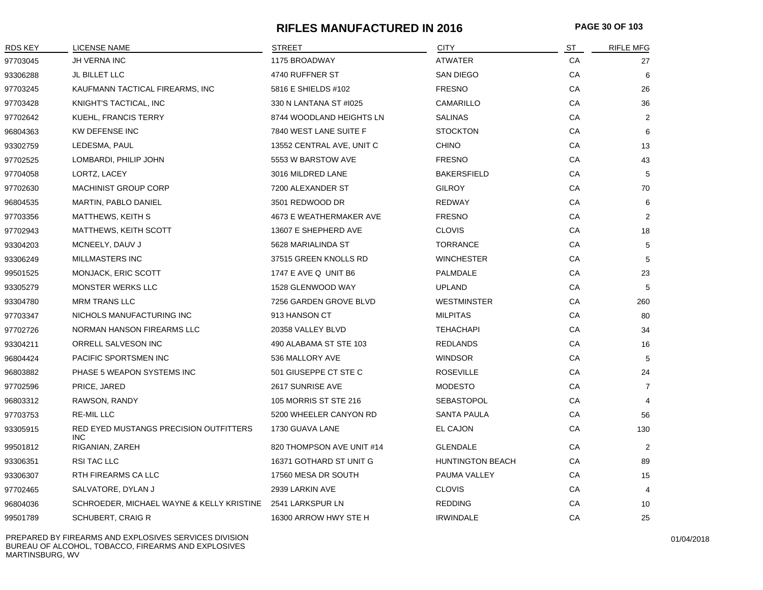# RIFLES MANUFACTURED IN 2016

| RDS KEY | LICENSE NAME | STREET | CITY | ST | RIFLE MFG |
|---|---|---|---|---|---|
| 97703045 | JH VERNA INC | 1175 BROADWAY | ATWATER | CA | 27 |
| 93306288 | JL BILLET LLC | 4740 RUFFNER ST | SAN DIEGO | CA | 6 |
| 97703245 | KAUFMANN TACTICAL FIREARMS, INC | 5816 E SHIELDS #102 | FRESNO | CA | 26 |
| 97703428 | KNIGHT'S TACTICAL, INC | 330 N LANTANA ST #I025 | CAMARILLO | CA | 36 |
| 97702642 | KUEHL, FRANCIS TERRY | 8744 WOODLAND HEIGHTS LN | SALINAS | CA | 2 |
| 96804363 | KW DEFENSE INC | 7840 WEST LANE SUITE F | STOCKTON | CA | 6 |
| 93302759 | LEDESMA, PAUL | 13552 CENTRAL AVE, UNIT C | CHINO | CA | 13 |
| 97702525 | LOMBARDI, PHILIP JOHN | 5553 W BARSTOW AVE | FRESNO | CA | 43 |
| 97704058 | LORTZ, LACEY | 3016 MILDRED LANE | BAKERSFIELD | CA | 5 |
| 97702630 | MACHINIST GROUP CORP | 7200 ALEXANDER ST | GILROY | CA | 70 |
| 96804535 | MARTIN, PABLO DANIEL | 3501 REDWOOD DR | REDWAY | CA | 6 |
| 97703356 | MATTHEWS, KEITH S | 4673 E WEATHERMAKER AVE | FRESNO | CA | 2 |
| 97702943 | MATTHEWS, KEITH SCOTT | 13607 E SHEPHERD AVE | CLOVIS | CA | 18 |
| 93304203 | MCNEELY, DAUV J | 5628 MARIALINDA ST | TORRANCE | CA | 5 |
| 93306249 | MILLMASTERS INC | 37515 GREEN KNOLLS RD | WINCHESTER | CA | 5 |
| 99501525 | MONJACK, ERIC SCOTT | 1747 E AVE Q UNIT B6 | PALMDALE | CA | 23 |
| 93305279 | MONSTER WERKS LLC | 1528 GLENWOOD WAY | UPLAND | CA | 5 |
| 93304780 | MRM TRANS LLC | 7256 GARDEN GROVE BLVD | WESTMINSTER | CA | 260 |
| 97703347 | NICHOLS MANUFACTURING INC | 913 HANSON CT | MILPITAS | CA | 80 |
| 97702726 | NORMAN HANSON FIREARMS LLC | 20358 VALLEY BLVD | TEHACHAPI | CA | 34 |
| 93304211 | ORRELL SALVESON INC | 490 ALABAMA ST STE 103 | REDLANDS | CA | 16 |
| 96804424 | PACIFIC SPORTSMEN INC | 536 MALLORY AVE | WINDSOR | CA | 5 |
| 96803882 | PHASE 5 WEAPON SYSTEMS INC | 501 GIUSEPPE CT STE C | ROSEVILLE | CA | 24 |
| 97702596 | PRICE, JARED | 2617 SUNRISE AVE | MODESTO | CA | 7 |
| 96803312 | RAWSON, RANDY | 105 MORRIS ST STE 216 | SEBASTOPOL | CA | 4 |
| 97703753 | RE-MIL LLC | 5200 WHEELER CANYON RD | SANTA PAULA | CA | 56 |
| 93305915 | RED EYED MUSTANGS PRECISION OUTFITTERS INC | 1730 GUAVA LANE | EL CAJON | CA | 130 |
| 99501812 | RIGANIAN, ZAREH | 820 THOMPSON AVE UNIT #14 | GLENDALE | CA | 2 |
| 93306351 | RSI TAC LLC | 16371 GOTHARD ST UNIT G | HUNTINGTON BEACH | CA | 89 |
| 93306307 | RTH FIREARMS CA LLC | 17560 MESA DR SOUTH | PAUMA VALLEY | CA | 15 |
| 97702465 | SALVATORE, DYLAN J | 2939 LARKIN AVE | CLOVIS | CA | 4 |
| 96804036 | SCHROEDER, MICHAEL WAYNE & KELLY KRISTINE | 2541 LARKSPUR LN | REDDING | CA | 10 |
| 99501789 | SCHUBERT, CRAIG R | 16300 ARROW HWY STE H | IRWINDALE | CA | 25 |

PREPARED BY FIREARMS AND EXPLOSIVES SERVICES DIVISION
BUREAU OF ALCOHOL, TOBACCO, FIREARMS AND EXPLOSIVES
MARTINSBURG, WV

01/04/2018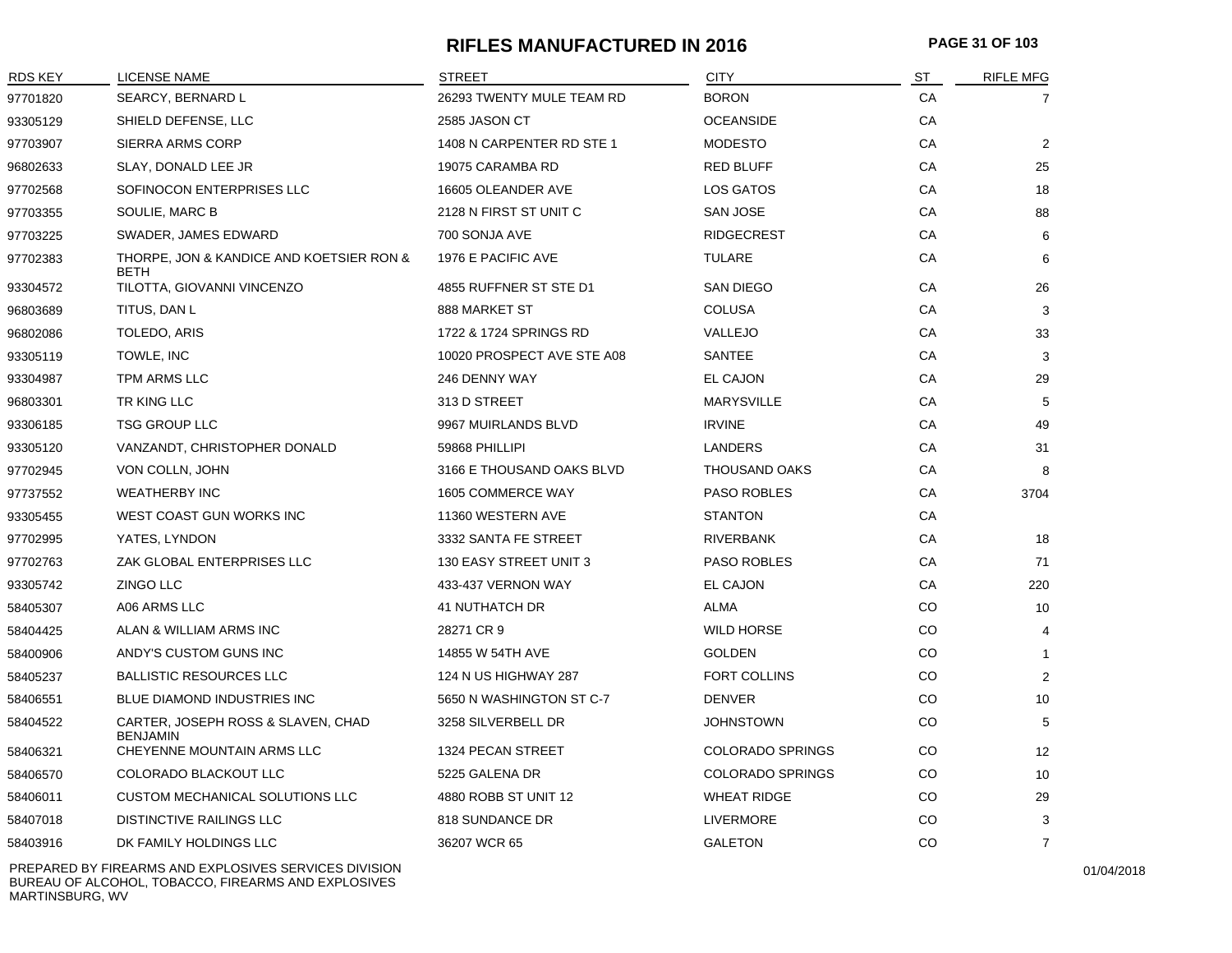# RIFLES MANUFACTURED IN 2016

| RDS KEY | LICENSE NAME | STREET | CITY | ST | RIFLE MFG |
|---|---|---|---|---|---|
| 97701820 | SEARCY, BERNARD L | 26293 TWENTY MULE TEAM RD | BORON | CA | 7 |
| 93305129 | SHIELD DEFENSE, LLC | 2585 JASON CT | OCEANSIDE | CA | |
| 97703907 | SIERRA ARMS CORP | 1408 N CARPENTER RD STE 1 | MODESTO | CA | 2 |
| 96802633 | SLAY, DONALD LEE JR | 19075 CARAMBA RD | RED BLUFF | CA | 25 |
| 97702568 | SOFINOCON ENTERPRISES LLC | 16605 OLEANDER AVE | LOS GATOS | CA | 18 |
| 97703355 | SOULIE, MARC B | 2128 N FIRST ST UNIT C | SAN JOSE | CA | 88 |
| 97703225 | SWADER, JAMES EDWARD | 700 SONJA AVE | RIDGECREST | CA | 6 |
| 97702383 | THORPE, JON & KANDICE AND KOETSIER RON & BETH | 1976 E PACIFIC AVE | TULARE | CA | 6 |
| 93304572 | TILOTTA, GIOVANNI VINCENZO | 4855 RUFFNER ST STE D1 | SAN DIEGO | CA | 26 |
| 96803689 | TITUS, DAN L | 888 MARKET ST | COLUSA | CA | 3 |
| 96802086 | TOLEDO, ARIS | 1722 & 1724 SPRINGS RD | VALLEJO | CA | 33 |
| 93305119 | TOWLE, INC | 10020 PROSPECT AVE STE A08 | SANTEE | CA | 3 |
| 93304987 | TPM ARMS LLC | 246 DENNY WAY | EL CAJON | CA | 29 |
| 96803301 | TR KING LLC | 313 D STREET | MARYSVILLE | CA | 5 |
| 93306185 | TSG GROUP LLC | 9967 MUIRLANDS BLVD | IRVINE | CA | 49 |
| 93305120 | VANZANDT, CHRISTOPHER DONALD | 59868 PHILLIPI | LANDERS | CA | 31 |
| 97702945 | VON COLLN, JOHN | 3166 E THOUSAND OAKS BLVD | THOUSAND OAKS | CA | 8 |
| 97737552 | WEATHERBY INC | 1605 COMMERCE WAY | PASO ROBLES | CA | 3704 |
| 93305455 | WEST COAST GUN WORKS INC | 11360 WESTERN AVE | STANTON | CA | |
| 97702995 | YATES, LYNDON | 3332 SANTA FE STREET | RIVERBANK | CA | 18 |
| 97702763 | ZAK GLOBAL ENTERPRISES LLC | 130 EASY STREET UNIT 3 | PASO ROBLES | CA | 71 |
| 93305742 | ZINGO LLC | 433-437 VERNON WAY | EL CAJON | CA | 220 |
| 58405307 | A06 ARMS LLC | 41 NUTHATCH DR | ALMA | CO | 10 |
| 58404425 | ALAN & WILLIAM ARMS INC | 28271 CR 9 | WILD HORSE | CO | 4 |
| 58400906 | ANDY'S CUSTOM GUNS INC | 14855 W 54TH AVE | GOLDEN | CO | 1 |
| 58405237 | BALLISTIC RESOURCES LLC | 124 N US HIGHWAY 287 | FORT COLLINS | CO | 2 |
| 58406551 | BLUE DIAMOND INDUSTRIES INC | 5650 N WASHINGTON ST C-7 | DENVER | CO | 10 |
| 58404522 | CARTER, JOSEPH ROSS & SLAVEN, CHAD BENJAMIN | 3258 SILVERBELL DR | JOHNSTOWN | CO | 5 |
| 58406321 | CHEYENNE MOUNTAIN ARMS LLC | 1324 PECAN STREET | COLORADO SPRINGS | CO | 12 |
| 58406570 | COLORADO BLACKOUT LLC | 5225 GALENA DR | COLORADO SPRINGS | CO | 10 |
| 58406011 | CUSTOM MECHANICAL SOLUTIONS LLC | 4880 ROBB ST UNIT 12 | WHEAT RIDGE | CO | 29 |
| 58407018 | DISTINCTIVE RAILINGS LLC | 818 SUNDANCE DR | LIVERMORE | CO | 3 |
| 58403916 | DK FAMILY HOLDINGS LLC | 36207 WCR 65 | GALETON | CO | 7 |

PREPARED BY FIREARMS AND EXPLOSIVES SERVICES DIVISION
BUREAU OF ALCOHOL, TOBACCO, FIREARMS AND EXPLOSIVES
MARTINSBURG, WV

01/04/2018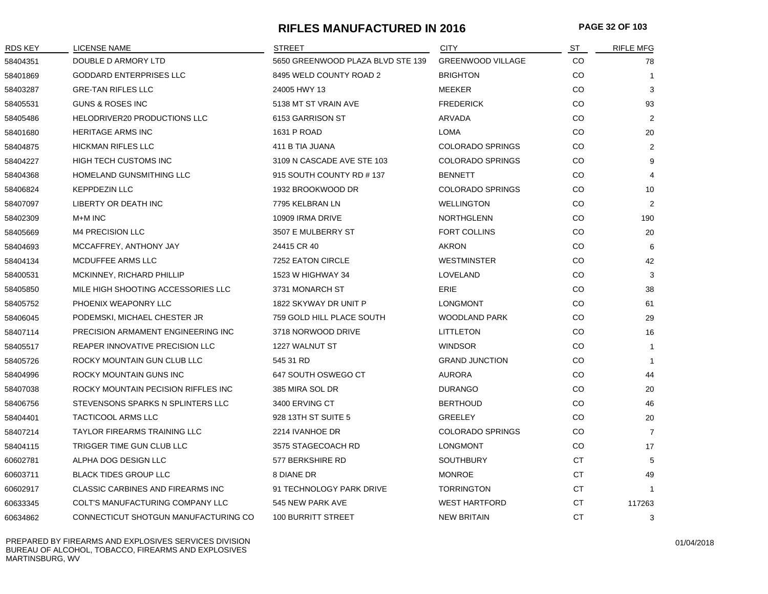# RIFLES MANUFACTURED IN 2016

| RDS KEY | LICENSE NAME | STREET | CITY | ST | RIFLE MFG |
|---|---|---|---|---|---|
| 58404351 | DOUBLE D ARMORY LTD | 5650 GREENWOOD PLAZA BLVD STE 139 | GREENWOOD VILLAGE | CO | 78 |
| 58401869 | GODDARD ENTERPRISES LLC | 8495 WELD COUNTY ROAD 2 | BRIGHTON | CO | 1 |
| 58403287 | GRE-TAN RIFLES LLC | 24005 HWY 13 | MEEKER | CO | 3 |
| 58405531 | GUNS & ROSES INC | 5138 MT ST VRAIN AVE | FREDERICK | CO | 93 |
| 58405486 | HELODRIVER20 PRODUCTIONS LLC | 6153 GARRISON ST | ARVADA | CO | 2 |
| 58401680 | HERITAGE ARMS INC | 1631 P ROAD | LOMA | CO | 20 |
| 58404875 | HICKMAN RIFLES LLC | 411 B TIA JUANA | COLORADO SPRINGS | CO | 2 |
| 58404227 | HIGH TECH CUSTOMS INC | 3109 N CASCADE AVE STE 103 | COLORADO SPRINGS | CO | 9 |
| 58404368 | HOMELAND GUNSMITHING LLC | 915 SOUTH COUNTY RD # 137 | BENNETT | CO | 4 |
| 58406824 | KEPPDEZIN LLC | 1932 BROOKWOOD DR | COLORADO SPRINGS | CO | 10 |
| 58407097 | LIBERTY OR DEATH INC | 7795 KELBRAN LN | WELLINGTON | CO | 2 |
| 58402309 | M+M INC | 10909 IRMA DRIVE | NORTHGLENN | CO | 190 |
| 58405669 | M4 PRECISION LLC | 3507 E MULBERRY ST | FORT COLLINS | CO | 20 |
| 58404693 | MCCAFFREY, ANTHONY JAY | 24415 CR 40 | AKRON | CO | 6 |
| 58404134 | MCDUFFEE ARMS LLC | 7252 EATON CIRCLE | WESTMINSTER | CO | 42 |
| 58400531 | MCKINNEY, RICHARD PHILLIP | 1523 W HIGHWAY 34 | LOVELAND | CO | 3 |
| 58405850 | MILE HIGH SHOOTING ACCESSORIES LLC | 3731 MONARCH ST | ERIE | CO | 38 |
| 58405752 | PHOENIX WEAPONRY LLC | 1822 SKYWAY DR UNIT P | LONGMONT | CO | 61 |
| 58406045 | PODEMSKI, MICHAEL CHESTER JR | 759 GOLD HILL PLACE SOUTH | WOODLAND PARK | CO | 29 |
| 58407114 | PRECISION ARMAMENT ENGINEERING INC | 3718 NORWOOD DRIVE | LITTLETON | CO | 16 |
| 58405517 | REAPER INNOVATIVE PRECISION LLC | 1227 WALNUT ST | WINDSOR | CO | 1 |
| 58405726 | ROCKY MOUNTAIN GUN CLUB LLC | 545 31 RD | GRAND JUNCTION | CO | 1 |
| 58404996 | ROCKY MOUNTAIN GUNS INC | 647 SOUTH OSWEGO CT | AURORA | CO | 44 |
| 58407038 | ROCKY MOUNTAIN PECISION RIFFLES INC | 385 MIRA SOL DR | DURANGO | CO | 20 |
| 58406756 | STEVENSONS SPARKS N SPLINTERS LLC | 3400 ERVING CT | BERTHOUD | CO | 46 |
| 58404401 | TACTICOOL ARMS LLC | 928 13TH ST SUITE 5 | GREELEY | CO | 20 |
| 58407214 | TAYLOR FIREARMS TRAINING LLC | 2214 IVANHOE DR | COLORADO SPRINGS | CO | 7 |
| 58404115 | TRIGGER TIME GUN CLUB LLC | 3575 STAGECOACH RD | LONGMONT | CO | 17 |
| 60602781 | ALPHA DOG DESIGN LLC | 577 BERKSHIRE RD | SOUTHBURY | CT | 5 |
| 60603711 | BLACK TIDES GROUP LLC | 8 DIANE DR | MONROE | CT | 49 |
| 60602917 | CLASSIC CARBINES AND FIREARMS INC | 91 TECHNOLOGY PARK DRIVE | TORRINGTON | CT | 1 |
| 60633345 | COLT'S MANUFACTURING COMPANY LLC | 545 NEW PARK AVE | WEST HARTFORD | CT | 117263 |
| 60634862 | CONNECTICUT SHOTGUN MANUFACTURING CO | 100 BURRITT STREET | NEW BRITAIN | CT | 3 |

PREPARED BY FIREARMS AND EXPLOSIVES SERVICES DIVISION
BUREAU OF ALCOHOL, TOBACCO, FIREARMS AND EXPLOSIVES
MARTINSBURG, WV

01/04/2018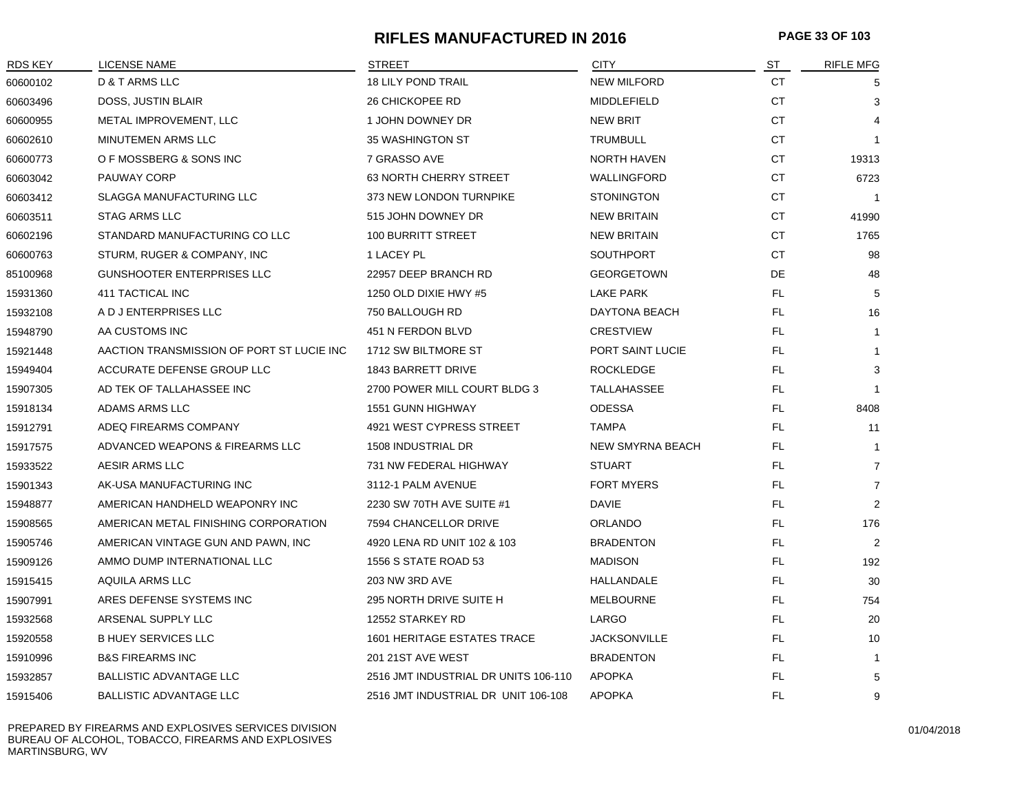# RIFLES MANUFACTURED IN 2016

| RDS KEY | LICENSE NAME | STREET | CITY | ST | RIFLE MFG |
|---|---|---|---|---|---|
| 60600102 | D & T ARMS LLC | 18 LILY POND TRAIL | NEW MILFORD | CT | 5 |
| 60603496 | DOSS, JUSTIN BLAIR | 26 CHICKOPEE RD | MIDDLEFIELD | CT | 3 |
| 60600955 | METAL IMPROVEMENT, LLC | 1 JOHN DOWNEY DR | NEW BRIT | CT | 4 |
| 60602610 | MINUTEMEN ARMS LLC | 35 WASHINGTON ST | TRUMBULL | CT | 1 |
| 60600773 | O F MOSSBERG & SONS INC | 7 GRASSO AVE | NORTH HAVEN | CT | 19313 |
| 60603042 | PAUWAY CORP | 63 NORTH CHERRY STREET | WALLINGFORD | CT | 6723 |
| 60603412 | SLAGGA MANUFACTURING LLC | 373 NEW LONDON TURNPIKE | STONINGTON | CT | 1 |
| 60603511 | STAG ARMS LLC | 515 JOHN DOWNEY DR | NEW BRITAIN | CT | 41990 |
| 60602196 | STANDARD MANUFACTURING CO LLC | 100 BURRITT STREET | NEW BRITAIN | CT | 1765 |
| 60600763 | STURM, RUGER & COMPANY, INC | 1 LACEY PL | SOUTHPORT | CT | 98 |
| 85100968 | GUNSHOOTER ENTERPRISES LLC | 22957 DEEP BRANCH RD | GEORGETOWN | DE | 48 |
| 15931360 | 411 TACTICAL INC | 1250 OLD DIXIE HWY #5 | LAKE PARK | FL | 5 |
| 15932108 | A D J ENTERPRISES LLC | 750 BALLOUGH RD | DAYTONA BEACH | FL | 16 |
| 15948790 | AA CUSTOMS INC | 451 N FERDON BLVD | CRESTVIEW | FL | 1 |
| 15921448 | AACTION TRANSMISSION OF PORT ST LUCIE INC | 1712 SW BILTMORE ST | PORT SAINT LUCIE | FL | 1 |
| 15949404 | ACCURATE DEFENSE GROUP LLC | 1843 BARRETT DRIVE | ROCKLEDGE | FL | 3 |
| 15907305 | AD TEK OF TALLAHASSEE INC | 2700 POWER MILL COURT BLDG 3 | TALLAHASSEE | FL | 1 |
| 15918134 | ADAMS ARMS LLC | 1551 GUNN HIGHWAY | ODESSA | FL | 8408 |
| 15912791 | ADEQ FIREARMS COMPANY | 4921 WEST CYPRESS STREET | TAMPA | FL | 11 |
| 15917575 | ADVANCED WEAPONS & FIREARMS LLC | 1508 INDUSTRIAL DR | NEW SMYRNA BEACH | FL | 1 |
| 15933522 | AESIR ARMS LLC | 731 NW FEDERAL HIGHWAY | STUART | FL | 7 |
| 15901343 | AK-USA MANUFACTURING INC | 3112-1 PALM AVENUE | FORT MYERS | FL | 7 |
| 15948877 | AMERICAN HANDHELD WEAPONRY INC | 2230 SW 70TH AVE SUITE #1 | DAVIE | FL | 2 |
| 15908565 | AMERICAN METAL FINISHING CORPORATION | 7594 CHANCELLOR DRIVE | ORLANDO | FL | 176 |
| 15905746 | AMERICAN VINTAGE GUN AND PAWN, INC | 4920 LENA RD UNIT 102 & 103 | BRADENTON | FL | 2 |
| 15909126 | AMMO DUMP INTERNATIONAL LLC | 1556 S STATE ROAD 53 | MADISON | FL | 192 |
| 15915415 | AQUILA ARMS LLC | 203 NW 3RD AVE | HALLANDALE | FL | 30 |
| 15907991 | ARES DEFENSE SYSTEMS INC | 295 NORTH DRIVE SUITE H | MELBOURNE | FL | 754 |
| 15932568 | ARSENAL SUPPLY LLC | 12552 STARKEY RD | LARGO | FL | 20 |
| 15920558 | B HUEY SERVICES LLC | 1601 HERITAGE ESTATES TRACE | JACKSONVILLE | FL | 10 |
| 15910996 | B&S FIREARMS INC | 201 21ST AVE WEST | BRADENTON | FL | 1 |
| 15932857 | BALLISTIC ADVANTAGE LLC | 2516 JMT INDUSTRIAL DR UNITS 106-110 | APOPKA | FL | 5 |
| 15915406 | BALLISTIC ADVANTAGE LLC | 2516 JMT INDUSTRIAL DR UNIT 106-108 | APOPKA | FL | 9 |

PREPARED BY FIREARMS AND EXPLOSIVES SERVICES DIVISION
BUREAU OF ALCOHOL, TOBACCO, FIREARMS AND EXPLOSIVES
MARTINSBURG, WV

01/04/2018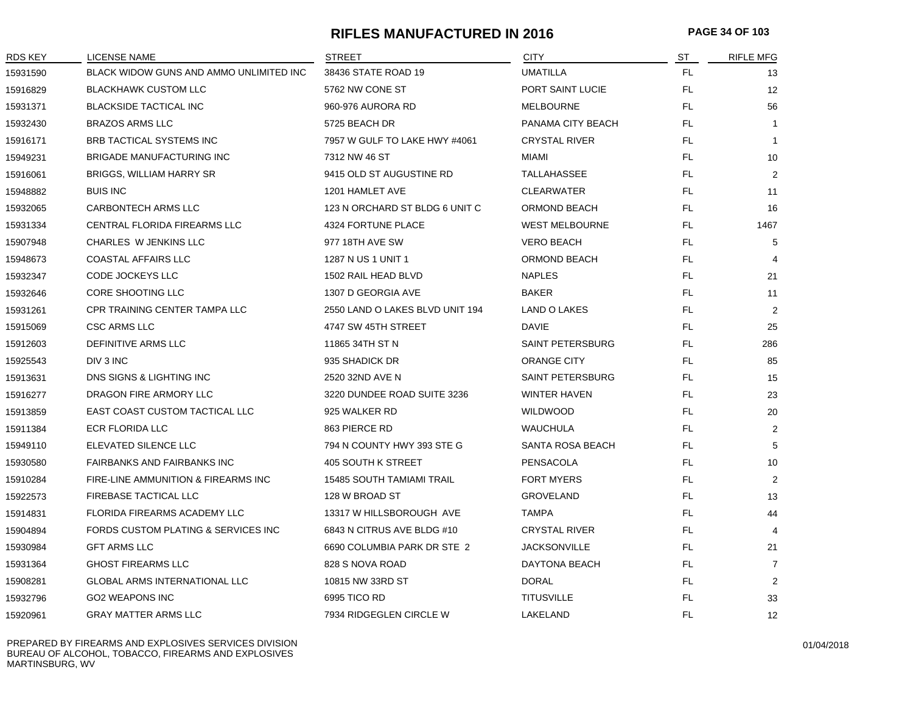# RIFLES MANUFACTURED IN 2016

| RDS KEY | LICENSE NAME | STREET | CITY | ST | RIFLE MFG |
|---|---|---|---|---|---|
| 15931590 | BLACK WIDOW GUNS AND AMMO UNLIMITED INC | 38436 STATE ROAD 19 | UMATILLA | FL | 13 |
| 15916829 | BLACKHAWK CUSTOM LLC | 5762 NW CONE ST | PORT SAINT LUCIE | FL | 12 |
| 15931371 | BLACKSIDE TACTICAL INC | 960-976 AURORA RD | MELBOURNE | FL | 56 |
| 15932430 | BRAZOS ARMS LLC | 5725 BEACH DR | PANAMA CITY BEACH | FL | 1 |
| 15916171 | BRB TACTICAL SYSTEMS INC | 7957 W GULF TO LAKE HWY #4061 | CRYSTAL RIVER | FL | 1 |
| 15949231 | BRIGADE MANUFACTURING INC | 7312 NW 46 ST | MIAMI | FL | 10 |
| 15916061 | BRIGGS, WILLIAM HARRY SR | 9415 OLD ST AUGUSTINE RD | TALLAHASSEE | FL | 2 |
| 15948882 | BUIS INC | 1201 HAMLET AVE | CLEARWATER | FL | 11 |
| 15932065 | CARBONTECH ARMS LLC | 123 N ORCHARD ST BLDG 6 UNIT C | ORMOND BEACH | FL | 16 |
| 15931334 | CENTRAL FLORIDA FIREARMS LLC | 4324 FORTUNE PLACE | WEST MELBOURNE | FL | 1467 |
| 15907948 | CHARLES W JENKINS LLC | 977 18TH AVE SW | VERO BEACH | FL | 5 |
| 15948673 | COASTAL AFFAIRS LLC | 1287 N US 1 UNIT 1 | ORMOND BEACH | FL | 4 |
| 15932347 | CODE JOCKEYS LLC | 1502 RAIL HEAD BLVD | NAPLES | FL | 21 |
| 15932646 | CORE SHOOTING LLC | 1307 D GEORGIA AVE | BAKER | FL | 11 |
| 15931261 | CPR TRAINING CENTER TAMPA LLC | 2550 LAND O LAKES BLVD UNIT 194 | LAND O LAKES | FL | 2 |
| 15915069 | CSC ARMS LLC | 4747 SW 45TH STREET | DAVIE | FL | 25 |
| 15912603 | DEFINITIVE ARMS LLC | 11865 34TH ST N | SAINT PETERSBURG | FL | 286 |
| 15925543 | DIV 3 INC | 935 SHADICK DR | ORANGE CITY | FL | 85 |
| 15913631 | DNS SIGNS & LIGHTING INC | 2520 32ND AVE N | SAINT PETERSBURG | FL | 15 |
| 15916277 | DRAGON FIRE ARMORY LLC | 3220 DUNDEE ROAD SUITE 3236 | WINTER HAVEN | FL | 23 |
| 15913859 | EAST COAST CUSTOM TACTICAL LLC | 925 WALKER RD | WILDWOOD | FL | 20 |
| 15911384 | ECR FLORIDA LLC | 863 PIERCE RD | WAUCHULA | FL | 2 |
| 15949110 | ELEVATED SILENCE LLC | 794 N COUNTY HWY 393 STE G | SANTA ROSA BEACH | FL | 5 |
| 15930580 | FAIRBANKS AND FAIRBANKS INC | 405 SOUTH K STREET | PENSACOLA | FL | 10 |
| 15910284 | FIRE-LINE AMMUNITION & FIREARMS INC | 15485 SOUTH TAMIAMI TRAIL | FORT MYERS | FL | 2 |
| 15922573 | FIREBASE TACTICAL LLC | 128 W BROAD ST | GROVELAND | FL | 13 |
| 15914831 | FLORIDA FIREARMS ACADEMY LLC | 13317 W HILLSBOROUGH AVE | TAMPA | FL | 44 |
| 15904894 | FORDS CUSTOM PLATING & SERVICES INC | 6843 N CITRUS AVE BLDG #10 | CRYSTAL RIVER | FL | 4 |
| 15930984 | GFT ARMS LLC | 6690 COLUMBIA PARK DR STE 2 | JACKSONVILLE | FL | 21 |
| 15931364 | GHOST FIREARMS LLC | 828 S NOVA ROAD | DAYTONA BEACH | FL | 7 |
| 15908281 | GLOBAL ARMS INTERNATIONAL LLC | 10815 NW 33RD ST | DORAL | FL | 2 |
| 15932796 | GO2 WEAPONS INC | 6995 TICO RD | TITUSVILLE | FL | 33 |
| 15920961 | GRAY MATTER ARMS LLC | 7934 RIDGEGLEN CIRCLE W | LAKELAND | FL | 12 |

PREPARED BY FIREARMS AND EXPLOSIVES SERVICES DIVISION
BUREAU OF ALCOHOL, TOBACCO, FIREARMS AND EXPLOSIVES
MARTINSBURG, WV

01/04/2018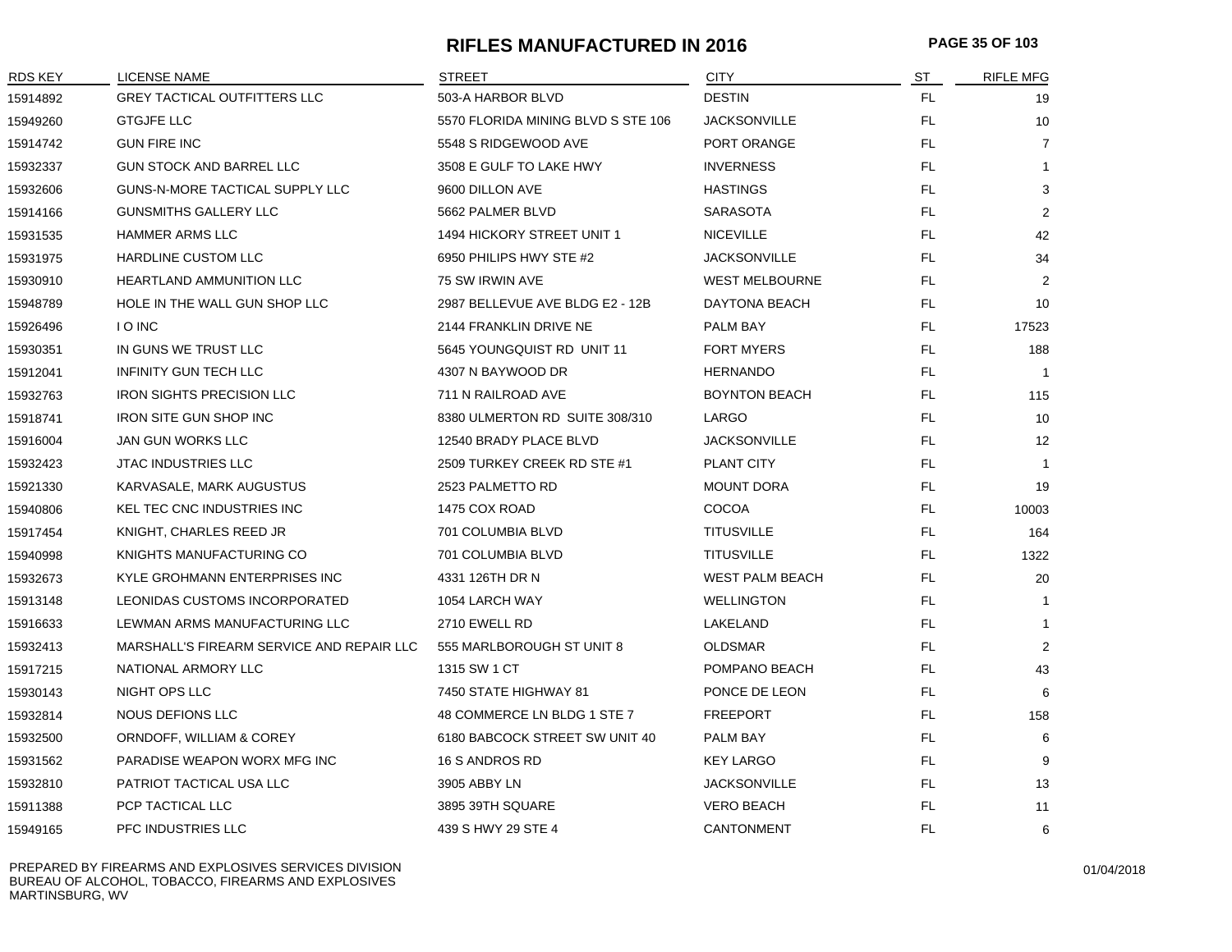# RIFLES MANUFACTURED IN 2016

| RDS KEY | LICENSE NAME | STREET | CITY | ST | RIFLE MFG |
|---|---|---|---|---|---|
| 15914892 | GREY TACTICAL OUTFITTERS LLC | 503-A HARBOR BLVD | DESTIN | FL | 19 |
| 15949260 | GTGJFE LLC | 5570 FLORIDA MINING BLVD S STE 106 | JACKSONVILLE | FL | 10 |
| 15914742 | GUN FIRE INC | 5548 S RIDGEWOOD AVE | PORT ORANGE | FL | 7 |
| 15932337 | GUN STOCK AND BARREL LLC | 3508 E GULF TO LAKE HWY | INVERNESS | FL | 1 |
| 15932606 | GUNS-N-MORE TACTICAL SUPPLY LLC | 9600 DILLON AVE | HASTINGS | FL | 3 |
| 15914166 | GUNSMITHS GALLERY LLC | 5662 PALMER BLVD | SARASOTA | FL | 2 |
| 15931535 | HAMMER ARMS LLC | 1494 HICKORY STREET UNIT 1 | NICEVILLE | FL | 42 |
| 15931975 | HARDLINE CUSTOM LLC | 6950 PHILIPS HWY STE #2 | JACKSONVILLE | FL | 34 |
| 15930910 | HEARTLAND AMMUNITION LLC | 75 SW IRWIN AVE | WEST MELBOURNE | FL | 2 |
| 15948789 | HOLE IN THE WALL GUN SHOP LLC | 2987 BELLEVUE AVE BLDG E2 - 12B | DAYTONA BEACH | FL | 10 |
| 15926496 | I O INC | 2144 FRANKLIN DRIVE NE | PALM BAY | FL | 17523 |
| 15930351 | IN GUNS WE TRUST LLC | 5645 YOUNGQUIST RD UNIT 11 | FORT MYERS | FL | 188 |
| 15912041 | INFINITY GUN TECH LLC | 4307 N BAYWOOD DR | HERNANDO | FL | 1 |
| 15932763 | IRON SIGHTS PRECISION LLC | 711 N RAILROAD AVE | BOYNTON BEACH | FL | 115 |
| 15918741 | IRON SITE GUN SHOP INC | 8380 ULMERTON RD SUITE 308/310 | LARGO | FL | 10 |
| 15916004 | JAN GUN WORKS LLC | 12540 BRADY PLACE BLVD | JACKSONVILLE | FL | 12 |
| 15932423 | JTAC INDUSTRIES LLC | 2509 TURKEY CREEK RD STE #1 | PLANT CITY | FL | 1 |
| 15921330 | KARVASALE, MARK AUGUSTUS | 2523 PALMETTO RD | MOUNT DORA | FL | 19 |
| 15940806 | KEL TEC CNC INDUSTRIES INC | 1475 COX ROAD | COCOA | FL | 10003 |
| 15917454 | KNIGHT, CHARLES REED JR | 701 COLUMBIA BLVD | TITUSVILLE | FL | 164 |
| 15940998 | KNIGHTS MANUFACTURING CO | 701 COLUMBIA BLVD | TITUSVILLE | FL | 1322 |
| 15932673 | KYLE GROHMANN ENTERPRISES INC | 4331 126TH DR N | WEST PALM BEACH | FL | 20 |
| 15913148 | LEONIDAS CUSTOMS INCORPORATED | 1054 LARCH WAY | WELLINGTON | FL | 1 |
| 15916633 | LEWMAN ARMS MANUFACTURING LLC | 2710 EWELL RD | LAKELAND | FL | 1 |
| 15932413 | MARSHALL'S FIREARM SERVICE AND REPAIR LLC | 555 MARLBOROUGH ST UNIT 8 | OLDSMAR | FL | 2 |
| 15917215 | NATIONAL ARMORY LLC | 1315 SW 1 CT | POMPANO BEACH | FL | 43 |
| 15930143 | NIGHT OPS LLC | 7450 STATE HIGHWAY 81 | PONCE DE LEON | FL | 6 |
| 15932814 | NOUS DEFIONS LLC | 48 COMMERCE LN BLDG 1 STE 7 | FREEPORT | FL | 158 |
| 15932500 | ORNDOFF, WILLIAM & COREY | 6180 BABCOCK STREET SW UNIT 40 | PALM BAY | FL | 6 |
| 15931562 | PARADISE WEAPON WORX MFG INC | 16 S ANDROS RD | KEY LARGO | FL | 9 |
| 15932810 | PATRIOT TACTICAL USA LLC | 3905 ABBY LN | JACKSONVILLE | FL | 13 |
| 15911388 | PCP TACTICAL LLC | 3895 39TH SQUARE | VERO BEACH | FL | 11 |
| 15949165 | PFC INDUSTRIES LLC | 439 S HWY 29 STE 4 | CANTONMENT | FL | 6 |

PREPARED BY FIREARMS AND EXPLOSIVES SERVICES DIVISION
BUREAU OF ALCOHOL, TOBACCO, FIREARMS AND EXPLOSIVES
MARTINSBURG, WV

01/04/2018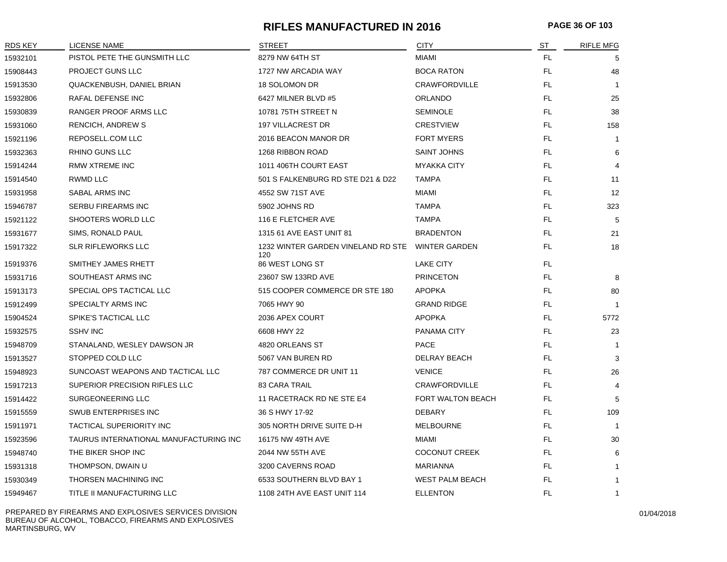# RIFLES MANUFACTURED IN 2016

| RDS KEY | LICENSE NAME | STREET | CITY | ST | RIFLE MFG |
|---|---|---|---|---|---|
| 15932101 | PISTOL PETE THE GUNSMITH LLC | 8279 NW 64TH ST | MIAMI | FL | 5 |
| 15908443 | PROJECT GUNS LLC | 1727 NW ARCADIA WAY | BOCA RATON | FL | 48 |
| 15913530 | QUACKENBUSH, DANIEL BRIAN | 18 SOLOMON DR | CRAWFORDVILLE | FL | 1 |
| 15932806 | RAFAL DEFENSE INC | 6427 MILNER BLVD #5 | ORLANDO | FL | 25 |
| 15930839 | RANGER PROOF ARMS LLC | 10781 75TH STREET N | SEMINOLE | FL | 38 |
| 15931060 | RENCICH, ANDREW S | 197 VILLACREST DR | CRESTVIEW | FL | 158 |
| 15921196 | REPOSELL.COM LLC | 2016 BEACON MANOR DR | FORT MYERS | FL | 1 |
| 15932363 | RHINO GUNS LLC | 1268 RIBBON ROAD | SAINT JOHNS | FL | 6 |
| 15914244 | RMW XTREME INC | 1011 406TH COURT EAST | MYAKKA CITY | FL | 4 |
| 15914540 | RWMD LLC | 501 S FALKENBURG RD STE D21 & D22 | TAMPA | FL | 11 |
| 15931958 | SABAL ARMS INC | 4552 SW 71ST AVE | MIAMI | FL | 12 |
| 15946787 | SERBU FIREARMS INC | 5902 JOHNS RD | TAMPA | FL | 323 |
| 15921122 | SHOOTERS WORLD LLC | 116 E FLETCHER AVE | TAMPA | FL | 5 |
| 15931677 | SIMS, RONALD PAUL | 1315 61 AVE EAST UNIT 81 | BRADENTON | FL | 21 |
| 15917322 | SLR RIFLEWORKS LLC | 1232 WINTER GARDEN VINELAND RD STE 120 | WINTER GARDEN | FL | 18 |
| 15919376 | SMITHEY JAMES RHETT | 86 WEST LONG ST | LAKE CITY | FL | |
| 15931716 | SOUTHEAST ARMS INC | 23607 SW 133RD AVE | PRINCETON | FL | 8 |
| 15913173 | SPECIAL OPS TACTICAL LLC | 515 COOPER COMMERCE DR STE 180 | APOPKA | FL | 80 |
| 15912499 | SPECIALTY ARMS INC | 7065 HWY 90 | GRAND RIDGE | FL | 1 |
| 15904524 | SPIKE'S TACTICAL LLC | 2036 APEX COURT | APOPKA | FL | 5772 |
| 15932575 | SSHV INC | 6608 HWY 22 | PANAMA CITY | FL | 23 |
| 15948709 | STANALAND, WESLEY DAWSON JR | 4820 ORLEANS ST | PACE | FL | 1 |
| 15913527 | STOPPED COLD LLC | 5067 VAN BUREN RD | DELRAY BEACH | FL | 3 |
| 15948923 | SUNCOAST WEAPONS AND TACTICAL LLC | 787 COMMERCE DR UNIT 11 | VENICE | FL | 26 |
| 15917213 | SUPERIOR PRECISION RIFLES LLC | 83 CARA TRAIL | CRAWFORDVILLE | FL | 4 |
| 15914422 | SURGEONEERING LLC | 11 RACETRACK RD NE STE E4 | FORT WALTON BEACH | FL | 5 |
| 15915559 | SWUB ENTERPRISES INC | 36 S HWY 17-92 | DEBARY | FL | 109 |
| 15911971 | TACTICAL SUPERIORITY INC | 305 NORTH DRIVE SUITE D-H | MELBOURNE | FL | 1 |
| 15923596 | TAURUS INTERNATIONAL MANUFACTURING INC | 16175 NW 49TH AVE | MIAMI | FL | 30 |
| 15948740 | THE BIKER SHOP INC | 2044 NW 55TH AVE | COCONUT CREEK | FL | 6 |
| 15931318 | THOMPSON, DWAIN U | 3200 CAVERNS ROAD | MARIANNA | FL | 1 |
| 15930349 | THORSEN MACHINING INC | 6533 SOUTHERN BLVD BAY 1 | WEST PALM BEACH | FL | 1 |
| 15949467 | TITLE II MANUFACTURING LLC | 1108 24TH AVE EAST UNIT 114 | ELLENTON | FL | 1 |

PREPARED BY FIREARMS AND EXPLOSIVES SERVICES DIVISION
BUREAU OF ALCOHOL, TOBACCO, FIREARMS AND EXPLOSIVES
MARTINSBURG, WV

01/04/2018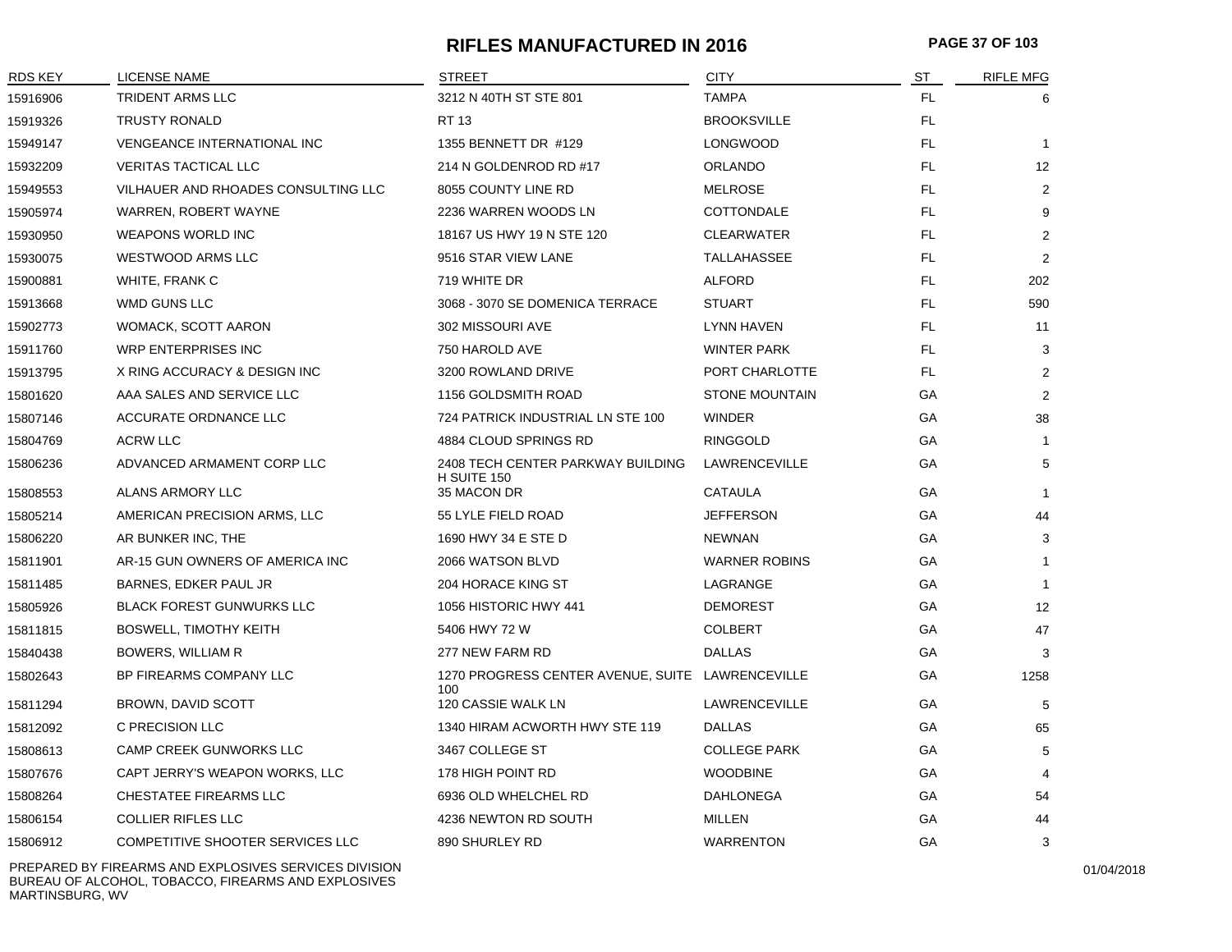# RIFLES MANUFACTURED IN 2016

| RDS KEY | LICENSE NAME | STREET | CITY | ST | RIFLE MFG |
|---|---|---|---|---|---|
| 15916906 | TRIDENT ARMS LLC | 3212 N 40TH ST STE 801 | TAMPA | FL | 6 |
| 15919326 | TRUSTY RONALD | RT 13 | BROOKSVILLE | FL | |
| 15949147 | VENGEANCE INTERNATIONAL INC | 1355 BENNETT DR #129 | LONGWOOD | FL | 1 |
| 15932209 | VERITAS TACTICAL LLC | 214 N GOLDENROD RD #17 | ORLANDO | FL | 12 |
| 15949553 | VILHAUER AND RHOADES CONSULTING LLC | 8055 COUNTY LINE RD | MELROSE | FL | 2 |
| 15905974 | WARREN, ROBERT WAYNE | 2236 WARREN WOODS LN | COTTONDALE | FL | 9 |
| 15930950 | WEAPONS WORLD INC | 18167 US HWY 19 N STE 120 | CLEARWATER | FL | 2 |
| 15930075 | WESTWOOD ARMS LLC | 9516 STAR VIEW LANE | TALLAHASSEE | FL | 2 |
| 15900881 | WHITE, FRANK C | 719 WHITE DR | ALFORD | FL | 202 |
| 15913668 | WMD GUNS LLC | 3068 - 3070 SE DOMENICA TERRACE | STUART | FL | 590 |
| 15902773 | WOMACK, SCOTT AARON | 302 MISSOURI AVE | LYNN HAVEN | FL | 11 |
| 15911760 | WRP ENTERPRISES INC | 750 HAROLD AVE | WINTER PARK | FL | 3 |
| 15913795 | X RING ACCURACY & DESIGN INC | 3200 ROWLAND DRIVE | PORT CHARLOTTE | FL | 2 |
| 15801620 | AAA SALES AND SERVICE LLC | 1156 GOLDSMITH ROAD | STONE MOUNTAIN | GA | 2 |
| 15807146 | ACCURATE ORDNANCE LLC | 724 PATRICK INDUSTRIAL LN STE 100 | WINDER | GA | 38 |
| 15804769 | ACRW LLC | 4884 CLOUD SPRINGS RD | RINGGOLD | GA | 1 |
| 15806236 | ADVANCED ARMAMENT CORP LLC | 2408 TECH CENTER PARKWAY BUILDING H SUITE 150 | LAWRENCEVILLE | GA | 5 |
| 15808553 | ALANS ARMORY LLC | 35 MACON DR | CATAULA | GA | 1 |
| 15805214 | AMERICAN PRECISION ARMS, LLC | 55 LYLE FIELD ROAD | JEFFERSON | GA | 44 |
| 15806220 | AR BUNKER INC, THE | 1690 HWY 34 E STE D | NEWNAN | GA | 3 |
| 15811901 | AR-15 GUN OWNERS OF AMERICA INC | 2066 WATSON BLVD | WARNER ROBINS | GA | 1 |
| 15811485 | BARNES, EDKER PAUL JR | 204 HORACE KING ST | LAGRANGE | GA | 1 |
| 15805926 | BLACK FOREST GUNWURKS LLC | 1056 HISTORIC HWY 441 | DEMOREST | GA | 12 |
| 15811815 | BOSWELL, TIMOTHY KEITH | 5406 HWY 72 W | COLBERT | GA | 47 |
| 15840438 | BOWERS, WILLIAM R | 277 NEW FARM RD | DALLAS | GA | 3 |
| 15802643 | BP FIREARMS COMPANY LLC | 1270 PROGRESS CENTER AVENUE, SUITE 100 | LAWRENCEVILLE | GA | 1258 |
| 15811294 | BROWN, DAVID SCOTT | 120 CASSIE WALK LN | LAWRENCEVILLE | GA | 5 |
| 15812092 | C PRECISION LLC | 1340 HIRAM ACWORTH HWY STE 119 | DALLAS | GA | 65 |
| 15808613 | CAMP CREEK GUNWORKS LLC | 3467 COLLEGE ST | COLLEGE PARK | GA | 5 |
| 15807676 | CAPT JERRY'S WEAPON WORKS, LLC | 178 HIGH POINT RD | WOODBINE | GA | 4 |
| 15808264 | CHESTATEE FIREARMS LLC | 6936 OLD WHELCHEL RD | DAHLONEGA | GA | 54 |
| 15806154 | COLLIER RIFLES LLC | 4236 NEWTON RD SOUTH | MILLEN | GA | 44 |
| 15806912 | COMPETITIVE SHOOTER SERVICES LLC | 890 SHURLEY RD | WARRENTON | GA | 3 |

PREPARED BY FIREARMS AND EXPLOSIVES SERVICES DIVISION
BUREAU OF ALCOHOL, TOBACCO, FIREARMS AND EXPLOSIVES
MARTINSBURG, WV

01/04/2018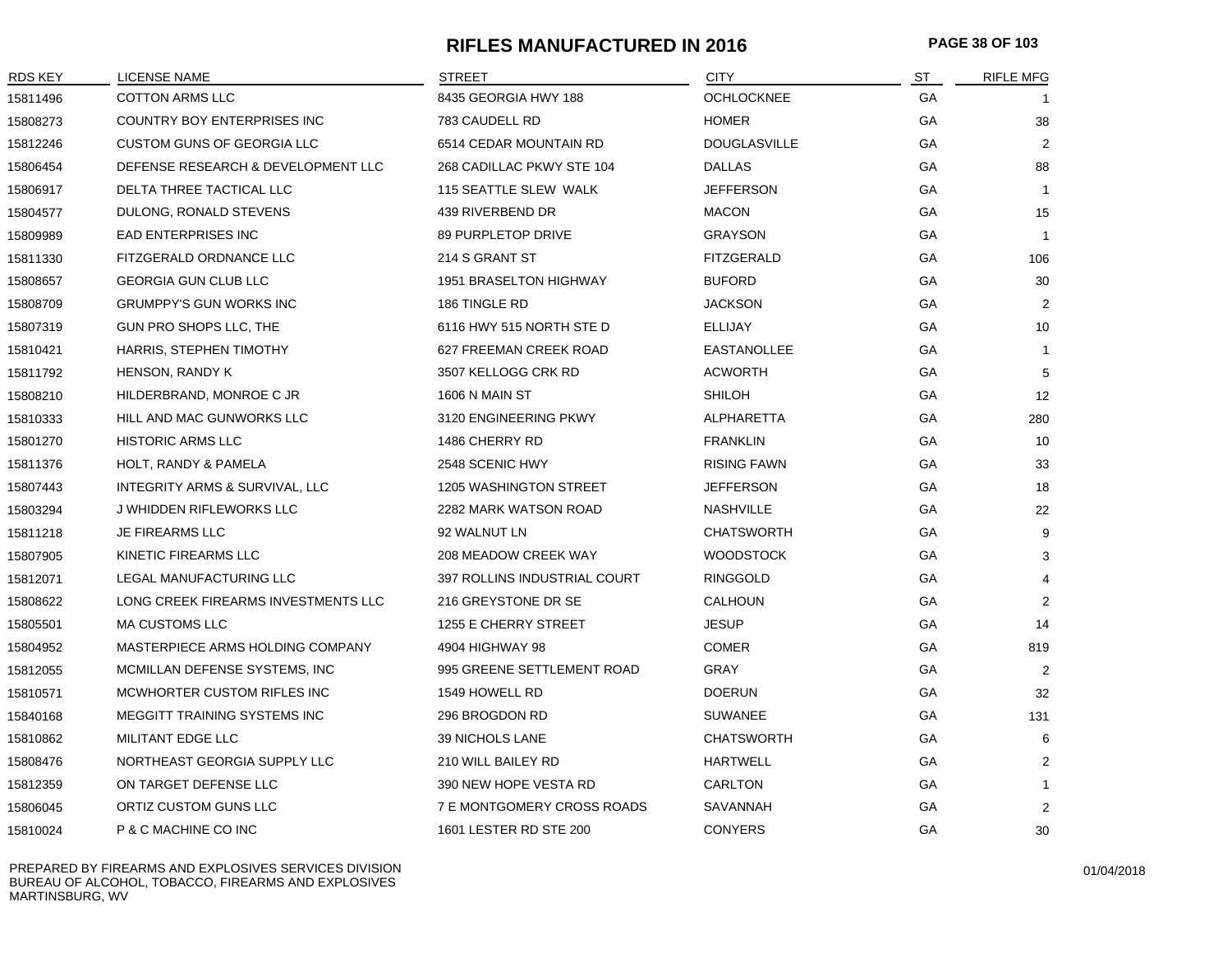# RIFLES MANUFACTURED IN 2016

| RDS KEY | LICENSE NAME | STREET | CITY | ST | RIFLE MFG |
|---|---|---|---|---|---|
| 15811496 | COTTON ARMS LLC | 8435 GEORGIA HWY 188 | OCHLOCKNEE | GA | 1 |
| 15808273 | COUNTRY BOY ENTERPRISES INC | 783 CAUDELL RD | HOMER | GA | 38 |
| 15812246 | CUSTOM GUNS OF GEORGIA LLC | 6514 CEDAR MOUNTAIN RD | DOUGLASVILLE | GA | 2 |
| 15806454 | DEFENSE RESEARCH & DEVELOPMENT LLC | 268 CADILLAC PKWY STE 104 | DALLAS | GA | 88 |
| 15806917 | DELTA THREE TACTICAL LLC | 115 SEATTLE SLEW WALK | JEFFERSON | GA | 1 |
| 15804577 | DULONG, RONALD STEVENS | 439 RIVERBEND DR | MACON | GA | 15 |
| 15809989 | EAD ENTERPRISES INC | 89 PURPLETOP DRIVE | GRAYSON | GA | 1 |
| 15811330 | FITZGERALD ORDNANCE LLC | 214 S GRANT ST | FITZGERALD | GA | 106 |
| 15808657 | GEORGIA GUN CLUB LLC | 1951 BRASELTON HIGHWAY | BUFORD | GA | 30 |
| 15808709 | GRUMPPY'S GUN WORKS INC | 186 TINGLE RD | JACKSON | GA | 2 |
| 15807319 | GUN PRO SHOPS LLC, THE | 6116 HWY 515 NORTH STE D | ELLIJAY | GA | 10 |
| 15810421 | HARRIS, STEPHEN TIMOTHY | 627 FREEMAN CREEK ROAD | EASTANOLLEE | GA | 1 |
| 15811792 | HENSON, RANDY K | 3507 KELLOGG CRK RD | ACWORTH | GA | 5 |
| 15808210 | HILDERBRAND, MONROE C JR | 1606 N MAIN ST | SHILOH | GA | 12 |
| 15810333 | HILL AND MAC GUNWORKS LLC | 3120 ENGINEERING PKWY | ALPHARETTA | GA | 280 |
| 15801270 | HISTORIC ARMS LLC | 1486 CHERRY RD | FRANKLIN | GA | 10 |
| 15811376 | HOLT, RANDY & PAMELA | 2548 SCENIC HWY | RISING FAWN | GA | 33 |
| 15807443 | INTEGRITY ARMS & SURVIVAL, LLC | 1205 WASHINGTON STREET | JEFFERSON | GA | 18 |
| 15803294 | J WHIDDEN RIFLEWORKS LLC | 2282 MARK WATSON ROAD | NASHVILLE | GA | 22 |
| 15811218 | JE FIREARMS LLC | 92 WALNUT LN | CHATSWORTH | GA | 9 |
| 15807905 | KINETIC FIREARMS LLC | 208 MEADOW CREEK WAY | WOODSTOCK | GA | 3 |
| 15812071 | LEGAL MANUFACTURING LLC | 397 ROLLINS INDUSTRIAL COURT | RINGGOLD | GA | 4 |
| 15808622 | LONG CREEK FIREARMS INVESTMENTS LLC | 216 GREYSTONE DR SE | CALHOUN | GA | 2 |
| 15805501 | MA CUSTOMS LLC | 1255 E CHERRY STREET | JESUP | GA | 14 |
| 15804952 | MASTERPIECE ARMS HOLDING COMPANY | 4904 HIGHWAY 98 | COMER | GA | 819 |
| 15812055 | MCMILLAN DEFENSE SYSTEMS, INC | 995 GREENE SETTLEMENT ROAD | GRAY | GA | 2 |
| 15810571 | MCWHORTER CUSTOM RIFLES INC | 1549 HOWELL RD | DOERUN | GA | 32 |
| 15840168 | MEGGITT TRAINING SYSTEMS INC | 296 BROGDON RD | SUWANEE | GA | 131 |
| 15810862 | MILITANT EDGE LLC | 39 NICHOLS LANE | CHATSWORTH | GA | 6 |
| 15808476 | NORTHEAST GEORGIA SUPPLY LLC | 210 WILL BAILEY RD | HARTWELL | GA | 2 |
| 15812359 | ON TARGET DEFENSE LLC | 390 NEW HOPE VESTA RD | CARLTON | GA | 1 |
| 15806045 | ORTIZ CUSTOM GUNS LLC | 7 E MONTGOMERY CROSS ROADS | SAVANNAH | GA | 2 |
| 15810024 | P & C MACHINE CO INC | 1601 LESTER RD STE 200 | CONYERS | GA | 30 |

PREPARED BY FIREARMS AND EXPLOSIVES SERVICES DIVISION
BUREAU OF ALCOHOL, TOBACCO, FIREARMS AND EXPLOSIVES
MARTINSBURG, WV

01/04/2018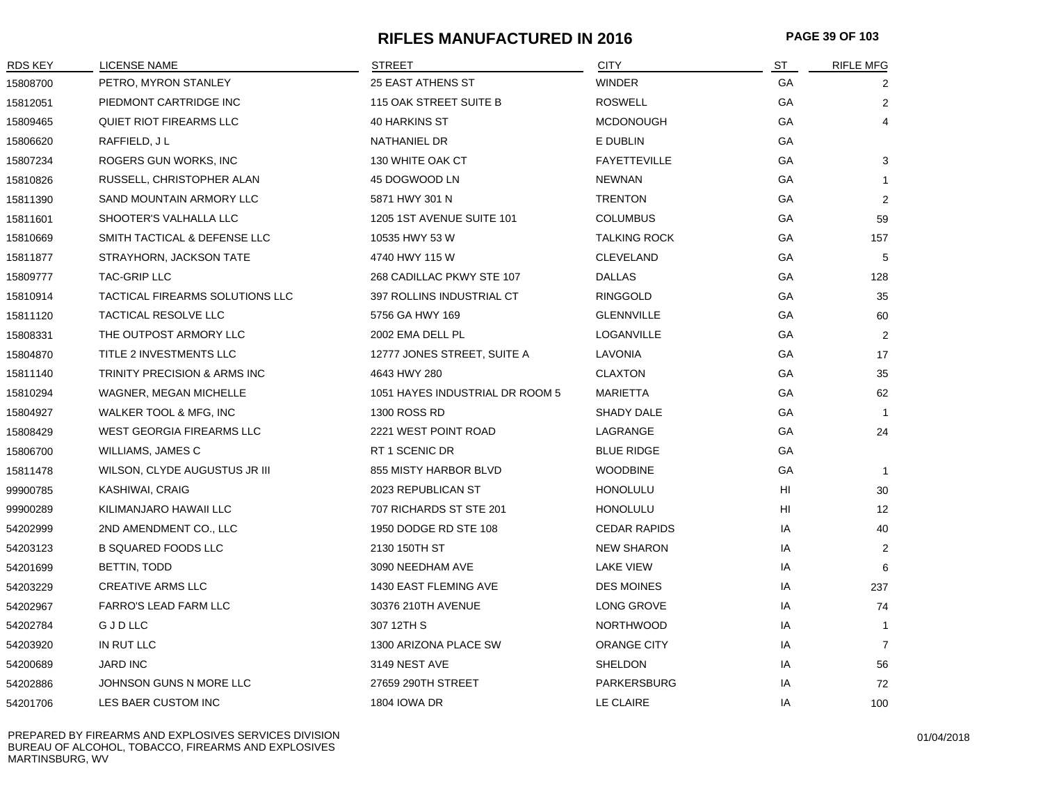# RIFLES MANUFACTURED IN 2016

| RDS KEY | LICENSE NAME | STREET | CITY | ST | RIFLE MFG |
|---|---|---|---|---|---|
| 15808700 | PETRO, MYRON STANLEY | 25 EAST ATHENS ST | WINDER | GA | 2 |
| 15812051 | PIEDMONT CARTRIDGE INC | 115 OAK STREET SUITE B | ROSWELL | GA | 2 |
| 15809465 | QUIET RIOT FIREARMS LLC | 40 HARKINS ST | MCDONOUGH | GA | 4 |
| 15806620 | RAFFIELD, J L | NATHANIEL DR | E DUBLIN | GA | |
| 15807234 | ROGERS GUN WORKS, INC | 130 WHITE OAK CT | FAYETTEVILLE | GA | 3 |
| 15810826 | RUSSELL, CHRISTOPHER ALAN | 45 DOGWOOD LN | NEWNAN | GA | 1 |
| 15811390 | SAND MOUNTAIN ARMORY LLC | 5871 HWY 301 N | TRENTON | GA | 2 |
| 15811601 | SHOOTER'S VALHALLA LLC | 1205 1ST AVENUE SUITE 101 | COLUMBUS | GA | 59 |
| 15810669 | SMITH TACTICAL & DEFENSE LLC | 10535 HWY 53 W | TALKING ROCK | GA | 157 |
| 15811877 | STRAYHORN, JACKSON TATE | 4740 HWY 115 W | CLEVELAND | GA | 5 |
| 15809777 | TAC-GRIP LLC | 268 CADILLAC PKWY STE 107 | DALLAS | GA | 128 |
| 15810914 | TACTICAL FIREARMS SOLUTIONS LLC | 397 ROLLINS INDUSTRIAL CT | RINGGOLD | GA | 35 |
| 15811120 | TACTICAL RESOLVE LLC | 5756 GA HWY 169 | GLENNVILLE | GA | 60 |
| 15808331 | THE OUTPOST ARMORY LLC | 2002 EMA DELL PL | LOGANVILLE | GA | 2 |
| 15804870 | TITLE 2 INVESTMENTS LLC | 12777 JONES STREET, SUITE A | LAVONIA | GA | 17 |
| 15811140 | TRINITY PRECISION & ARMS INC | 4643 HWY 280 | CLAXTON | GA | 35 |
| 15810294 | WAGNER, MEGAN MICHELLE | 1051 HAYES INDUSTRIAL DR ROOM 5 | MARIETTA | GA | 62 |
| 15804927 | WALKER TOOL & MFG, INC | 1300 ROSS RD | SHADY DALE | GA | 1 |
| 15808429 | WEST GEORGIA FIREARMS LLC | 2221 WEST POINT ROAD | LAGRANGE | GA | 24 |
| 15806700 | WILLIAMS, JAMES C | RT 1 SCENIC DR | BLUE RIDGE | GA | |
| 15811478 | WILSON, CLYDE AUGUSTUS JR III | 855 MISTY HARBOR BLVD | WOODBINE | GA | 1 |
| 99900785 | KASHIWAI, CRAIG | 2023 REPUBLICAN ST | HONOLULU | HI | 30 |
| 99900289 | KILIMANJARO HAWAII LLC | 707 RICHARDS ST STE 201 | HONOLULU | HI | 12 |
| 54202999 | 2ND AMENDMENT CO., LLC | 1950 DODGE RD STE 108 | CEDAR RAPIDS | IA | 40 |
| 54203123 | B SQUARED FOODS LLC | 2130 150TH ST | NEW SHARON | IA | 2 |
| 54201699 | BETTIN, TODD | 3090 NEEDHAM AVE | LAKE VIEW | IA | 6 |
| 54203229 | CREATIVE ARMS LLC | 1430 EAST FLEMING AVE | DES MOINES | IA | 237 |
| 54202967 | FARRO'S LEAD FARM LLC | 30376 210TH AVENUE | LONG GROVE | IA | 74 |
| 54202784 | G J D LLC | 307 12TH S | NORTHWOOD | IA | 1 |
| 54203920 | IN RUT LLC | 1300 ARIZONA PLACE SW | ORANGE CITY | IA | 7 |
| 54200689 | JARD INC | 3149 NEST AVE | SHELDON | IA | 56 |
| 54202886 | JOHNSON GUNS N MORE LLC | 27659 290TH STREET | PARKERSBURG | IA | 72 |
| 54201706 | LES BAER CUSTOM INC | 1804 IOWA DR | LE CLAIRE | IA | 100 |

PREPARED BY FIREARMS AND EXPLOSIVES SERVICES DIVISION
BUREAU OF ALCOHOL, TOBACCO, FIREARMS AND EXPLOSIVES
MARTINSBURG, WV

01/04/2018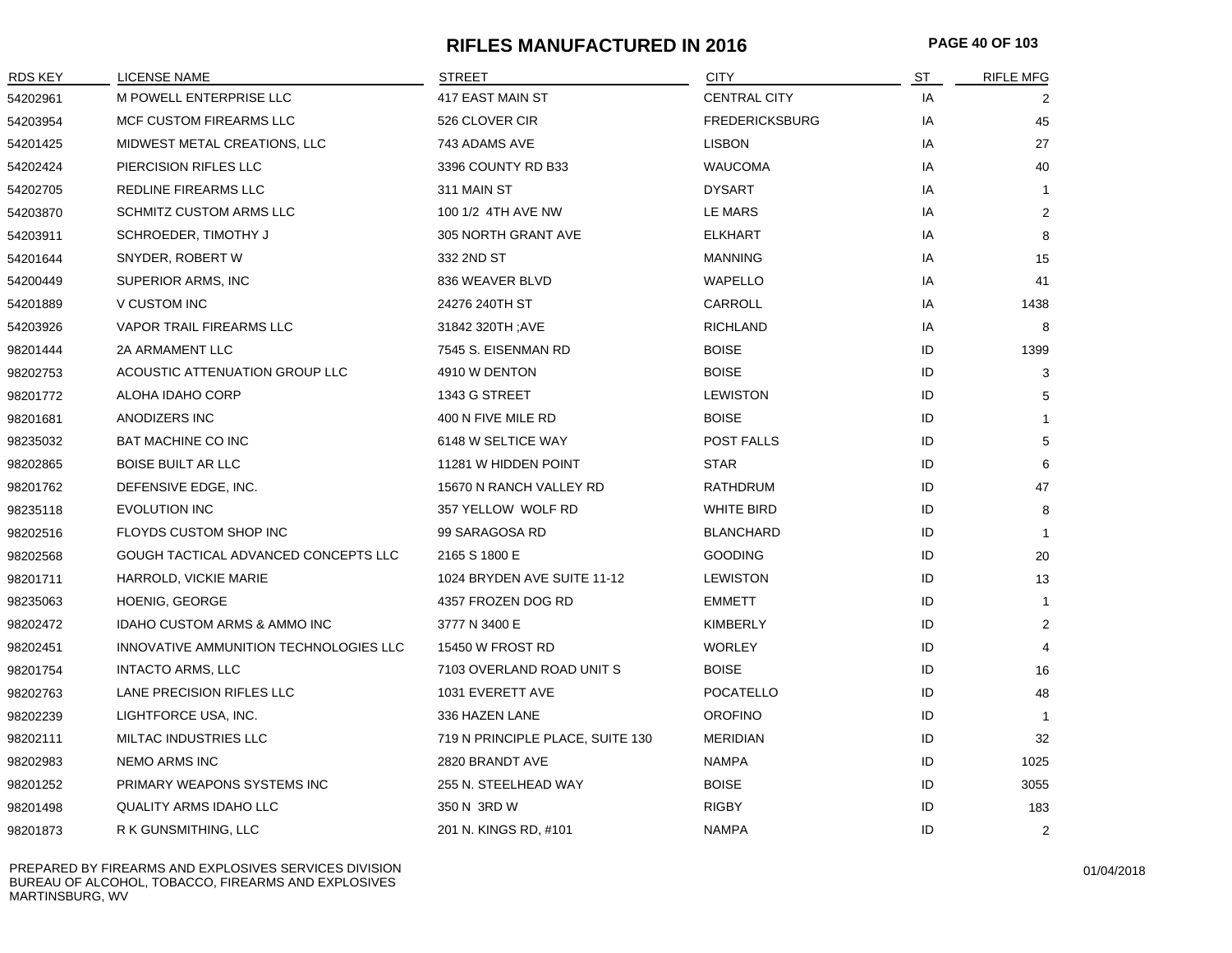# RIFLES MANUFACTURED IN 2016

| RDS KEY | LICENSE NAME | STREET | CITY | ST | RIFLE MFG |
|---|---|---|---|---|---|
| 54202961 | M POWELL ENTERPRISE LLC | 417 EAST MAIN ST | CENTRAL CITY | IA | 2 |
| 54203954 | MCF CUSTOM FIREARMS LLC | 526 CLOVER CIR | FREDERICKSBURG | IA | 45 |
| 54201425 | MIDWEST METAL CREATIONS, LLC | 743 ADAMS AVE | LISBON | IA | 27 |
| 54202424 | PIERCISION RIFLES LLC | 3396 COUNTY RD B33 | WAUCOMA | IA | 40 |
| 54202705 | REDLINE FIREARMS LLC | 311 MAIN ST | DYSART | IA | 1 |
| 54203870 | SCHMITZ CUSTOM ARMS LLC | 100 1/2 4TH AVE NW | LE MARS | IA | 2 |
| 54203911 | SCHROEDER, TIMOTHY J | 305 NORTH GRANT AVE | ELKHART | IA | 8 |
| 54201644 | SNYDER, ROBERT W | 332 2ND ST | MANNING | IA | 15 |
| 54200449 | SUPERIOR ARMS, INC | 836 WEAVER BLVD | WAPELLO | IA | 41 |
| 54201889 | V CUSTOM INC | 24276 240TH ST | CARROLL | IA | 1438 |
| 54203926 | VAPOR TRAIL FIREARMS LLC | 31842 320TH ;AVE | RICHLAND | IA | 8 |
| 98201444 | 2A ARMAMENT LLC | 7545 S. EISENMAN RD | BOISE | ID | 1399 |
| 98202753 | ACOUSTIC ATTENUATION GROUP LLC | 4910 W DENTON | BOISE | ID | 3 |
| 98201772 | ALOHA IDAHO CORP | 1343 G STREET | LEWISTON | ID | 5 |
| 98201681 | ANODIZERS INC | 400 N FIVE MILE RD | BOISE | ID | 1 |
| 98235032 | BAT MACHINE CO INC | 6148 W SELTICE WAY | POST FALLS | ID | 5 |
| 98202865 | BOISE BUILT AR LLC | 11281 W HIDDEN POINT | STAR | ID | 6 |
| 98201762 | DEFENSIVE EDGE, INC. | 15670 N RANCH VALLEY RD | RATHDRUM | ID | 47 |
| 98235118 | EVOLUTION INC | 357 YELLOW WOLF RD | WHITE BIRD | ID | 8 |
| 98202516 | FLOYDS CUSTOM SHOP INC | 99 SARAGOSA RD | BLANCHARD | ID | 1 |
| 98202568 | GOUGH TACTICAL ADVANCED CONCEPTS LLC | 2165 S 1800 E | GOODING | ID | 20 |
| 98201711 | HARROLD, VICKIE MARIE | 1024 BRYDEN AVE SUITE 11-12 | LEWISTON | ID | 13 |
| 98235063 | HOENIG, GEORGE | 4357 FROZEN DOG RD | EMMETT | ID | 1 |
| 98202472 | IDAHO CUSTOM ARMS & AMMO INC | 3777 N 3400 E | KIMBERLY | ID | 2 |
| 98202451 | INNOVATIVE AMMUNITION TECHNOLOGIES LLC | 15450 W FROST RD | WORLEY | ID | 4 |
| 98201754 | INTACTO ARMS, LLC | 7103 OVERLAND ROAD UNIT S | BOISE | ID | 16 |
| 98202763 | LANE PRECISION RIFLES LLC | 1031 EVERETT AVE | POCATELLO | ID | 48 |
| 98202239 | LIGHTFORCE USA, INC. | 336 HAZEN LANE | OROFINO | ID | 1 |
| 98202111 | MILTAC INDUSTRIES LLC | 719 N PRINCIPLE PLACE, SUITE 130 | MERIDIAN | ID | 32 |
| 98202983 | NEMO ARMS INC | 2820 BRANDT AVE | NAMPA | ID | 1025 |
| 98201252 | PRIMARY WEAPONS SYSTEMS INC | 255 N. STEELHEAD WAY | BOISE | ID | 3055 |
| 98201498 | QUALITY ARMS IDAHO LLC | 350 N 3RD W | RIGBY | ID | 183 |
| 98201873 | R K GUNSMITHING, LLC | 201 N. KINGS RD, #101 | NAMPA | ID | 2 |

PREPARED BY FIREARMS AND EXPLOSIVES SERVICES DIVISION
BUREAU OF ALCOHOL, TOBACCO, FIREARMS AND EXPLOSIVES
MARTINSBURG, WV

01/04/2018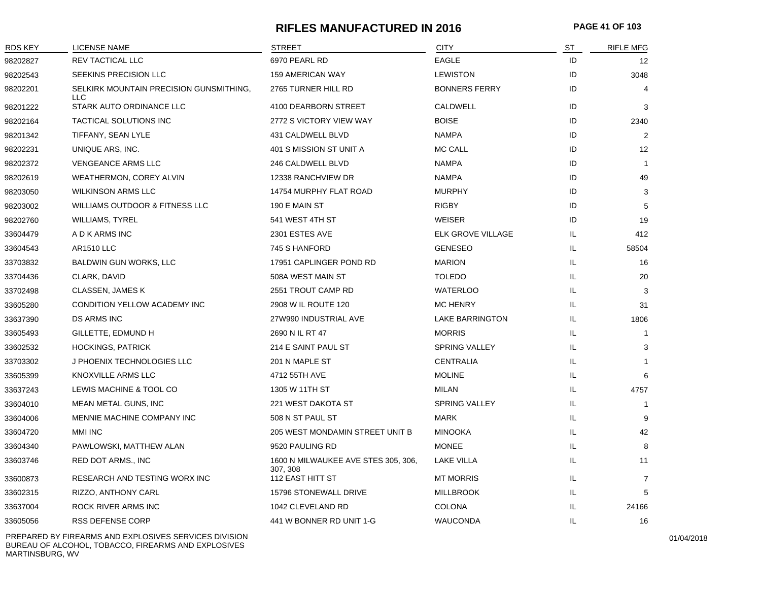# RIFLES MANUFACTURED IN 2016

| RDS KEY | LICENSE NAME | STREET | CITY | ST | RIFLE MFG |
|---|---|---|---|---|---|
| 98202827 | REV TACTICAL LLC | 6970 PEARL RD | EAGLE | ID | 12 |
| 98202543 | SEEKINS PRECISION LLC | 159 AMERICAN WAY | LEWISTON | ID | 3048 |
| 98202201 | SELKIRK MOUNTAIN PRECISION GUNSMITHING, LLC | 2765 TURNER HILL RD | BONNERS FERRY | ID | 4 |
| 98201222 | STARK AUTO ORDINANCE LLC | 4100 DEARBORN STREET | CALDWELL | ID | 3 |
| 98202164 | TACTICAL SOLUTIONS INC | 2772 S VICTORY VIEW WAY | BOISE | ID | 2340 |
| 98201342 | TIFFANY, SEAN LYLE | 431 CALDWELL BLVD | NAMPA | ID | 2 |
| 98202231 | UNIQUE ARS, INC. | 401 S MISSION ST UNIT A | MC CALL | ID | 12 |
| 98202372 | VENGEANCE ARMS LLC | 246 CALDWELL BLVD | NAMPA | ID | 1 |
| 98202619 | WEATHERMON, COREY ALVIN | 12338 RANCHVIEW DR | NAMPA | ID | 49 |
| 98203050 | WILKINSON ARMS LLC | 14754 MURPHY FLAT ROAD | MURPHY | ID | 3 |
| 98203002 | WILLIAMS OUTDOOR & FITNESS LLC | 190 E MAIN ST | RIGBY | ID | 5 |
| 98202760 | WILLIAMS, TYREL | 541 WEST 4TH ST | WEISER | ID | 19 |
| 33604479 | A D K ARMS INC | 2301 ESTES AVE | ELK GROVE VILLAGE | IL | 412 |
| 33604543 | AR1510 LLC | 745 S HANFORD | GENESEO | IL | 58504 |
| 33703832 | BALDWIN GUN WORKS, LLC | 17951 CAPLINGER POND RD | MARION | IL | 16 |
| 33704436 | CLARK, DAVID | 508A WEST MAIN ST | TOLEDO | IL | 20 |
| 33702498 | CLASSEN, JAMES K | 2551 TROUT CAMP RD | WATERLOO | IL | 3 |
| 33605280 | CONDITION YELLOW ACADEMY INC | 2908 W IL ROUTE 120 | MC HENRY | IL | 31 |
| 33637390 | DS ARMS INC | 27W990 INDUSTRIAL AVE | LAKE BARRINGTON | IL | 1806 |
| 33605493 | GILLETTE, EDMUND H | 2690 N IL RT 47 | MORRIS | IL | 1 |
| 33602532 | HOCKINGS, PATRICK | 214 E SAINT PAUL ST | SPRING VALLEY | IL | 3 |
| 33703302 | J PHOENIX TECHNOLOGIES LLC | 201 N MAPLE ST | CENTRALIA | IL | 1 |
| 33605399 | KNOXVILLE ARMS LLC | 4712 55TH AVE | MOLINE | IL | 6 |
| 33637243 | LEWIS MACHINE & TOOL CO | 1305 W 11TH ST | MILAN | IL | 4757 |
| 33604010 | MEAN METAL GUNS, INC | 221 WEST DAKOTA ST | SPRING VALLEY | IL | 1 |
| 33604006 | MENNIE MACHINE COMPANY INC | 508 N ST PAUL ST | MARK | IL | 9 |
| 33604720 | MMI INC | 205 WEST MONDAMIN STREET UNIT B | MINOOKA | IL | 42 |
| 33604340 | PAWLOWSKI, MATTHEW ALAN | 9520 PAULING RD | MONEE | IL | 8 |
| 33603746 | RED DOT ARMS., INC | 1600 N MILWAUKEE AVE STES 305, 306, 307, 308 | LAKE VILLA | IL | 11 |
| 33600873 | RESEARCH AND TESTING WORX INC | 112 EAST HITT ST | MT MORRIS | IL | 7 |
| 33602315 | RIZZO, ANTHONY CARL | 15796 STONEWALL DRIVE | MILLBROOK | IL | 5 |
| 33637004 | ROCK RIVER ARMS INC | 1042 CLEVELAND RD | COLONA | IL | 24166 |
| 33605056 | RSS DEFENSE CORP | 441 W BONNER RD UNIT 1-G | WAUCONDA | IL | 16 |

PREPARED BY FIREARMS AND EXPLOSIVES SERVICES DIVISION
BUREAU OF ALCOHOL, TOBACCO, FIREARMS AND EXPLOSIVES
MARTINSBURG, WV

01/04/2018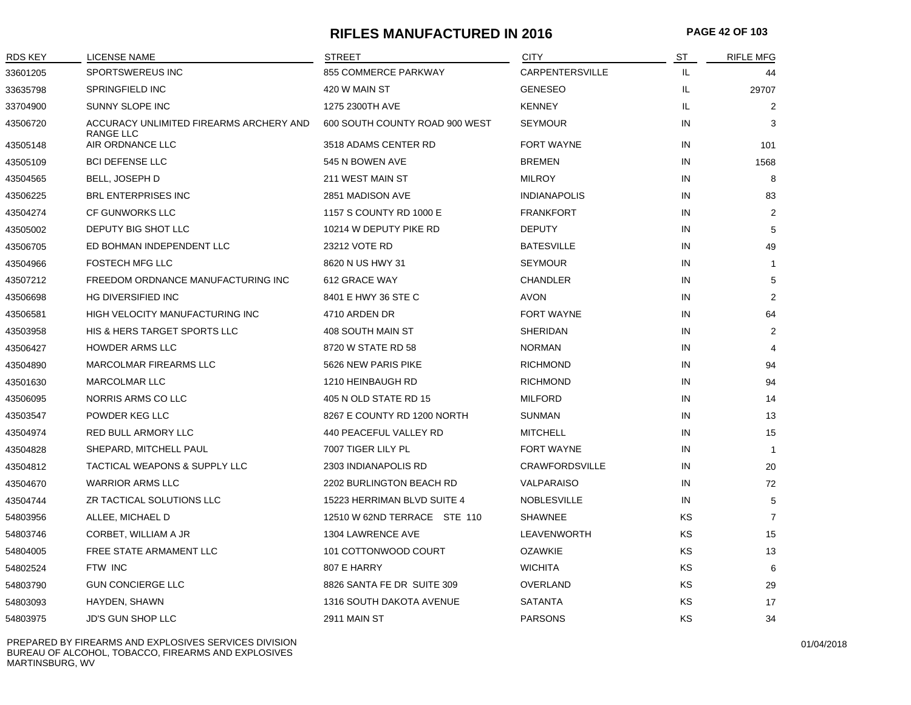# RIFLES MANUFACTURED IN 2016

| RDS KEY | LICENSE NAME | STREET | CITY | ST | RIFLE MFG |
|---|---|---|---|---|---|
| 33601205 | SPORTSWEREUS INC | 855 COMMERCE PARKWAY | CARPENTERSVILLE | IL | 44 |
| 33635798 | SPRINGFIELD INC | 420 W MAIN ST | GENESEO | IL | 29707 |
| 33704900 | SUNNY SLOPE INC | 1275 2300TH AVE | KENNEY | IL | 2 |
| 43506720 | ACCURACY UNLIMITED FIREARMS ARCHERY AND RANGE LLC | 600 SOUTH COUNTY ROAD 900 WEST | SEYMOUR | IN | 3 |
| 43505148 | AIR ORDNANCE LLC | 3518 ADAMS CENTER RD | FORT WAYNE | IN | 101 |
| 43505109 | BCI DEFENSE LLC | 545 N BOWEN AVE | BREMEN | IN | 1568 |
| 43504565 | BELL, JOSEPH D | 211 WEST MAIN ST | MILROY | IN | 8 |
| 43506225 | BRL ENTERPRISES INC | 2851 MADISON AVE | INDIANAPOLIS | IN | 83 |
| 43504274 | CF GUNWORKS LLC | 1157 S COUNTY RD 1000 E | FRANKFORT | IN | 2 |
| 43505002 | DEPUTY BIG SHOT LLC | 10214 W DEPUTY PIKE RD | DEPUTY | IN | 5 |
| 43506705 | ED BOHMAN INDEPENDENT LLC | 23212 VOTE RD | BATESVILLE | IN | 49 |
| 43504966 | FOSTECH MFG LLC | 8620 N US HWY 31 | SEYMOUR | IN | 1 |
| 43507212 | FREEDOM ORDNANCE MANUFACTURING INC | 612 GRACE WAY | CHANDLER | IN | 5 |
| 43506698 | HG DIVERSIFIED INC | 8401 E HWY 36 STE C | AVON | IN | 2 |
| 43506581 | HIGH VELOCITY MANUFACTURING INC | 4710 ARDEN DR | FORT WAYNE | IN | 64 |
| 43503958 | HIS & HERS TARGET SPORTS LLC | 408 SOUTH MAIN ST | SHERIDAN | IN | 2 |
| 43506427 | HOWDER ARMS LLC | 8720 W STATE RD 58 | NORMAN | IN | 4 |
| 43504890 | MARCOLMAR FIREARMS LLC | 5626 NEW PARIS PIKE | RICHMOND | IN | 94 |
| 43501630 | MARCOLMAR LLC | 1210 HEINBAUGH RD | RICHMOND | IN | 94 |
| 43506095 | NORRIS ARMS CO LLC | 405 N OLD STATE RD 15 | MILFORD | IN | 14 |
| 43503547 | POWDER KEG LLC | 8267 E COUNTY RD 1200 NORTH | SUNMAN | IN | 13 |
| 43504974 | RED BULL ARMORY LLC | 440 PEACEFUL VALLEY RD | MITCHELL | IN | 15 |
| 43504828 | SHEPARD, MITCHELL PAUL | 7007 TIGER LILY PL | FORT WAYNE | IN | 1 |
| 43504812 | TACTICAL WEAPONS & SUPPLY LLC | 2303 INDIANAPOLIS RD | CRAWFORDSVILLE | IN | 20 |
| 43504670 | WARRIOR ARMS LLC | 2202 BURLINGTON BEACH RD | VALPARAISO | IN | 72 |
| 43504744 | ZR TACTICAL SOLUTIONS LLC | 15223 HERRIMAN BLVD SUITE 4 | NOBLESVILLE | IN | 5 |
| 54803956 | ALLEE, MICHAEL D | 12510 W 62ND TERRACE STE 110 | SHAWNEE | KS | 7 |
| 54803746 | CORBET, WILLIAM A JR | 1304 LAWRENCE AVE | LEAVENWORTH | KS | 15 |
| 54804005 | FREE STATE ARMAMENT LLC | 101 COTTONWOOD COURT | OZAWKIE | KS | 13 |
| 54802524 | FTW INC | 807 E HARRY | WICHITA | KS | 6 |
| 54803790 | GUN CONCIERGE LLC | 8826 SANTA FE DR SUITE 309 | OVERLAND | KS | 29 |
| 54803093 | HAYDEN, SHAWN | 1316 SOUTH DAKOTA AVENUE | SATANTA | KS | 17 |
| 54803975 | JD'S GUN SHOP LLC | 2911 MAIN ST | PARSONS | KS | 34 |

PREPARED BY FIREARMS AND EXPLOSIVES SERVICES DIVISION
BUREAU OF ALCOHOL, TOBACCO, FIREARMS AND EXPLOSIVES
MARTINSBURG, WV

01/04/2018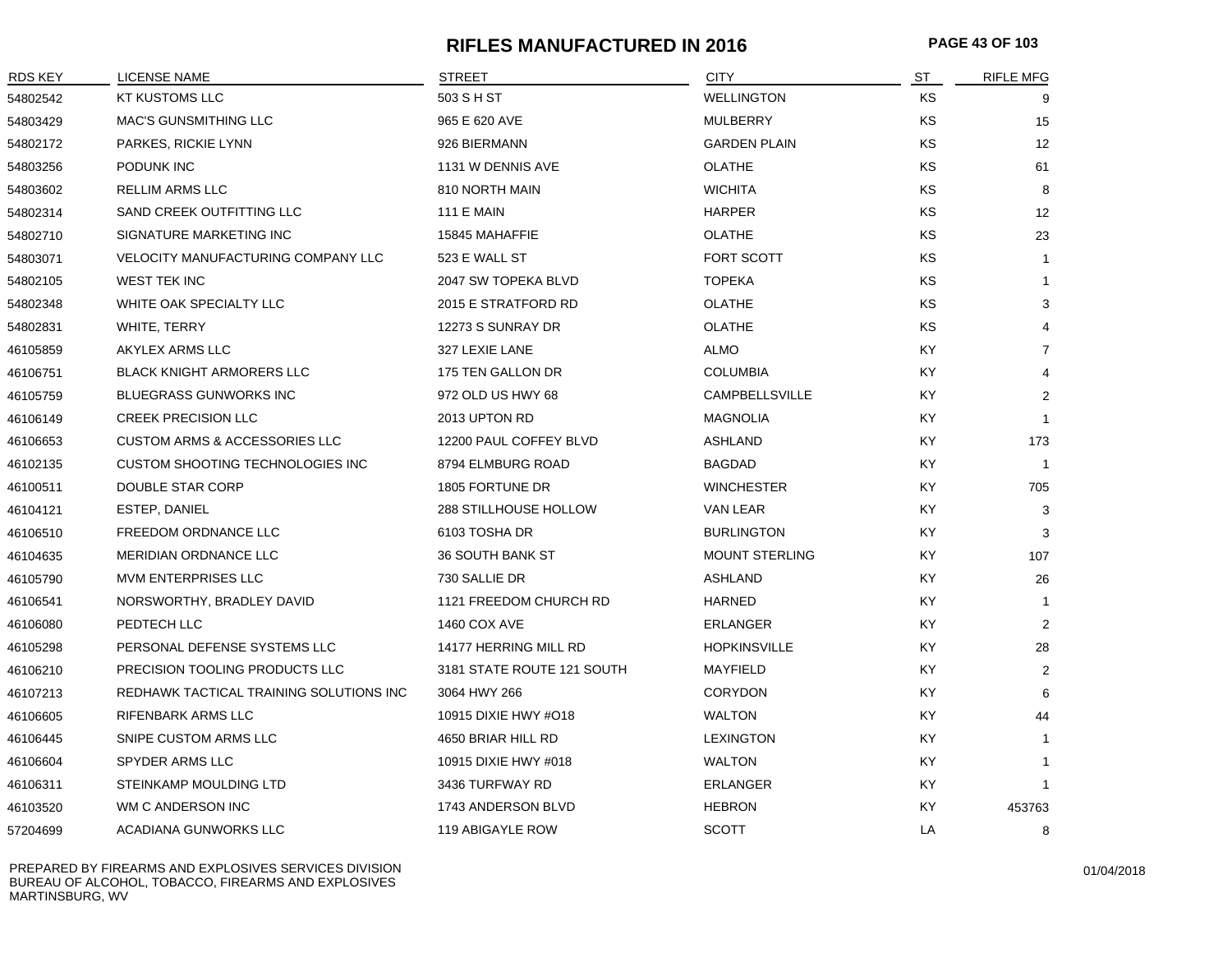# RIFLES MANUFACTURED IN 2016

| RDS KEY | LICENSE NAME | STREET | CITY | ST | RIFLE MFG |
|---|---|---|---|---|---|
| 54802542 | KT KUSTOMS LLC | 503 S H ST | WELLINGTON | KS | 9 |
| 54803429 | MAC'S GUNSMITHING LLC | 965 E 620 AVE | MULBERRY | KS | 15 |
| 54802172 | PARKES, RICKIE LYNN | 926 BIERMANN | GARDEN PLAIN | KS | 12 |
| 54803256 | PODUNK INC | 1131 W DENNIS AVE | OLATHE | KS | 61 |
| 54803602 | RELLIM ARMS LLC | 810 NORTH MAIN | WICHITA | KS | 8 |
| 54802314 | SAND CREEK OUTFITTING LLC | 111 E MAIN | HARPER | KS | 12 |
| 54802710 | SIGNATURE MARKETING INC | 15845 MAHAFFIE | OLATHE | KS | 23 |
| 54803071 | VELOCITY MANUFACTURING COMPANY LLC | 523 E WALL ST | FORT SCOTT | KS | 1 |
| 54802105 | WEST TEK INC | 2047 SW TOPEKA BLVD | TOPEKA | KS | 1 |
| 54802348 | WHITE OAK SPECIALTY LLC | 2015 E STRATFORD RD | OLATHE | KS | 3 |
| 54802831 | WHITE, TERRY | 12273 S SUNRAY DR | OLATHE | KS | 4 |
| 46105859 | AKYLEX ARMS LLC | 327 LEXIE LANE | ALMO | KY | 7 |
| 46106751 | BLACK KNIGHT ARMORERS LLC | 175 TEN GALLON DR | COLUMBIA | KY | 4 |
| 46105759 | BLUEGRASS GUNWORKS INC | 972 OLD US HWY 68 | CAMPBELLSVILLE | KY | 2 |
| 46106149 | CREEK PRECISION LLC | 2013 UPTON RD | MAGNOLIA | KY | 1 |
| 46106653 | CUSTOM ARMS & ACCESSORIES LLC | 12200 PAUL COFFEY BLVD | ASHLAND | KY | 173 |
| 46102135 | CUSTOM SHOOTING TECHNOLOGIES INC | 8794 ELMBURG ROAD | BAGDAD | KY | 1 |
| 46100511 | DOUBLE STAR CORP | 1805 FORTUNE DR | WINCHESTER | KY | 705 |
| 46104121 | ESTEP, DANIEL | 288 STILLHOUSE HOLLOW | VAN LEAR | KY | 3 |
| 46106510 | FREEDOM ORDNANCE LLC | 6103 TOSHA DR | BURLINGTON | KY | 3 |
| 46104635 | MERIDIAN ORDNANCE LLC | 36 SOUTH BANK ST | MOUNT STERLING | KY | 107 |
| 46105790 | MVM ENTERPRISES LLC | 730 SALLIE DR | ASHLAND | KY | 26 |
| 46106541 | NORSWORTHY, BRADLEY DAVID | 1121 FREEDOM CHURCH RD | HARNED | KY | 1 |
| 46106080 | PEDTECH LLC | 1460 COX AVE | ERLANGER | KY | 2 |
| 46105298 | PERSONAL DEFENSE SYSTEMS LLC | 14177 HERRING MILL RD | HOPKINSVILLE | KY | 28 |
| 46106210 | PRECISION TOOLING PRODUCTS LLC | 3181 STATE ROUTE 121 SOUTH | MAYFIELD | KY | 2 |
| 46107213 | REDHAWK TACTICAL TRAINING SOLUTIONS INC | 3064 HWY 266 | CORYDON | KY | 6 |
| 46106605 | RIFENBARK ARMS LLC | 10915 DIXIE HWY #O18 | WALTON | KY | 44 |
| 46106445 | SNIPE CUSTOM ARMS LLC | 4650 BRIAR HILL RD | LEXINGTON | KY | 1 |
| 46106604 | SPYDER ARMS LLC | 10915 DIXIE HWY #018 | WALTON | KY | 1 |
| 46106311 | STEINKAMP MOULDING LTD | 3436 TURFWAY RD | ERLANGER | KY | 1 |
| 46103520 | WM C ANDERSON INC | 1743 ANDERSON BLVD | HEBRON | KY | 453763 |
| 57204699 | ACADIANA GUNWORKS LLC | 119 ABIGAYLE ROW | SCOTT | LA | 8 |

PREPARED BY FIREARMS AND EXPLOSIVES SERVICES DIVISION
BUREAU OF ALCOHOL, TOBACCO, FIREARMS AND EXPLOSIVES
MARTINSBURG, WV

01/04/2018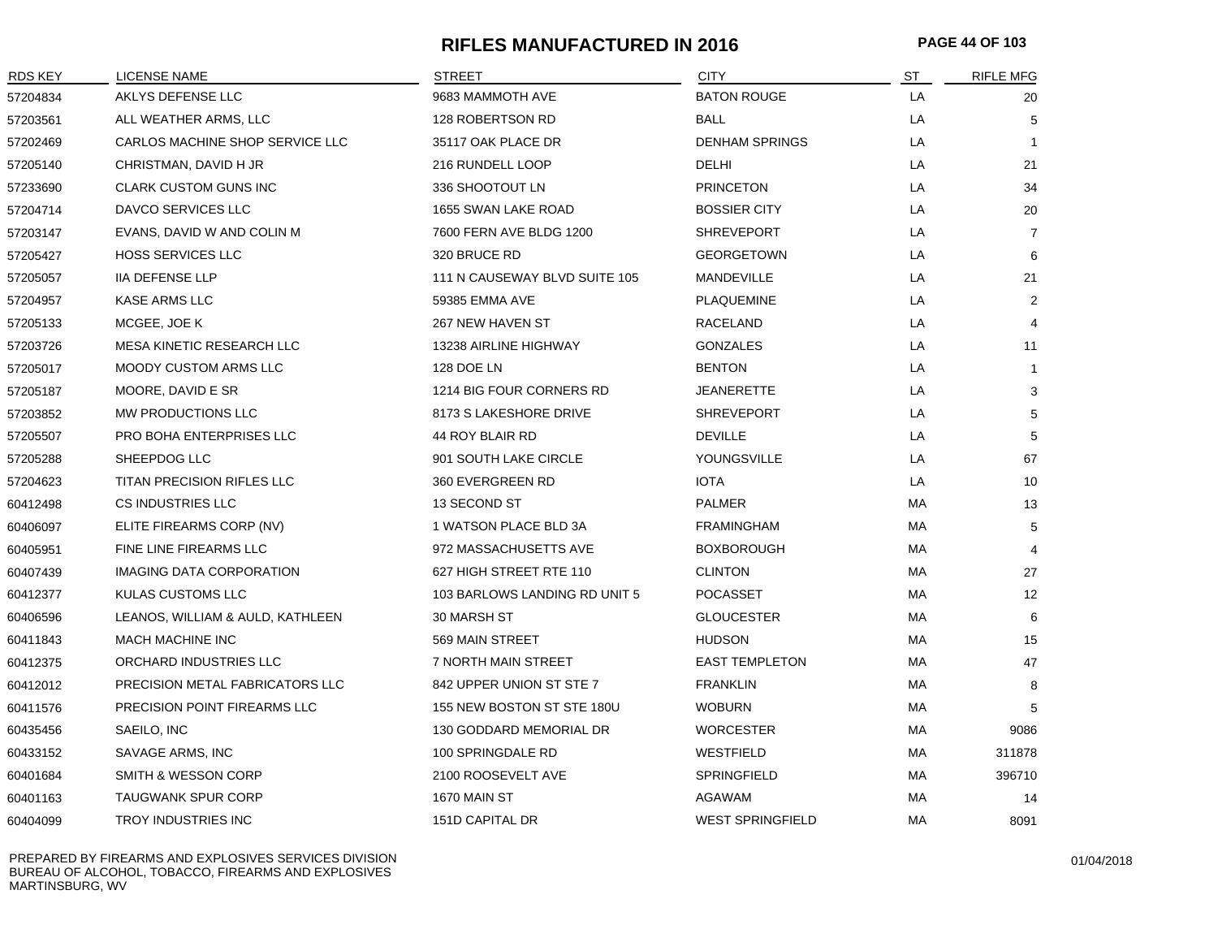# RIFLES MANUFACTURED IN 2016

| RDS KEY | LICENSE NAME | STREET | CITY | ST | RIFLE MFG |
|---|---|---|---|---|---|
| 57204834 | AKLYS DEFENSE LLC | 9683 MAMMOTH AVE | BATON ROUGE | LA | 20 |
| 57203561 | ALL WEATHER ARMS, LLC | 128 ROBERTSON RD | BALL | LA | 5 |
| 57202469 | CARLOS MACHINE SHOP SERVICE LLC | 35117 OAK PLACE DR | DENHAM SPRINGS | LA | 1 |
| 57205140 | CHRISTMAN, DAVID H JR | 216 RUNDELL LOOP | DELHI | LA | 21 |
| 57233690 | CLARK CUSTOM GUNS INC | 336 SHOOTOUT LN | PRINCETON | LA | 34 |
| 57204714 | DAVCO SERVICES LLC | 1655 SWAN LAKE ROAD | BOSSIER CITY | LA | 20 |
| 57203147 | EVANS, DAVID W AND COLIN M | 7600 FERN AVE BLDG 1200 | SHREVEPORT | LA | 7 |
| 57205427 | HOSS SERVICES LLC | 320 BRUCE RD | GEORGETOWN | LA | 6 |
| 57205057 | IIA DEFENSE LLP | 111 N CAUSEWAY BLVD SUITE 105 | MANDEVILLE | LA | 21 |
| 57204957 | KASE ARMS LLC | 59385 EMMA AVE | PLAQUEMINE | LA | 2 |
| 57205133 | MCGEE, JOE K | 267 NEW HAVEN ST | RACELAND | LA | 4 |
| 57203726 | MESA KINETIC RESEARCH LLC | 13238 AIRLINE HIGHWAY | GONZALES | LA | 11 |
| 57205017 | MOODY CUSTOM ARMS LLC | 128 DOE LN | BENTON | LA | 1 |
| 57205187 | MOORE, DAVID E SR | 1214 BIG FOUR CORNERS RD | JEANERETTE | LA | 3 |
| 57203852 | MW PRODUCTIONS LLC | 8173 S LAKESHORE DRIVE | SHREVEPORT | LA | 5 |
| 57205507 | PRO BOHA ENTERPRISES LLC | 44 ROY BLAIR RD | DEVILLE | LA | 5 |
| 57205288 | SHEEPDOG LLC | 901 SOUTH LAKE CIRCLE | YOUNGSVILLE | LA | 67 |
| 57204623 | TITAN PRECISION RIFLES LLC | 360 EVERGREEN RD | IOTA | LA | 10 |
| 60412498 | CS INDUSTRIES LLC | 13 SECOND ST | PALMER | MA | 13 |
| 60406097 | ELITE FIREARMS CORP (NV) | 1 WATSON PLACE BLD 3A | FRAMINGHAM | MA | 5 |
| 60405951 | FINE LINE FIREARMS LLC | 972 MASSACHUSETTS AVE | BOXBOROUGH | MA | 4 |
| 60407439 | IMAGING DATA CORPORATION | 627 HIGH STREET RTE 110 | CLINTON | MA | 27 |
| 60412377 | KULAS CUSTOMS LLC | 103 BARLOWS LANDING RD UNIT 5 | POCASSET | MA | 12 |
| 60406596 | LEANOS, WILLIAM & AULD, KATHLEEN | 30 MARSH ST | GLOUCESTER | MA | 6 |
| 60411843 | MACH MACHINE INC | 569 MAIN STREET | HUDSON | MA | 15 |
| 60412375 | ORCHARD INDUSTRIES LLC | 7 NORTH MAIN STREET | EAST TEMPLETON | MA | 47 |
| 60412012 | PRECISION METAL FABRICATORS LLC | 842 UPPER UNION ST STE 7 | FRANKLIN | MA | 8 |
| 60411576 | PRECISION POINT FIREARMS LLC | 155 NEW BOSTON ST STE 180U | WOBURN | MA | 5 |
| 60435456 | SAEILO, INC | 130 GODDARD MEMORIAL DR | WORCESTER | MA | 9086 |
| 60433152 | SAVAGE ARMS, INC | 100 SPRINGDALE RD | WESTFIELD | MA | 311878 |
| 60401684 | SMITH & WESSON CORP | 2100 ROOSEVELT AVE | SPRINGFIELD | MA | 396710 |
| 60401163 | TAUGWANK SPUR CORP | 1670 MAIN ST | AGAWAM | MA | 14 |
| 60404099 | TROY INDUSTRIES INC | 151D CAPITAL DR | WEST SPRINGFIELD | MA | 8091 |

PREPARED BY FIREARMS AND EXPLOSIVES SERVICES DIVISION
BUREAU OF ALCOHOL, TOBACCO, FIREARMS AND EXPLOSIVES
MARTINSBURG, WV

01/04/2018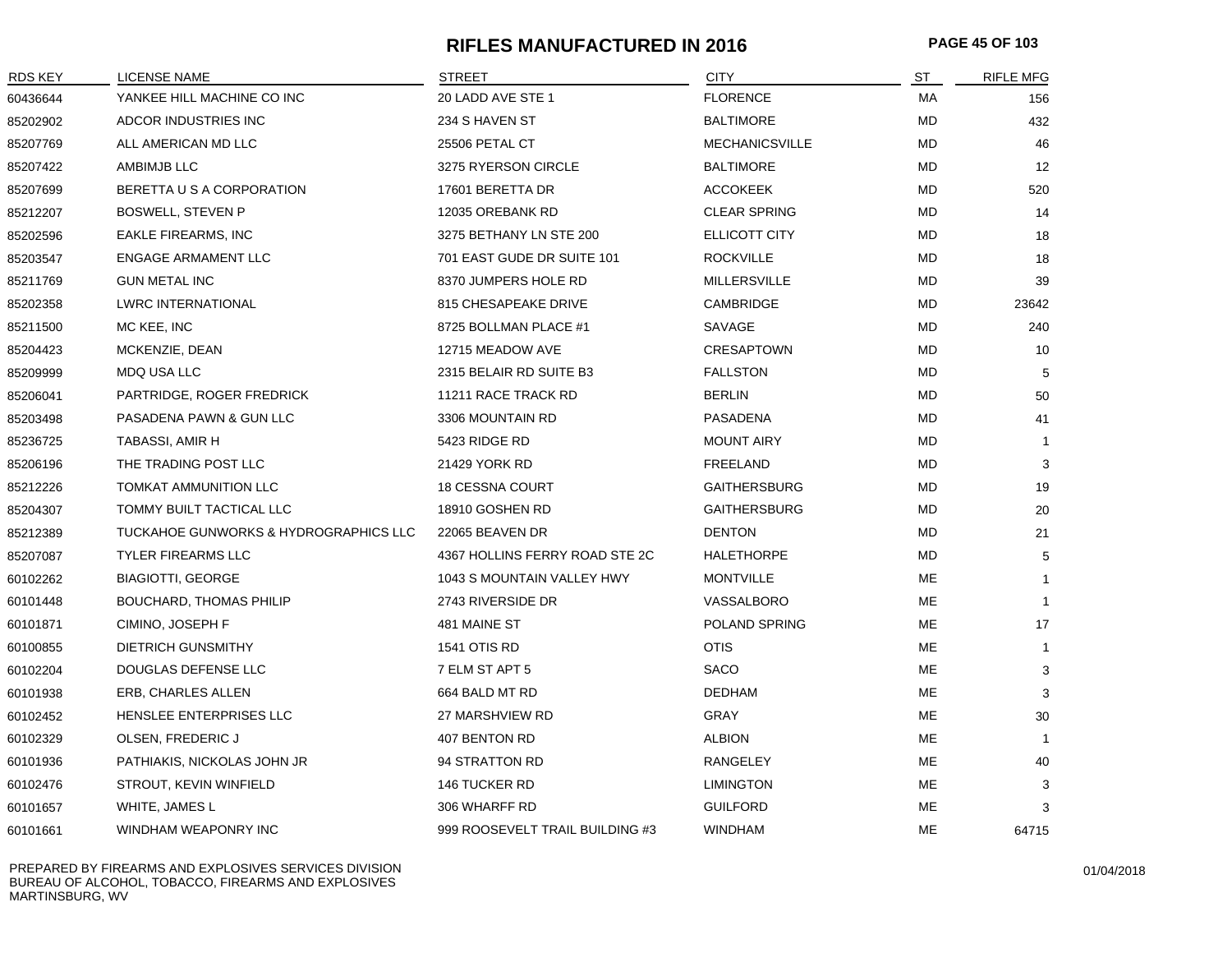# RIFLES MANUFACTURED IN 2016

| RDS KEY | LICENSE NAME | STREET | CITY | ST | RIFLE MFG |
|---|---|---|---|---|---|
| 60436644 | YANKEE HILL MACHINE CO INC | 20 LADD AVE STE 1 | FLORENCE | MA | 156 |
| 85202902 | ADCOR INDUSTRIES INC | 234 S HAVEN ST | BALTIMORE | MD | 432 |
| 85207769 | ALL AMERICAN MD LLC | 25506 PETAL CT | MECHANICSVILLE | MD | 46 |
| 85207422 | AMBIMJB LLC | 3275 RYERSON CIRCLE | BALTIMORE | MD | 12 |
| 85207699 | BERETTA U S A CORPORATION | 17601 BERETTA DR | ACCOKEEK | MD | 520 |
| 85212207 | BOSWELL, STEVEN P | 12035 OREBANK RD | CLEAR SPRING | MD | 14 |
| 85202596 | EAKLE FIREARMS, INC | 3275 BETHANY LN STE 200 | ELLICOTT CITY | MD | 18 |
| 85203547 | ENGAGE ARMAMENT LLC | 701 EAST GUDE DR SUITE 101 | ROCKVILLE | MD | 18 |
| 85211769 | GUN METAL INC | 8370 JUMPERS HOLE RD | MILLERSVILLE | MD | 39 |
| 85202358 | LWRC INTERNATIONAL | 815 CHESAPEAKE DRIVE | CAMBRIDGE | MD | 23642 |
| 85211500 | MC KEE, INC | 8725 BOLLMAN PLACE #1 | SAVAGE | MD | 240 |
| 85204423 | MCKENZIE, DEAN | 12715 MEADOW AVE | CRESAPTOWN | MD | 10 |
| 85209999 | MDQ USA LLC | 2315 BELAIR RD SUITE B3 | FALLSTON | MD | 5 |
| 85206041 | PARTRIDGE, ROGER FREDRICK | 11211 RACE TRACK RD | BERLIN | MD | 50 |
| 85203498 | PASADENA PAWN & GUN LLC | 3306 MOUNTAIN RD | PASADENA | MD | 41 |
| 85236725 | TABASSI, AMIR H | 5423 RIDGE RD | MOUNT AIRY | MD | 1 |
| 85206196 | THE TRADING POST LLC | 21429 YORK RD | FREELAND | MD | 3 |
| 85212226 | TOMKAT AMMUNITION LLC | 18 CESSNA COURT | GAITHERSBURG | MD | 19 |
| 85204307 | TOMMY BUILT TACTICAL LLC | 18910 GOSHEN RD | GAITHERSBURG | MD | 20 |
| 85212389 | TUCKAHOE GUNWORKS & HYDROGRAPHICS LLC | 22065 BEAVEN DR | DENTON | MD | 21 |
| 85207087 | TYLER FIREARMS LLC | 4367 HOLLINS FERRY ROAD STE 2C | HALETHORPE | MD | 5 |
| 60102262 | BIAGIOTTI, GEORGE | 1043 S MOUNTAIN VALLEY HWY | MONTVILLE | ME | 1 |
| 60101448 | BOUCHARD, THOMAS PHILIP | 2743 RIVERSIDE DR | VASSALBORO | ME | 1 |
| 60101871 | CIMINO, JOSEPH F | 481 MAINE ST | POLAND SPRING | ME | 17 |
| 60100855 | DIETRICH GUNSMITHY | 1541 OTIS RD | OTIS | ME | 1 |
| 60102204 | DOUGLAS DEFENSE LLC | 7 ELM ST APT 5 | SACO | ME | 3 |
| 60101938 | ERB, CHARLES ALLEN | 664 BALD MT RD | DEDHAM | ME | 3 |
| 60102452 | HENSLEE ENTERPRISES LLC | 27 MARSHVIEW RD | GRAY | ME | 30 |
| 60102329 | OLSEN, FREDERIC J | 407 BENTON RD | ALBION | ME | 1 |
| 60101936 | PATHIAKIS, NICKOLAS JOHN JR | 94 STRATTON RD | RANGELEY | ME | 40 |
| 60102476 | STROUT, KEVIN WINFIELD | 146 TUCKER RD | LIMINGTON | ME | 3 |
| 60101657 | WHITE, JAMES L | 306 WHARFF RD | GUILFORD | ME | 3 |
| 60101661 | WINDHAM WEAPONRY INC | 999 ROOSEVELT TRAIL BUILDING #3 | WINDHAM | ME | 64715 |

PREPARED BY FIREARMS AND EXPLOSIVES SERVICES DIVISION
BUREAU OF ALCOHOL, TOBACCO, FIREARMS AND EXPLOSIVES
MARTINSBURG, WV

01/04/2018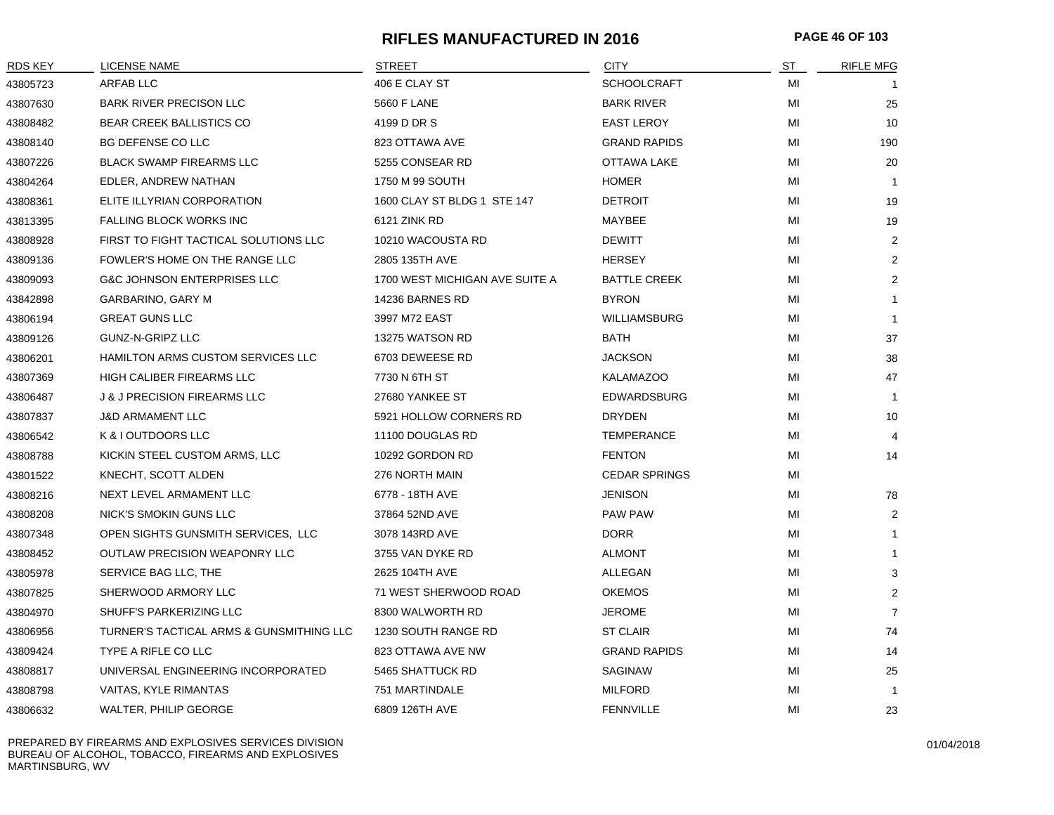# RIFLES MANUFACTURED IN 2016

| RDS KEY | LICENSE NAME | STREET | CITY | ST | RIFLE MFG |
|---|---|---|---|---|---|
| 43805723 | ARFAB LLC | 406 E CLAY ST | SCHOOLCRAFT | MI | 1 |
| 43807630 | BARK RIVER PRECISON LLC | 5660 F LANE | BARK RIVER | MI | 25 |
| 43808482 | BEAR CREEK BALLISTICS CO | 4199 D DR S | EAST LEROY | MI | 10 |
| 43808140 | BG DEFENSE CO LLC | 823 OTTAWA AVE | GRAND RAPIDS | MI | 190 |
| 43807226 | BLACK SWAMP FIREARMS LLC | 5255 CONSEAR RD | OTTAWA LAKE | MI | 20 |
| 43804264 | EDLER, ANDREW NATHAN | 1750 M 99 SOUTH | HOMER | MI | 1 |
| 43808361 | ELITE ILLYRIAN CORPORATION | 1600 CLAY ST BLDG 1 STE 147 | DETROIT | MI | 19 |
| 43813395 | FALLING BLOCK WORKS INC | 6121 ZINK RD | MAYBEE | MI | 19 |
| 43808928 | FIRST TO FIGHT TACTICAL SOLUTIONS LLC | 10210 WACOUSTA RD | DEWITT | MI | 2 |
| 43809136 | FOWLER'S HOME ON THE RANGE LLC | 2805 135TH AVE | HERSEY | MI | 2 |
| 43809093 | G&C JOHNSON ENTERPRISES LLC | 1700 WEST MICHIGAN AVE SUITE A | BATTLE CREEK | MI | 2 |
| 43842898 | GARBARINO, GARY M | 14236 BARNES RD | BYRON | MI | 1 |
| 43806194 | GREAT GUNS LLC | 3997 M72 EAST | WILLIAMSBURG | MI | 1 |
| 43809126 | GUNZ-N-GRIPZ LLC | 13275 WATSON RD | BATH | MI | 37 |
| 43806201 | HAMILTON ARMS CUSTOM SERVICES LLC | 6703 DEWEESE RD | JACKSON | MI | 38 |
| 43807369 | HIGH CALIBER FIREARMS LLC | 7730 N 6TH ST | KALAMAZOO | MI | 47 |
| 43806487 | J & J PRECISION FIREARMS LLC | 27680 YANKEE ST | EDWARDSBURG | MI | 1 |
| 43807837 | J&D ARMAMENT LLC | 5921 HOLLOW CORNERS RD | DRYDEN | MI | 10 |
| 43806542 | K & I OUTDOORS LLC | 11100 DOUGLAS RD | TEMPERANCE | MI | 4 |
| 43808788 | KICKIN STEEL CUSTOM ARMS, LLC | 10292 GORDON RD | FENTON | MI | 14 |
| 43801522 | KNECHT, SCOTT ALDEN | 276 NORTH MAIN | CEDAR SPRINGS | MI | |
| 43808216 | NEXT LEVEL ARMAMENT LLC | 6778 - 18TH AVE | JENISON | MI | 78 |
| 43808208 | NICK'S SMOKIN GUNS LLC | 37864 52ND AVE | PAW PAW | MI | 2 |
| 43807348 | OPEN SIGHTS GUNSMITH SERVICES, LLC | 3078 143RD AVE | DORR | MI | 1 |
| 43808452 | OUTLAW PRECISION WEAPONRY LLC | 3755 VAN DYKE RD | ALMONT | MI | 1 |
| 43805978 | SERVICE BAG LLC, THE | 2625 104TH AVE | ALLEGAN | MI | 3 |
| 43807825 | SHERWOOD ARMORY LLC | 71 WEST SHERWOOD ROAD | OKEMOS | MI | 2 |
| 43804970 | SHUFF'S PARKERIZING LLC | 8300 WALWORTH RD | JEROME | MI | 7 |
| 43806956 | TURNER'S TACTICAL ARMS & GUNSMITHING LLC | 1230 SOUTH RANGE RD | ST CLAIR | MI | 74 |
| 43809424 | TYPE A RIFLE CO LLC | 823 OTTAWA AVE NW | GRAND RAPIDS | MI | 14 |
| 43808817 | UNIVERSAL ENGINEERING INCORPORATED | 5465 SHATTUCK RD | SAGINAW | MI | 25 |
| 43808798 | VAITAS, KYLE RIMANTAS | 751 MARTINDALE | MILFORD | MI | 1 |
| 43806632 | WALTER, PHILIP GEORGE | 6809 126TH AVE | FENNVILLE | MI | 23 |

PREPARED BY FIREARMS AND EXPLOSIVES SERVICES DIVISION
BUREAU OF ALCOHOL, TOBACCO, FIREARMS AND EXPLOSIVES
MARTINSBURG, WV

01/04/2018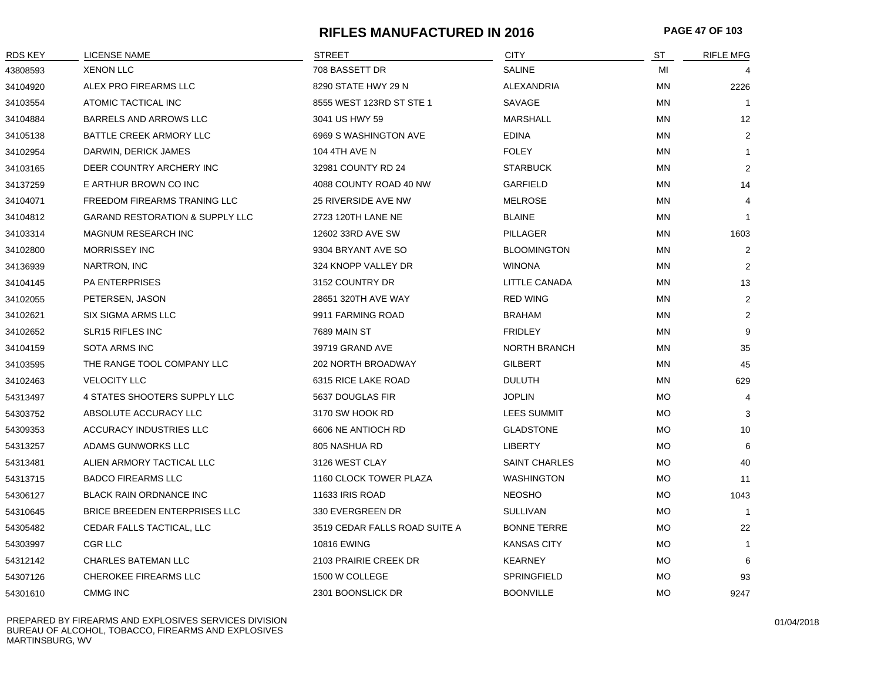# RIFLES MANUFACTURED IN 2016

| RDS KEY | LICENSE NAME | STREET | CITY | ST | RIFLE MFG |
|---|---|---|---|---|---|
| 43808593 | XENON LLC | 708 BASSETT DR | SALINE | MI | 4 |
| 34104920 | ALEX PRO FIREARMS LLC | 8290 STATE HWY 29 N | ALEXANDRIA | MN | 2226 |
| 34103554 | ATOMIC TACTICAL INC | 8555 WEST 123RD ST STE 1 | SAVAGE | MN | 1 |
| 34104884 | BARRELS AND ARROWS LLC | 3041 US HWY 59 | MARSHALL | MN | 12 |
| 34105138 | BATTLE CREEK ARMORY LLC | 6969 S WASHINGTON AVE | EDINA | MN | 2 |
| 34102954 | DARWIN, DERICK JAMES | 104 4TH AVE N | FOLEY | MN | 1 |
| 34103165 | DEER COUNTRY ARCHERY INC | 32981 COUNTY RD 24 | STARBUCK | MN | 2 |
| 34137259 | E ARTHUR BROWN CO INC | 4088 COUNTY ROAD 40 NW | GARFIELD | MN | 14 |
| 34104071 | FREEDOM FIREARMS TRANING LLC | 25 RIVERSIDE AVE NW | MELROSE | MN | 4 |
| 34104812 | GARAND RESTORATION & SUPPLY LLC | 2723 120TH LANE NE | BLAINE | MN | 1 |
| 34103314 | MAGNUM RESEARCH INC | 12602 33RD AVE SW | PILLAGER | MN | 1603 |
| 34102800 | MORRISSEY INC | 9304 BRYANT AVE SO | BLOOMINGTON | MN | 2 |
| 34136939 | NARTRON, INC | 324 KNOPP VALLEY DR | WINONA | MN | 2 |
| 34104145 | PA ENTERPRISES | 3152 COUNTRY DR | LITTLE CANADA | MN | 13 |
| 34102055 | PETERSEN, JASON | 28651 320TH AVE WAY | RED WING | MN | 2 |
| 34102621 | SIX SIGMA ARMS LLC | 9911 FARMING ROAD | BRAHAM | MN | 2 |
| 34102652 | SLR15 RIFLES INC | 7689 MAIN ST | FRIDLEY | MN | 9 |
| 34104159 | SOTA ARMS INC | 39719 GRAND AVE | NORTH BRANCH | MN | 35 |
| 34103595 | THE RANGE TOOL COMPANY LLC | 202 NORTH BROADWAY | GILBERT | MN | 45 |
| 34102463 | VELOCITY LLC | 6315 RICE LAKE ROAD | DULUTH | MN | 629 |
| 54313497 | 4 STATES SHOOTERS SUPPLY LLC | 5637 DOUGLAS FIR | JOPLIN | MO | 4 |
| 54303752 | ABSOLUTE ACCURACY LLC | 3170 SW HOOK RD | LEES SUMMIT | MO | 3 |
| 54309353 | ACCURACY INDUSTRIES LLC | 6606 NE ANTIOCH RD | GLADSTONE | MO | 10 |
| 54313257 | ADAMS GUNWORKS LLC | 805 NASHUA RD | LIBERTY | MO | 6 |
| 54313481 | ALIEN ARMORY TACTICAL LLC | 3126 WEST CLAY | SAINT CHARLES | MO | 40 |
| 54313715 | BADCO FIREARMS LLC | 1160 CLOCK TOWER PLAZA | WASHINGTON | MO | 11 |
| 54306127 | BLACK RAIN ORDNANCE INC | 11633 IRIS ROAD | NEOSHO | MO | 1043 |
| 54310645 | BRICE BREEDEN ENTERPRISES LLC | 330 EVERGREEN DR | SULLIVAN | MO | 1 |
| 54305482 | CEDAR FALLS TACTICAL, LLC | 3519 CEDAR FALLS ROAD SUITE A | BONNE TERRE | MO | 22 |
| 54303997 | CGR LLC | 10816 EWING | KANSAS CITY | MO | 1 |
| 54312142 | CHARLES BATEMAN LLC | 2103 PRAIRIE CREEK DR | KEARNEY | MO | 6 |
| 54307126 | CHEROKEE FIREARMS LLC | 1500 W COLLEGE | SPRINGFIELD | MO | 93 |
| 54301610 | CMMG INC | 2301 BOONSLICK DR | BOONVILLE | MO | 9247 |

PREPARED BY FIREARMS AND EXPLOSIVES SERVICES DIVISION
BUREAU OF ALCOHOL, TOBACCO, FIREARMS AND EXPLOSIVES
MARTINSBURG, WV

01/04/2018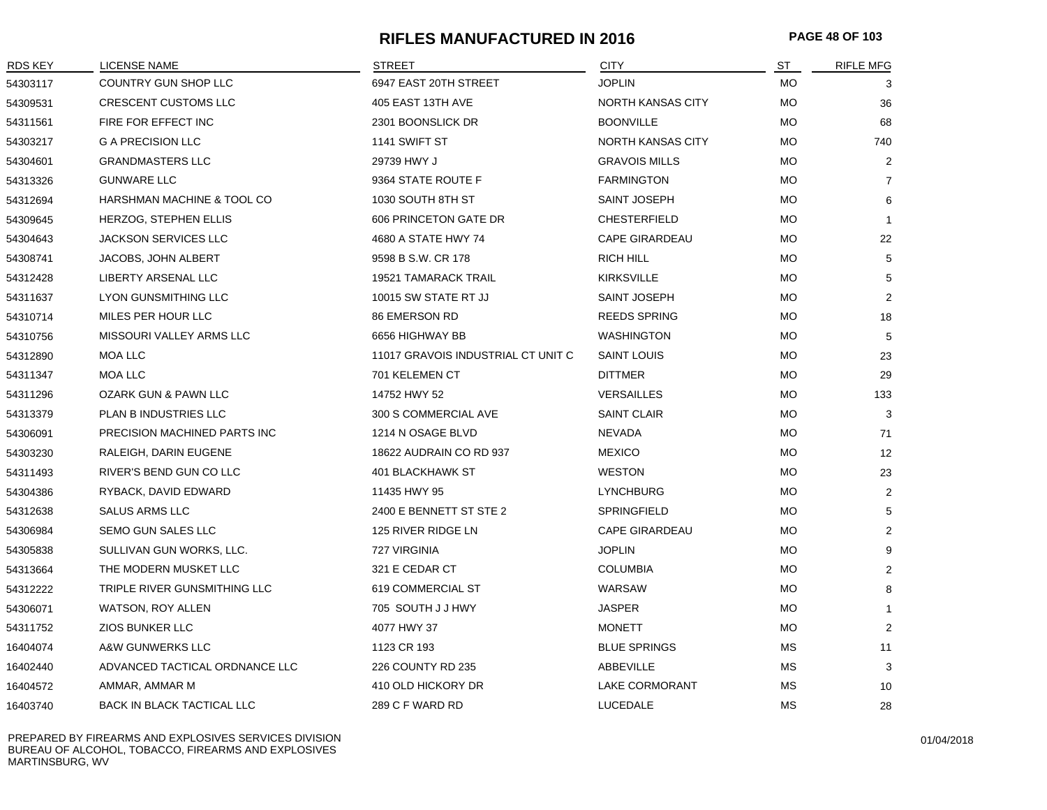# RIFLES MANUFACTURED IN 2016

| RDS KEY | LICENSE NAME | STREET | CITY | ST | RIFLE MFG |
|---|---|---|---|---|---|
| 54303117 | COUNTRY GUN SHOP LLC | 6947 EAST 20TH STREET | JOPLIN | MO | 3 |
| 54309531 | CRESCENT CUSTOMS LLC | 405 EAST 13TH AVE | NORTH KANSAS CITY | MO | 36 |
| 54311561 | FIRE FOR EFFECT INC | 2301 BOONSLICK DR | BOONVILLE | MO | 68 |
| 54303217 | G A PRECISION LLC | 1141 SWIFT ST | NORTH KANSAS CITY | MO | 740 |
| 54304601 | GRANDMASTERS LLC | 29739 HWY J | GRAVOIS MILLS | MO | 2 |
| 54313326 | GUNWARE LLC | 9364 STATE ROUTE F | FARMINGTON | MO | 7 |
| 54312694 | HARSHMAN MACHINE & TOOL CO | 1030 SOUTH 8TH ST | SAINT JOSEPH | MO | 6 |
| 54309645 | HERZOG, STEPHEN ELLIS | 606 PRINCETON GATE DR | CHESTERFIELD | MO | 1 |
| 54304643 | JACKSON SERVICES LLC | 4680 A STATE HWY 74 | CAPE GIRARDEAU | MO | 22 |
| 54308741 | JACOBS, JOHN ALBERT | 9598 B S.W. CR 178 | RICH HILL | MO | 5 |
| 54312428 | LIBERTY ARSENAL LLC | 19521 TAMARACK TRAIL | KIRKSVILLE | MO | 5 |
| 54311637 | LYON GUNSMITHING LLC | 10015 SW STATE RT JJ | SAINT JOSEPH | MO | 2 |
| 54310714 | MILES PER HOUR LLC | 86 EMERSON RD | REEDS SPRING | MO | 18 |
| 54310756 | MISSOURI VALLEY ARMS LLC | 6656 HIGHWAY BB | WASHINGTON | MO | 5 |
| 54312890 | MOA LLC | 11017 GRAVOIS INDUSTRIAL CT UNIT C | SAINT LOUIS | MO | 23 |
| 54311347 | MOA LLC | 701 KELEMEN CT | DITTMER | MO | 29 |
| 54311296 | OZARK GUN & PAWN LLC | 14752 HWY 52 | VERSAILLES | MO | 133 |
| 54313379 | PLAN B INDUSTRIES LLC | 300 S COMMERCIAL AVE | SAINT CLAIR | MO | 3 |
| 54306091 | PRECISION MACHINED PARTS INC | 1214 N OSAGE BLVD | NEVADA | MO | 71 |
| 54303230 | RALEIGH, DARIN EUGENE | 18622 AUDRAIN CO RD 937 | MEXICO | MO | 12 |
| 54311493 | RIVER'S BEND GUN CO LLC | 401 BLACKHAWK ST | WESTON | MO | 23 |
| 54304386 | RYBACK, DAVID EDWARD | 11435 HWY 95 | LYNCHBURG | MO | 2 |
| 54312638 | SALUS ARMS LLC | 2400 E BENNETT ST STE 2 | SPRINGFIELD | MO | 5 |
| 54306984 | SEMO GUN SALES LLC | 125 RIVER RIDGE LN | CAPE GIRARDEAU | MO | 2 |
| 54305838 | SULLIVAN GUN WORKS, LLC. | 727 VIRGINIA | JOPLIN | MO | 9 |
| 54313664 | THE MODERN MUSKET LLC | 321 E CEDAR CT | COLUMBIA | MO | 2 |
| 54312222 | TRIPLE RIVER GUNSMITHING LLC | 619 COMMERCIAL ST | WARSAW | MO | 8 |
| 54306071 | WATSON, ROY ALLEN | 705 SOUTH J J HWY | JASPER | MO | 1 |
| 54311752 | ZIOS BUNKER LLC | 4077 HWY 37 | MONETT | MO | 2 |
| 16404074 | A&W GUNWERKS LLC | 1123 CR 193 | BLUE SPRINGS | MS | 11 |
| 16402440 | ADVANCED TACTICAL ORDNANCE LLC | 226 COUNTY RD 235 | ABBEVILLE | MS | 3 |
| 16404572 | AMMAR, AMMAR M | 410 OLD HICKORY DR | LAKE CORMORANT | MS | 10 |
| 16403740 | BACK IN BLACK TACTICAL LLC | 289 C F WARD RD | LUCEDALE | MS | 28 |

PREPARED BY FIREARMS AND EXPLOSIVES SERVICES DIVISION
BUREAU OF ALCOHOL, TOBACCO, FIREARMS AND EXPLOSIVES
MARTINSBURG, WV

01/04/2018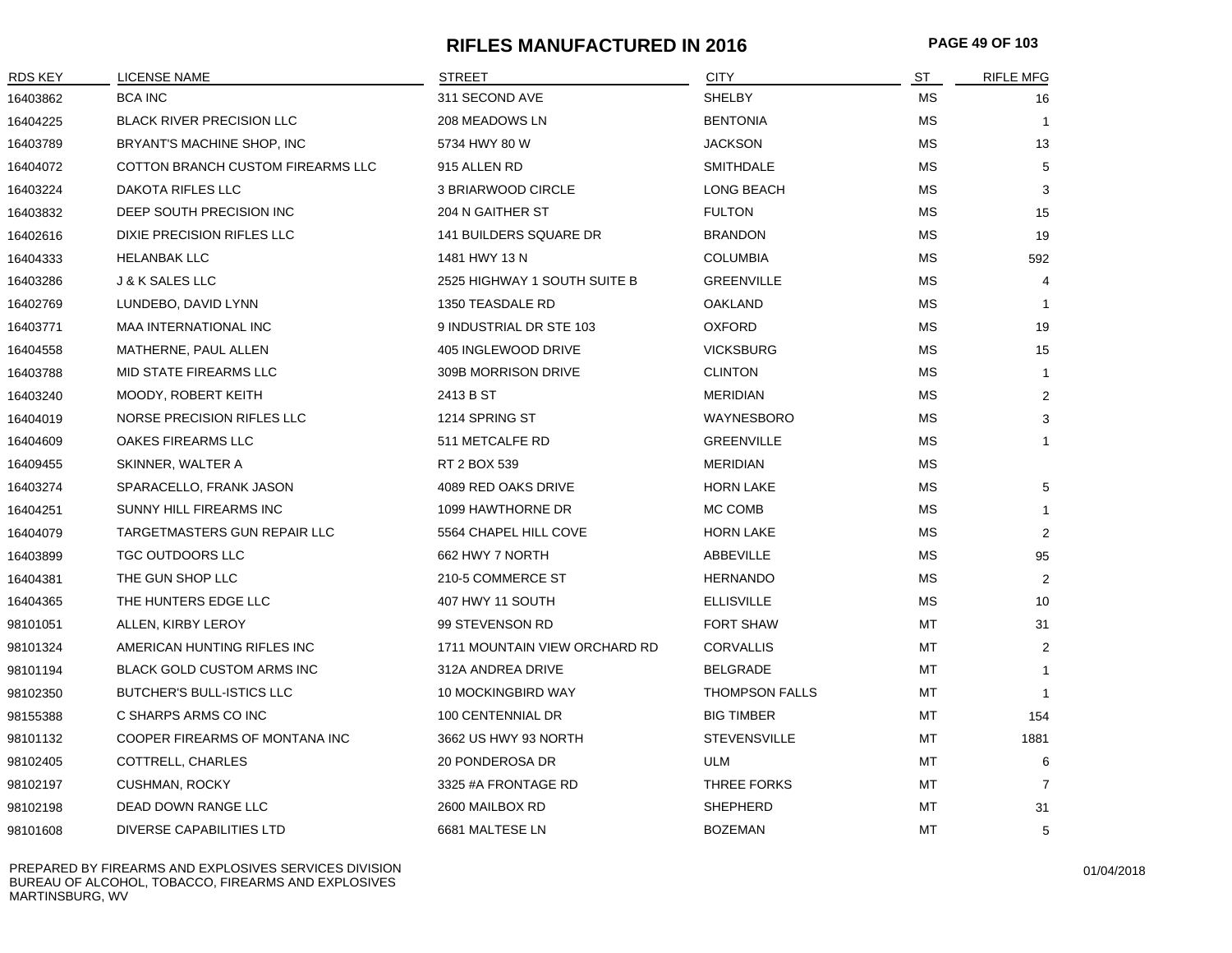# RIFLES MANUFACTURED IN 2016

| RDS KEY | LICENSE NAME | STREET | CITY | ST | RIFLE MFG |
|---|---|---|---|---|---|
| 16403862 | BCA INC | 311 SECOND AVE | SHELBY | MS | 16 |
| 16404225 | BLACK RIVER PRECISION LLC | 208 MEADOWS LN | BENTONIA | MS | 1 |
| 16403789 | BRYANT'S MACHINE SHOP, INC | 5734 HWY 80 W | JACKSON | MS | 13 |
| 16404072 | COTTON BRANCH CUSTOM FIREARMS LLC | 915 ALLEN RD | SMITHDALE | MS | 5 |
| 16403224 | DAKOTA RIFLES LLC | 3 BRIARWOOD CIRCLE | LONG BEACH | MS | 3 |
| 16403832 | DEEP SOUTH PRECISION INC | 204 N GAITHER ST | FULTON | MS | 15 |
| 16402616 | DIXIE PRECISION RIFLES LLC | 141 BUILDERS SQUARE DR | BRANDON | MS | 19 |
| 16404333 | HELANBAK LLC | 1481 HWY 13 N | COLUMBIA | MS | 592 |
| 16403286 | J & K SALES LLC | 2525 HIGHWAY 1 SOUTH SUITE B | GREENVILLE | MS | 4 |
| 16402769 | LUNDEBO, DAVID LYNN | 1350 TEASDALE RD | OAKLAND | MS | 1 |
| 16403771 | MAA INTERNATIONAL INC | 9 INDUSTRIAL DR STE 103 | OXFORD | MS | 19 |
| 16404558 | MATHERNE, PAUL ALLEN | 405 INGLEWOOD DRIVE | VICKSBURG | MS | 15 |
| 16403788 | MID STATE FIREARMS LLC | 309B MORRISON DRIVE | CLINTON | MS | 1 |
| 16403240 | MOODY, ROBERT KEITH | 2413 B ST | MERIDIAN | MS | 2 |
| 16404019 | NORSE PRECISION RIFLES LLC | 1214 SPRING ST | WAYNESBORO | MS | 3 |
| 16404609 | OAKES FIREARMS LLC | 511 METCALFE RD | GREENVILLE | MS | 1 |
| 16409455 | SKINNER, WALTER A | RT 2 BOX 539 | MERIDIAN | MS | |
| 16403274 | SPARACELLO, FRANK JASON | 4089 RED OAKS DRIVE | HORN LAKE | MS | 5 |
| 16404251 | SUNNY HILL FIREARMS INC | 1099 HAWTHORNE DR | MC COMB | MS | 1 |
| 16404079 | TARGETMASTERS GUN REPAIR LLC | 5564 CHAPEL HILL COVE | HORN LAKE | MS | 2 |
| 16403899 | TGC OUTDOORS LLC | 662 HWY 7 NORTH | ABBEVILLE | MS | 95 |
| 16404381 | THE GUN SHOP LLC | 210-5 COMMERCE ST | HERNANDO | MS | 2 |
| 16404365 | THE HUNTERS EDGE LLC | 407 HWY 11 SOUTH | ELLISVILLE | MS | 10 |
| 98101051 | ALLEN, KIRBY LEROY | 99 STEVENSON RD | FORT SHAW | MT | 31 |
| 98101324 | AMERICAN HUNTING RIFLES INC | 1711 MOUNTAIN VIEW ORCHARD RD | CORVALLIS | MT | 2 |
| 98101194 | BLACK GOLD CUSTOM ARMS INC | 312A ANDREA DRIVE | BELGRADE | MT | 1 |
| 98102350 | BUTCHER'S BULL-ISTICS LLC | 10 MOCKINGBIRD WAY | THOMPSON FALLS | MT | 1 |
| 98155388 | C SHARPS ARMS CO INC | 100 CENTENNIAL DR | BIG TIMBER | MT | 154 |
| 98101132 | COOPER FIREARMS OF MONTANA INC | 3662 US HWY 93 NORTH | STEVENSVILLE | MT | 1881 |
| 98102405 | COTTRELL, CHARLES | 20 PONDEROSA DR | ULM | MT | 6 |
| 98102197 | CUSHMAN, ROCKY | 3325 #A FRONTAGE RD | THREE FORKS | MT | 7 |
| 98102198 | DEAD DOWN RANGE LLC | 2600 MAILBOX RD | SHEPHERD | MT | 31 |
| 98101608 | DIVERSE CAPABILITIES LTD | 6681 MALTESE LN | BOZEMAN | MT | 5 |

PREPARED BY FIREARMS AND EXPLOSIVES SERVICES DIVISION
BUREAU OF ALCOHOL, TOBACCO, FIREARMS AND EXPLOSIVES
MARTINSBURG, WV

01/04/2018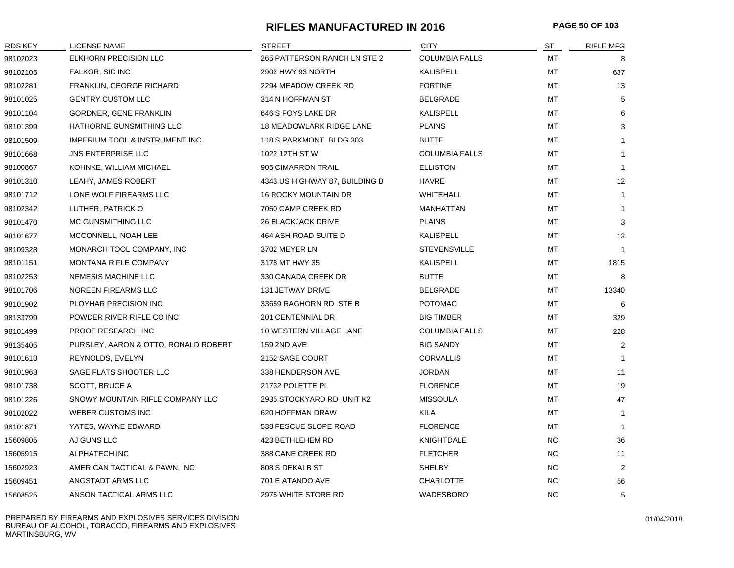# RIFLES MANUFACTURED IN 2016

| RDS KEY | LICENSE NAME | STREET | CITY | ST | RIFLE MFG |
|---|---|---|---|---|---|
| 98102023 | ELKHORN PRECISION LLC | 265 PATTERSON RANCH LN STE 2 | COLUMBIA FALLS | MT | 8 |
| 98102105 | FALKOR, SID INC | 2902 HWY 93 NORTH | KALISPELL | MT | 637 |
| 98102281 | FRANKLIN, GEORGE RICHARD | 2294 MEADOW CREEK RD | FORTINE | MT | 13 |
| 98101025 | GENTRY CUSTOM LLC | 314 N HOFFMAN ST | BELGRADE | MT | 5 |
| 98101104 | GORDNER, GENE FRANKLIN | 646 S FOYS LAKE DR | KALISPELL | MT | 6 |
| 98101399 | HATHORNE GUNSMITHING LLC | 18 MEADOWLARK RIDGE LANE | PLAINS | MT | 3 |
| 98101509 | IMPERIUM TOOL & INSTRUMENT INC | 118 S PARKMONT BLDG 303 | BUTTE | MT | 1 |
| 98101668 | JNS ENTERPRISE LLC | 1022 12TH ST W | COLUMBIA FALLS | MT | 1 |
| 98100867 | KOHNKE, WILLIAM MICHAEL | 905 CIMARRON TRAIL | ELLISTON | MT | 1 |
| 98101310 | LEAHY, JAMES ROBERT | 4343 US HIGHWAY 87, BUILDING B | HAVRE | MT | 12 |
| 98101712 | LONE WOLF FIREARMS LLC | 16 ROCKY MOUNTAIN DR | WHITEHALL | MT | 1 |
| 98102342 | LUTHER, PATRICK O | 7050 CAMP CREEK RD | MANHATTAN | MT | 1 |
| 98101470 | MC GUNSMITHING LLC | 26 BLACKJACK DRIVE | PLAINS | MT | 3 |
| 98101677 | MCCONNELL, NOAH LEE | 464 ASH ROAD SUITE D | KALISPELL | MT | 12 |
| 98109328 | MONARCH TOOL COMPANY, INC | 3702 MEYER LN | STEVENSVILLE | MT | 1 |
| 98101151 | MONTANA RIFLE COMPANY | 3178 MT HWY 35 | KALISPELL | MT | 1815 |
| 98102253 | NEMESIS MACHINE LLC | 330 CANADA CREEK DR | BUTTE | MT | 8 |
| 98101706 | NOREEN FIREARMS LLC | 131 JETWAY DRIVE | BELGRADE | MT | 13340 |
| 98101902 | PLOYHAR PRECISION INC | 33659 RAGHORN RD STE B | POTOMAC | MT | 6 |
| 98133799 | POWDER RIVER RIFLE CO INC | 201 CENTENNIAL DR | BIG TIMBER | MT | 329 |
| 98101499 | PROOF RESEARCH INC | 10 WESTERN VILLAGE LANE | COLUMBIA FALLS | MT | 228 |
| 98135405 | PURSLEY, AARON & OTTO, RONALD ROBERT | 159 2ND AVE | BIG SANDY | MT | 2 |
| 98101613 | REYNOLDS, EVELYN | 2152 SAGE COURT | CORVALLIS | MT | 1 |
| 98101963 | SAGE FLATS SHOOTER LLC | 338 HENDERSON AVE | JORDAN | MT | 11 |
| 98101738 | SCOTT, BRUCE A | 21732 POLETTE PL | FLORENCE | MT | 19 |
| 98101226 | SNOWY MOUNTAIN RIFLE COMPANY LLC | 2935 STOCKYARD RD UNIT K2 | MISSOULA | MT | 47 |
| 98102022 | WEBER CUSTOMS INC | 620 HOFFMAN DRAW | KILA | MT | 1 |
| 98101871 | YATES, WAYNE EDWARD | 538 FESCUE SLOPE ROAD | FLORENCE | MT | 1 |
| 15609805 | AJ GUNS LLC | 423 BETHLEHEM RD | KNIGHTDALE | NC | 36 |
| 15605915 | ALPHATECH INC | 388 CANE CREEK RD | FLETCHER | NC | 11 |
| 15602923 | AMERICAN TACTICAL & PAWN, INC | 808 S DEKALB ST | SHELBY | NC | 2 |
| 15609451 | ANGSTADT ARMS LLC | 701 E ATANDO AVE | CHARLOTTE | NC | 56 |
| 15608525 | ANSON TACTICAL ARMS LLC | 2975 WHITE STORE RD | WADESBORO | NC | 5 |

PREPARED BY FIREARMS AND EXPLOSIVES SERVICES DIVISION
BUREAU OF ALCOHOL, TOBACCO, FIREARMS AND EXPLOSIVES
MARTINSBURG, WV

01/04/2018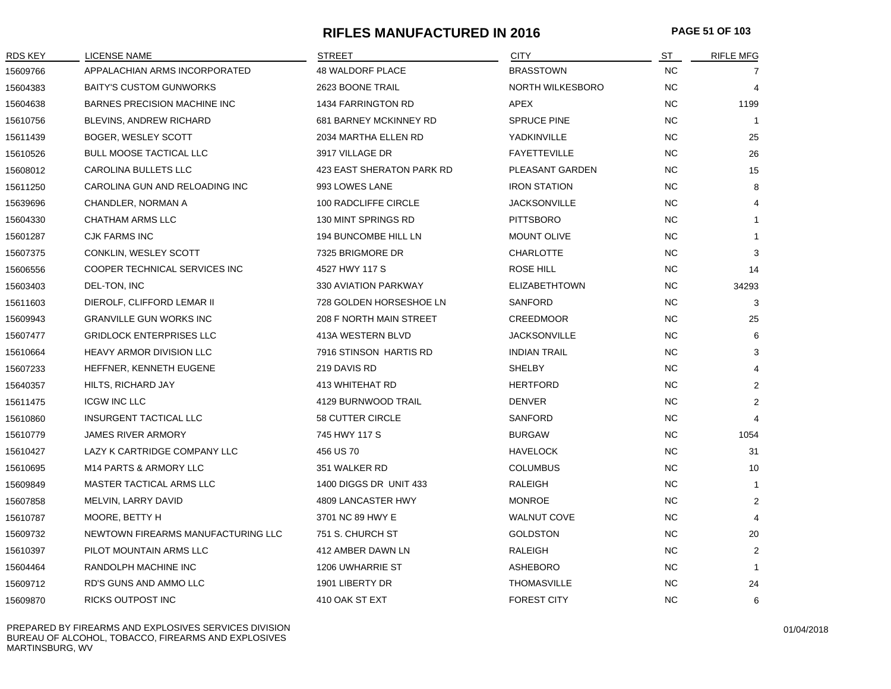# RIFLES MANUFACTURED IN 2016

| RDS KEY | LICENSE NAME | STREET | CITY | ST | RIFLE MFG |
|---|---|---|---|---|---|
| 15609766 | APPALACHIAN ARMS INCORPORATED | 48 WALDORF PLACE | BRASSTOWN | NC | 7 |
| 15604383 | BAITY'S CUSTOM GUNWORKS | 2623 BOONE TRAIL | NORTH WILKESBORO | NC | 4 |
| 15604638 | BARNES PRECISION MACHINE INC | 1434 FARRINGTON RD | APEX | NC | 1199 |
| 15610756 | BLEVINS, ANDREW RICHARD | 681 BARNEY MCKINNEY RD | SPRUCE PINE | NC | 1 |
| 15611439 | BOGER, WESLEY SCOTT | 2034 MARTHA ELLEN RD | YADKINVILLE | NC | 25 |
| 15610526 | BULL MOOSE TACTICAL LLC | 3917 VILLAGE DR | FAYETTEVILLE | NC | 26 |
| 15608012 | CAROLINA BULLETS LLC | 423 EAST SHERATON PARK RD | PLEASANT GARDEN | NC | 15 |
| 15611250 | CAROLINA GUN AND RELOADING INC | 993 LOWES LANE | IRON STATION | NC | 8 |
| 15639696 | CHANDLER, NORMAN A | 100 RADCLIFFE CIRCLE | JACKSONVILLE | NC | 4 |
| 15604330 | CHATHAM ARMS LLC | 130 MINT SPRINGS RD | PITTSBORO | NC | 1 |
| 15601287 | CJK FARMS INC | 194 BUNCOMBE HILL LN | MOUNT OLIVE | NC | 1 |
| 15607375 | CONKLIN, WESLEY SCOTT | 7325 BRIGMORE DR | CHARLOTTE | NC | 3 |
| 15606556 | COOPER TECHNICAL SERVICES INC | 4527 HWY 117 S | ROSE HILL | NC | 14 |
| 15603403 | DEL-TON, INC | 330 AVIATION PARKWAY | ELIZABETHTOWN | NC | 34293 |
| 15611603 | DIEROLF, CLIFFORD LEMAR II | 728 GOLDEN HORSESHOE LN | SANFORD | NC | 3 |
| 15609943 | GRANVILLE GUN WORKS INC | 208 F NORTH MAIN STREET | CREEDMOOR | NC | 25 |
| 15607477 | GRIDLOCK ENTERPRISES LLC | 413A WESTERN BLVD | JACKSONVILLE | NC | 6 |
| 15610664 | HEAVY ARMOR DIVISION LLC | 7916 STINSON HARTIS RD | INDIAN TRAIL | NC | 3 |
| 15607233 | HEFFNER, KENNETH EUGENE | 219 DAVIS RD | SHELBY | NC | 4 |
| 15640357 | HILTS, RICHARD JAY | 413 WHITEHAT RD | HERTFORD | NC | 2 |
| 15611475 | ICGW INC LLC | 4129 BURNWOOD TRAIL | DENVER | NC | 2 |
| 15610860 | INSURGENT TACTICAL LLC | 58 CUTTER CIRCLE | SANFORD | NC | 4 |
| 15610779 | JAMES RIVER ARMORY | 745 HWY 117 S | BURGAW | NC | 1054 |
| 15610427 | LAZY K CARTRIDGE COMPANY LLC | 456 US 70 | HAVELOCK | NC | 31 |
| 15610695 | M14 PARTS & ARMORY LLC | 351 WALKER RD | COLUMBUS | NC | 10 |
| 15609849 | MASTER TACTICAL ARMS LLC | 1400 DIGGS DR UNIT 433 | RALEIGH | NC | 1 |
| 15607858 | MELVIN, LARRY DAVID | 4809 LANCASTER HWY | MONROE | NC | 2 |
| 15610787 | MOORE, BETTY H | 3701 NC 89 HWY E | WALNUT COVE | NC | 4 |
| 15609732 | NEWTOWN FIREARMS MANUFACTURING LLC | 751 S. CHURCH ST | GOLDSTON | NC | 20 |
| 15610397 | PILOT MOUNTAIN ARMS LLC | 412 AMBER DAWN LN | RALEIGH | NC | 2 |
| 15604464 | RANDOLPH MACHINE INC | 1206 UWHARRIE ST | ASHEBORO | NC | 1 |
| 15609712 | RD'S GUNS AND AMMO LLC | 1901 LIBERTY DR | THOMASVILLE | NC | 24 |
| 15609870 | RICKS OUTPOST INC | 410 OAK ST EXT | FOREST CITY | NC | 6 |

PREPARED BY FIREARMS AND EXPLOSIVES SERVICES DIVISION
BUREAU OF ALCOHOL, TOBACCO, FIREARMS AND EXPLOSIVES
MARTINSBURG, WV

01/04/2018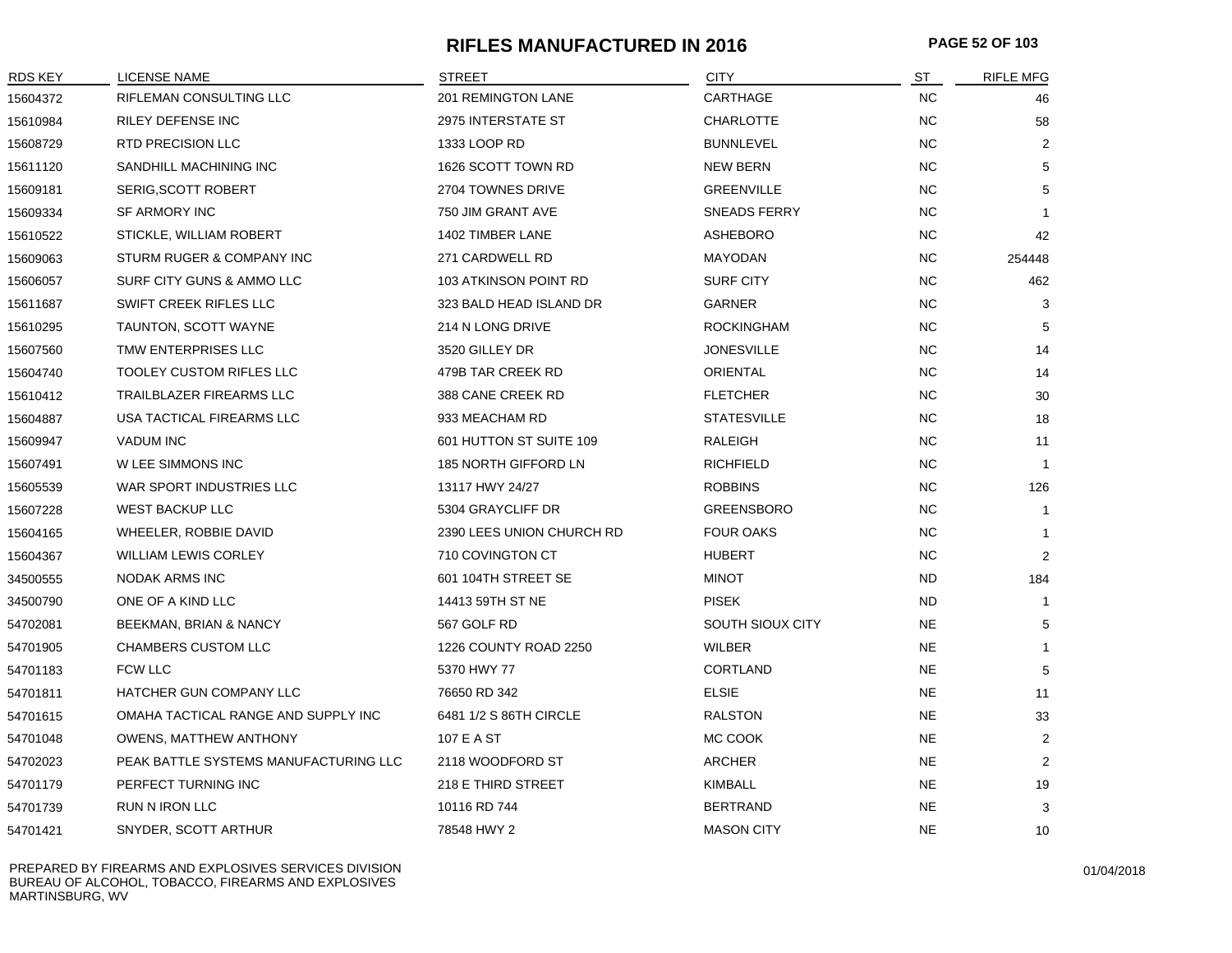# RIFLES MANUFACTURED IN 2016

| RDS KEY | LICENSE NAME | STREET | CITY | ST | RIFLE MFG |
|---|---|---|---|---|---|
| 15604372 | RIFLEMAN CONSULTING LLC | 201 REMINGTON LANE | CARTHAGE | NC | 46 |
| 15610984 | RILEY DEFENSE INC | 2975 INTERSTATE ST | CHARLOTTE | NC | 58 |
| 15608729 | RTD PRECISION LLC | 1333 LOOP RD | BUNNLEVEL | NC | 2 |
| 15611120 | SANDHILL MACHINING INC | 1626 SCOTT TOWN RD | NEW BERN | NC | 5 |
| 15609181 | SERIG,SCOTT ROBERT | 2704 TOWNES DRIVE | GREENVILLE | NC | 5 |
| 15609334 | SF ARMORY INC | 750 JIM GRANT AVE | SNEADS FERRY | NC | 1 |
| 15610522 | STICKLE, WILLIAM ROBERT | 1402 TIMBER LANE | ASHEBORO | NC | 42 |
| 15609063 | STURM RUGER & COMPANY INC | 271 CARDWELL RD | MAYODAN | NC | 254448 |
| 15606057 | SURF CITY GUNS & AMMO LLC | 103 ATKINSON POINT RD | SURF CITY | NC | 462 |
| 15611687 | SWIFT CREEK RIFLES LLC | 323 BALD HEAD ISLAND DR | GARNER | NC | 3 |
| 15610295 | TAUNTON, SCOTT WAYNE | 214 N LONG DRIVE | ROCKINGHAM | NC | 5 |
| 15607560 | TMW ENTERPRISES LLC | 3520 GILLEY DR | JONESVILLE | NC | 14 |
| 15604740 | TOOLEY CUSTOM RIFLES LLC | 479B TAR CREEK RD | ORIENTAL | NC | 14 |
| 15610412 | TRAILBLAZER FIREARMS LLC | 388 CANE CREEK RD | FLETCHER | NC | 30 |
| 15604887 | USA TACTICAL FIREARMS LLC | 933 MEACHAM RD | STATESVILLE | NC | 18 |
| 15609947 | VADUM INC | 601 HUTTON ST SUITE 109 | RALEIGH | NC | 11 |
| 15607491 | W LEE SIMMONS INC | 185 NORTH GIFFORD LN | RICHFIELD | NC | 1 |
| 15605539 | WAR SPORT INDUSTRIES LLC | 13117 HWY 24/27 | ROBBINS | NC | 126 |
| 15607228 | WEST BACKUP LLC | 5304 GRAYCLIFF DR | GREENSBORO | NC | 1 |
| 15604165 | WHEELER, ROBBIE DAVID | 2390 LEES UNION CHURCH RD | FOUR OAKS | NC | 1 |
| 15604367 | WILLIAM LEWIS CORLEY | 710 COVINGTON CT | HUBERT | NC | 2 |
| 34500555 | NODAK ARMS INC | 601 104TH STREET SE | MINOT | ND | 184 |
| 34500790 | ONE OF A KIND LLC | 14413 59TH ST NE | PISEK | ND | 1 |
| 54702081 | BEEKMAN, BRIAN & NANCY | 567 GOLF RD | SOUTH SIOUX CITY | NE | 5 |
| 54701905 | CHAMBERS CUSTOM LLC | 1226 COUNTY ROAD 2250 | WILBER | NE | 1 |
| 54701183 | FCW LLC | 5370 HWY 77 | CORTLAND | NE | 5 |
| 54701811 | HATCHER GUN COMPANY LLC | 76650 RD 342 | ELSIE | NE | 11 |
| 54701615 | OMAHA TACTICAL RANGE AND SUPPLY INC | 6481 1/2 S 86TH CIRCLE | RALSTON | NE | 33 |
| 54701048 | OWENS, MATTHEW ANTHONY | 107 E A ST | MC COOK | NE | 2 |
| 54702023 | PEAK BATTLE SYSTEMS MANUFACTURING LLC | 2118 WOODFORD ST | ARCHER | NE | 2 |
| 54701179 | PERFECT TURNING INC | 218 E THIRD STREET | KIMBALL | NE | 19 |
| 54701739 | RUN N IRON LLC | 10116 RD 744 | BERTRAND | NE | 3 |
| 54701421 | SNYDER, SCOTT ARTHUR | 78548 HWY 2 | MASON CITY | NE | 10 |

PREPARED BY FIREARMS AND EXPLOSIVES SERVICES DIVISION
BUREAU OF ALCOHOL, TOBACCO, FIREARMS AND EXPLOSIVES
MARTINSBURG, WV

01/04/2018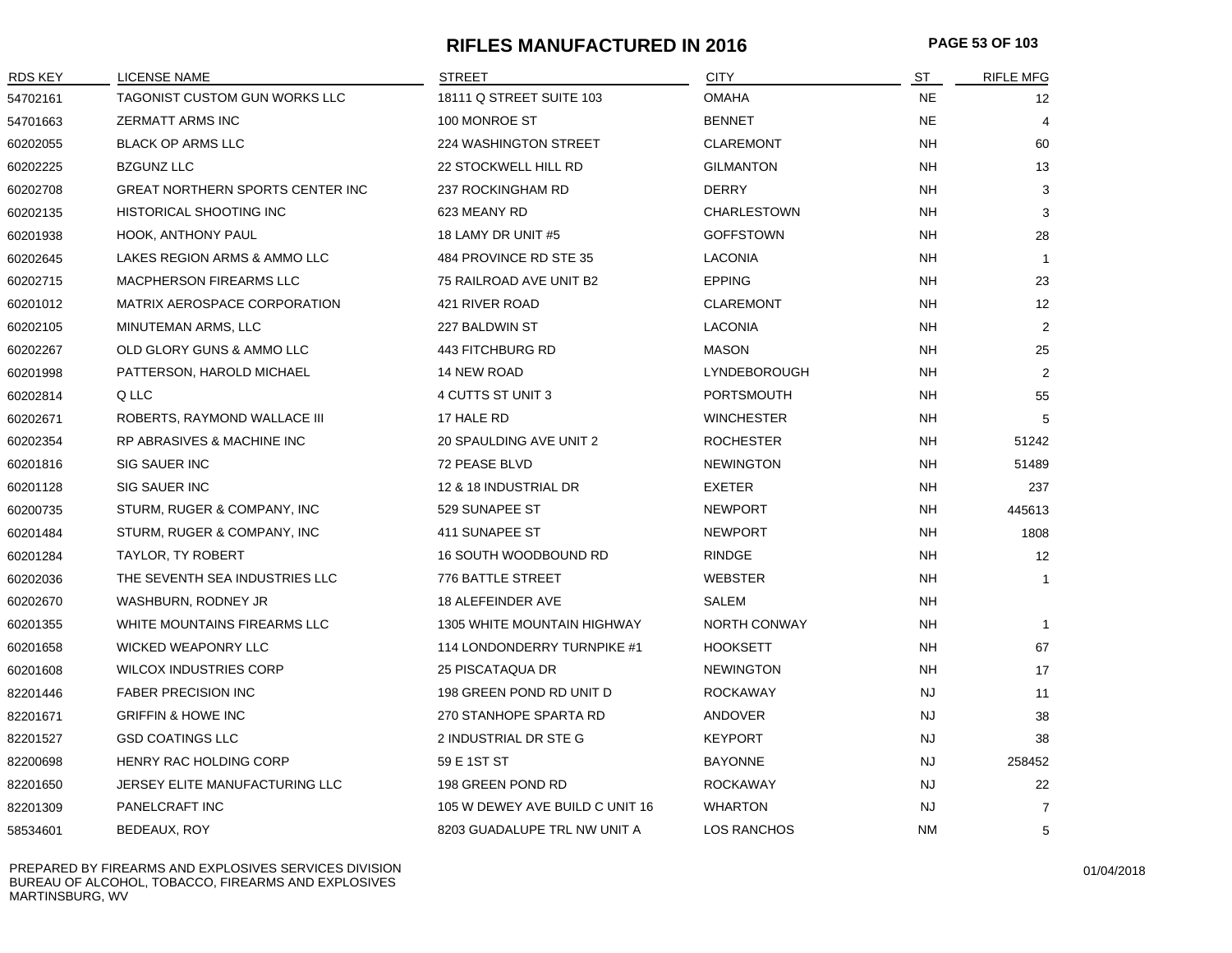# RIFLES MANUFACTURED IN 2016

| RDS KEY | LICENSE NAME | STREET | CITY | ST | RIFLE MFG |
|---|---|---|---|---|---|
| 54702161 | TAGONIST CUSTOM GUN WORKS LLC | 18111 Q STREET SUITE 103 | OMAHA | NE | 12 |
| 54701663 | ZERMATT ARMS INC | 100 MONROE ST | BENNET | NE | 4 |
| 60202055 | BLACK OP ARMS LLC | 224 WASHINGTON STREET | CLAREMONT | NH | 60 |
| 60202225 | BZGUNZ LLC | 22 STOCKWELL HILL RD | GILMANTON | NH | 13 |
| 60202708 | GREAT NORTHERN SPORTS CENTER INC | 237 ROCKINGHAM RD | DERRY | NH | 3 |
| 60202135 | HISTORICAL SHOOTING INC | 623 MEANY RD | CHARLESTOWN | NH | 3 |
| 60201938 | HOOK, ANTHONY PAUL | 18 LAMY DR UNIT #5 | GOFFSTOWN | NH | 28 |
| 60202645 | LAKES REGION ARMS & AMMO LLC | 484 PROVINCE RD STE 35 | LACONIA | NH | 1 |
| 60202715 | MACPHERSON FIREARMS LLC | 75 RAILROAD AVE UNIT B2 | EPPING | NH | 23 |
| 60201012 | MATRIX AEROSPACE CORPORATION | 421 RIVER ROAD | CLAREMONT | NH | 12 |
| 60202105 | MINUTEMAN ARMS, LLC | 227 BALDWIN ST | LACONIA | NH | 2 |
| 60202267 | OLD GLORY GUNS & AMMO LLC | 443 FITCHBURG RD | MASON | NH | 25 |
| 60201998 | PATTERSON, HAROLD MICHAEL | 14 NEW ROAD | LYNDEBOROUGH | NH | 2 |
| 60202814 | Q LLC | 4 CUTTS ST UNIT 3 | PORTSMOUTH | NH | 55 |
| 60202671 | ROBERTS, RAYMOND WALLACE III | 17 HALE RD | WINCHESTER | NH | 5 |
| 60202354 | RP ABRASIVES & MACHINE INC | 20 SPAULDING AVE UNIT 2 | ROCHESTER | NH | 51242 |
| 60201816 | SIG SAUER INC | 72 PEASE BLVD | NEWINGTON | NH | 51489 |
| 60201128 | SIG SAUER INC | 12 & 18 INDUSTRIAL DR | EXETER | NH | 237 |
| 60200735 | STURM, RUGER & COMPANY, INC | 529 SUNAPEE ST | NEWPORT | NH | 445613 |
| 60201484 | STURM, RUGER & COMPANY, INC | 411 SUNAPEE ST | NEWPORT | NH | 1808 |
| 60201284 | TAYLOR, TY ROBERT | 16 SOUTH WOODBOUND RD | RINDGE | NH | 12 |
| 60202036 | THE SEVENTH SEA INDUSTRIES LLC | 776 BATTLE STREET | WEBSTER | NH | 1 |
| 60202670 | WASHBURN, RODNEY JR | 18 ALEFEINDER AVE | SALEM | NH | |
| 60201355 | WHITE MOUNTAINS FIREARMS LLC | 1305 WHITE MOUNTAIN HIGHWAY | NORTH CONWAY | NH | 1 |
| 60201658 | WICKED WEAPONRY LLC | 114 LONDONDERRY TURNPIKE #1 | HOOKSETT | NH | 67 |
| 60201608 | WILCOX INDUSTRIES CORP | 25 PISCATAQUA DR | NEWINGTON | NH | 17 |
| 82201446 | FABER PRECISION INC | 198 GREEN POND RD UNIT D | ROCKAWAY | NJ | 11 |
| 82201671 | GRIFFIN & HOWE INC | 270 STANHOPE SPARTA RD | ANDOVER | NJ | 38 |
| 82201527 | GSD COATINGS LLC | 2 INDUSTRIAL DR STE G | KEYPORT | NJ | 38 |
| 82200698 | HENRY RAC HOLDING CORP | 59 E 1ST ST | BAYONNE | NJ | 258452 |
| 82201650 | JERSEY ELITE MANUFACTURING LLC | 198 GREEN POND RD | ROCKAWAY | NJ | 22 |
| 82201309 | PANELCRAFT INC | 105 W DEWEY AVE BUILD C UNIT 16 | WHARTON | NJ | 7 |
| 58534601 | BEDEAUX, ROY | 8203 GUADALUPE TRL NW UNIT A | LOS RANCHOS | NM | 5 |

PREPARED BY FIREARMS AND EXPLOSIVES SERVICES DIVISION
BUREAU OF ALCOHOL, TOBACCO, FIREARMS AND EXPLOSIVES
MARTINSBURG, WV

01/04/2018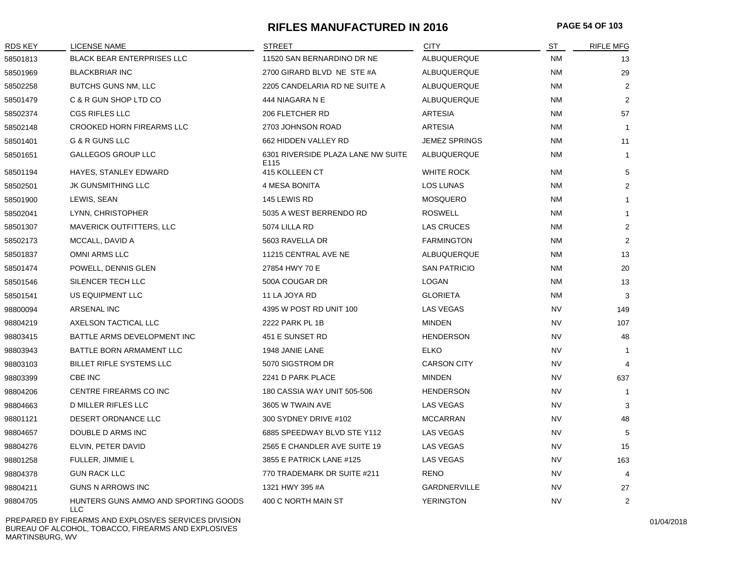# RIFLES MANUFACTURED IN 2016

| RDS KEY | LICENSE NAME | STREET | CITY | ST | RIFLE MFG |
|---|---|---|---|---|---|
| 58501813 | BLACK BEAR ENTERPRISES LLC | 11520 SAN BERNARDINO DR NE | ALBUQUERQUE | NM | 13 |
| 58501969 | BLACKBRIAR INC | 2700 GIRARD BLVD NE STE #A | ALBUQUERQUE | NM | 29 |
| 58502258 | BUTCHS GUNS NM, LLC | 2205 CANDELARIA RD NE SUITE A | ALBUQUERQUE | NM | 2 |
| 58501479 | C & R GUN SHOP LTD CO | 444 NIAGARA N E | ALBUQUERQUE | NM | 2 |
| 58502374 | CGS RIFLES LLC | 206 FLETCHER RD | ARTESIA | NM | 57 |
| 58502148 | CROOKED HORN FIREARMS LLC | 2703 JOHNSON ROAD | ARTESIA | NM | 1 |
| 58501401 | G & R GUNS LLC | 662 HIDDEN VALLEY RD | JEMEZ SPRINGS | NM | 11 |
| 58501651 | GALLEGOS GROUP LLC | 6301 RIVERSIDE PLAZA LANE NW SUITE E115 | ALBUQUERQUE | NM | 1 |
| 58501194 | HAYES, STANLEY EDWARD | 415 KOLLEEN CT | WHITE ROCK | NM | 5 |
| 58502501 | JK GUNSMITHING LLC | 4 MESA BONITA | LOS LUNAS | NM | 2 |
| 58501900 | LEWIS, SEAN | 145 LEWIS RD | MOSQUERO | NM | 1 |
| 58502041 | LYNN, CHRISTOPHER | 5035 A WEST BERRENDO RD | ROSWELL | NM | 1 |
| 58501307 | MAVERICK OUTFITTERS, LLC | 5074 LILLA RD | LAS CRUCES | NM | 2 |
| 58502173 | MCCALL, DAVID A | 5603 RAVELLA DR | FARMINGTON | NM | 2 |
| 58501837 | OMNI ARMS LLC | 11215 CENTRAL AVE NE | ALBUQUERQUE | NM | 13 |
| 58501474 | POWELL, DENNIS GLEN | 27854 HWY 70 E | SAN PATRICIO | NM | 20 |
| 58501546 | SILENCER TECH LLC | 500A COUGAR DR | LOGAN | NM | 13 |
| 58501541 | US EQUIPMENT LLC | 11 LA JOYA RD | GLORIETA | NM | 3 |
| 98800094 | ARSENAL INC | 4395 W POST RD UNIT 100 | LAS VEGAS | NV | 149 |
| 98804219 | AXELSON TACTICAL LLC | 2222 PARK PL 1B | MINDEN | NV | 107 |
| 98803415 | BATTLE ARMS DEVELOPMENT INC | 451 E SUNSET RD | HENDERSON | NV | 48 |
| 98803943 | BATTLE BORN ARMAMENT LLC | 1948 JANIE LANE | ELKO | NV | 1 |
| 98803103 | BILLET RIFLE SYSTEMS LLC | 5070 SIGSTROM DR | CARSON CITY | NV | 4 |
| 98803399 | CBE INC | 2241 D PARK PLACE | MINDEN | NV | 637 |
| 98804206 | CENTRE FIREARMS CO INC | 180 CASSIA WAY UNIT 505-506 | HENDERSON | NV | 1 |
| 98804663 | D MILLER RIFLES LLC | 3605 W TWAIN AVE | LAS VEGAS | NV | 3 |
| 98801121 | DESERT ORDNANCE LLC | 300 SYDNEY DRIVE #102 | MCCARRAN | NV | 48 |
| 98804657 | DOUBLE D ARMS INC | 6885 SPEEDWAY BLVD STE Y112 | LAS VEGAS | NV | 5 |
| 98804276 | ELVIN, PETER DAVID | 2565 E CHANDLER AVE SUITE 19 | LAS VEGAS | NV | 15 |
| 98801258 | FULLER, JIMMIE L | 3855 E PATRICK LANE #125 | LAS VEGAS | NV | 163 |
| 98804378 | GUN RACK LLC | 770 TRADEMARK DR SUITE #211 | RENO | NV | 4 |
| 98804211 | GUNS N ARROWS INC | 1321 HWY 395 #A | GARDNERVILLE | NV | 27 |
| 98804705 | HUNTERS GUNS AMMO AND SPORTING GOODS LLC | 400 C NORTH MAIN ST | YERINGTON | NV | 2 |

PREPARED BY FIREARMS AND EXPLOSIVES SERVICES DIVISION
BUREAU OF ALCOHOL, TOBACCO, FIREARMS AND EXPLOSIVES
MARTINSBURG, WV

01/04/2018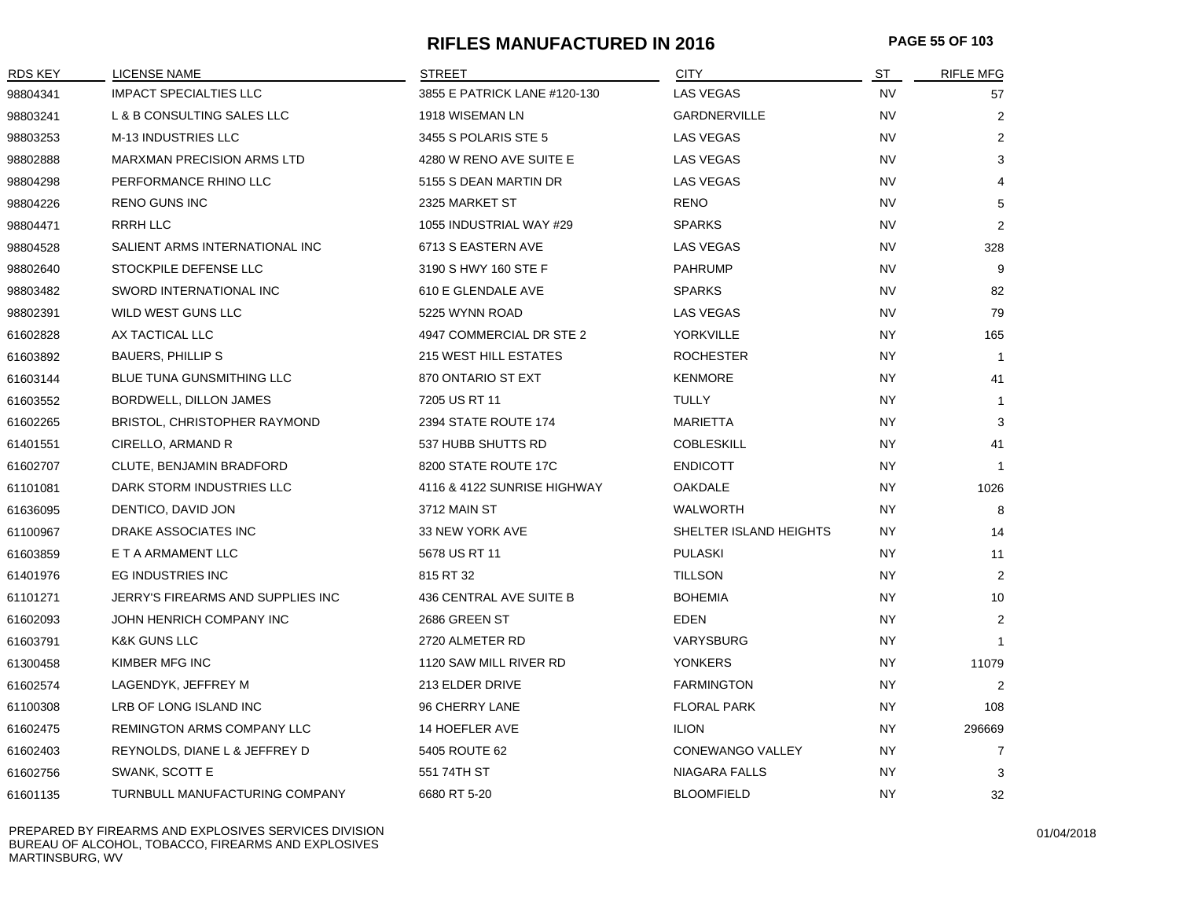# RIFLES MANUFACTURED IN 2016

| RDS KEY | LICENSE NAME | STREET | CITY | ST | RIFLE MFG |
|---|---|---|---|---|---|
| 98804341 | IMPACT SPECIALTIES LLC | 3855 E PATRICK LANE #120-130 | LAS VEGAS | NV | 57 |
| 98803241 | L & B CONSULTING SALES LLC | 1918 WISEMAN LN | GARDNERVILLE | NV | 2 |
| 98803253 | M-13 INDUSTRIES LLC | 3455 S POLARIS STE 5 | LAS VEGAS | NV | 2 |
| 98802888 | MARXMAN PRECISION ARMS LTD | 4280 W RENO AVE SUITE E | LAS VEGAS | NV | 3 |
| 98804298 | PERFORMANCE RHINO LLC | 5155 S DEAN MARTIN DR | LAS VEGAS | NV | 4 |
| 98804226 | RENO GUNS INC | 2325 MARKET ST | RENO | NV | 5 |
| 98804471 | RRRH LLC | 1055 INDUSTRIAL WAY #29 | SPARKS | NV | 2 |
| 98804528 | SALIENT ARMS INTERNATIONAL INC | 6713 S EASTERN AVE | LAS VEGAS | NV | 328 |
| 98802640 | STOCKPILE DEFENSE LLC | 3190 S HWY 160 STE F | PAHRUMP | NV | 9 |
| 98803482 | SWORD INTERNATIONAL INC | 610 E GLENDALE AVE | SPARKS | NV | 82 |
| 98802391 | WILD WEST GUNS LLC | 5225 WYNN ROAD | LAS VEGAS | NV | 79 |
| 61602828 | AX TACTICAL LLC | 4947 COMMERCIAL DR STE 2 | YORKVILLE | NY | 165 |
| 61603892 | BAUERS, PHILLIP S | 215 WEST HILL ESTATES | ROCHESTER | NY | 1 |
| 61603144 | BLUE TUNA GUNSMITHING LLC | 870 ONTARIO ST EXT | KENMORE | NY | 41 |
| 61603552 | BORDWELL, DILLON JAMES | 7205 US RT 11 | TULLY | NY | 1 |
| 61602265 | BRISTOL, CHRISTOPHER RAYMOND | 2394 STATE ROUTE 174 | MARIETTA | NY | 3 |
| 61401551 | CIRELLO, ARMAND R | 537 HUBB SHUTTS RD | COBLESKILL | NY | 41 |
| 61602707 | CLUTE, BENJAMIN BRADFORD | 8200 STATE ROUTE 17C | ENDICOTT | NY | 1 |
| 61101081 | DARK STORM INDUSTRIES LLC | 4116 & 4122 SUNRISE HIGHWAY | OAKDALE | NY | 1026 |
| 61636095 | DENTICO, DAVID JON | 3712 MAIN ST | WALWORTH | NY | 8 |
| 61100967 | DRAKE ASSOCIATES INC | 33 NEW YORK AVE | SHELTER ISLAND HEIGHTS | NY | 14 |
| 61603859 | E T A ARMAMENT LLC | 5678 US RT 11 | PULASKI | NY | 11 |
| 61401976 | EG INDUSTRIES INC | 815 RT 32 | TILLSON | NY | 2 |
| 61101271 | JERRY'S FIREARMS AND SUPPLIES INC | 436 CENTRAL AVE SUITE B | BOHEMIA | NY | 10 |
| 61602093 | JOHN HENRICH COMPANY INC | 2686 GREEN ST | EDEN | NY | 2 |
| 61603791 | K&K GUNS LLC | 2720 ALMETER RD | VARYSBURG | NY | 1 |
| 61300458 | KIMBER MFG INC | 1120 SAW MILL RIVER RD | YONKERS | NY | 11079 |
| 61602574 | LAGENDYK, JEFFREY M | 213 ELDER DRIVE | FARMINGTON | NY | 2 |
| 61100308 | LRB OF LONG ISLAND INC | 96 CHERRY LANE | FLORAL PARK | NY | 108 |
| 61602475 | REMINGTON ARMS COMPANY LLC | 14 HOEFLER AVE | ILION | NY | 296669 |
| 61602403 | REYNOLDS, DIANE L & JEFFREY D | 5405 ROUTE 62 | CONEWANGO VALLEY | NY | 7 |
| 61602756 | SWANK, SCOTT E | 551 74TH ST | NIAGARA FALLS | NY | 3 |
| 61601135 | TURNBULL MANUFACTURING COMPANY | 6680 RT 5-20 | BLOOMFIELD | NY | 32 |

PREPARED BY FIREARMS AND EXPLOSIVES SERVICES DIVISION
BUREAU OF ALCOHOL, TOBACCO, FIREARMS AND EXPLOSIVES
MARTINSBURG, WV

01/04/2018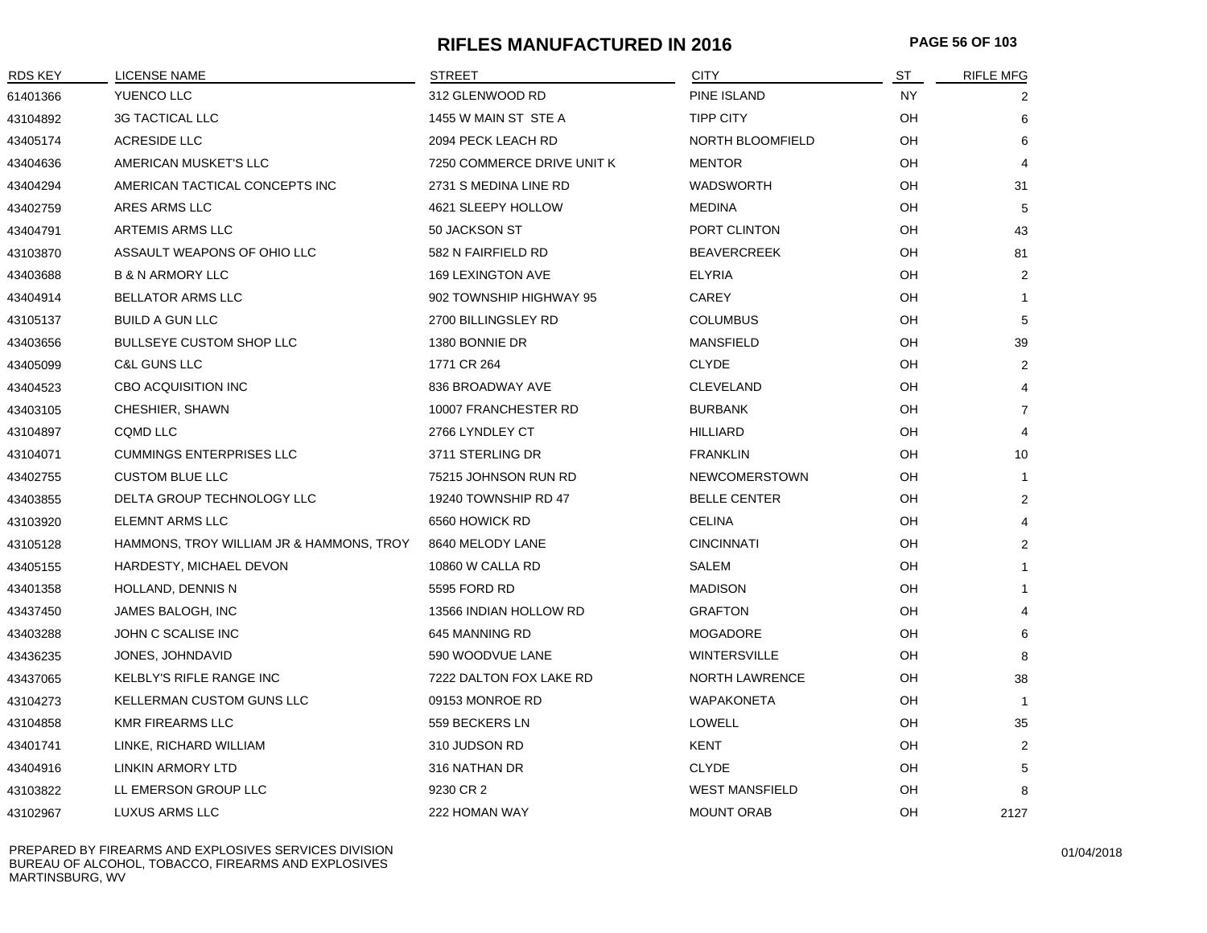# RIFLES MANUFACTURED IN 2016

| RDS KEY | LICENSE NAME | STREET | CITY | ST | RIFLE MFG |
|---|---|---|---|---|---|
| 61401366 | YUENCO LLC | 312 GLENWOOD RD | PINE ISLAND | NY | 2 |
| 43104892 | 3G TACTICAL LLC | 1455 W MAIN ST STE A | TIPP CITY | OH | 6 |
| 43405174 | ACRESIDE LLC | 2094 PECK LEACH RD | NORTH BLOOMFIELD | OH | 6 |
| 43404636 | AMERICAN MUSKET'S LLC | 7250 COMMERCE DRIVE UNIT K | MENTOR | OH | 4 |
| 43404294 | AMERICAN TACTICAL CONCEPTS INC | 2731 S MEDINA LINE RD | WADSWORTH | OH | 31 |
| 43402759 | ARES ARMS LLC | 4621 SLEEPY HOLLOW | MEDINA | OH | 5 |
| 43404791 | ARTEMIS ARMS LLC | 50 JACKSON ST | PORT CLINTON | OH | 43 |
| 43103870 | ASSAULT WEAPONS OF OHIO LLC | 582 N FAIRFIELD RD | BEAVERCREEK | OH | 81 |
| 43403688 | B & N ARMORY LLC | 169 LEXINGTON AVE | ELYRIA | OH | 2 |
| 43404914 | BELLATOR ARMS LLC | 902 TOWNSHIP HIGHWAY 95 | CAREY | OH | 1 |
| 43105137 | BUILD A GUN LLC | 2700 BILLINGSLEY RD | COLUMBUS | OH | 5 |
| 43403656 | BULLSEYE CUSTOM SHOP LLC | 1380 BONNIE DR | MANSFIELD | OH | 39 |
| 43405099 | C&L GUNS LLC | 1771 CR 264 | CLYDE | OH | 2 |
| 43404523 | CBO ACQUISITION INC | 836 BROADWAY AVE | CLEVELAND | OH | 4 |
| 43403105 | CHESHIER, SHAWN | 10007 FRANCHESTER RD | BURBANK | OH | 7 |
| 43104897 | CQMD LLC | 2766 LYNDLEY CT | HILLIARD | OH | 4 |
| 43104071 | CUMMINGS ENTERPRISES LLC | 3711 STERLING DR | FRANKLIN | OH | 10 |
| 43402755 | CUSTOM BLUE LLC | 75215 JOHNSON RUN RD | NEWCOMERSTOWN | OH | 1 |
| 43403855 | DELTA GROUP TECHNOLOGY LLC | 19240 TOWNSHIP RD 47 | BELLE CENTER | OH | 2 |
| 43103920 | ELEMNT ARMS LLC | 6560 HOWICK RD | CELINA | OH | 4 |
| 43105128 | HAMMONS, TROY WILLIAM JR & HAMMONS, TROY | 8640 MELODY LANE | CINCINNATI | OH | 2 |
| 43405155 | HARDESTY, MICHAEL DEVON | 10860 W CALLA RD | SALEM | OH | 1 |
| 43401358 | HOLLAND, DENNIS N | 5595 FORD RD | MADISON | OH | 1 |
| 43437450 | JAMES BALOGH, INC | 13566 INDIAN HOLLOW RD | GRAFTON | OH | 4 |
| 43403288 | JOHN C SCALISE INC | 645 MANNING RD | MOGADORE | OH | 6 |
| 43436235 | JONES, JOHNDAVID | 590 WOODVUE LANE | WINTERSVILLE | OH | 8 |
| 43437065 | KELBLY'S RIFLE RANGE INC | 7222 DALTON FOX LAKE RD | NORTH LAWRENCE | OH | 38 |
| 43104273 | KELLERMAN CUSTOM GUNS LLC | 09153 MONROE RD | WAPAKONETA | OH | 1 |
| 43104858 | KMR FIREARMS LLC | 559 BECKERS LN | LOWELL | OH | 35 |
| 43401741 | LINKE, RICHARD WILLIAM | 310 JUDSON RD | KENT | OH | 2 |
| 43404916 | LINKIN ARMORY LTD | 316 NATHAN DR | CLYDE | OH | 5 |
| 43103822 | LL EMERSON GROUP LLC | 9230 CR 2 | WEST MANSFIELD | OH | 8 |
| 43102967 | LUXUS ARMS LLC | 222 HOMAN WAY | MOUNT ORAB | OH | 2127 |

PREPARED BY FIREARMS AND EXPLOSIVES SERVICES DIVISION
BUREAU OF ALCOHOL, TOBACCO, FIREARMS AND EXPLOSIVES
MARTINSBURG, WV

01/04/2018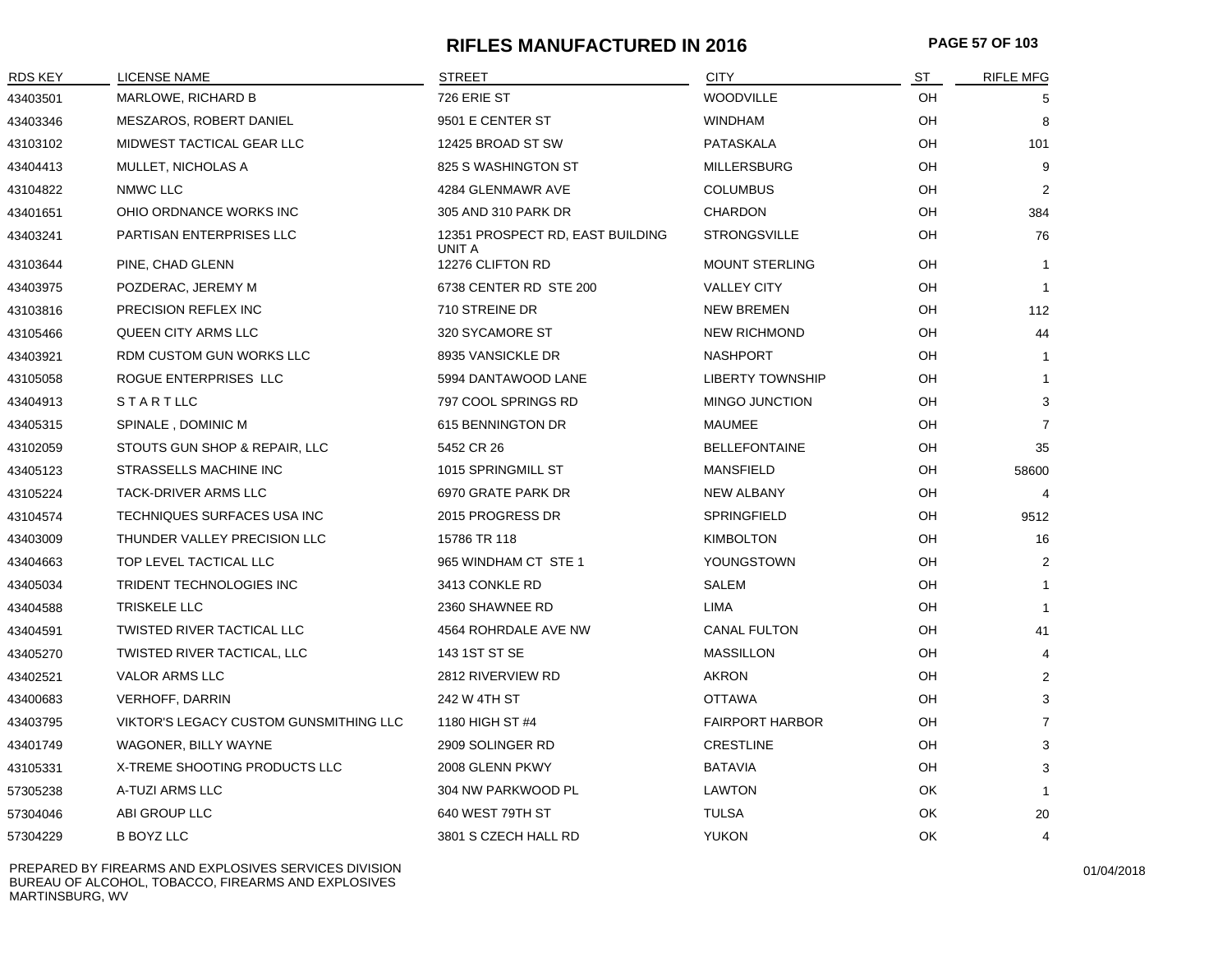# RIFLES MANUFACTURED IN 2016

| RDS KEY | LICENSE NAME | STREET | CITY | ST | RIFLE MFG |
|---|---|---|---|---|---|
| 43403501 | MARLOWE, RICHARD B | 726 ERIE ST | WOODVILLE | OH | 5 |
| 43403346 | MESZAROS, ROBERT DANIEL | 9501 E CENTER ST | WINDHAM | OH | 8 |
| 43103102 | MIDWEST TACTICAL GEAR LLC | 12425 BROAD ST SW | PATASKALA | OH | 101 |
| 43404413 | MULLET, NICHOLAS A | 825 S WASHINGTON ST | MILLERSBURG | OH | 9 |
| 43104822 | NMWC LLC | 4284 GLENMAWR AVE | COLUMBUS | OH | 2 |
| 43401651 | OHIO ORDNANCE WORKS INC | 305 AND 310 PARK DR | CHARDON | OH | 384 |
| 43403241 | PARTISAN ENTERPRISES LLC | 12351 PROSPECT RD, EAST BUILDING UNIT A | STRONGSVILLE | OH | 76 |
| 43103644 | PINE, CHAD GLENN | 12276 CLIFTON RD | MOUNT STERLING | OH | 1 |
| 43403975 | POZDERAC, JEREMY M | 6738 CENTER RD STE 200 | VALLEY CITY | OH | 1 |
| 43103816 | PRECISION REFLEX INC | 710 STREINE DR | NEW BREMEN | OH | 112 |
| 43105466 | QUEEN CITY ARMS LLC | 320 SYCAMORE ST | NEW RICHMOND | OH | 44 |
| 43403921 | RDM CUSTOM GUN WORKS LLC | 8935 VANSICKLE DR | NASHPORT | OH | 1 |
| 43105058 | ROGUE ENTERPRISES LLC | 5994 DANTAWOOD LANE | LIBERTY TOWNSHIP | OH | 1 |
| 43404913 | S T A R T LLC | 797 COOL SPRINGS RD | MINGO JUNCTION | OH | 3 |
| 43405315 | SPINALE , DOMINIC M | 615 BENNINGTON DR | MAUMEE | OH | 7 |
| 43102059 | STOUTS GUN SHOP & REPAIR, LLC | 5452 CR 26 | BELLEFONTAINE | OH | 35 |
| 43405123 | STRASSELLS MACHINE INC | 1015 SPRINGMILL ST | MANSFIELD | OH | 58600 |
| 43105224 | TACK-DRIVER ARMS LLC | 6970 GRATE PARK DR | NEW ALBANY | OH | 4 |
| 43104574 | TECHNIQUES SURFACES USA INC | 2015 PROGRESS DR | SPRINGFIELD | OH | 9512 |
| 43403009 | THUNDER VALLEY PRECISION LLC | 15786 TR 118 | KIMBOLTON | OH | 16 |
| 43404663 | TOP LEVEL TACTICAL LLC | 965 WINDHAM CT STE 1 | YOUNGSTOWN | OH | 2 |
| 43405034 | TRIDENT TECHNOLOGIES INC | 3413 CONKLE RD | SALEM | OH | 1 |
| 43404588 | TRISKELE LLC | 2360 SHAWNEE RD | LIMA | OH | 1 |
| 43404591 | TWISTED RIVER TACTICAL LLC | 4564 ROHRDALE AVE NW | CANAL FULTON | OH | 41 |
| 43405270 | TWISTED RIVER TACTICAL, LLC | 143 1ST ST SE | MASSILLON | OH | 4 |
| 43402521 | VALOR ARMS LLC | 2812 RIVERVIEW RD | AKRON | OH | 2 |
| 43400683 | VERHOFF, DARRIN | 242 W 4TH ST | OTTAWA | OH | 3 |
| 43403795 | VIKTOR'S LEGACY CUSTOM GUNSMITHING LLC | 1180 HIGH ST #4 | FAIRPORT HARBOR | OH | 7 |
| 43401749 | WAGONER, BILLY WAYNE | 2909 SOLINGER RD | CRESTLINE | OH | 3 |
| 43105331 | X-TREME SHOOTING PRODUCTS LLC | 2008 GLENN PKWY | BATAVIA | OH | 3 |
| 57305238 | A-TUZI ARMS LLC | 304 NW PARKWOOD PL | LAWTON | OK | 1 |
| 57304046 | ABI GROUP LLC | 640 WEST 79TH ST | TULSA | OK | 20 |
| 57304229 | B BOYZ LLC | 3801 S CZECH HALL RD | YUKON | OK | 4 |

PREPARED BY FIREARMS AND EXPLOSIVES SERVICES DIVISION
BUREAU OF ALCOHOL, TOBACCO, FIREARMS AND EXPLOSIVES
MARTINSBURG, WV

01/04/2018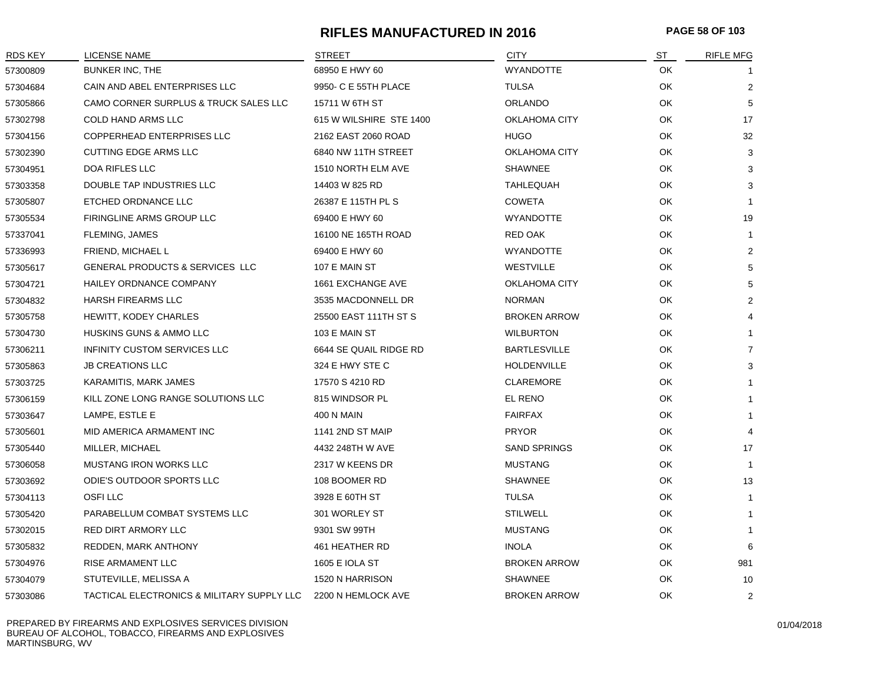# RIFLES MANUFACTURED IN 2016

| RDS KEY | LICENSE NAME | STREET | CITY | ST | RIFLE MFG |
|---|---|---|---|---|---|
| 57300809 | BUNKER INC, THE | 68950 E HWY 60 | WYANDOTTE | OK | 1 |
| 57304684 | CAIN AND ABEL ENTERPRISES LLC | 9950- C E 55TH PLACE | TULSA | OK | 2 |
| 57305866 | CAMO CORNER SURPLUS & TRUCK SALES LLC | 15711 W 6TH ST | ORLANDO | OK | 5 |
| 57302798 | COLD HAND ARMS LLC | 615 W WILSHIRE STE 1400 | OKLAHOMA CITY | OK | 17 |
| 57304156 | COPPERHEAD ENTERPRISES LLC | 2162 EAST 2060 ROAD | HUGO | OK | 32 |
| 57302390 | CUTTING EDGE ARMS LLC | 6840 NW 11TH STREET | OKLAHOMA CITY | OK | 3 |
| 57304951 | DOA RIFLES LLC | 1510 NORTH ELM AVE | SHAWNEE | OK | 3 |
| 57303358 | DOUBLE TAP INDUSTRIES LLC | 14403 W 825 RD | TAHLEQUAH | OK | 3 |
| 57305807 | ETCHED ORDNANCE LLC | 26387 E 115TH PL S | COWETA | OK | 1 |
| 57305534 | FIRINGLINE ARMS GROUP LLC | 69400 E HWY 60 | WYANDOTTE | OK | 19 |
| 57337041 | FLEMING, JAMES | 16100 NE 165TH ROAD | RED OAK | OK | 1 |
| 57336993 | FRIEND, MICHAEL L | 69400 E HWY 60 | WYANDOTTE | OK | 2 |
| 57305617 | GENERAL PRODUCTS & SERVICES LLC | 107 E MAIN ST | WESTVILLE | OK | 5 |
| 57304721 | HAILEY ORDNANCE COMPANY | 1661 EXCHANGE AVE | OKLAHOMA CITY | OK | 5 |
| 57304832 | HARSH FIREARMS LLC | 3535 MACDONNELL DR | NORMAN | OK | 2 |
| 57305758 | HEWITT, KODEY CHARLES | 25500 EAST 111TH ST S | BROKEN ARROW | OK | 4 |
| 57304730 | HUSKINS GUNS & AMMO LLC | 103 E MAIN ST | WILBURTON | OK | 1 |
| 57306211 | INFINITY CUSTOM SERVICES LLC | 6644 SE QUAIL RIDGE RD | BARTLESVILLE | OK | 7 |
| 57305863 | JB CREATIONS LLC | 324 E HWY STE C | HOLDENVILLE | OK | 3 |
| 57303725 | KARAMITIS, MARK JAMES | 17570 S 4210 RD | CLAREMORE | OK | 1 |
| 57306159 | KILL ZONE LONG RANGE SOLUTIONS LLC | 815 WINDSOR PL | EL RENO | OK | 1 |
| 57303647 | LAMPE, ESTLE E | 400 N MAIN | FAIRFAX | OK | 1 |
| 57305601 | MID AMERICA ARMAMENT INC | 1141 2ND ST MAIP | PRYOR | OK | 4 |
| 57305440 | MILLER, MICHAEL | 4432 248TH W AVE | SAND SPRINGS | OK | 17 |
| 57306058 | MUSTANG IRON WORKS LLC | 2317 W KEENS DR | MUSTANG | OK | 1 |
| 57303692 | ODIE'S OUTDOOR SPORTS LLC | 108 BOOMER RD | SHAWNEE | OK | 13 |
| 57304113 | OSFI LLC | 3928 E 60TH ST | TULSA | OK | 1 |
| 57305420 | PARABELLUM COMBAT SYSTEMS LLC | 301 WORLEY ST | STILWELL | OK | 1 |
| 57302015 | RED DIRT ARMORY LLC | 9301 SW 99TH | MUSTANG | OK | 1 |
| 57305832 | REDDEN, MARK ANTHONY | 461 HEATHER RD | INOLA | OK | 6 |
| 57304976 | RISE ARMAMENT LLC | 1605 E IOLA ST | BROKEN ARROW | OK | 981 |
| 57304079 | STUTEVILLE, MELISSA A | 1520 N HARRISON | SHAWNEE | OK | 10 |
| 57303086 | TACTICAL ELECTRONICS & MILITARY SUPPLY LLC | 2200 N HEMLOCK AVE | BROKEN ARROW | OK | 2 |

PREPARED BY FIREARMS AND EXPLOSIVES SERVICES DIVISION
BUREAU OF ALCOHOL, TOBACCO, FIREARMS AND EXPLOSIVES
MARTINSBURG, WV

01/04/2018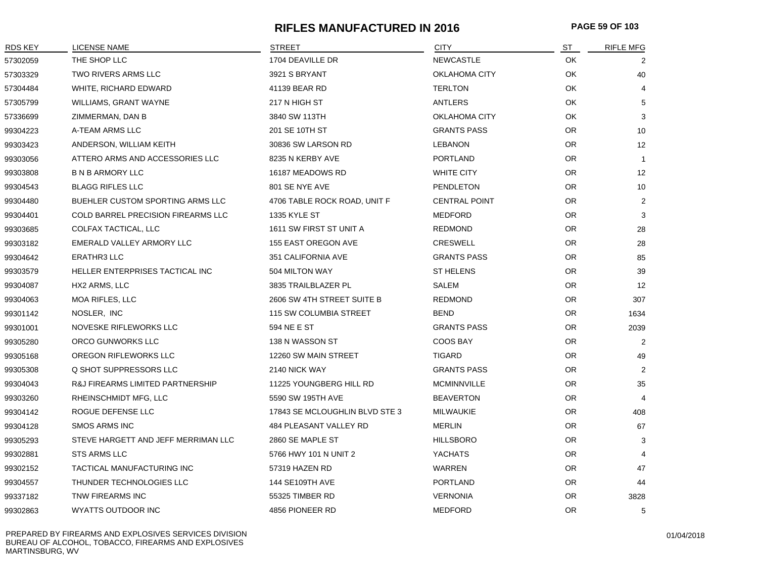# RIFLES MANUFACTURED IN 2016

| RDS KEY | LICENSE NAME | STREET | CITY | ST | RIFLE MFG |
|---|---|---|---|---|---|
| 57302059 | THE SHOP LLC | 1704 DEAVILLE DR | NEWCASTLE | OK | 2 |
| 57303329 | TWO RIVERS ARMS LLC | 3921 S BRYANT | OKLAHOMA CITY | OK | 40 |
| 57304484 | WHITE, RICHARD EDWARD | 41139 BEAR RD | TERLTON | OK | 4 |
| 57305799 | WILLIAMS, GRANT WAYNE | 217 N HIGH ST | ANTLERS | OK | 5 |
| 57336699 | ZIMMERMAN, DAN B | 3840 SW 113TH | OKLAHOMA CITY | OK | 3 |
| 99304223 | A-TEAM ARMS LLC | 201 SE 10TH ST | GRANTS PASS | OR | 10 |
| 99303423 | ANDERSON, WILLIAM KEITH | 30836 SW LARSON RD | LEBANON | OR | 12 |
| 99303056 | ATTERO ARMS AND ACCESSORIES LLC | 8235 N KERBY AVE | PORTLAND | OR | 1 |
| 99303808 | B N B ARMORY LLC | 16187 MEADOWS RD | WHITE CITY | OR | 12 |
| 99304543 | BLAGG RIFLES LLC | 801 SE NYE AVE | PENDLETON | OR | 10 |
| 99304480 | BUEHLER CUSTOM SPORTING ARMS LLC | 4706 TABLE ROCK ROAD, UNIT F | CENTRAL POINT | OR | 2 |
| 99304401 | COLD BARREL PRECISION FIREARMS LLC | 1335 KYLE ST | MEDFORD | OR | 3 |
| 99303685 | COLFAX TACTICAL, LLC | 1611 SW FIRST ST UNIT A | REDMOND | OR | 28 |
| 99303182 | EMERALD VALLEY ARMORY LLC | 155 EAST OREGON AVE | CRESWELL | OR | 28 |
| 99304642 | ERATHR3 LLC | 351 CALIFORNIA AVE | GRANTS PASS | OR | 85 |
| 99303579 | HELLER ENTERPRISES TACTICAL INC | 504 MILTON WAY | ST HELENS | OR | 39 |
| 99304087 | HX2 ARMS, LLC | 3835 TRAILBLAZER PL | SALEM | OR | 12 |
| 99304063 | MOA RIFLES, LLC | 2606 SW 4TH STREET SUITE B | REDMOND | OR | 307 |
| 99301142 | NOSLER, INC | 115 SW COLUMBIA STREET | BEND | OR | 1634 |
| 99301001 | NOVESKE RIFLEWORKS LLC | 594 NE E ST | GRANTS PASS | OR | 2039 |
| 99305280 | ORCO GUNWORKS LLC | 138 N WASSON ST | COOS BAY | OR | 2 |
| 99305168 | OREGON RIFLEWORKS LLC | 12260 SW MAIN STREET | TIGARD | OR | 49 |
| 99305308 | Q SHOT SUPPRESSORS LLC | 2140 NICK WAY | GRANTS PASS | OR | 2 |
| 99304043 | R&J FIREARMS LIMITED PARTNERSHIP | 11225 YOUNGBERG HILL RD | MCMINNVILLE | OR | 35 |
| 99303260 | RHEINSCHMIDT MFG, LLC | 5590 SW 195TH AVE | BEAVERTON | OR | 4 |
| 99304142 | ROGUE DEFENSE LLC | 17843 SE MCLOUGHLIN BLVD STE 3 | MILWAUKIE | OR | 408 |
| 99304128 | SMOS ARMS INC | 484 PLEASANT VALLEY RD | MERLIN | OR | 67 |
| 99305293 | STEVE HARGETT AND JEFF MERRIMAN LLC | 2860 SE MAPLE ST | HILLSBORO | OR | 3 |
| 99302881 | STS ARMS LLC | 5766 HWY 101 N UNIT 2 | YACHATS | OR | 4 |
| 99302152 | TACTICAL MANUFACTURING INC | 57319 HAZEN RD | WARREN | OR | 47 |
| 99304557 | THUNDER TECHNOLOGIES LLC | 144 SE109TH AVE | PORTLAND | OR | 44 |
| 99337182 | TNW FIREARMS INC | 55325 TIMBER RD | VERNONIA | OR | 3828 |
| 99302863 | WYATTS OUTDOOR INC | 4856 PIONEER RD | MEDFORD | OR | 5 |

PREPARED BY FIREARMS AND EXPLOSIVES SERVICES DIVISION
BUREAU OF ALCOHOL, TOBACCO, FIREARMS AND EXPLOSIVES
MARTINSBURG, WV

01/04/2018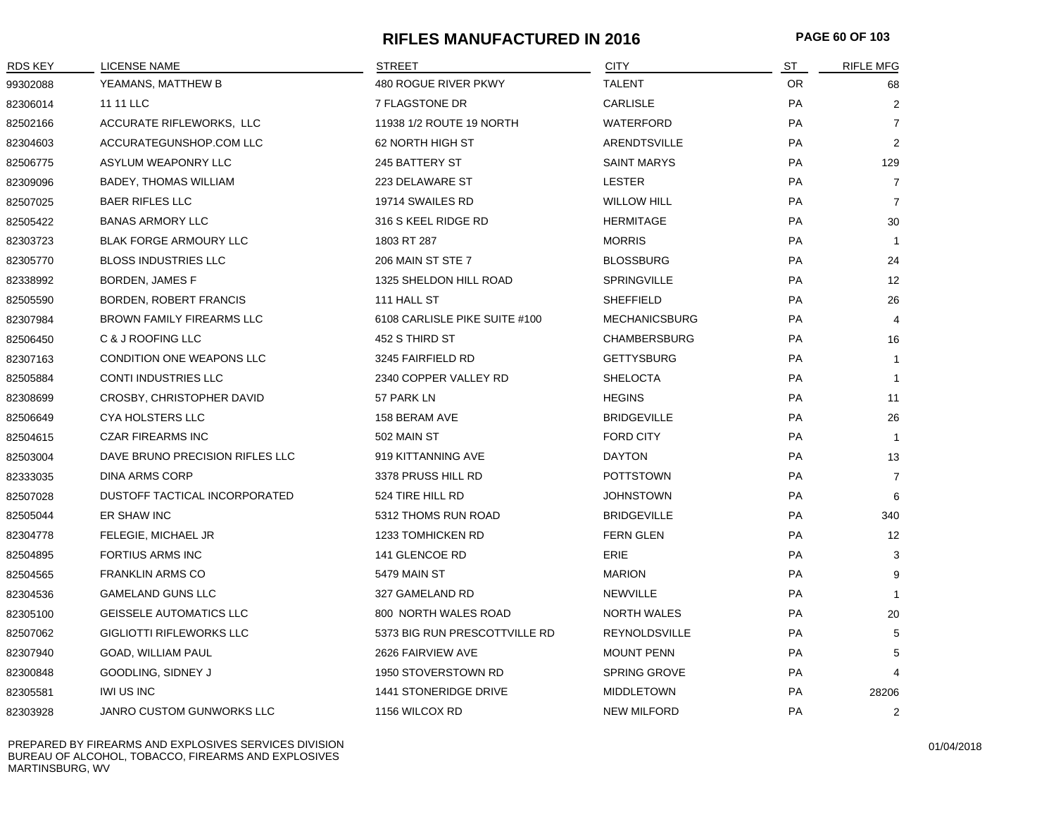# RIFLES MANUFACTURED IN 2016

| RDS KEY | LICENSE NAME | STREET | CITY | ST | RIFLE MFG |
|---|---|---|---|---|---|
| 99302088 | YEAMANS, MATTHEW B | 480 ROGUE RIVER PKWY | TALENT | OR | 68 |
| 82306014 | 11 11 LLC | 7 FLAGSTONE DR | CARLISLE | PA | 2 |
| 82502166 | ACCURATE RIFLEWORKS, LLC | 11938 1/2 ROUTE 19 NORTH | WATERFORD | PA | 7 |
| 82304603 | ACCURATEGUNSHOP.COM LLC | 62 NORTH HIGH ST | ARENDTSVILLE | PA | 2 |
| 82506775 | ASYLUM WEAPONRY LLC | 245 BATTERY ST | SAINT MARYS | PA | 129 |
| 82309096 | BADEY, THOMAS WILLIAM | 223 DELAWARE ST | LESTER | PA | 7 |
| 82507025 | BAER RIFLES LLC | 19714 SWAILES RD | WILLOW HILL | PA | 7 |
| 82505422 | BANAS ARMORY LLC | 316 S KEEL RIDGE RD | HERMITAGE | PA | 30 |
| 82303723 | BLAK FORGE ARMOURY LLC | 1803 RT 287 | MORRIS | PA | 1 |
| 82305770 | BLOSS INDUSTRIES LLC | 206 MAIN ST STE 7 | BLOSSBURG | PA | 24 |
| 82338992 | BORDEN, JAMES F | 1325 SHELDON HILL ROAD | SPRINGVILLE | PA | 12 |
| 82505590 | BORDEN, ROBERT FRANCIS | 111 HALL ST | SHEFFIELD | PA | 26 |
| 82307984 | BROWN FAMILY FIREARMS LLC | 6108 CARLISLE PIKE SUITE #100 | MECHANICSBURG | PA | 4 |
| 82506450 | C & J ROOFING LLC | 452 S THIRD ST | CHAMBERSBURG | PA | 16 |
| 82307163 | CONDITION ONE WEAPONS LLC | 3245 FAIRFIELD RD | GETTYSBURG | PA | 1 |
| 82505884 | CONTI INDUSTRIES LLC | 2340 COPPER VALLEY RD | SHELOCTA | PA | 1 |
| 82308699 | CROSBY, CHRISTOPHER DAVID | 57 PARK LN | HEGINS | PA | 11 |
| 82506649 | CYA HOLSTERS LLC | 158 BERAM AVE | BRIDGEVILLE | PA | 26 |
| 82504615 | CZAR FIREARMS INC | 502 MAIN ST | FORD CITY | PA | 1 |
| 82503004 | DAVE BRUNO PRECISION RIFLES LLC | 919 KITTANNING AVE | DAYTON | PA | 13 |
| 82333035 | DINA ARMS CORP | 3378 PRUSS HILL RD | POTTSTOWN | PA | 7 |
| 82507028 | DUSTOFF TACTICAL INCORPORATED | 524 TIRE HILL RD | JOHNSTOWN | PA | 6 |
| 82505044 | ER SHAW INC | 5312 THOMS RUN ROAD | BRIDGEVILLE | PA | 340 |
| 82304778 | FELEGIE, MICHAEL JR | 1233 TOMHICKEN RD | FERN GLEN | PA | 12 |
| 82504895 | FORTIUS ARMS INC | 141 GLENCOE RD | ERIE | PA | 3 |
| 82504565 | FRANKLIN ARMS CO | 5479 MAIN ST | MARION | PA | 9 |
| 82304536 | GAMELAND GUNS LLC | 327 GAMELAND RD | NEWVILLE | PA | 1 |
| 82305100 | GEISSELE AUTOMATICS LLC | 800 NORTH WALES ROAD | NORTH WALES | PA | 20 |
| 82507062 | GIGLIOTTI RIFLEWORKS LLC | 5373 BIG RUN PRESCOTTVILLE RD | REYNOLDSVILLE | PA | 5 |
| 82307940 | GOAD, WILLIAM PAUL | 2626 FAIRVIEW AVE | MOUNT PENN | PA | 5 |
| 82300848 | GOODLING, SIDNEY J | 1950 STOVERSTOWN RD | SPRING GROVE | PA | 4 |
| 82305581 | IWI US INC | 1441 STONERIDGE DRIVE | MIDDLETOWN | PA | 28206 |
| 82303928 | JANRO CUSTOM GUNWORKS LLC | 1156 WILCOX RD | NEW MILFORD | PA | 2 |

PREPARED BY FIREARMS AND EXPLOSIVES SERVICES DIVISION
BUREAU OF ALCOHOL, TOBACCO, FIREARMS AND EXPLOSIVES
MARTINSBURG, WV

01/04/2018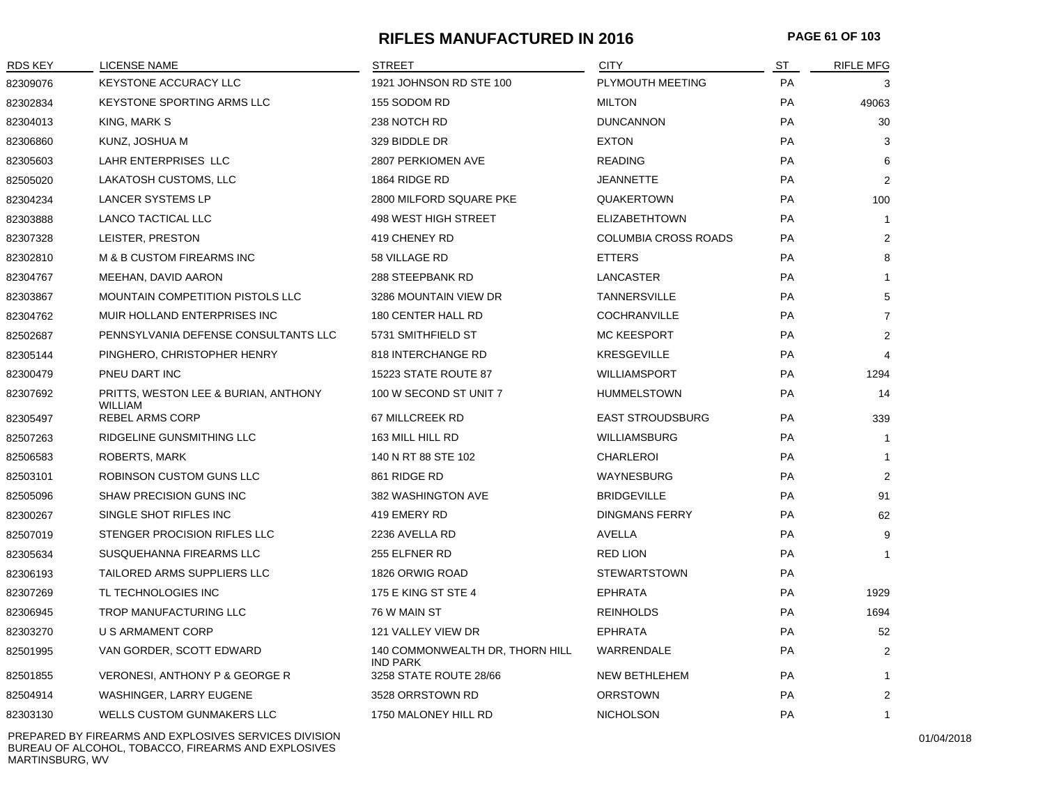# RIFLES MANUFACTURED IN 2016

| RDS KEY | LICENSE NAME | STREET | CITY | ST | RIFLE MFG |
|---|---|---|---|---|---|
| 82309076 | KEYSTONE ACCURACY LLC | 1921 JOHNSON RD STE 100 | PLYMOUTH MEETING | PA | 3 |
| 82302834 | KEYSTONE SPORTING ARMS LLC | 155 SODOM RD | MILTON | PA | 49063 |
| 82304013 | KING, MARK S | 238 NOTCH RD | DUNCANNON | PA | 30 |
| 82306860 | KUNZ, JOSHUA M | 329 BIDDLE DR | EXTON | PA | 3 |
| 82305603 | LAHR ENTERPRISES LLC | 2807 PERKIOMEN AVE | READING | PA | 6 |
| 82505020 | LAKATOSH CUSTOMS, LLC | 1864 RIDGE RD | JEANNETTE | PA | 2 |
| 82304234 | LANCER SYSTEMS LP | 2800 MILFORD SQUARE PKE | QUAKERTOWN | PA | 100 |
| 82303888 | LANCO TACTICAL LLC | 498 WEST HIGH STREET | ELIZABETHTOWN | PA | 1 |
| 82307328 | LEISTER, PRESTON | 419 CHENEY RD | COLUMBIA CROSS ROADS | PA | 2 |
| 82302810 | M & B CUSTOM FIREARMS INC | 58 VILLAGE RD | ETTERS | PA | 8 |
| 82304767 | MEEHAN, DAVID AARON | 288 STEEPBANK RD | LANCASTER | PA | 1 |
| 82303867 | MOUNTAIN COMPETITION PISTOLS LLC | 3286 MOUNTAIN VIEW DR | TANNERSVILLE | PA | 5 |
| 82304762 | MUIR HOLLAND ENTERPRISES INC | 180 CENTER HALL RD | COCHRANVILLE | PA | 7 |
| 82502687 | PENNSYLVANIA DEFENSE CONSULTANTS LLC | 5731 SMITHFIELD ST | MC KEESPORT | PA | 2 |
| 82305144 | PINGHERO, CHRISTOPHER HENRY | 818 INTERCHANGE RD | KRESGEVILLE | PA | 4 |
| 82300479 | PNEU DART INC | 15223 STATE ROUTE 87 | WILLIAMSPORT | PA | 1294 |
| 82307692 | PRITTS, WESTON LEE & BURIAN, ANTHONY WILLIAM | 100 W SECOND ST UNIT 7 | HUMMELSTOWN | PA | 14 |
| 82305497 | REBEL ARMS CORP | 67 MILLCREEK RD | EAST STROUDSBURG | PA | 339 |
| 82507263 | RIDGELINE GUNSMITHING LLC | 163 MILL HILL RD | WILLIAMSBURG | PA | 1 |
| 82506583 | ROBERTS, MARK | 140 N RT 88 STE 102 | CHARLEROI | PA | 1 |
| 82503101 | ROBINSON CUSTOM GUNS LLC | 861 RIDGE RD | WAYNESBURG | PA | 2 |
| 82505096 | SHAW PRECISION GUNS INC | 382 WASHINGTON AVE | BRIDGEVILLE | PA | 91 |
| 82300267 | SINGLE SHOT RIFLES INC | 419 EMERY RD | DINGMANS FERRY | PA | 62 |
| 82507019 | STENGER PROCISION RIFLES LLC | 2236 AVELLA RD | AVELLA | PA | 9 |
| 82305634 | SUSQUEHANNA FIREARMS LLC | 255 ELFNER RD | RED LION | PA | 1 |
| 82306193 | TAILORED ARMS SUPPLIERS LLC | 1826 ORWIG ROAD | STEWARTSTOWN | PA | |
| 82307269 | TL TECHNOLOGIES INC | 175 E KING ST STE 4 | EPHRATA | PA | 1929 |
| 82306945 | TROP MANUFACTURING LLC | 76 W MAIN ST | REINHOLDS | PA | 1694 |
| 82303270 | U S ARMAMENT CORP | 121 VALLEY VIEW DR | EPHRATA | PA | 52 |
| 82501995 | VAN GORDER, SCOTT EDWARD | 140 COMMONWEALTH DR, THORN HILL IND PARK | WARRENDALE | PA | 2 |
| 82501855 | VERONESI, ANTHONY P & GEORGE R | 3258 STATE ROUTE 28/66 | NEW BETHLEHEM | PA | 1 |
| 82504914 | WASHINGER, LARRY EUGENE | 3528 ORRSTOWN RD | ORRSTOWN | PA | 2 |
| 82303130 | WELLS CUSTOM GUNMAKERS LLC | 1750 MALONEY HILL RD | NICHOLSON | PA | 1 |

PREPARED BY FIREARMS AND EXPLOSIVES SERVICES DIVISION
BUREAU OF ALCOHOL, TOBACCO, FIREARMS AND EXPLOSIVES
MARTINSBURG, WV

01/04/2018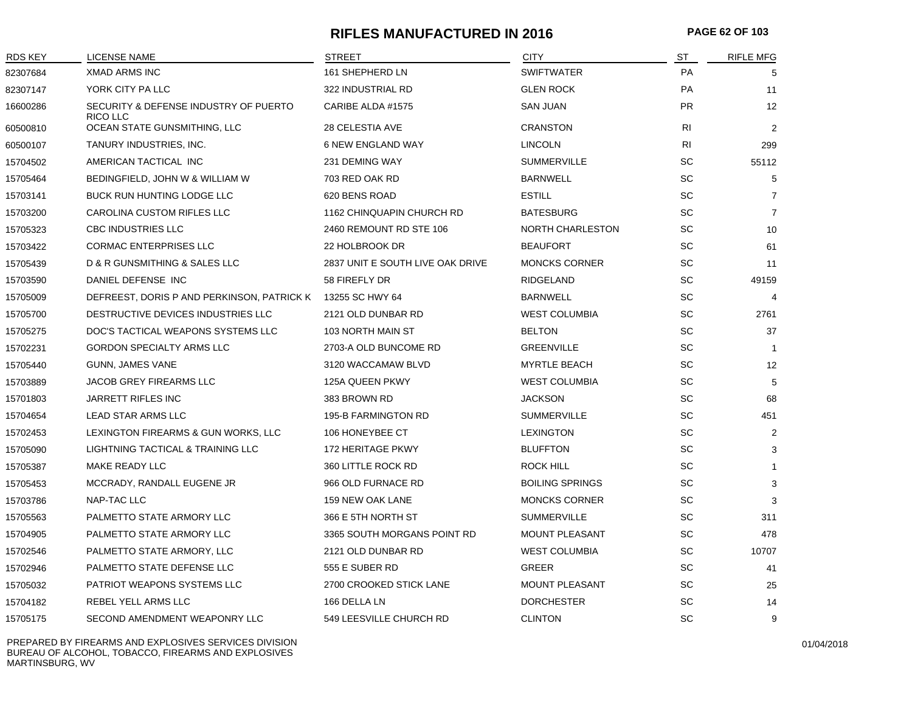# RIFLES MANUFACTURED IN 2016

| RDS KEY | LICENSE NAME | STREET | CITY | ST | RIFLE MFG |
|---|---|---|---|---|---|
| 82307684 | XMAD ARMS INC | 161 SHEPHERD LN | SWIFTWATER | PA | 5 |
| 82307147 | YORK CITY PA LLC | 322 INDUSTRIAL RD | GLEN ROCK | PA | 11 |
| 16600286 | SECURITY & DEFENSE INDUSTRY OF PUERTO RICO LLC | CARIBE ALDA #1575 | SAN JUAN | PR | 12 |
| 60500810 | OCEAN STATE GUNSMITHING, LLC | 28 CELESTIA AVE | CRANSTON | RI | 2 |
| 60500107 | TANURY INDUSTRIES, INC. | 6 NEW ENGLAND WAY | LINCOLN | RI | 299 |
| 15704502 | AMERICAN TACTICAL INC | 231 DEMING WAY | SUMMERVILLE | SC | 55112 |
| 15705464 | BEDINGFIELD, JOHN W & WILLIAM W | 703 RED OAK RD | BARNWELL | SC | 5 |
| 15703141 | BUCK RUN HUNTING LODGE LLC | 620 BENS ROAD | ESTILL | SC | 7 |
| 15703200 | CAROLINA CUSTOM RIFLES LLC | 1162 CHINQUAPIN CHURCH RD | BATESBURG | SC | 7 |
| 15705323 | CBC INDUSTRIES LLC | 2460 REMOUNT RD STE 106 | NORTH CHARLESTON | SC | 10 |
| 15703422 | CORMAC ENTERPRISES LLC | 22 HOLBROOK DR | BEAUFORT | SC | 61 |
| 15705439 | D & R GUNSMITHING & SALES LLC | 2837 UNIT E SOUTH LIVE OAK DRIVE | MONCKS CORNER | SC | 11 |
| 15703590 | DANIEL DEFENSE INC | 58 FIREFLY DR | RIDGELAND | SC | 49159 |
| 15705009 | DEFREEST, DORIS P AND PERKINSON, PATRICK K | 13255 SC HWY 64 | BARNWELL | SC | 4 |
| 15705700 | DESTRUCTIVE DEVICES INDUSTRIES LLC | 2121 OLD DUNBAR RD | WEST COLUMBIA | SC | 2761 |
| 15705275 | DOC'S TACTICAL WEAPONS SYSTEMS LLC | 103 NORTH MAIN ST | BELTON | SC | 37 |
| 15702231 | GORDON SPECIALTY ARMS LLC | 2703-A OLD BUNCOME RD | GREENVILLE | SC | 1 |
| 15705440 | GUNN, JAMES VANE | 3120 WACCAMAW BLVD | MYRTLE BEACH | SC | 12 |
| 15703889 | JACOB GREY FIREARMS LLC | 125A QUEEN PKWY | WEST COLUMBIA | SC | 5 |
| 15701803 | JARRETT RIFLES INC | 383 BROWN RD | JACKSON | SC | 68 |
| 15704654 | LEAD STAR ARMS LLC | 195-B FARMINGTON RD | SUMMERVILLE | SC | 451 |
| 15702453 | LEXINGTON FIREARMS & GUN WORKS, LLC | 106 HONEYBEE CT | LEXINGTON | SC | 2 |
| 15705090 | LIGHTNING TACTICAL & TRAINING LLC | 172 HERITAGE PKWY | BLUFFTON | SC | 3 |
| 15705387 | MAKE READY LLC | 360 LITTLE ROCK RD | ROCK HILL | SC | 1 |
| 15705453 | MCCRADY, RANDALL EUGENE JR | 966 OLD FURNACE RD | BOILING SPRINGS | SC | 3 |
| 15703786 | NAP-TAC LLC | 159 NEW OAK LANE | MONCKS CORNER | SC | 3 |
| 15705563 | PALMETTO STATE ARMORY LLC | 366 E 5TH NORTH ST | SUMMERVILLE | SC | 311 |
| 15704905 | PALMETTO STATE ARMORY LLC | 3365 SOUTH MORGANS POINT RD | MOUNT PLEASANT | SC | 478 |
| 15702546 | PALMETTO STATE ARMORY, LLC | 2121 OLD DUNBAR RD | WEST COLUMBIA | SC | 10707 |
| 15702946 | PALMETTO STATE DEFENSE LLC | 555 E SUBER RD | GREER | SC | 41 |
| 15705032 | PATRIOT WEAPONS SYSTEMS LLC | 2700 CROOKED STICK LANE | MOUNT PLEASANT | SC | 25 |
| 15704182 | REBEL YELL ARMS LLC | 166 DELLA LN | DORCHESTER | SC | 14 |
| 15705175 | SECOND AMENDMENT WEAPONRY LLC | 549 LEESVILLE CHURCH RD | CLINTON | SC | 9 |

PREPARED BY FIREARMS AND EXPLOSIVES SERVICES DIVISION
BUREAU OF ALCOHOL, TOBACCO, FIREARMS AND EXPLOSIVES
MARTINSBURG, WV

01/04/2018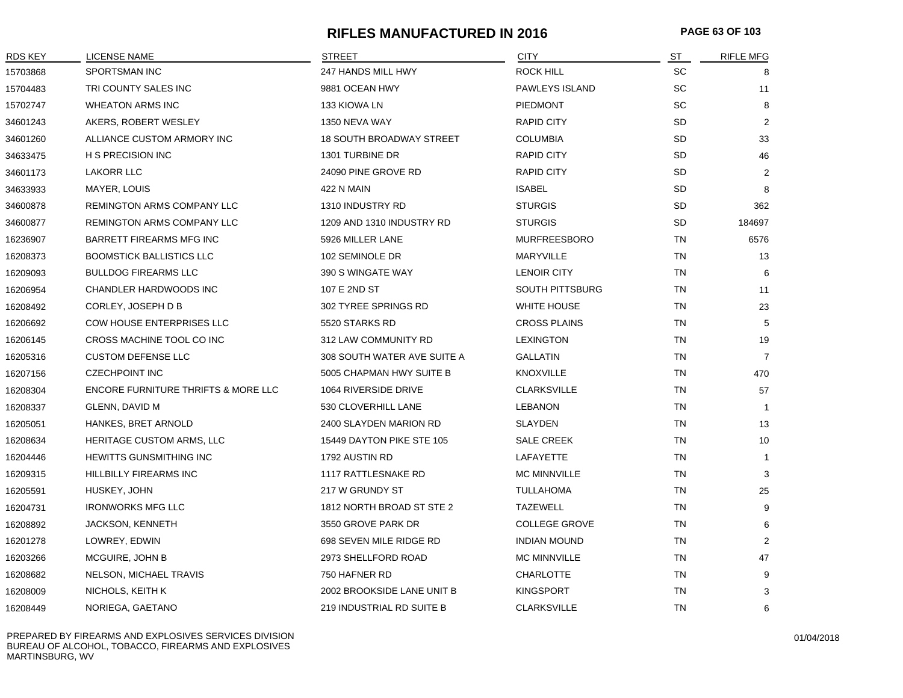# RIFLES MANUFACTURED IN 2016

| RDS KEY | LICENSE NAME | STREET | CITY | ST | RIFLE MFG |
|---|---|---|---|---|---|
| 15703868 | SPORTSMAN INC | 247 HANDS MILL HWY | ROCK HILL | SC | 8 |
| 15704483 | TRI COUNTY SALES INC | 9881 OCEAN HWY | PAWLEYS ISLAND | SC | 11 |
| 15702747 | WHEATON ARMS INC | 133 KIOWA LN | PIEDMONT | SC | 8 |
| 34601243 | AKERS, ROBERT WESLEY | 1350 NEVA WAY | RAPID CITY | SD | 2 |
| 34601260 | ALLIANCE CUSTOM ARMORY INC | 18 SOUTH BROADWAY STREET | COLUMBIA | SD | 33 |
| 34633475 | H S PRECISION INC | 1301 TURBINE DR | RAPID CITY | SD | 46 |
| 34601173 | LAKORR LLC | 24090 PINE GROVE RD | RAPID CITY | SD | 2 |
| 34633933 | MAYER, LOUIS | 422 N MAIN | ISABEL | SD | 8 |
| 34600878 | REMINGTON ARMS COMPANY LLC | 1310 INDUSTRY RD | STURGIS | SD | 362 |
| 34600877 | REMINGTON ARMS COMPANY LLC | 1209 AND 1310 INDUSTRY RD | STURGIS | SD | 184697 |
| 16236907 | BARRETT FIREARMS MFG INC | 5926 MILLER LANE | MURFREESBORO | TN | 6576 |
| 16208373 | BOOMSTICK BALLISTICS LLC | 102 SEMINOLE DR | MARYVILLE | TN | 13 |
| 16209093 | BULLDOG FIREARMS LLC | 390 S WINGATE WAY | LENOIR CITY | TN | 6 |
| 16206954 | CHANDLER HARDWOODS INC | 107 E 2ND ST | SOUTH PITTSBURG | TN | 11 |
| 16208492 | CORLEY, JOSEPH D B | 302 TYREE SPRINGS RD | WHITE HOUSE | TN | 23 |
| 16206692 | COW HOUSE ENTERPRISES LLC | 5520 STARKS RD | CROSS PLAINS | TN | 5 |
| 16206145 | CROSS MACHINE TOOL CO INC | 312 LAW COMMUNITY RD | LEXINGTON | TN | 19 |
| 16205316 | CUSTOM DEFENSE LLC | 308 SOUTH WATER AVE SUITE A | GALLATIN | TN | 7 |
| 16207156 | CZECHPOINT INC | 5005 CHAPMAN HWY SUITE B | KNOXVILLE | TN | 470 |
| 16208304 | ENCORE FURNITURE THRIFTS & MORE LLC | 1064 RIVERSIDE DRIVE | CLARKSVILLE | TN | 57 |
| 16208337 | GLENN, DAVID M | 530 CLOVERHILL LANE | LEBANON | TN | 1 |
| 16205051 | HANKES, BRET ARNOLD | 2400 SLAYDEN MARION RD | SLAYDEN | TN | 13 |
| 16208634 | HERITAGE CUSTOM ARMS, LLC | 15449 DAYTON PIKE STE 105 | SALE CREEK | TN | 10 |
| 16204446 | HEWITTS GUNSMITHING INC | 1792 AUSTIN RD | LAFAYETTE | TN | 1 |
| 16209315 | HILLBILLY FIREARMS INC | 1117 RATTLESNAKE RD | MC MINNVILLE | TN | 3 |
| 16205591 | HUSKEY, JOHN | 217 W GRUNDY ST | TULLAHOMA | TN | 25 |
| 16204731 | IRONWORKS MFG LLC | 1812 NORTH BROAD ST STE 2 | TAZEWELL | TN | 9 |
| 16208892 | JACKSON, KENNETH | 3550 GROVE PARK DR | COLLEGE GROVE | TN | 6 |
| 16201278 | LOWREY, EDWIN | 698 SEVEN MILE RIDGE RD | INDIAN MOUND | TN | 2 |
| 16203266 | MCGUIRE, JOHN B | 2973 SHELLFORD ROAD | MC MINNVILLE | TN | 47 |
| 16208682 | NELSON, MICHAEL TRAVIS | 750 HAFNER RD | CHARLOTTE | TN | 9 |
| 16208009 | NICHOLS, KEITH K | 2002 BROOKSIDE LANE UNIT B | KINGSPORT | TN | 3 |
| 16208449 | NORIEGA, GAETANO | 219 INDUSTRIAL RD SUITE B | CLARKSVILLE | TN | 6 |

PREPARED BY FIREARMS AND EXPLOSIVES SERVICES DIVISION
BUREAU OF ALCOHOL, TOBACCO, FIREARMS AND EXPLOSIVES
MARTINSBURG, WV

01/04/2018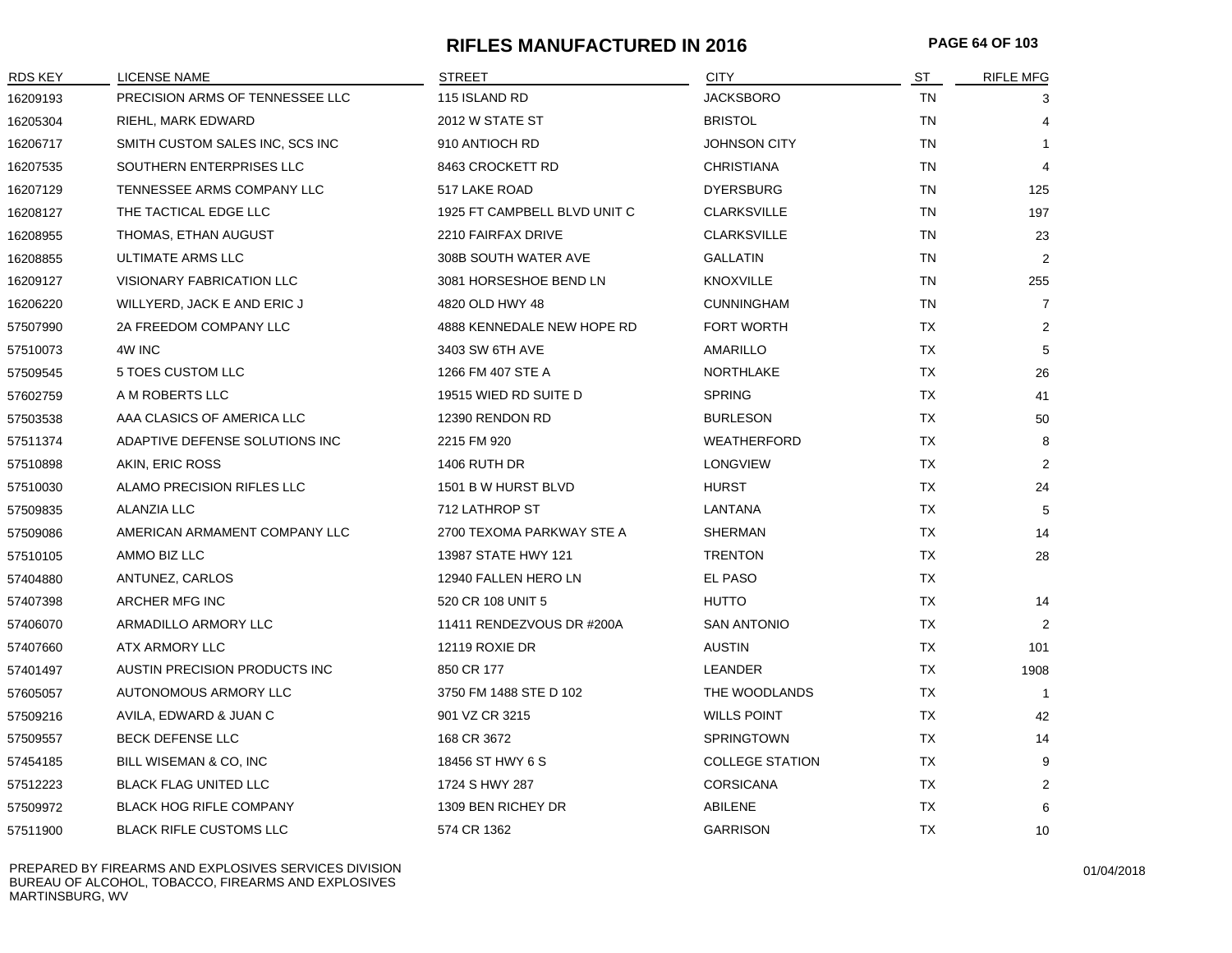# RIFLES MANUFACTURED IN 2016

| RDS KEY | LICENSE NAME | STREET | CITY | ST | RIFLE MFG |
|---|---|---|---|---|---|
| 16209193 | PRECISION ARMS OF TENNESSEE LLC | 115 ISLAND RD | JACKSBORO | TN | 3 |
| 16205304 | RIEHL, MARK EDWARD | 2012 W STATE ST | BRISTOL | TN | 4 |
| 16206717 | SMITH CUSTOM SALES INC, SCS INC | 910 ANTIOCH RD | JOHNSON CITY | TN | 1 |
| 16207535 | SOUTHERN ENTERPRISES LLC | 8463 CROCKETT RD | CHRISTIANA | TN | 4 |
| 16207129 | TENNESSEE ARMS COMPANY LLC | 517 LAKE ROAD | DYERSBURG | TN | 125 |
| 16208127 | THE TACTICAL EDGE LLC | 1925 FT CAMPBELL BLVD UNIT C | CLARKSVILLE | TN | 197 |
| 16208955 | THOMAS, ETHAN AUGUST | 2210 FAIRFAX DRIVE | CLARKSVILLE | TN | 23 |
| 16208855 | ULTIMATE ARMS LLC | 308B SOUTH WATER AVE | GALLATIN | TN | 2 |
| 16209127 | VISIONARY FABRICATION LLC | 3081 HORSESHOE BEND LN | KNOXVILLE | TN | 255 |
| 16206220 | WILLYERD, JACK E AND ERIC J | 4820 OLD HWY 48 | CUNNINGHAM | TN | 7 |
| 57507990 | 2A FREEDOM COMPANY LLC | 4888 KENNEDALE NEW HOPE RD | FORT WORTH | TX | 2 |
| 57510073 | 4W INC | 3403 SW 6TH AVE | AMARILLO | TX | 5 |
| 57509545 | 5 TOES CUSTOM LLC | 1266 FM 407 STE A | NORTHLAKE | TX | 26 |
| 57602759 | A M ROBERTS LLC | 19515 WIED RD SUITE D | SPRING | TX | 41 |
| 57503538 | AAA CLASICS OF AMERICA LLC | 12390 RENDON RD | BURLESON | TX | 50 |
| 57511374 | ADAPTIVE DEFENSE SOLUTIONS INC | 2215 FM 920 | WEATHERFORD | TX | 8 |
| 57510898 | AKIN, ERIC ROSS | 1406 RUTH DR | LONGVIEW | TX | 2 |
| 57510030 | ALAMO PRECISION RIFLES LLC | 1501 B W HURST BLVD | HURST | TX | 24 |
| 57509835 | ALANZIA LLC | 712 LATHROP ST | LANTANA | TX | 5 |
| 57509086 | AMERICAN ARMAMENT COMPANY LLC | 2700 TEXOMA PARKWAY STE A | SHERMAN | TX | 14 |
| 57510105 | AMMO BIZ LLC | 13987 STATE HWY 121 | TRENTON | TX | 28 |
| 57404880 | ANTUNEZ, CARLOS | 12940 FALLEN HERO LN | EL PASO | TX | |
| 57407398 | ARCHER MFG INC | 520 CR 108 UNIT 5 | HUTTO | TX | 14 |
| 57406070 | ARMADILLO ARMORY LLC | 11411 RENDEZVOUS DR #200A | SAN ANTONIO | TX | 2 |
| 57407660 | ATX ARMORY LLC | 12119 ROXIE DR | AUSTIN | TX | 101 |
| 57401497 | AUSTIN PRECISION PRODUCTS INC | 850 CR 177 | LEANDER | TX | 1908 |
| 57605057 | AUTONOMOUS ARMORY LLC | 3750 FM 1488 STE D 102 | THE WOODLANDS | TX | 1 |
| 57509216 | AVILA, EDWARD & JUAN C | 901 VZ CR 3215 | WILLS POINT | TX | 42 |
| 57509557 | BECK DEFENSE LLC | 168 CR 3672 | SPRINGTOWN | TX | 14 |
| 57454185 | BILL WISEMAN & CO, INC | 18456 ST HWY 6 S | COLLEGE STATION | TX | 9 |
| 57512223 | BLACK FLAG UNITED LLC | 1724 S HWY 287 | CORSICANA | TX | 2 |
| 57509972 | BLACK HOG RIFLE COMPANY | 1309 BEN RICHEY DR | ABILENE | TX | 6 |
| 57511900 | BLACK RIFLE CUSTOMS LLC | 574 CR 1362 | GARRISON | TX | 10 |

PREPARED BY FIREARMS AND EXPLOSIVES SERVICES DIVISION
BUREAU OF ALCOHOL, TOBACCO, FIREARMS AND EXPLOSIVES
MARTINSBURG, WV

01/04/2018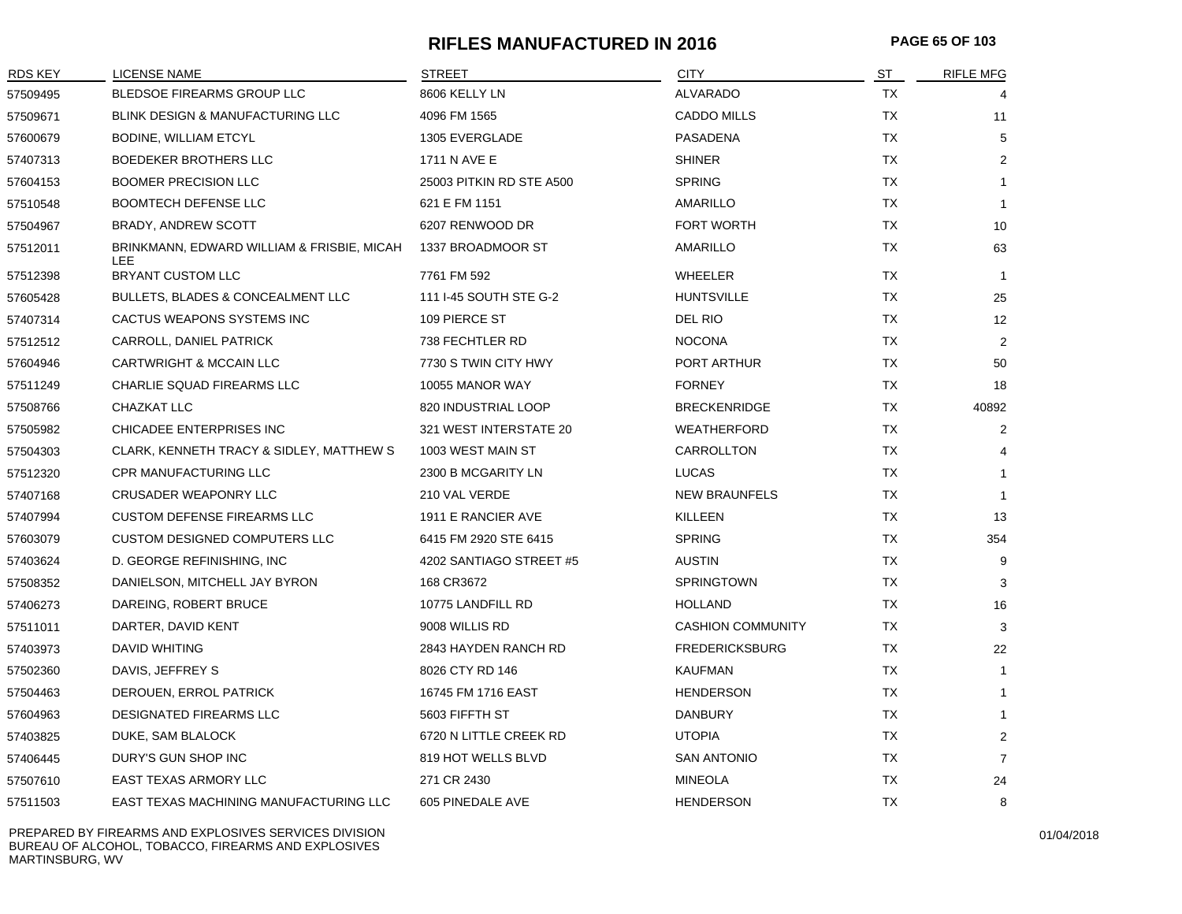# RIFLES MANUFACTURED IN 2016

| RDS KEY | LICENSE NAME | STREET | CITY | ST | RIFLE MFG |
|---|---|---|---|---|---|
| 57509495 | BLEDSOE FIREARMS GROUP LLC | 8606 KELLY LN | ALVARADO | TX | 4 |
| 57509671 | BLINK DESIGN & MANUFACTURING LLC | 4096 FM 1565 | CADDO MILLS | TX | 11 |
| 57600679 | BODINE, WILLIAM ETCYL | 1305 EVERGLADE | PASADENA | TX | 5 |
| 57407313 | BOEDEKER BROTHERS LLC | 1711 N AVE E | SHINER | TX | 2 |
| 57604153 | BOOMER PRECISION LLC | 25003 PITKIN RD STE A500 | SPRING | TX | 1 |
| 57510548 | BOOMTECH DEFENSE LLC | 621 E FM 1151 | AMARILLO | TX | 1 |
| 57504967 | BRADY, ANDREW SCOTT | 6207 RENWOOD DR | FORT WORTH | TX | 10 |
| 57512011 | BRINKMANN, EDWARD WILLIAM & FRISBIE, MICAH LEE | 1337 BROADMOOR ST | AMARILLO | TX | 63 |
| 57512398 | BRYANT CUSTOM LLC | 7761 FM 592 | WHEELER | TX | 1 |
| 57605428 | BULLETS, BLADES & CONCEALMENT LLC | 111 I-45 SOUTH STE G-2 | HUNTSVILLE | TX | 25 |
| 57407314 | CACTUS WEAPONS SYSTEMS INC | 109 PIERCE ST | DEL RIO | TX | 12 |
| 57512512 | CARROLL, DANIEL PATRICK | 738 FECHTLER RD | NOCONA | TX | 2 |
| 57604946 | CARTWRIGHT & MCCAIN LLC | 7730 S TWIN CITY HWY | PORT ARTHUR | TX | 50 |
| 57511249 | CHARLIE SQUAD FIREARMS LLC | 10055 MANOR WAY | FORNEY | TX | 18 |
| 57508766 | CHAZKAT LLC | 820 INDUSTRIAL LOOP | BRECKENRIDGE | TX | 40892 |
| 57505982 | CHICADEE ENTERPRISES INC | 321 WEST INTERSTATE 20 | WEATHERFORD | TX | 2 |
| 57504303 | CLARK, KENNETH TRACY & SIDLEY, MATTHEW S | 1003 WEST MAIN ST | CARROLLTON | TX | 4 |
| 57512320 | CPR MANUFACTURING LLC | 2300 B MCGARITY LN | LUCAS | TX | 1 |
| 57407168 | CRUSADER WEAPONRY LLC | 210 VAL VERDE | NEW BRAUNFELS | TX | 1 |
| 57407994 | CUSTOM DEFENSE FIREARMS LLC | 1911 E RANCIER AVE | KILLEEN | TX | 13 |
| 57603079 | CUSTOM DESIGNED COMPUTERS LLC | 6415 FM 2920 STE 6415 | SPRING | TX | 354 |
| 57403624 | D. GEORGE REFINISHING, INC | 4202 SANTIAGO STREET #5 | AUSTIN | TX | 9 |
| 57508352 | DANIELSON, MITCHELL JAY BYRON | 168 CR3672 | SPRINGTOWN | TX | 3 |
| 57406273 | DAREING, ROBERT BRUCE | 10775 LANDFILL RD | HOLLAND | TX | 16 |
| 57511011 | DARTER, DAVID KENT | 9008 WILLIS RD | CASHION COMMUNITY | TX | 3 |
| 57403973 | DAVID WHITING | 2843 HAYDEN RANCH RD | FREDERICKSBURG | TX | 22 |
| 57502360 | DAVIS, JEFFREY S | 8026 CTY RD 146 | KAUFMAN | TX | 1 |
| 57504463 | DEROUEN, ERROL PATRICK | 16745 FM 1716 EAST | HENDERSON | TX | 1 |
| 57604963 | DESIGNATED FIREARMS LLC | 5603 FIFFTH ST | DANBURY | TX | 1 |
| 57403825 | DUKE, SAM BLALOCK | 6720 N LITTLE CREEK RD | UTOPIA | TX | 2 |
| 57406445 | DURY'S GUN SHOP INC | 819 HOT WELLS BLVD | SAN ANTONIO | TX | 7 |
| 57507610 | EAST TEXAS ARMORY LLC | 271 CR 2430 | MINEOLA | TX | 24 |
| 57511503 | EAST TEXAS MACHINING MANUFACTURING LLC | 605 PINEDALE AVE | HENDERSON | TX | 8 |

PREPARED BY FIREARMS AND EXPLOSIVES SERVICES DIVISION
BUREAU OF ALCOHOL, TOBACCO, FIREARMS AND EXPLOSIVES
MARTINSBURG, WV

01/04/2018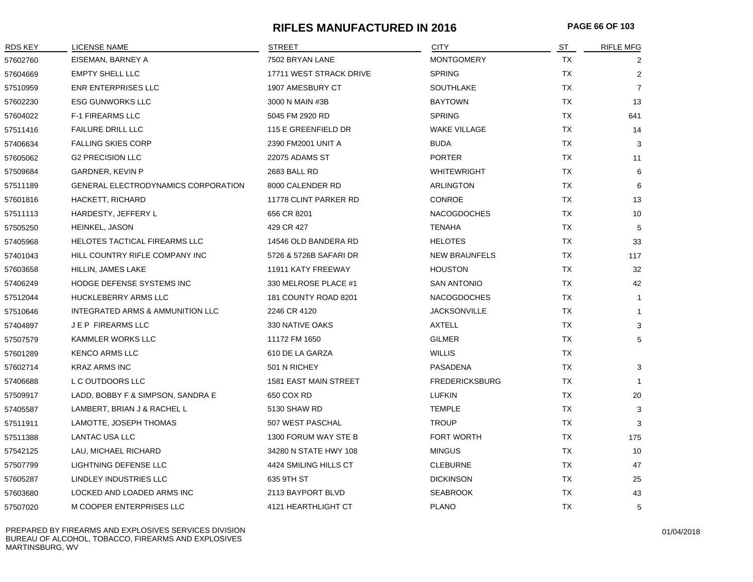# RIFLES MANUFACTURED IN 2016

| RDS KEY | LICENSE NAME | STREET | CITY | ST | RIFLE MFG |
|---|---|---|---|---|---|
| 57602760 | EISEMAN, BARNEY A | 7502 BRYAN LANE | MONTGOMERY | TX | 2 |
| 57604669 | EMPTY SHELL LLC | 17711 WEST STRACK DRIVE | SPRING | TX | 2 |
| 57510959 | ENR ENTERPRISES LLC | 1907 AMESBURY CT | SOUTHLAKE | TX | 7 |
| 57602230 | ESG GUNWORKS LLC | 3000 N MAIN #3B | BAYTOWN | TX | 13 |
| 57604022 | F-1 FIREARMS LLC | 5045 FM 2920 RD | SPRING | TX | 641 |
| 57511416 | FAILURE DRILL LLC | 115 E GREENFIELD DR | WAKE VILLAGE | TX | 14 |
| 57406634 | FALLING SKIES CORP | 2390 FM2001 UNIT A | BUDA | TX | 3 |
| 57605062 | G2 PRECISION LLC | 22075 ADAMS ST | PORTER | TX | 11 |
| 57509684 | GARDNER, KEVIN P | 2683 BALL RD | WHITEWRIGHT | TX | 6 |
| 57511189 | GENERAL ELECTRODYNAMICS CORPORATION | 8000 CALENDER RD | ARLINGTON | TX | 6 |
| 57601816 | HACKETT, RICHARD | 11778 CLINT PARKER RD | CONROE | TX | 13 |
| 57511113 | HARDESTY, JEFFERY L | 656 CR 8201 | NACOGDOCHES | TX | 10 |
| 57505250 | HEINKEL, JASON | 429 CR 427 | TENAHA | TX | 5 |
| 57405968 | HELOTES TACTICAL FIREARMS LLC | 14546 OLD BANDERA RD | HELOTES | TX | 33 |
| 57401043 | HILL COUNTRY RIFLE COMPANY INC | 5726 & 5726B SAFARI DR | NEW BRAUNFELS | TX | 117 |
| 57603658 | HILLIN, JAMES LAKE | 11911 KATY FREEWAY | HOUSTON | TX | 32 |
| 57406249 | HODGE DEFENSE SYSTEMS INC | 330 MELROSE PLACE #1 | SAN ANTONIO | TX | 42 |
| 57512044 | HUCKLEBERRY ARMS LLC | 181 COUNTY ROAD 8201 | NACOGDOCHES | TX | 1 |
| 57510646 | INTEGRATED ARMS & AMMUNITION LLC | 2246 CR 4120 | JACKSONVILLE | TX | 1 |
| 57404897 | J E P FIREARMS LLC | 330 NATIVE OAKS | AXTELL | TX | 3 |
| 57507579 | KAMMLER WORKS LLC | 11172 FM 1650 | GILMER | TX | 5 |
| 57601289 | KENCO ARMS LLC | 610 DE LA GARZA | WILLIS | TX | |
| 57602714 | KRAZ ARMS INC | 501 N RICHEY | PASADENA | TX | 3 |
| 57406688 | L C OUTDOORS LLC | 1581 EAST MAIN STREET | FREDERICKSBURG | TX | 1 |
| 57509917 | LADD, BOBBY F & SIMPSON, SANDRA E | 650 COX RD | LUFKIN | TX | 20 |
| 57405587 | LAMBERT, BRIAN J & RACHEL L | 5130 SHAW RD | TEMPLE | TX | 3 |
| 57511911 | LAMOTTE, JOSEPH THOMAS | 507 WEST PASCHAL | TROUP | TX | 3 |
| 57511388 | LANTAC USA LLC | 1300 FORUM WAY STE B | FORT WORTH | TX | 175 |
| 57542125 | LAU, MICHAEL RICHARD | 34280 N STATE HWY 108 | MINGUS | TX | 10 |
| 57507799 | LIGHTNING DEFENSE LLC | 4424 SMILING HILLS CT | CLEBURNE | TX | 47 |
| 57605287 | LINDLEY INDUSTRIES LLC | 635 9TH ST | DICKINSON | TX | 25 |
| 57603680 | LOCKED AND LOADED ARMS INC | 2113 BAYPORT BLVD | SEABROOK | TX | 43 |
| 57507020 | M COOPER ENTERPRISES LLC | 4121 HEARTHLIGHT CT | PLANO | TX | 5 |

PREPARED BY FIREARMS AND EXPLOSIVES SERVICES DIVISION
BUREAU OF ALCOHOL, TOBACCO, FIREARMS AND EXPLOSIVES
MARTINSBURG, WV

01/04/2018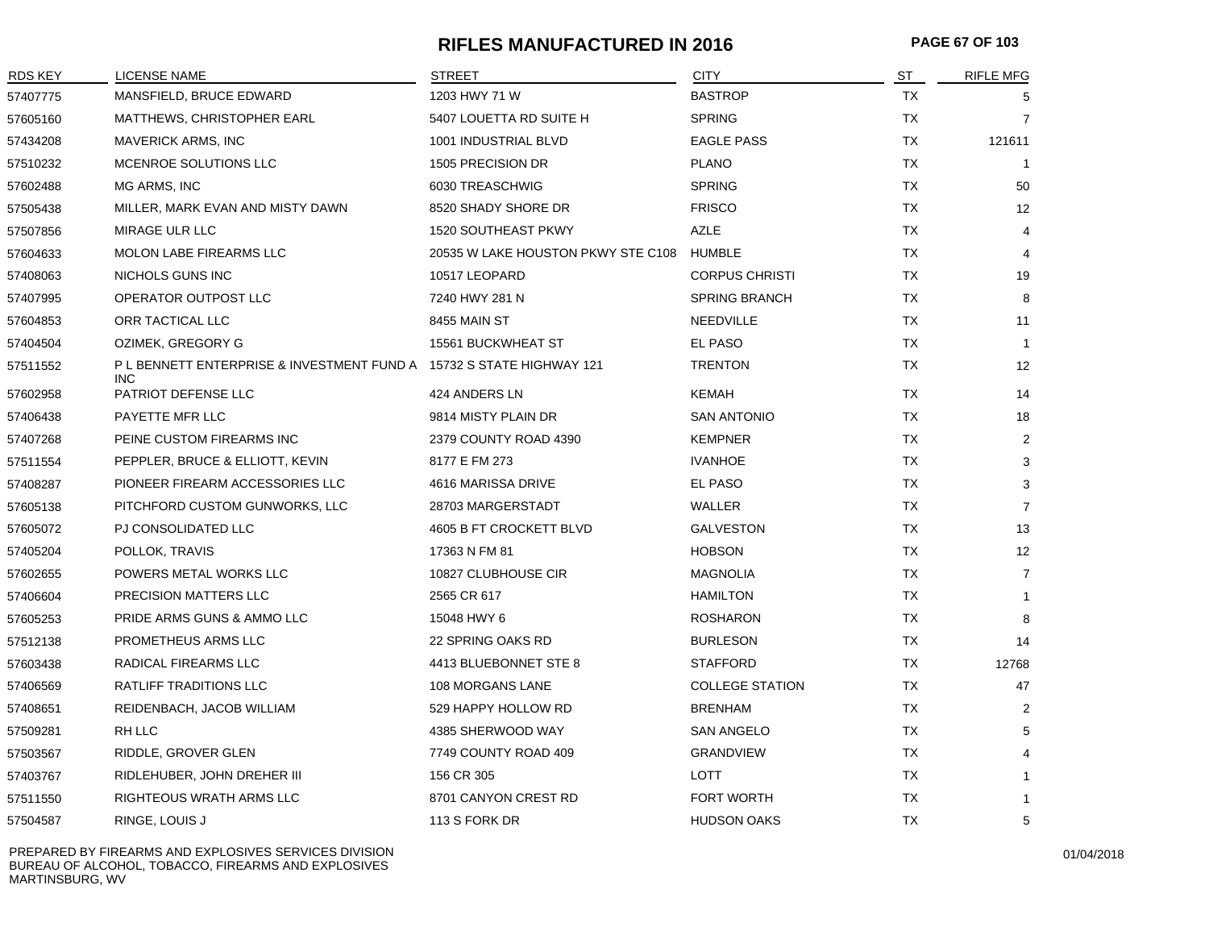# RIFLES MANUFACTURED IN 2016

| RDS KEY | LICENSE NAME | STREET | CITY | ST | RIFLE MFG |
|---|---|---|---|---|---|
| 57407775 | MANSFIELD, BRUCE EDWARD | 1203 HWY 71 W | BASTROP | TX | 5 |
| 57605160 | MATTHEWS, CHRISTOPHER EARL | 5407 LOUETTA RD SUITE H | SPRING | TX | 7 |
| 57434208 | MAVERICK ARMS, INC | 1001 INDUSTRIAL BLVD | EAGLE PASS | TX | 121611 |
| 57510232 | MCENROE SOLUTIONS LLC | 1505 PRECISION DR | PLANO | TX | 1 |
| 57602488 | MG ARMS, INC | 6030 TREASCHWIG | SPRING | TX | 50 |
| 57505438 | MILLER, MARK EVAN AND MISTY DAWN | 8520 SHADY SHORE DR | FRISCO | TX | 12 |
| 57507856 | MIRAGE ULR LLC | 1520 SOUTHEAST PKWY | AZLE | TX | 4 |
| 57604633 | MOLON LABE FIREARMS LLC | 20535 W LAKE HOUSTON PKWY STE C108 | HUMBLE | TX | 4 |
| 57408063 | NICHOLS GUNS INC | 10517 LEOPARD | CORPUS CHRISTI | TX | 19 |
| 57407995 | OPERATOR OUTPOST LLC | 7240 HWY 281 N | SPRING BRANCH | TX | 8 |
| 57604853 | ORR TACTICAL LLC | 8455 MAIN ST | NEEDVILLE | TX | 11 |
| 57404504 | OZIMEK, GREGORY G | 15561 BUCKWHEAT ST | EL PASO | TX | 1 |
| 57511552 | P L BENNETT ENTERPRISE & INVESTMENT FUND A INC | 15732 S STATE HIGHWAY 121 | TRENTON | TX | 12 |
| 57602958 | PATRIOT DEFENSE LLC | 424 ANDERS LN | KEMAH | TX | 14 |
| 57406438 | PAYETTE MFR LLC | 9814 MISTY PLAIN DR | SAN ANTONIO | TX | 18 |
| 57407268 | PEINE CUSTOM FIREARMS INC | 2379 COUNTY ROAD 4390 | KEMPNER | TX | 2 |
| 57511554 | PEPPLER, BRUCE & ELLIOTT, KEVIN | 8177 E FM 273 | IVANHOE | TX | 3 |
| 57408287 | PIONEER FIREARM ACCESSORIES LLC | 4616 MARISSA DRIVE | EL PASO | TX | 3 |
| 57605138 | PITCHFORD CUSTOM GUNWORKS, LLC | 28703 MARGERSTADT | WALLER | TX | 7 |
| 57605072 | PJ CONSOLIDATED LLC | 4605 B FT CROCKETT BLVD | GALVESTON | TX | 13 |
| 57405204 | POLLOK, TRAVIS | 17363 N FM 81 | HOBSON | TX | 12 |
| 57602655 | POWERS METAL WORKS LLC | 10827 CLUBHOUSE CIR | MAGNOLIA | TX | 7 |
| 57406604 | PRECISION MATTERS LLC | 2565 CR 617 | HAMILTON | TX | 1 |
| 57605253 | PRIDE ARMS GUNS & AMMO LLC | 15048 HWY 6 | ROSHARON | TX | 8 |
| 57512138 | PROMETHEUS ARMS LLC | 22 SPRING OAKS RD | BURLESON | TX | 14 |
| 57603438 | RADICAL FIREARMS LLC | 4413 BLUEBONNET STE 8 | STAFFORD | TX | 12768 |
| 57406569 | RATLIFF TRADITIONS LLC | 108 MORGANS LANE | COLLEGE STATION | TX | 47 |
| 57408651 | REIDENBACH, JACOB WILLIAM | 529 HAPPY HOLLOW RD | BRENHAM | TX | 2 |
| 57509281 | RH LLC | 4385 SHERWOOD WAY | SAN ANGELO | TX | 5 |
| 57503567 | RIDDLE, GROVER GLEN | 7749 COUNTY ROAD 409 | GRANDVIEW | TX | 4 |
| 57403767 | RIDLEHUBER, JOHN DREHER III | 156 CR 305 | LOTT | TX | 1 |
| 57511550 | RIGHTEOUS WRATH ARMS LLC | 8701 CANYON CREST RD | FORT WORTH | TX | 1 |
| 57504587 | RINGE, LOUIS J | 113 S FORK DR | HUDSON OAKS | TX | 5 |

PREPARED BY FIREARMS AND EXPLOSIVES SERVICES DIVISION
BUREAU OF ALCOHOL, TOBACCO, FIREARMS AND EXPLOSIVES
MARTINSBURG, WV

01/04/2018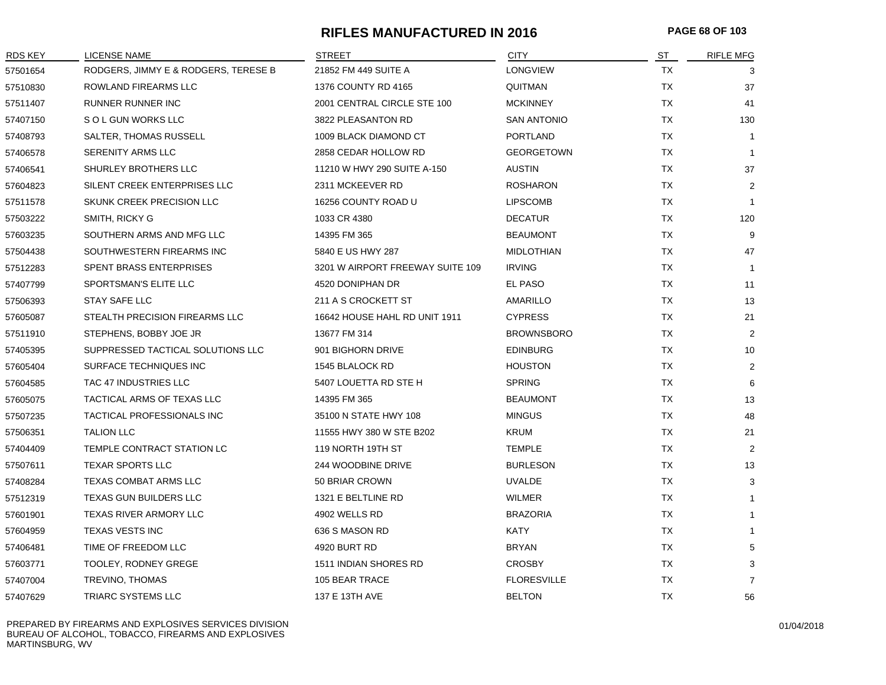# RIFLES MANUFACTURED IN 2016

| RDS KEY | LICENSE NAME | STREET | CITY | ST | RIFLE MFG |
|---|---|---|---|---|---|
| 57501654 | RODGERS, JIMMY E & RODGERS, TERESE B | 21852 FM 449 SUITE A | LONGVIEW | TX | 3 |
| 57510830 | ROWLAND FIREARMS LLC | 1376 COUNTY RD 4165 | QUITMAN | TX | 37 |
| 57511407 | RUNNER RUNNER INC | 2001 CENTRAL CIRCLE STE 100 | MCKINNEY | TX | 41 |
| 57407150 | S O L GUN WORKS LLC | 3822 PLEASANTON RD | SAN ANTONIO | TX | 130 |
| 57408793 | SALTER, THOMAS RUSSELL | 1009 BLACK DIAMOND CT | PORTLAND | TX | 1 |
| 57406578 | SERENITY ARMS LLC | 2858 CEDAR HOLLOW RD | GEORGETOWN | TX | 1 |
| 57406541 | SHURLEY BROTHERS LLC | 11210 W HWY 290 SUITE A-150 | AUSTIN | TX | 37 |
| 57604823 | SILENT CREEK ENTERPRISES LLC | 2311 MCKEEVER RD | ROSHARON | TX | 2 |
| 57511578 | SKUNK CREEK PRECISION LLC | 16256 COUNTY ROAD U | LIPSCOMB | TX | 1 |
| 57503222 | SMITH, RICKY G | 1033 CR 4380 | DECATUR | TX | 120 |
| 57603235 | SOUTHERN ARMS AND MFG LLC | 14395 FM 365 | BEAUMONT | TX | 9 |
| 57504438 | SOUTHWESTERN FIREARMS INC | 5840 E US HWY 287 | MIDLOTHIAN | TX | 47 |
| 57512283 | SPENT BRASS ENTERPRISES | 3201 W AIRPORT FREEWAY SUITE 109 | IRVING | TX | 1 |
| 57407799 | SPORTSMAN'S ELITE LLC | 4520 DONIPHAN DR | EL PASO | TX | 11 |
| 57506393 | STAY SAFE LLC | 211 A S CROCKETT ST | AMARILLO | TX | 13 |
| 57605087 | STEALTH PRECISION FIREARMS LLC | 16642 HOUSE HAHL RD UNIT 1911 | CYPRESS | TX | 21 |
| 57511910 | STEPHENS, BOBBY JOE JR | 13677 FM 314 | BROWNSBORO | TX | 2 |
| 57405395 | SUPPRESSED TACTICAL SOLUTIONS LLC | 901 BIGHORN DRIVE | EDINBURG | TX | 10 |
| 57605404 | SURFACE TECHNIQUES INC | 1545 BLALOCK RD | HOUSTON | TX | 2 |
| 57604585 | TAC 47 INDUSTRIES LLC | 5407 LOUETTA RD STE H | SPRING | TX | 6 |
| 57605075 | TACTICAL ARMS OF TEXAS LLC | 14395 FM 365 | BEAUMONT | TX | 13 |
| 57507235 | TACTICAL PROFESSIONALS INC | 35100 N STATE HWY 108 | MINGUS | TX | 48 |
| 57506351 | TALION LLC | 11555 HWY 380 W STE B202 | KRUM | TX | 21 |
| 57404409 | TEMPLE CONTRACT STATION LC | 119 NORTH 19TH ST | TEMPLE | TX | 2 |
| 57507611 | TEXAR SPORTS LLC | 244 WOODBINE DRIVE | BURLESON | TX | 13 |
| 57408284 | TEXAS COMBAT ARMS LLC | 50 BRIAR CROWN | UVALDE | TX | 3 |
| 57512319 | TEXAS GUN BUILDERS LLC | 1321 E BELTLINE RD | WILMER | TX | 1 |
| 57601901 | TEXAS RIVER ARMORY LLC | 4902 WELLS RD | BRAZORIA | TX | 1 |
| 57604959 | TEXAS VESTS INC | 636 S MASON RD | KATY | TX | 1 |
| 57406481 | TIME OF FREEDOM LLC | 4920 BURT RD | BRYAN | TX | 5 |
| 57603771 | TOOLEY, RODNEY GREGE | 1511 INDIAN SHORES RD | CROSBY | TX | 3 |
| 57407004 | TREVINO, THOMAS | 105 BEAR TRACE | FLORESVILLE | TX | 7 |
| 57407629 | TRIARC SYSTEMS LLC | 137 E 13TH AVE | BELTON | TX | 56 |

PREPARED BY FIREARMS AND EXPLOSIVES SERVICES DIVISION
BUREAU OF ALCOHOL, TOBACCO, FIREARMS AND EXPLOSIVES
MARTINSBURG, WV

01/04/2018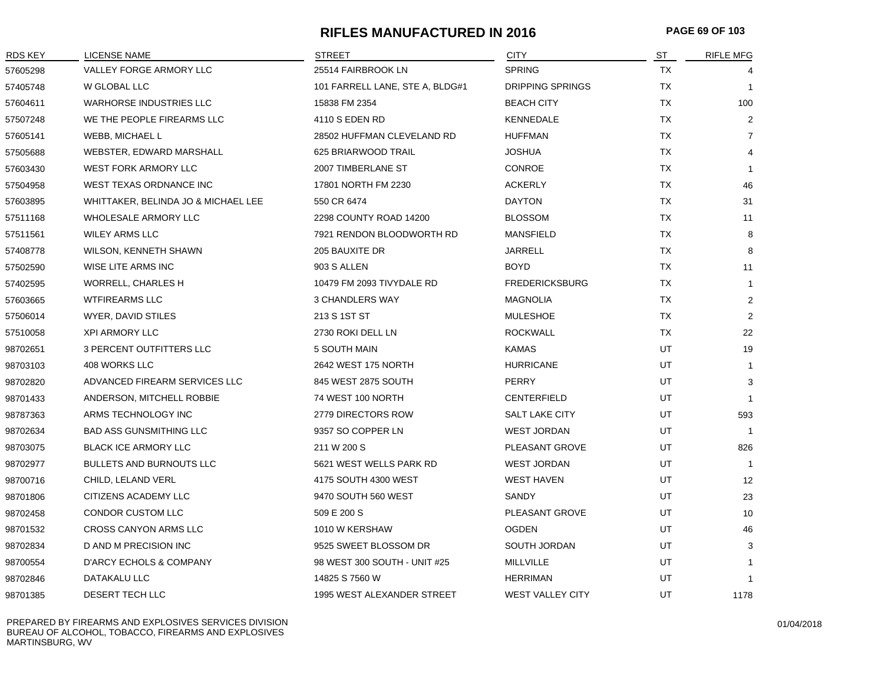# RIFLES MANUFACTURED IN 2016

| RDS KEY | LICENSE NAME | STREET | CITY | ST | RIFLE MFG |
|---|---|---|---|---|---|
| 57605298 | VALLEY FORGE ARMORY LLC | 25514 FAIRBROOK LN | SPRING | TX | 4 |
| 57405748 | W GLOBAL LLC | 101 FARRELL LANE, STE A, BLDG#1 | DRIPPING SPRINGS | TX | 1 |
| 57604611 | WARHORSE INDUSTRIES LLC | 15838 FM 2354 | BEACH CITY | TX | 100 |
| 57507248 | WE THE PEOPLE FIREARMS LLC | 4110 S EDEN RD | KENNEDALE | TX | 2 |
| 57605141 | WEBB, MICHAEL L | 28502 HUFFMAN CLEVELAND RD | HUFFMAN | TX | 7 |
| 57505688 | WEBSTER, EDWARD MARSHALL | 625 BRIARWOOD TRAIL | JOSHUA | TX | 4 |
| 57603430 | WEST FORK ARMORY LLC | 2007 TIMBERLANE ST | CONROE | TX | 1 |
| 57504958 | WEST TEXAS ORDNANCE INC | 17801 NORTH FM 2230 | ACKERLY | TX | 46 |
| 57603895 | WHITTAKER, BELINDA JO & MICHAEL LEE | 550 CR 6474 | DAYTON | TX | 31 |
| 57511168 | WHOLESALE ARMORY LLC | 2298 COUNTY ROAD 14200 | BLOSSOM | TX | 11 |
| 57511561 | WILEY ARMS LLC | 7921 RENDON BLOODWORTH RD | MANSFIELD | TX | 8 |
| 57408778 | WILSON, KENNETH SHAWN | 205 BAUXITE DR | JARRELL | TX | 8 |
| 57502590 | WISE LITE ARMS INC | 903 S ALLEN | BOYD | TX | 11 |
| 57402595 | WORRELL, CHARLES H | 10479 FM 2093 TIVYDALE RD | FREDERICKSBURG | TX | 1 |
| 57603665 | WTFIREARMS LLC | 3 CHANDLERS WAY | MAGNOLIA | TX | 2 |
| 57506014 | WYER, DAVID STILES | 213 S 1ST ST | MULESHOE | TX | 2 |
| 57510058 | XPI ARMORY LLC | 2730 ROKI DELL LN | ROCKWALL | TX | 22 |
| 98702651 | 3 PERCENT OUTFITTERS LLC | 5 SOUTH MAIN | KAMAS | UT | 19 |
| 98703103 | 408 WORKS LLC | 2642 WEST 175 NORTH | HURRICANE | UT | 1 |
| 98702820 | ADVANCED FIREARM SERVICES LLC | 845 WEST 2875 SOUTH | PERRY | UT | 3 |
| 98701433 | ANDERSON, MITCHELL ROBBIE | 74 WEST 100 NORTH | CENTERFIELD | UT | 1 |
| 98787363 | ARMS TECHNOLOGY INC | 2779 DIRECTORS ROW | SALT LAKE CITY | UT | 593 |
| 98702634 | BAD ASS GUNSMITHING LLC | 9357 SO COPPER LN | WEST JORDAN | UT | 1 |
| 98703075 | BLACK ICE ARMORY LLC | 211 W 200 S | PLEASANT GROVE | UT | 826 |
| 98702977 | BULLETS AND BURNOUTS LLC | 5621 WEST WELLS PARK RD | WEST JORDAN | UT | 1 |
| 98700716 | CHILD, LELAND VERL | 4175 SOUTH 4300 WEST | WEST HAVEN | UT | 12 |
| 98701806 | CITIZENS ACADEMY LLC | 9470 SOUTH 560 WEST | SANDY | UT | 23 |
| 98702458 | CONDOR CUSTOM LLC | 509 E 200 S | PLEASANT GROVE | UT | 10 |
| 98701532 | CROSS CANYON ARMS LLC | 1010 W KERSHAW | OGDEN | UT | 46 |
| 98702834 | D AND M PRECISION INC | 9525 SWEET BLOSSOM DR | SOUTH JORDAN | UT | 3 |
| 98700554 | D'ARCY ECHOLS & COMPANY | 98 WEST 300 SOUTH - UNIT #25 | MILLVILLE | UT | 1 |
| 98702846 | DATAKALU LLC | 14825 S 7560 W | HERRIMAN | UT | 1 |
| 98701385 | DESERT TECH LLC | 1995 WEST ALEXANDER STREET | WEST VALLEY CITY | UT | 1178 |

PREPARED BY FIREARMS AND EXPLOSIVES SERVICES DIVISION
BUREAU OF ALCOHOL, TOBACCO, FIREARMS AND EXPLOSIVES
MARTINSBURG, WV

01/04/2018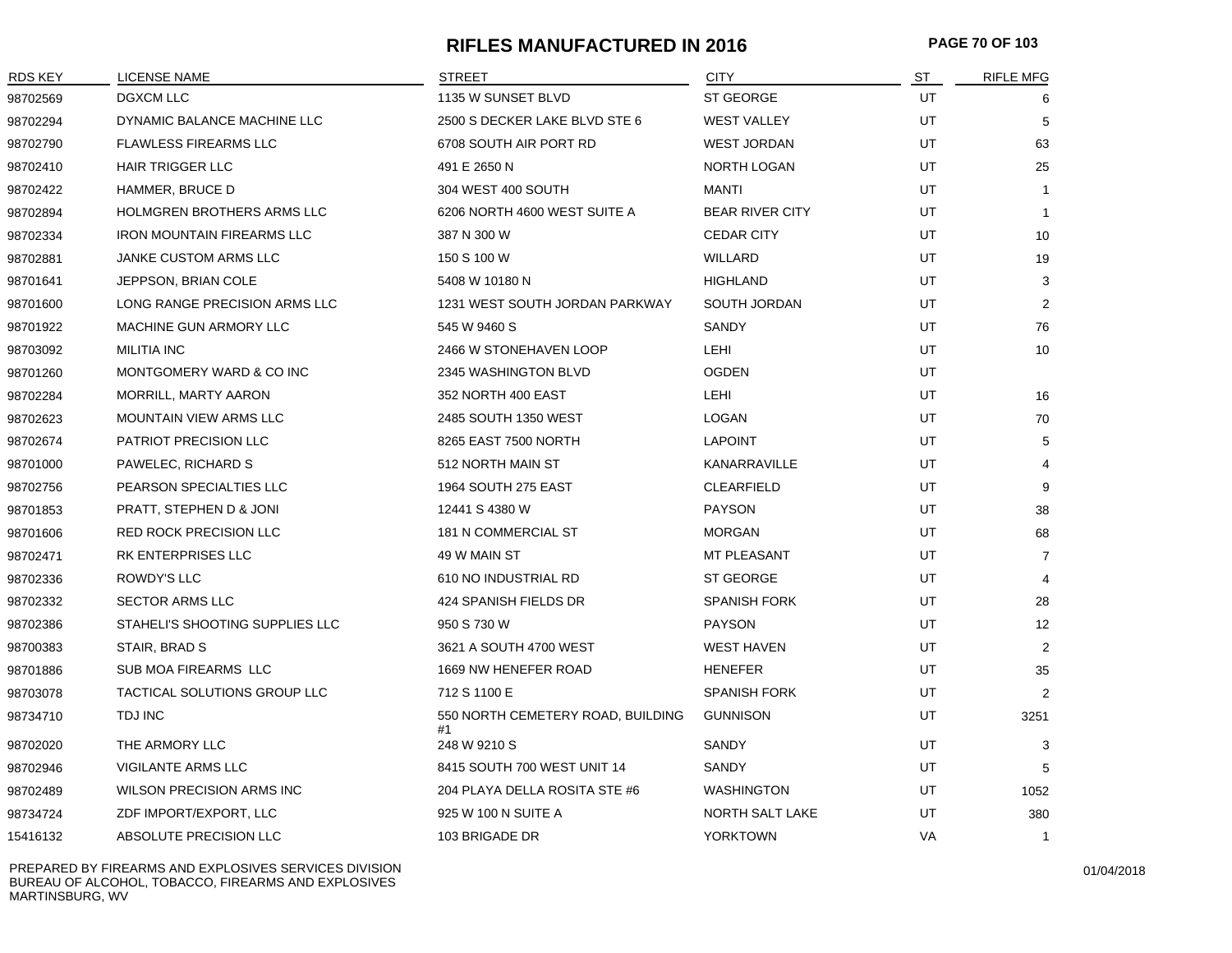# RIFLES MANUFACTURED IN 2016

| RDS KEY | LICENSE NAME | STREET | CITY | ST | RIFLE MFG |
|---|---|---|---|---|---|
| 98702569 | DGXCM LLC | 1135 W SUNSET BLVD | ST GEORGE | UT | 6 |
| 98702294 | DYNAMIC BALANCE MACHINE LLC | 2500 S DECKER LAKE BLVD STE 6 | WEST VALLEY | UT | 5 |
| 98702790 | FLAWLESS FIREARMS LLC | 6708 SOUTH AIR PORT RD | WEST JORDAN | UT | 63 |
| 98702410 | HAIR TRIGGER LLC | 491 E 2650 N | NORTH LOGAN | UT | 25 |
| 98702422 | HAMMER, BRUCE D | 304 WEST 400 SOUTH | MANTI | UT | 1 |
| 98702894 | HOLMGREN BROTHERS ARMS LLC | 6206 NORTH 4600 WEST SUITE A | BEAR RIVER CITY | UT | 1 |
| 98702334 | IRON MOUNTAIN FIREARMS LLC | 387 N 300 W | CEDAR CITY | UT | 10 |
| 98702881 | JANKE CUSTOM ARMS LLC | 150 S 100 W | WILLARD | UT | 19 |
| 98701641 | JEPPSON, BRIAN COLE | 5408 W 10180 N | HIGHLAND | UT | 3 |
| 98701600 | LONG RANGE PRECISION ARMS LLC | 1231 WEST SOUTH JORDAN PARKWAY | SOUTH JORDAN | UT | 2 |
| 98701922 | MACHINE GUN ARMORY LLC | 545 W 9460 S | SANDY | UT | 76 |
| 98703092 | MILITIA INC | 2466 W STONEHAVEN LOOP | LEHI | UT | 10 |
| 98701260 | MONTGOMERY WARD & CO INC | 2345 WASHINGTON BLVD | OGDEN | UT | |
| 98702284 | MORRILL, MARTY AARON | 352 NORTH 400 EAST | LEHI | UT | 16 |
| 98702623 | MOUNTAIN VIEW ARMS LLC | 2485 SOUTH 1350 WEST | LOGAN | UT | 70 |
| 98702674 | PATRIOT PRECISION LLC | 8265 EAST 7500 NORTH | LAPOINT | UT | 5 |
| 98701000 | PAWELEC, RICHARD S | 512 NORTH MAIN ST | KANARRAVILLE | UT | 4 |
| 98702756 | PEARSON SPECIALTIES LLC | 1964 SOUTH 275 EAST | CLEARFIELD | UT | 9 |
| 98701853 | PRATT, STEPHEN D & JONI | 12441 S 4380 W | PAYSON | UT | 38 |
| 98701606 | RED ROCK PRECISION LLC | 181 N COMMERCIAL ST | MORGAN | UT | 68 |
| 98702471 | RK ENTERPRISES LLC | 49 W MAIN ST | MT PLEASANT | UT | 7 |
| 98702336 | ROWDY'S LLC | 610 NO INDUSTRIAL RD | ST GEORGE | UT | 4 |
| 98702332 | SECTOR ARMS LLC | 424 SPANISH FIELDS DR | SPANISH FORK | UT | 28 |
| 98702386 | STAHELI'S SHOOTING SUPPLIES LLC | 950 S 730 W | PAYSON | UT | 12 |
| 98700383 | STAIR, BRAD S | 3621 A SOUTH 4700 WEST | WEST HAVEN | UT | 2 |
| 98701886 | SUB MOA FIREARMS LLC | 1669 NW HENEFER ROAD | HENEFER | UT | 35 |
| 98703078 | TACTICAL SOLUTIONS GROUP LLC | 712 S 1100 E | SPANISH FORK | UT | 2 |
| 98734710 | TDJ INC | 550 NORTH CEMETERY ROAD, BUILDING #1 | GUNNISON | UT | 3251 |
| 98702020 | THE ARMORY LLC | 248 W 9210 S | SANDY | UT | 3 |
| 98702946 | VIGILANTE ARMS LLC | 8415 SOUTH 700 WEST UNIT 14 | SANDY | UT | 5 |
| 98702489 | WILSON PRECISION ARMS INC | 204 PLAYA DELLA ROSITA STE #6 | WASHINGTON | UT | 1052 |
| 98734724 | ZDF IMPORT/EXPORT, LLC | 925 W 100 N SUITE A | NORTH SALT LAKE | UT | 380 |
| 15416132 | ABSOLUTE PRECISION LLC | 103 BRIGADE DR | YORKTOWN | VA | 1 |

PREPARED BY FIREARMS AND EXPLOSIVES SERVICES DIVISION
BUREAU OF ALCOHOL, TOBACCO, FIREARMS AND EXPLOSIVES
MARTINSBURG, WV

01/04/2018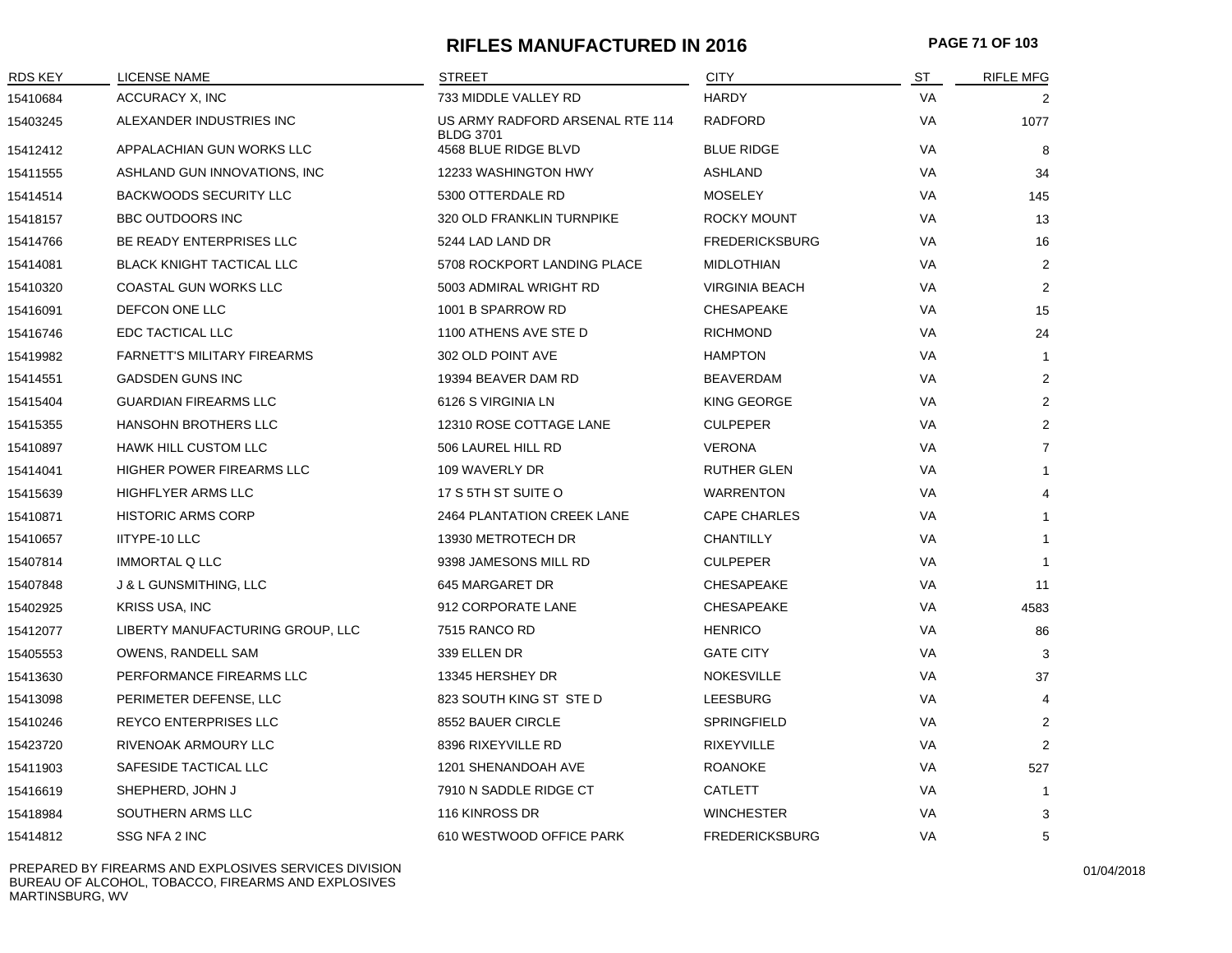# RIFLES MANUFACTURED IN 2016

| RDS KEY | LICENSE NAME | STREET | CITY | ST | RIFLE MFG |
|---|---|---|---|---|---|
| 15410684 | ACCURACY X, INC | 733 MIDDLE VALLEY RD | HARDY | VA | 2 |
| 15403245 | ALEXANDER INDUSTRIES INC | US ARMY RADFORD ARSENAL RTE 114 BLDG 3701 | RADFORD | VA | 1077 |
| 15412412 | APPALACHIAN GUN WORKS LLC | 4568 BLUE RIDGE BLVD | BLUE RIDGE | VA | 8 |
| 15411555 | ASHLAND GUN INNOVATIONS, INC | 12233 WASHINGTON HWY | ASHLAND | VA | 34 |
| 15414514 | BACKWOODS SECURITY LLC | 5300 OTTERDALE RD | MOSELEY | VA | 145 |
| 15418157 | BBC OUTDOORS INC | 320 OLD FRANKLIN TURNPIKE | ROCKY MOUNT | VA | 13 |
| 15414766 | BE READY ENTERPRISES LLC | 5244 LAD LAND DR | FREDERICKSBURG | VA | 16 |
| 15414081 | BLACK KNIGHT TACTICAL LLC | 5708 ROCKPORT LANDING PLACE | MIDLOTHIAN | VA | 2 |
| 15410320 | COASTAL GUN WORKS LLC | 5003 ADMIRAL WRIGHT RD | VIRGINIA BEACH | VA | 2 |
| 15416091 | DEFCON ONE LLC | 1001 B SPARROW RD | CHESAPEAKE | VA | 15 |
| 15416746 | EDC TACTICAL LLC | 1100 ATHENS AVE STE D | RICHMOND | VA | 24 |
| 15419982 | FARNETT'S MILITARY FIREARMS | 302 OLD POINT AVE | HAMPTON | VA | 1 |
| 15414551 | GADSDEN GUNS INC | 19394 BEAVER DAM RD | BEAVERDAM | VA | 2 |
| 15415404 | GUARDIAN FIREARMS LLC | 6126 S VIRGINIA LN | KING GEORGE | VA | 2 |
| 15415355 | HANSOHN BROTHERS LLC | 12310 ROSE COTTAGE LANE | CULPEPER | VA | 2 |
| 15410897 | HAWK HILL CUSTOM LLC | 506 LAUREL HILL RD | VERONA | VA | 7 |
| 15414041 | HIGHER POWER FIREARMS LLC | 109 WAVERLY DR | RUTHER GLEN | VA | 1 |
| 15415639 | HIGHFLYER ARMS LLC | 17 S 5TH ST SUITE O | WARRENTON | VA | 4 |
| 15410871 | HISTORIC ARMS CORP | 2464 PLANTATION CREEK LANE | CAPE CHARLES | VA | 1 |
| 15410657 | IITYPE-10 LLC | 13930 METROTECH DR | CHANTILLY | VA | 1 |
| 15407814 | IMMORTAL Q LLC | 9398 JAMESONS MILL RD | CULPEPER | VA | 1 |
| 15407848 | J & L GUNSMITHING, LLC | 645 MARGARET DR | CHESAPEAKE | VA | 11 |
| 15402925 | KRISS USA, INC | 912 CORPORATE LANE | CHESAPEAKE | VA | 4583 |
| 15412077 | LIBERTY MANUFACTURING GROUP, LLC | 7515 RANCO RD | HENRICO | VA | 86 |
| 15405553 | OWENS, RANDELL SAM | 339 ELLEN DR | GATE CITY | VA | 3 |
| 15413630 | PERFORMANCE FIREARMS LLC | 13345 HERSHEY DR | NOKESVILLE | VA | 37 |
| 15413098 | PERIMETER DEFENSE, LLC | 823 SOUTH KING ST STE D | LEESBURG | VA | 4 |
| 15410246 | REYCO ENTERPRISES LLC | 8552 BAUER CIRCLE | SPRINGFIELD | VA | 2 |
| 15423720 | RIVENOAK ARMOURY LLC | 8396 RIXEYVILLE RD | RIXEYVILLE | VA | 2 |
| 15411903 | SAFESIDE TACTICAL LLC | 1201 SHENANDOAH AVE | ROANOKE | VA | 527 |
| 15416619 | SHEPHERD, JOHN J | 7910 N SADDLE RIDGE CT | CATLETT | VA | 1 |
| 15418984 | SOUTHERN ARMS LLC | 116 KINROSS DR | WINCHESTER | VA | 3 |
| 15414812 | SSG NFA 2 INC | 610 WESTWOOD OFFICE PARK | FREDERICKSBURG | VA | 5 |

PREPARED BY FIREARMS AND EXPLOSIVES SERVICES DIVISION
BUREAU OF ALCOHOL, TOBACCO, FIREARMS AND EXPLOSIVES
MARTINSBURG, WV

01/04/2018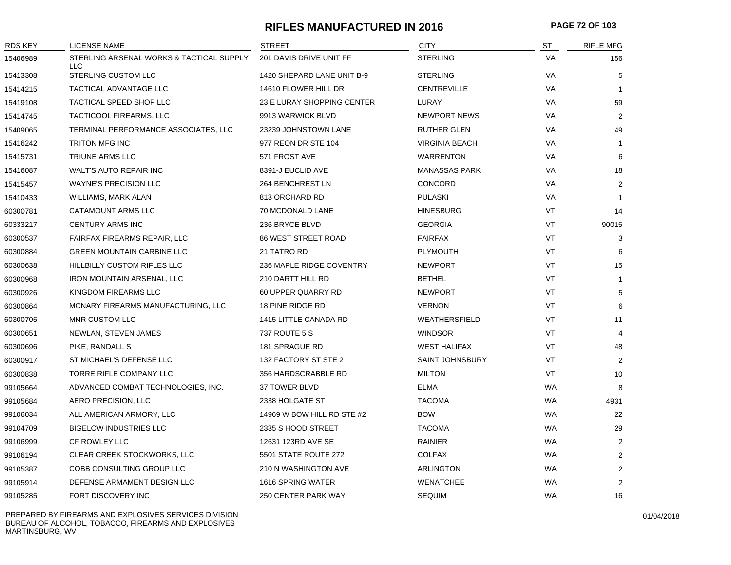# RIFLES MANUFACTURED IN 2016

| RDS KEY | LICENSE NAME | STREET | CITY | ST | RIFLE MFG |
|---|---|---|---|---|---|
| 15406989 | STERLING ARSENAL WORKS & TACTICAL SUPPLY LLC | 201 DAVIS DRIVE UNIT FF | STERLING | VA | 156 |
| 15413308 | STERLING CUSTOM LLC | 1420 SHEPARD LANE UNIT B-9 | STERLING | VA | 5 |
| 15414215 | TACTICAL ADVANTAGE LLC | 14610 FLOWER HILL DR | CENTREVILLE | VA | 1 |
| 15419108 | TACTICAL SPEED SHOP LLC | 23 E LURAY SHOPPING CENTER | LURAY | VA | 59 |
| 15414745 | TACTICOOL FIREARMS, LLC | 9913 WARWICK BLVD | NEWPORT NEWS | VA | 2 |
| 15409065 | TERMINAL PERFORMANCE ASSOCIATES, LLC | 23239 JOHNSTOWN LANE | RUTHER GLEN | VA | 49 |
| 15416242 | TRITON MFG INC | 977 REON DR STE 104 | VIRGINIA BEACH | VA | 1 |
| 15415731 | TRIUNE ARMS LLC | 571 FROST AVE | WARRENTON | VA | 6 |
| 15416087 | WALT'S AUTO REPAIR INC | 8391-J EUCLID AVE | MANASSAS PARK | VA | 18 |
| 15415457 | WAYNE'S PRECISION LLC | 264 BENCHREST LN | CONCORD | VA | 2 |
| 15410433 | WILLIAMS, MARK ALAN | 813 ORCHARD RD | PULASKI | VA | 1 |
| 60300781 | CATAMOUNT ARMS LLC | 70 MCDONALD LANE | HINESBURG | VT | 14 |
| 60333217 | CENTURY ARMS INC | 236 BRYCE BLVD | GEORGIA | VT | 90015 |
| 60300537 | FAIRFAX FIREARMS REPAIR, LLC | 86 WEST STREET ROAD | FAIRFAX | VT | 3 |
| 60300884 | GREEN MOUNTAIN CARBINE LLC | 21 TATRO RD | PLYMOUTH | VT | 6 |
| 60300638 | HILLBILLY CUSTOM RIFLES LLC | 236 MAPLE RIDGE COVENTRY | NEWPORT | VT | 15 |
| 60300968 | IRON MOUNTAIN ARSENAL, LLC | 210 DARTT HILL RD | BETHEL | VT | 1 |
| 60300926 | KINGDOM FIREARMS LLC | 60 UPPER QUARRY RD | NEWPORT | VT | 5 |
| 60300864 | MCNARY FIREARMS MANUFACTURING, LLC | 18 PINE RIDGE RD | VERNON | VT | 6 |
| 60300705 | MNR CUSTOM LLC | 1415 LITTLE CANADA RD | WEATHERSFIELD | VT | 11 |
| 60300651 | NEWLAN, STEVEN JAMES | 737 ROUTE 5 S | WINDSOR | VT | 4 |
| 60300696 | PIKE, RANDALL S | 181 SPRAGUE RD | WEST HALIFAX | VT | 48 |
| 60300917 | ST MICHAEL'S DEFENSE LLC | 132 FACTORY ST STE 2 | SAINT JOHNSBURY | VT | 2 |
| 60300838 | TORRE RIFLE COMPANY LLC | 356 HARDSCRABBLE RD | MILTON | VT | 10 |
| 99105664 | ADVANCED COMBAT TECHNOLOGIES, INC. | 37 TOWER BLVD | ELMA | WA | 8 |
| 99105684 | AERO PRECISION, LLC | 2338 HOLGATE ST | TACOMA | WA | 4931 |
| 99106034 | ALL AMERICAN ARMORY, LLC | 14969 W BOW HILL RD STE #2 | BOW | WA | 22 |
| 99104709 | BIGELOW INDUSTRIES LLC | 2335 S HOOD STREET | TACOMA | WA | 29 |
| 99106999 | CF ROWLEY LLC | 12631 123RD AVE SE | RAINIER | WA | 2 |
| 99106194 | CLEAR CREEK STOCKWORKS, LLC | 5501 STATE ROUTE 272 | COLFAX | WA | 2 |
| 99105387 | COBB CONSULTING GROUP LLC | 210 N WASHINGTON AVE | ARLINGTON | WA | 2 |
| 99105914 | DEFENSE ARMAMENT DESIGN LLC | 1616 SPRING WATER | WENATCHEE | WA | 2 |
| 99105285 | FORT DISCOVERY INC | 250 CENTER PARK WAY | SEQUIM | WA | 16 |

PREPARED BY FIREARMS AND EXPLOSIVES SERVICES DIVISION
BUREAU OF ALCOHOL, TOBACCO, FIREARMS AND EXPLOSIVES
MARTINSBURG, WV

01/04/2018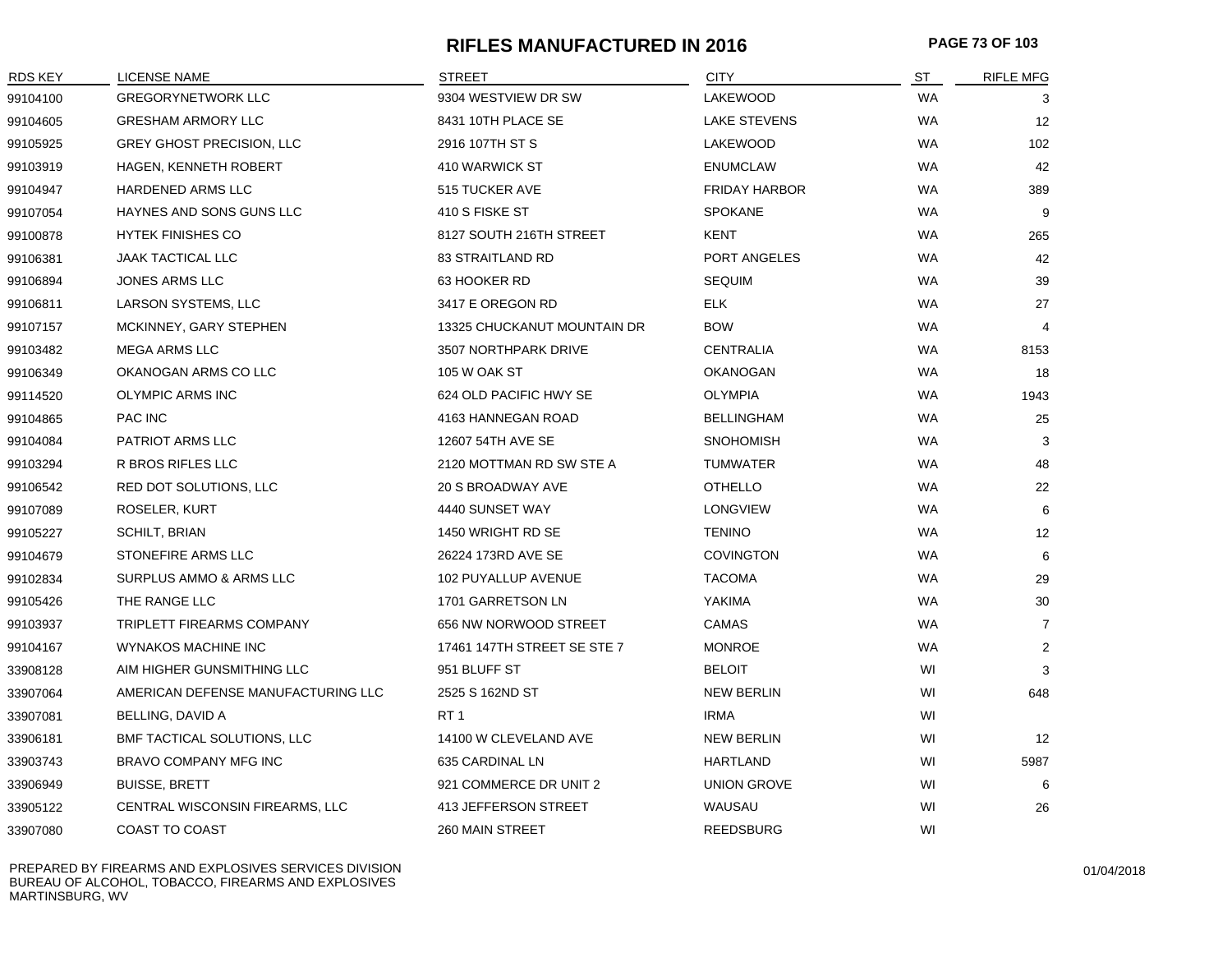# RIFLES MANUFACTURED IN 2016

| RDS KEY | LICENSE NAME | STREET | CITY | ST | RIFLE MFG |
|---|---|---|---|---|---|
| 99104100 | GREGORYNETWORK LLC | 9304 WESTVIEW DR SW | LAKEWOOD | WA | 3 |
| 99104605 | GRESHAM ARMORY LLC | 8431 10TH PLACE SE | LAKE STEVENS | WA | 12 |
| 99105925 | GREY GHOST PRECISION, LLC | 2916 107TH ST S | LAKEWOOD | WA | 102 |
| 99103919 | HAGEN, KENNETH ROBERT | 410 WARWICK ST | ENUMCLAW | WA | 42 |
| 99104947 | HARDENED ARMS LLC | 515 TUCKER AVE | FRIDAY HARBOR | WA | 389 |
| 99107054 | HAYNES AND SONS GUNS LLC | 410 S FISKE ST | SPOKANE | WA | 9 |
| 99100878 | HYTEK FINISHES CO | 8127 SOUTH 216TH STREET | KENT | WA | 265 |
| 99106381 | JAAK TACTICAL LLC | 83 STRAITLAND RD | PORT ANGELES | WA | 42 |
| 99106894 | JONES ARMS LLC | 63 HOOKER RD | SEQUIM | WA | 39 |
| 99106811 | LARSON SYSTEMS, LLC | 3417 E OREGON RD | ELK | WA | 27 |
| 99107157 | MCKINNEY, GARY STEPHEN | 13325 CHUCKANUT MOUNTAIN DR | BOW | WA | 4 |
| 99103482 | MEGA ARMS LLC | 3507 NORTHPARK DRIVE | CENTRALIA | WA | 8153 |
| 99106349 | OKANOGAN ARMS CO LLC | 105 W OAK ST | OKANOGAN | WA | 18 |
| 99114520 | OLYMPIC ARMS INC | 624 OLD PACIFIC HWY SE | OLYMPIA | WA | 1943 |
| 99104865 | PAC INC | 4163 HANNEGAN ROAD | BELLINGHAM | WA | 25 |
| 99104084 | PATRIOT ARMS LLC | 12607 54TH AVE SE | SNOHOMISH | WA | 3 |
| 99103294 | R BROS RIFLES LLC | 2120 MOTTMAN RD SW STE A | TUMWATER | WA | 48 |
| 99106542 | RED DOT SOLUTIONS, LLC | 20 S BROADWAY AVE | OTHELLO | WA | 22 |
| 99107089 | ROSELER, KURT | 4440 SUNSET WAY | LONGVIEW | WA | 6 |
| 99105227 | SCHILT, BRIAN | 1450 WRIGHT RD SE | TENINO | WA | 12 |
| 99104679 | STONEFIRE ARMS LLC | 26224 173RD AVE SE | COVINGTON | WA | 6 |
| 99102834 | SURPLUS AMMO & ARMS LLC | 102 PUYALLUP AVENUE | TACOMA | WA | 29 |
| 99105426 | THE RANGE LLC | 1701 GARRETSON LN | YAKIMA | WA | 30 |
| 99103937 | TRIPLETT FIREARMS COMPANY | 656 NW NORWOOD STREET | CAMAS | WA | 7 |
| 99104167 | WYNAKOS MACHINE INC | 17461 147TH STREET SE STE 7 | MONROE | WA | 2 |
| 33908128 | AIM HIGHER GUNSMITHING LLC | 951 BLUFF ST | BELOIT | WI | 3 |
| 33907064 | AMERICAN DEFENSE MANUFACTURING LLC | 2525 S 162ND ST | NEW BERLIN | WI | 648 |
| 33907081 | BELLING, DAVID A | RT 1 | IRMA | WI | |
| 33906181 | BMF TACTICAL SOLUTIONS, LLC | 14100 W CLEVELAND AVE | NEW BERLIN | WI | 12 |
| 33903743 | BRAVO COMPANY MFG INC | 635 CARDINAL LN | HARTLAND | WI | 5987 |
| 33906949 | BUISSE, BRETT | 921 COMMERCE DR UNIT 2 | UNION GROVE | WI | 6 |
| 33905122 | CENTRAL WISCONSIN FIREARMS, LLC | 413 JEFFERSON STREET | WAUSAU | WI | 26 |
| 33907080 | COAST TO COAST | 260 MAIN STREET | REEDSBURG | WI | |

PREPARED BY FIREARMS AND EXPLOSIVES SERVICES DIVISION
BUREAU OF ALCOHOL, TOBACCO, FIREARMS AND EXPLOSIVES
MARTINSBURG, WV

01/04/2018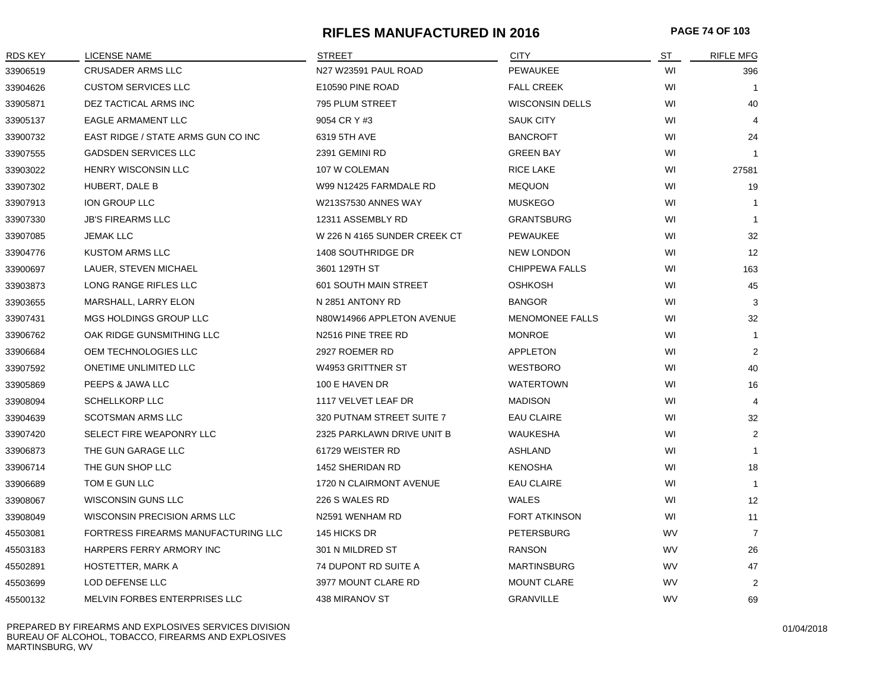# RIFLES MANUFACTURED IN 2016

| RDS KEY | LICENSE NAME | STREET | CITY | ST | RIFLE MFG |
|---|---|---|---|---|---|
| 33906519 | CRUSADER ARMS LLC | N27 W23591 PAUL ROAD | PEWAUKEE | WI | 396 |
| 33904626 | CUSTOM SERVICES LLC | E10590 PINE ROAD | FALL CREEK | WI | 1 |
| 33905871 | DEZ TACTICAL ARMS INC | 795 PLUM STREET | WISCONSIN DELLS | WI | 40 |
| 33905137 | EAGLE ARMAMENT LLC | 9054 CR Y #3 | SAUK CITY | WI | 4 |
| 33900732 | EAST RIDGE / STATE ARMS GUN CO INC | 6319 5TH AVE | BANCROFT | WI | 24 |
| 33907555 | GADSDEN SERVICES LLC | 2391 GEMINI RD | GREEN BAY | WI | 1 |
| 33903022 | HENRY WISCONSIN LLC | 107 W COLEMAN | RICE LAKE | WI | 27581 |
| 33907302 | HUBERT, DALE B | W99 N12425 FARMDALE RD | MEQUON | WI | 19 |
| 33907913 | ION GROUP LLC | W213S7530 ANNES WAY | MUSKEGO | WI | 1 |
| 33907330 | JB'S FIREARMS LLC | 12311 ASSEMBLY RD | GRANTSBURG | WI | 1 |
| 33907085 | JEMAK LLC | W 226 N 4165 SUNDER CREEK CT | PEWAUKEE | WI | 32 |
| 33904776 | KUSTOM ARMS LLC | 1408 SOUTHRIDGE DR | NEW LONDON | WI | 12 |
| 33900697 | LAUER, STEVEN MICHAEL | 3601 129TH ST | CHIPPEWA FALLS | WI | 163 |
| 33903873 | LONG RANGE RIFLES LLC | 601 SOUTH MAIN STREET | OSHKOSH | WI | 45 |
| 33903655 | MARSHALL, LARRY ELON | N 2851 ANTONY RD | BANGOR | WI | 3 |
| 33907431 | MGS HOLDINGS GROUP LLC | N80W14966 APPLETON AVENUE | MENOMONEE FALLS | WI | 32 |
| 33906762 | OAK RIDGE GUNSMITHING LLC | N2516 PINE TREE RD | MONROE | WI | 1 |
| 33906684 | OEM TECHNOLOGIES LLC | 2927 ROEMER RD | APPLETON | WI | 2 |
| 33907592 | ONETIME UNLIMITED LLC | W4953 GRITTNER ST | WESTBORO | WI | 40 |
| 33905869 | PEEPS & JAWA LLC | 100 E HAVEN DR | WATERTOWN | WI | 16 |
| 33908094 | SCHELLKORP LLC | 1117 VELVET LEAF DR | MADISON | WI | 4 |
| 33904639 | SCOTSMAN ARMS LLC | 320 PUTNAM STREET SUITE 7 | EAU CLAIRE | WI | 32 |
| 33907420 | SELECT FIRE WEAPONRY LLC | 2325 PARKLAWN DRIVE UNIT B | WAUKESHA | WI | 2 |
| 33906873 | THE GUN GARAGE LLC | 61729 WEISTER RD | ASHLAND | WI | 1 |
| 33906714 | THE GUN SHOP LLC | 1452 SHERIDAN RD | KENOSHA | WI | 18 |
| 33906689 | TOM E GUN LLC | 1720 N CLAIRMONT AVENUE | EAU CLAIRE | WI | 1 |
| 33908067 | WISCONSIN GUNS LLC | 226 S WALES RD | WALES | WI | 12 |
| 33908049 | WISCONSIN PRECISION ARMS LLC | N2591 WENHAM RD | FORT ATKINSON | WI | 11 |
| 45503081 | FORTRESS FIREARMS MANUFACTURING LLC | 145 HICKS DR | PETERSBURG | WV | 7 |
| 45503183 | HARPERS FERRY ARMORY INC | 301 N MILDRED ST | RANSON | WV | 26 |
| 45502891 | HOSTETTER, MARK A | 74 DUPONT RD SUITE A | MARTINSBURG | WV | 47 |
| 45503699 | LOD DEFENSE LLC | 3977 MOUNT CLARE RD | MOUNT CLARE | WV | 2 |
| 45500132 | MELVIN FORBES ENTERPRISES LLC | 438 MIRANOV ST | GRANVILLE | WV | 69 |

PREPARED BY FIREARMS AND EXPLOSIVES SERVICES DIVISION
BUREAU OF ALCOHOL, TOBACCO, FIREARMS AND EXPLOSIVES
MARTINSBURG, WV

01/04/2018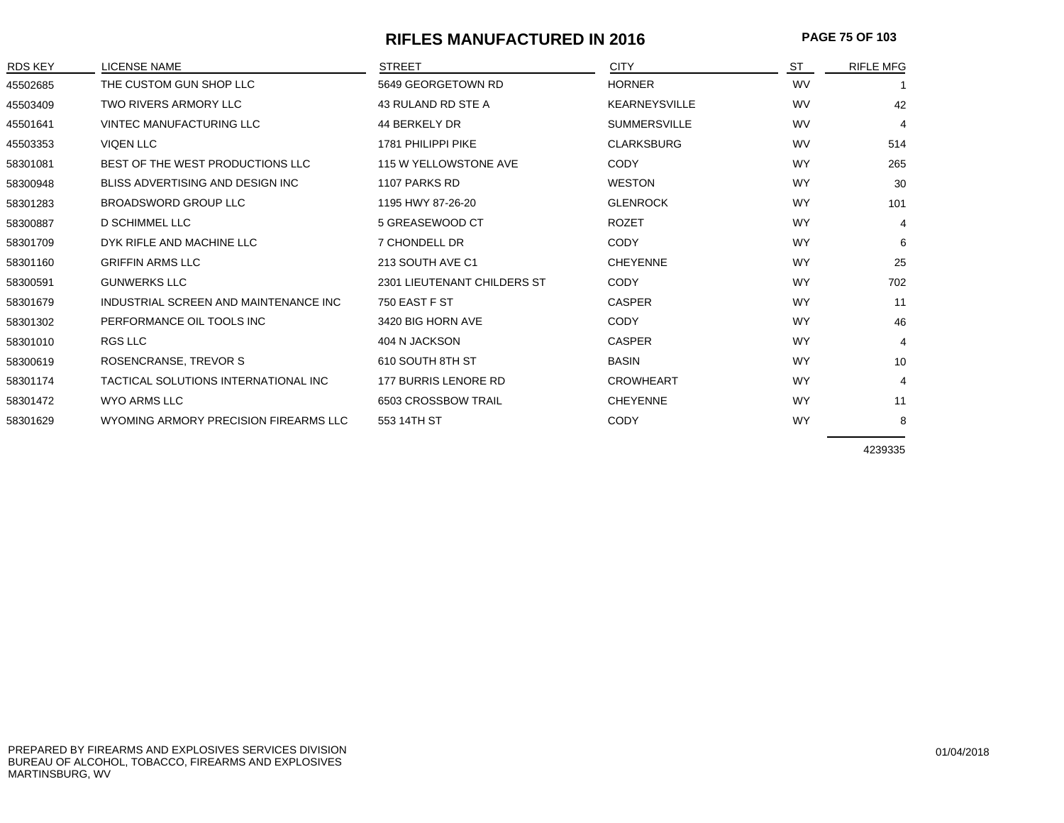# RIFLES MANUFACTURED IN 2016

| RDS KEY | LICENSE NAME | STREET | CITY | ST | RIFLE MFG |
|---|---|---|---|---|---|
| 45502685 | THE CUSTOM GUN SHOP LLC | 5649 GEORGETOWN RD | HORNER | WV | 1 |
| 45503409 | TWO RIVERS ARMORY LLC | 43 RULAND RD STE A | KEARNEYSVILLE | WV | 42 |
| 45501641 | VINTEC MANUFACTURING LLC | 44 BERKELY DR | SUMMERSVILLE | WV | 4 |
| 45503353 | VIQEN LLC | 1781 PHILIPPI PIKE | CLARKSBURG | WV | 514 |
| 58301081 | BEST OF THE WEST PRODUCTIONS LLC | 115 W YELLOWSTONE AVE | CODY | WY | 265 |
| 58300948 | BLISS ADVERTISING AND DESIGN INC | 1107 PARKS RD | WESTON | WY | 30 |
| 58301283 | BROADSWORD GROUP LLC | 1195 HWY 87-26-20 | GLENROCK | WY | 101 |
| 58300887 | D SCHIMMEL LLC | 5 GREASEWOOD CT | ROZET | WY | 4 |
| 58301709 | DYK RIFLE AND MACHINE LLC | 7 CHONDELL DR | CODY | WY | 6 |
| 58301160 | GRIFFIN ARMS LLC | 213 SOUTH AVE C1 | CHEYENNE | WY | 25 |
| 58300591 | GUNWERKS LLC | 2301 LIEUTENANT CHILDERS ST | CODY | WY | 702 |
| 58301679 | INDUSTRIAL SCREEN AND MAINTENANCE INC | 750 EAST F ST | CASPER | WY | 11 |
| 58301302 | PERFORMANCE OIL TOOLS INC | 3420 BIG HORN AVE | CODY | WY | 46 |
| 58301010 | RGS LLC | 404 N JACKSON | CASPER | WY | 4 |
| 58300619 | ROSENCRANSE, TREVOR S | 610 SOUTH 8TH ST | BASIN | WY | 10 |
| 58301174 | TACTICAL SOLUTIONS INTERNATIONAL INC | 177 BURRIS LENORE RD | CROWHEART | WY | 4 |
| 58301472 | WYO ARMS LLC | 6503 CROSSBOW TRAIL | CHEYENNE | WY | 11 |
| 58301629 | WYOMING ARMORY PRECISION FIREARMS LLC | 553 14TH ST | CODY | WY | 8 |
| | | | | | 4239335 |

PREPARED BY FIREARMS AND EXPLOSIVES SERVICES DIVISION
BUREAU OF ALCOHOL, TOBACCO, FIREARMS AND EXPLOSIVES
MARTINSBURG, WV

01/04/2018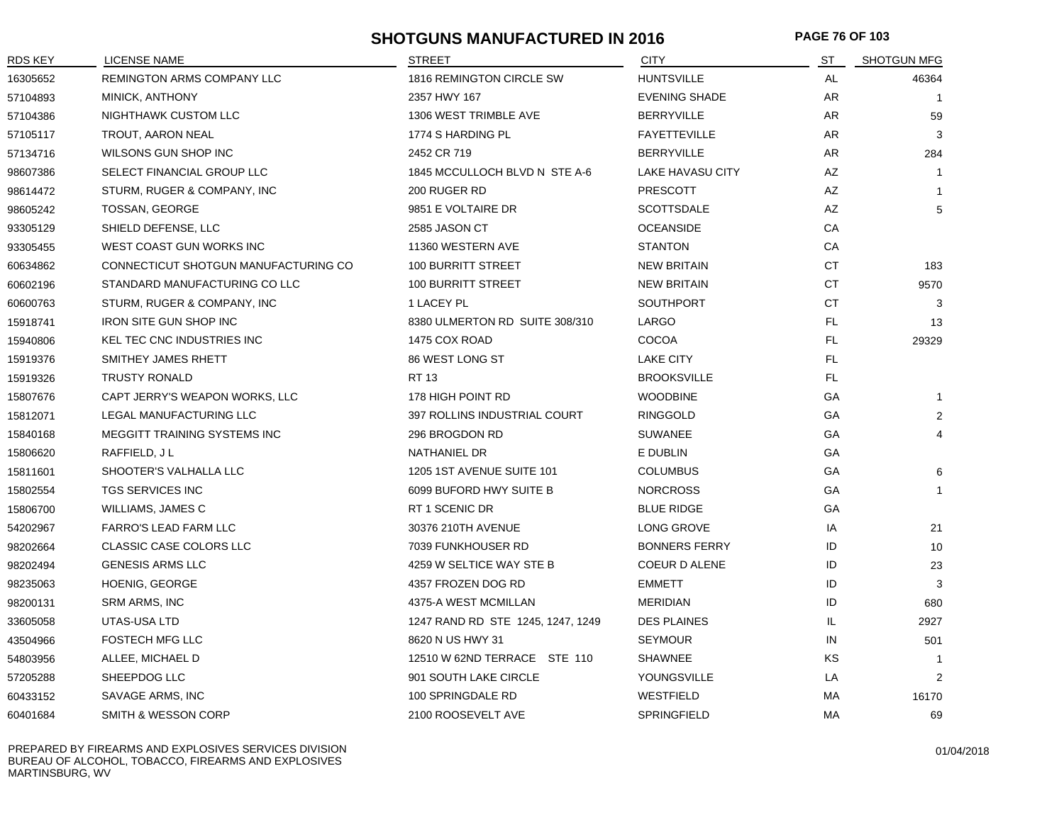# SHOTGUNS MANUFACTURED IN 2016

| RDS KEY | LICENSE NAME | STREET | CITY | ST | SHOTGUN MFG |
|---|---|---|---|---|---|
| 16305652 | REMINGTON ARMS COMPANY LLC | 1816 REMINGTON CIRCLE SW | HUNTSVILLE | AL | 46364 |
| 57104893 | MINICK, ANTHONY | 2357 HWY 167 | EVENING SHADE | AR | 1 |
| 57104386 | NIGHTHAWK CUSTOM LLC | 1306 WEST TRIMBLE AVE | BERRYVILLE | AR | 59 |
| 57105117 | TROUT, AARON NEAL | 1774 S HARDING PL | FAYETTEVILLE | AR | 3 |
| 57134716 | WILSONS GUN SHOP INC | 2452 CR 719 | BERRYVILLE | AR | 284 |
| 98607386 | SELECT FINANCIAL GROUP LLC | 1845 MCCULLOCH BLVD N STE A-6 | LAKE HAVASU CITY | AZ | 1 |
| 98614472 | STURM, RUGER & COMPANY, INC | 200 RUGER RD | PRESCOTT | AZ | 1 |
| 98605242 | TOSSAN, GEORGE | 9851 E VOLTAIRE DR | SCOTTSDALE | AZ | 5 |
| 93305129 | SHIELD DEFENSE, LLC | 2585 JASON CT | OCEANSIDE | CA | |
| 93305455 | WEST COAST GUN WORKS INC | 11360 WESTERN AVE | STANTON | CA | |
| 60634862 | CONNECTICUT SHOTGUN MANUFACTURING CO | 100 BURRITT STREET | NEW BRITAIN | CT | 183 |
| 60602196 | STANDARD MANUFACTURING CO LLC | 100 BURRITT STREET | NEW BRITAIN | CT | 9570 |
| 60600763 | STURM, RUGER & COMPANY, INC | 1 LACEY PL | SOUTHPORT | CT | 3 |
| 15918741 | IRON SITE GUN SHOP INC | 8380 ULMERTON RD SUITE 308/310 | LARGO | FL | 13 |
| 15940806 | KEL TEC CNC INDUSTRIES INC | 1475 COX ROAD | COCOA | FL | 29329 |
| 15919376 | SMITHEY JAMES RHETT | 86 WEST LONG ST | LAKE CITY | FL | |
| 15919326 | TRUSTY RONALD | RT 13 | BROOKSVILLE | FL | |
| 15807676 | CAPT JERRY'S WEAPON WORKS, LLC | 178 HIGH POINT RD | WOODBINE | GA | 1 |
| 15812071 | LEGAL MANUFACTURING LLC | 397 ROLLINS INDUSTRIAL COURT | RINGGOLD | GA | 2 |
| 15840168 | MEGGITT TRAINING SYSTEMS INC | 296 BROGDON RD | SUWANEE | GA | 4 |
| 15806620 | RAFFIELD, J L | NATHANIEL DR | E DUBLIN | GA | |
| 15811601 | SHOOTER'S VALHALLA LLC | 1205 1ST AVENUE SUITE 101 | COLUMBUS | GA | 6 |
| 15802554 | TGS SERVICES INC | 6099 BUFORD HWY SUITE B | NORCROSS | GA | 1 |
| 15806700 | WILLIAMS, JAMES C | RT 1 SCENIC DR | BLUE RIDGE | GA | |
| 54202967 | FARRO'S LEAD FARM LLC | 30376 210TH AVENUE | LONG GROVE | IA | 21 |
| 98202664 | CLASSIC CASE COLORS LLC | 7039 FUNKHOUSER RD | BONNERS FERRY | ID | 10 |
| 98202494 | GENESIS ARMS LLC | 4259 W SELTICE WAY STE B | COEUR D ALENE | ID | 23 |
| 98235063 | HOENIG, GEORGE | 4357 FROZEN DOG RD | EMMETT | ID | 3 |
| 98200131 | SRM ARMS, INC | 4375-A WEST MCMILLAN | MERIDIAN | ID | 680 |
| 33605058 | UTAS-USA LTD | 1247 RAND RD STE 1245, 1247, 1249 | DES PLAINES | IL | 2927 |
| 43504966 | FOSTECH MFG LLC | 8620 N US HWY 31 | SEYMOUR | IN | 501 |
| 54803956 | ALLEE, MICHAEL D | 12510 W 62ND TERRACE STE 110 | SHAWNEE | KS | 1 |
| 57205288 | SHEEPDOG LLC | 901 SOUTH LAKE CIRCLE | YOUNGSVILLE | LA | 2 |
| 60433152 | SAVAGE ARMS, INC | 100 SPRINGDALE RD | WESTFIELD | MA | 16170 |
| 60401684 | SMITH & WESSON CORP | 2100 ROOSEVELT AVE | SPRINGFIELD | MA | 69 |

PREPARED BY FIREARMS AND EXPLOSIVES SERVICES DIVISION
BUREAU OF ALCOHOL, TOBACCO, FIREARMS AND EXPLOSIVES
MARTINSBURG, WV

01/04/2018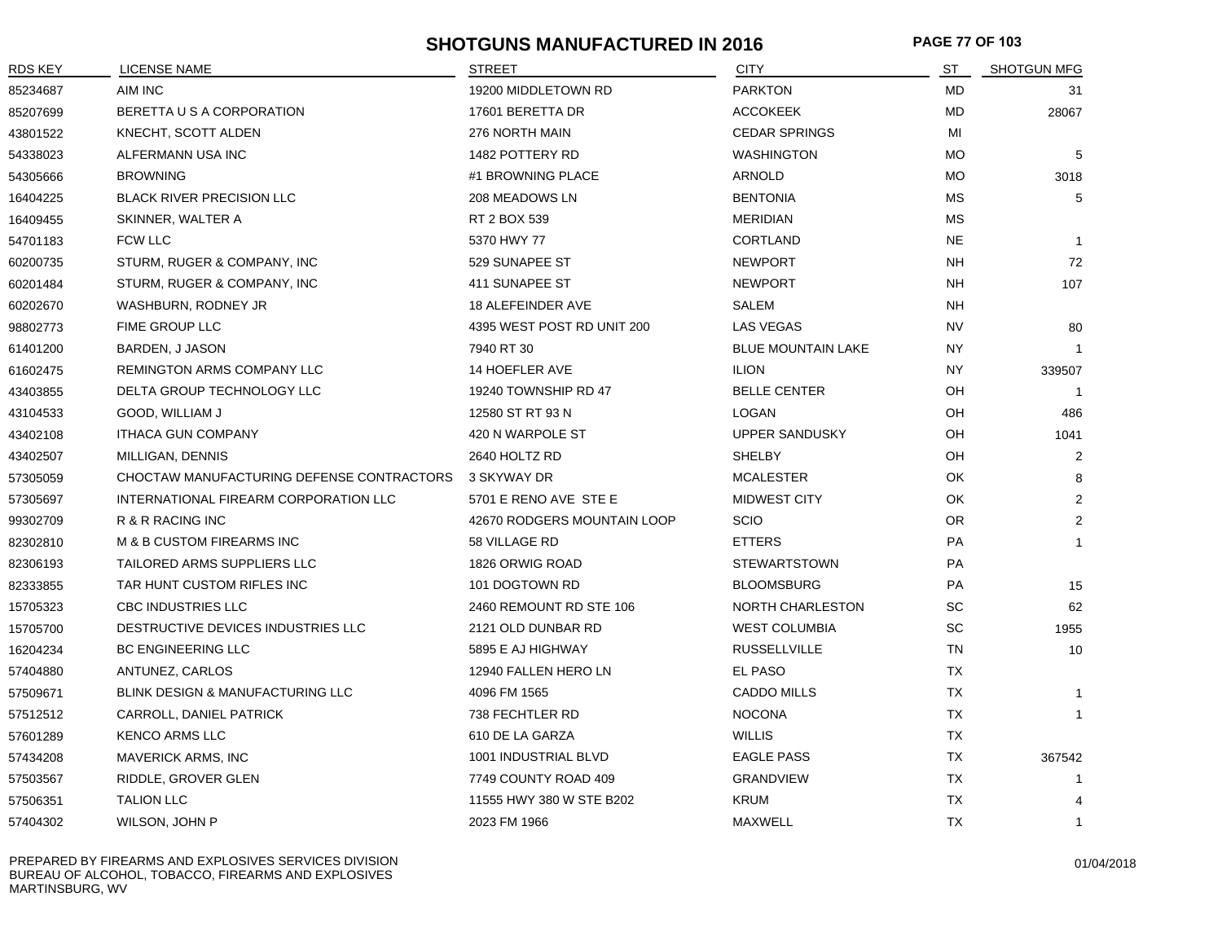# SHOTGUNS MANUFACTURED IN 2016

| RDS KEY | LICENSE NAME | STREET | CITY | ST | SHOTGUN MFG |
|---|---|---|---|---|---|
| 85234687 | AIM INC | 19200 MIDDLETOWN RD | PARKTON | MD | 31 |
| 85207699 | BERETTA U S A CORPORATION | 17601 BERETTA DR | ACCOKEEK | MD | 28067 |
| 43801522 | KNECHT, SCOTT ALDEN | 276 NORTH MAIN | CEDAR SPRINGS | MI | |
| 54338023 | ALFERMANN USA INC | 1482 POTTERY RD | WASHINGTON | MO | 5 |
| 54305666 | BROWNING | #1 BROWNING PLACE | ARNOLD | MO | 3018 |
| 16404225 | BLACK RIVER PRECISION LLC | 208 MEADOWS LN | BENTONIA | MS | 5 |
| 16409455 | SKINNER, WALTER A | RT 2 BOX 539 | MERIDIAN | MS | |
| 54701183 | FCW LLC | 5370 HWY 77 | CORTLAND | NE | 1 |
| 60200735 | STURM, RUGER & COMPANY, INC | 529 SUNAPEE ST | NEWPORT | NH | 72 |
| 60201484 | STURM, RUGER & COMPANY, INC | 411 SUNAPEE ST | NEWPORT | NH | 107 |
| 60202670 | WASHBURN, RODNEY JR | 18 ALEFEINDER AVE | SALEM | NH | |
| 98802773 | FIME GROUP LLC | 4395 WEST POST RD UNIT 200 | LAS VEGAS | NV | 80 |
| 61401200 | BARDEN, J JASON | 7940 RT 30 | BLUE MOUNTAIN LAKE | NY | 1 |
| 61602475 | REMINGTON ARMS COMPANY LLC | 14 HOEFLER AVE | ILION | NY | 339507 |
| 43403855 | DELTA GROUP TECHNOLOGY LLC | 19240 TOWNSHIP RD 47 | BELLE CENTER | OH | 1 |
| 43104533 | GOOD, WILLIAM J | 12580 ST RT 93 N | LOGAN | OH | 486 |
| 43402108 | ITHACA GUN COMPANY | 420 N WARPOLE ST | UPPER SANDUSKY | OH | 1041 |
| 43402507 | MILLIGAN, DENNIS | 2640 HOLTZ RD | SHELBY | OH | 2 |
| 57305059 | CHOCTAW MANUFACTURING DEFENSE CONTRACTORS | 3 SKYWAY DR | MCALESTER | OK | 8 |
| 57305697 | INTERNATIONAL FIREARM CORPORATION LLC | 5701 E RENO AVE STE E | MIDWEST CITY | OK | 2 |
| 99302709 | R & R RACING INC | 42670 RODGERS MOUNTAIN LOOP | SCIO | OR | 2 |
| 82302810 | M & B CUSTOM FIREARMS INC | 58 VILLAGE RD | ETTERS | PA | 1 |
| 82306193 | TAILORED ARMS SUPPLIERS LLC | 1826 ORWIG ROAD | STEWARTSTOWN | PA | |
| 82333855 | TAR HUNT CUSTOM RIFLES INC | 101 DOGTOWN RD | BLOOMSBURG | PA | 15 |
| 15705323 | CBC INDUSTRIES LLC | 2460 REMOUNT RD STE 106 | NORTH CHARLESTON | SC | 62 |
| 15705700 | DESTRUCTIVE DEVICES INDUSTRIES LLC | 2121 OLD DUNBAR RD | WEST COLUMBIA | SC | 1955 |
| 16204234 | BC ENGINEERING LLC | 5895 E AJ HIGHWAY | RUSSELLVILLE | TN | 10 |
| 57404880 | ANTUNEZ, CARLOS | 12940 FALLEN HERO LN | EL PASO | TX | |
| 57509671 | BLINK DESIGN & MANUFACTURING LLC | 4096 FM 1565 | CADDO MILLS | TX | 1 |
| 57512512 | CARROLL, DANIEL PATRICK | 738 FECHTLER RD | NOCONA | TX | 1 |
| 57601289 | KENCO ARMS LLC | 610 DE LA GARZA | WILLIS | TX | |
| 57434208 | MAVERICK ARMS, INC | 1001 INDUSTRIAL BLVD | EAGLE PASS | TX | 367542 |
| 57503567 | RIDDLE, GROVER GLEN | 7749 COUNTY ROAD 409 | GRANDVIEW | TX | 1 |
| 57506351 | TALION LLC | 11555 HWY 380 W STE B202 | KRUM | TX | 4 |
| 57404302 | WILSON, JOHN P | 2023 FM 1966 | MAXWELL | TX | 1 |

PREPARED BY FIREARMS AND EXPLOSIVES SERVICES DIVISION
BUREAU OF ALCOHOL, TOBACCO, FIREARMS AND EXPLOSIVES
MARTINSBURG, WV

01/04/2018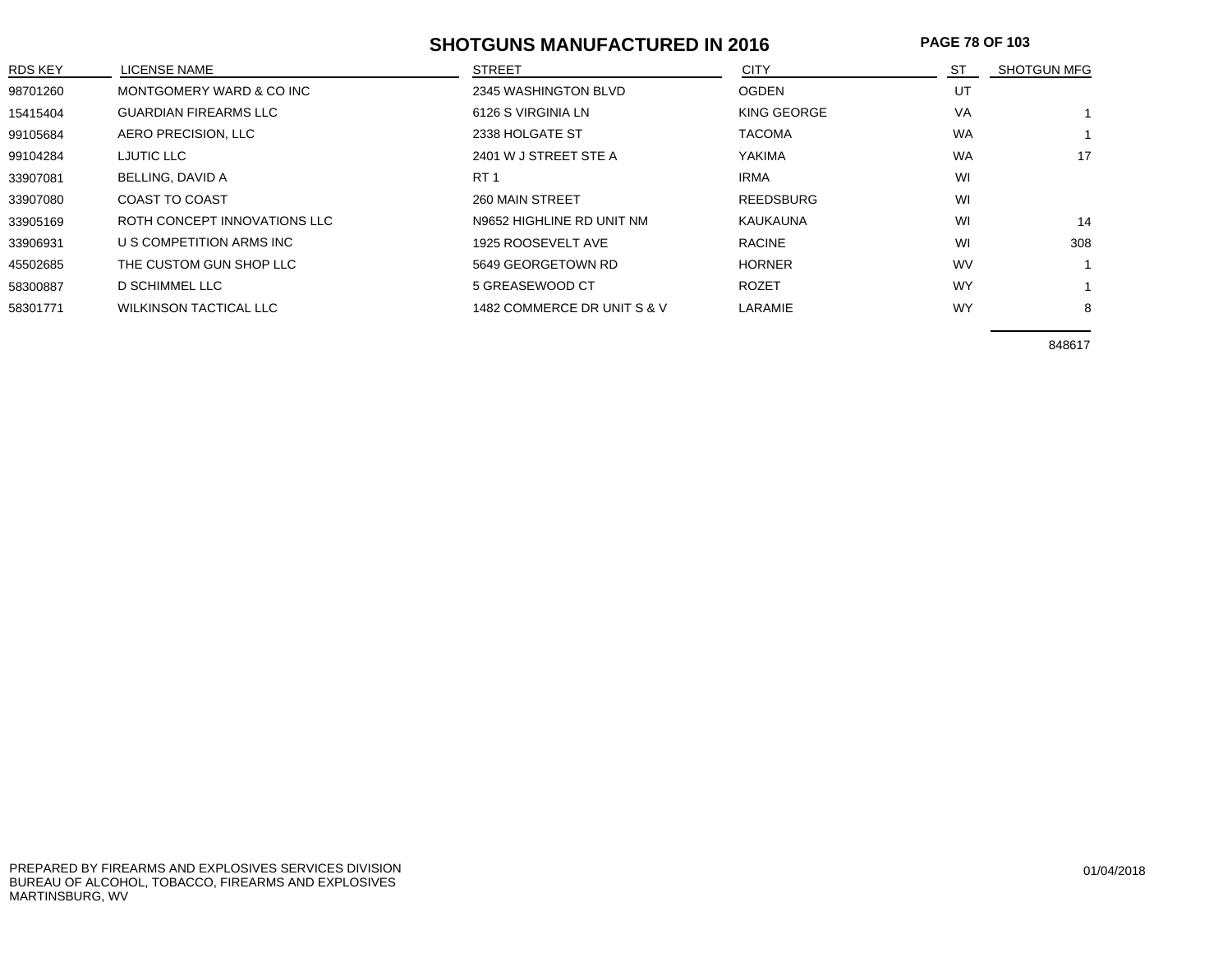# SHOTGUNS MANUFACTURED IN 2016

| RDS KEY | LICENSE NAME | STREET | CITY | ST | SHOTGUN MFG |
|---|---|---|---|---|---|
| 98701260 | MONTGOMERY WARD & CO INC | 2345 WASHINGTON BLVD | OGDEN | UT | |
| 15415404 | GUARDIAN FIREARMS LLC | 6126 S VIRGINIA LN | KING GEORGE | VA | 1 |
| 99105684 | AERO PRECISION, LLC | 2338 HOLGATE ST | TACOMA | WA | 1 |
| 99104284 | LJUTIC LLC | 2401 W J STREET STE A | YAKIMA | WA | 17 |
| 33907081 | BELLING, DAVID A | RT 1 | IRMA | WI | |
| 33907080 | COAST TO COAST | 260 MAIN STREET | REEDSBURG | WI | |
| 33905169 | ROTH CONCEPT INNOVATIONS LLC | N9652 HIGHLINE RD UNIT NM | KAUKAUNA | WI | 14 |
| 33906931 | U S COMPETITION ARMS INC | 1925 ROOSEVELT AVE | RACINE | WI | 308 |
| 45502685 | THE CUSTOM GUN SHOP LLC | 5649 GEORGETOWN RD | HORNER | WV | 1 |
| 58300887 | D SCHIMMEL LLC | 5 GREASEWOOD CT | ROZET | WY | 1 |
| 58301771 | WILKINSON TACTICAL LLC | 1482 COMMERCE DR UNIT S & V | LARAMIE | WY | 8 |
| | | | | | 848617 |

PREPARED BY FIREARMS AND EXPLOSIVES SERVICES DIVISION
BUREAU OF ALCOHOL, TOBACCO, FIREARMS AND EXPLOSIVES
MARTINSBURG, WV

01/04/2018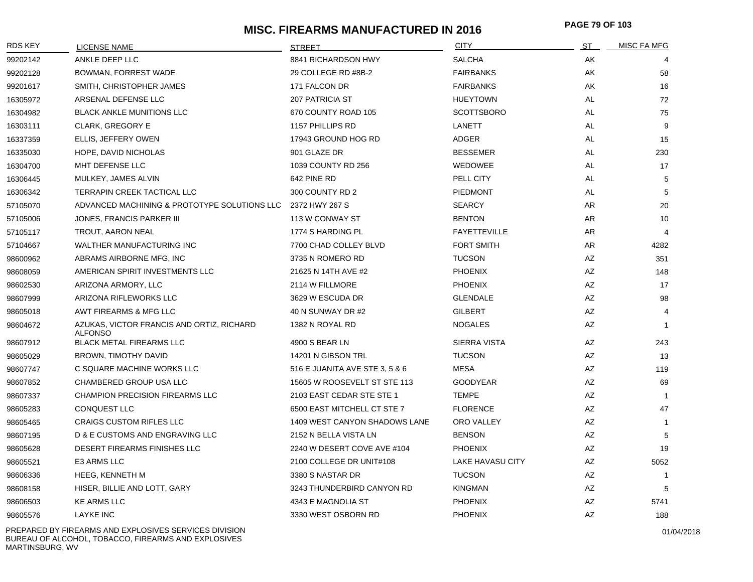# MISC. FIREARMS MANUFACTURED IN 2016

| RDS KEY | LICENSE NAME | STREET | CITY | ST | MISC FA MFG |
|---|---|---|---|---|---|
| 99202142 | ANKLE DEEP LLC | 8841 RICHARDSON HWY | SALCHA | AK | 4 |
| 99202128 | BOWMAN, FORREST WADE | 29 COLLEGE RD #8B-2 | FAIRBANKS | AK | 58 |
| 99201617 | SMITH, CHRISTOPHER JAMES | 171 FALCON DR | FAIRBANKS | AK | 16 |
| 16305972 | ARSENAL DEFENSE LLC | 207 PATRICIA ST | HUEYTOWN | AL | 72 |
| 16304982 | BLACK ANKLE MUNITIONS LLC | 670 COUNTY ROAD 105 | SCOTTSBORO | AL | 75 |
| 16303111 | CLARK, GREGORY E | 1157 PHILLIPS RD | LANETT | AL | 9 |
| 16337359 | ELLIS, JEFFERY OWEN | 17943 GROUND HOG RD | ADGER | AL | 15 |
| 16335030 | HOPE, DAVID NICHOLAS | 901 GLAZE DR | BESSEMER | AL | 230 |
| 16304700 | MHT DEFENSE LLC | 1039 COUNTY RD 256 | WEDOWEE | AL | 17 |
| 16306445 | MULKEY, JAMES ALVIN | 642 PINE RD | PELL CITY | AL | 5 |
| 16306342 | TERRAPIN CREEK TACTICAL LLC | 300 COUNTY RD 2 | PIEDMONT | AL | 5 |
| 57105070 | ADVANCED MACHINING & PROTOTYPE SOLUTIONS LLC | 2372 HWY 267 S | SEARCY | AR | 20 |
| 57105006 | JONES, FRANCIS PARKER III | 113 W CONWAY ST | BENTON | AR | 10 |
| 57105117 | TROUT, AARON NEAL | 1774 S HARDING PL | FAYETTEVILLE | AR | 4 |
| 57104667 | WALTHER MANUFACTURING INC | 7700 CHAD COLLEY BLVD | FORT SMITH | AR | 4282 |
| 98600962 | ABRAMS AIRBORNE MFG, INC | 3735 N ROMERO RD | TUCSON | AZ | 351 |
| 98608059 | AMERICAN SPIRIT INVESTMENTS LLC | 21625 N 14TH AVE #2 | PHOENIX | AZ | 148 |
| 98602530 | ARIZONA ARMORY, LLC | 2114 W FILLMORE | PHOENIX | AZ | 17 |
| 98607999 | ARIZONA RIFLEWORKS LLC | 3629 W ESCUDA DR | GLENDALE | AZ | 98 |
| 98605018 | AWT FIREARMS & MFG LLC | 40 N SUNWAY DR #2 | GILBERT | AZ | 4 |
| 98604672 | AZUKAS, VICTOR FRANCIS AND ORTIZ, RICHARD ALFONSO | 1382 N ROYAL RD | NOGALES | AZ | 1 |
| 98607912 | BLACK METAL FIREARMS LLC | 4900 S BEAR LN | SIERRA VISTA | AZ | 243 |
| 98605029 | BROWN, TIMOTHY DAVID | 14201 N GIBSON TRL | TUCSON | AZ | 13 |
| 98607747 | C SQUARE MACHINE WORKS LLC | 516 E JUANITA AVE STE 3, 5 & 6 | MESA | AZ | 119 |
| 98607852 | CHAMBERED GROUP USA LLC | 15605 W ROOSEVELT ST STE 113 | GOODYEAR | AZ | 69 |
| 98607337 | CHAMPION PRECISION FIREARMS LLC | 2103 EAST CEDAR STE STE 1 | TEMPE | AZ | 1 |
| 98605283 | CONQUEST LLC | 6500 EAST MITCHELL CT STE 7 | FLORENCE | AZ | 47 |
| 98605465 | CRAIGS CUSTOM RIFLES LLC | 1409 WEST CANYON SHADOWS LANE | ORO VALLEY | AZ | 1 |
| 98607195 | D & E CUSTOMS AND ENGRAVING LLC | 2152 N BELLA VISTA LN | BENSON | AZ | 5 |
| 98605628 | DESERT FIREARMS FINISHES LLC | 2240 W DESERT COVE AVE #104 | PHOENIX | AZ | 19 |
| 98605521 | E3 ARMS LLC | 2100 COLLEGE DR UNIT#108 | LAKE HAVASU CITY | AZ | 5052 |
| 98606336 | HEEG, KENNETH M | 3380 S NASTAR DR | TUCSON | AZ | 1 |
| 98608158 | HISER, BILLIE AND LOTT, GARY | 3243 THUNDERBIRD CANYON RD | KINGMAN | AZ | 5 |
| 98606503 | KE ARMS LLC | 4343 E MAGNOLIA ST | PHOENIX | AZ | 5741 |
| 98605576 | LAYKE INC | 3330 WEST OSBORN RD | PHOENIX | AZ | 188 |

PREPARED BY FIREARMS AND EXPLOSIVES SERVICES DIVISION
BUREAU OF ALCOHOL, TOBACCO, FIREARMS AND EXPLOSIVES
MARTINSBURG, WV

01/04/2018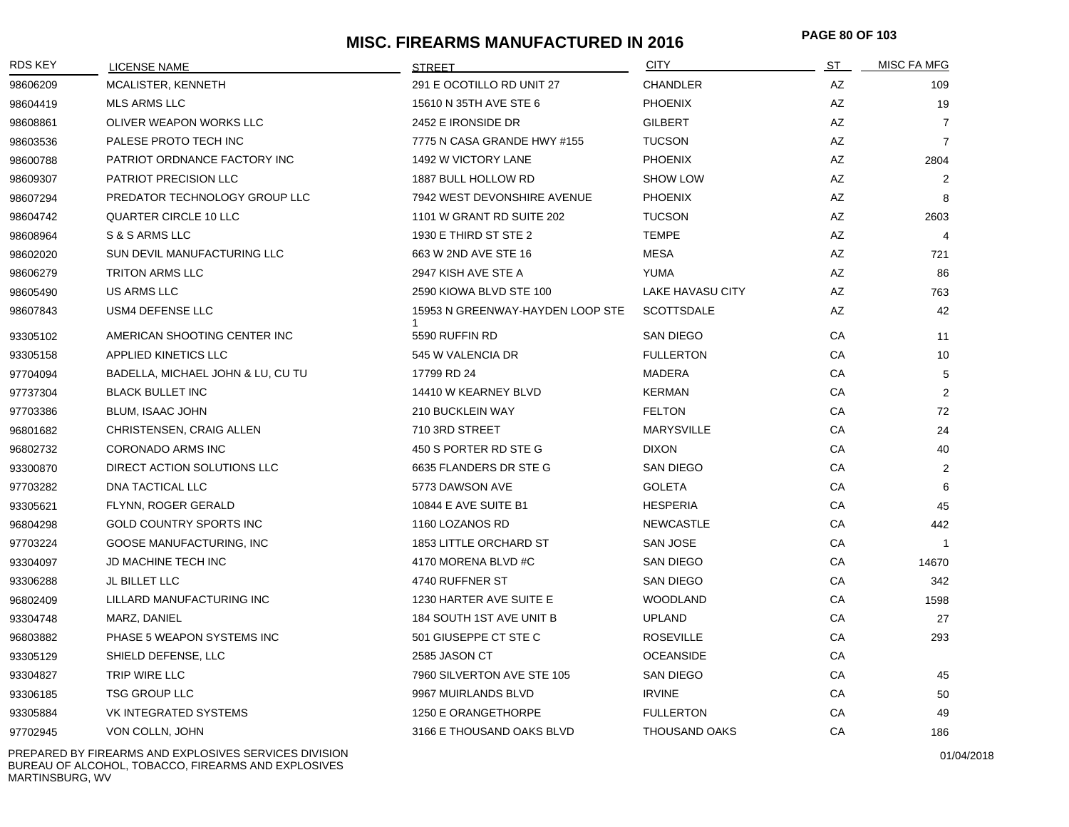# MISC. FIREARMS MANUFACTURED IN 2016

| RDS KEY | LICENSE NAME | STREET | CITY | ST | MISC FA MFG |
|---|---|---|---|---|---|
| 98606209 | MCALISTER, KENNETH | 291 E OCOTILLO RD UNIT 27 | CHANDLER | AZ | 109 |
| 98604419 | MLS ARMS LLC | 15610 N 35TH AVE STE 6 | PHOENIX | AZ | 19 |
| 98608861 | OLIVER WEAPON WORKS LLC | 2452 E IRONSIDE DR | GILBERT | AZ | 7 |
| 98603536 | PALESE PROTO TECH INC | 7775 N CASA GRANDE HWY #155 | TUCSON | AZ | 7 |
| 98600788 | PATRIOT ORDNANCE FACTORY INC | 1492 W VICTORY LANE | PHOENIX | AZ | 2804 |
| 98609307 | PATRIOT PRECISION LLC | 1887 BULL HOLLOW RD | SHOW LOW | AZ | 2 |
| 98607294 | PREDATOR TECHNOLOGY GROUP LLC | 7942 WEST DEVONSHIRE AVENUE | PHOENIX | AZ | 8 |
| 98604742 | QUARTER CIRCLE 10 LLC | 1101 W GRANT RD SUITE 202 | TUCSON | AZ | 2603 |
| 98608964 | S & S ARMS LLC | 1930 E THIRD ST STE 2 | TEMPE | AZ | 4 |
| 98602020 | SUN DEVIL MANUFACTURING LLC | 663 W 2ND AVE STE 16 | MESA | AZ | 721 |
| 98606279 | TRITON ARMS LLC | 2947 KISH AVE STE A | YUMA | AZ | 86 |
| 98605490 | US ARMS LLC | 2590 KIOWA BLVD STE 100 | LAKE HAVASU CITY | AZ | 763 |
| 98607843 | USM4 DEFENSE LLC | 15953 N GREENWAY-HAYDEN LOOP STE 1 | SCOTTSDALE | AZ | 42 |
| 93305102 | AMERICAN SHOOTING CENTER INC | 5590 RUFFIN RD | SAN DIEGO | CA | 11 |
| 93305158 | APPLIED KINETICS LLC | 545 W VALENCIA DR | FULLERTON | CA | 10 |
| 97704094 | BADELLA, MICHAEL JOHN & LU, CU TU | 17799 RD 24 | MADERA | CA | 5 |
| 97737304 | BLACK BULLET INC | 14410 W KEARNEY BLVD | KERMAN | CA | 2 |
| 97703386 | BLUM, ISAAC JOHN | 210 BUCKLEIN WAY | FELTON | CA | 72 |
| 96801682 | CHRISTENSEN, CRAIG ALLEN | 710 3RD STREET | MARYSVILLE | CA | 24 |
| 96802732 | CORONADO ARMS INC | 450 S PORTER RD STE G | DIXON | CA | 40 |
| 93300870 | DIRECT ACTION SOLUTIONS LLC | 6635 FLANDERS DR STE G | SAN DIEGO | CA | 2 |
| 97703282 | DNA TACTICAL LLC | 5773 DAWSON AVE | GOLETA | CA | 6 |
| 93305621 | FLYNN, ROGER GERALD | 10844 E AVE SUITE B1 | HESPERIA | CA | 45 |
| 96804298 | GOLD COUNTRY SPORTS INC | 1160 LOZANOS RD | NEWCASTLE | CA | 442 |
| 97703224 | GOOSE MANUFACTURING, INC | 1853 LITTLE ORCHARD ST | SAN JOSE | CA | 1 |
| 93304097 | JD MACHINE TECH INC | 4170 MORENA BLVD #C | SAN DIEGO | CA | 14670 |
| 93306288 | JL BILLET LLC | 4740 RUFFNER ST | SAN DIEGO | CA | 342 |
| 96802409 | LILLARD MANUFACTURING INC | 1230 HARTER AVE SUITE E | WOODLAND | CA | 1598 |
| 93304748 | MARZ, DANIEL | 184 SOUTH 1ST AVE UNIT B | UPLAND | CA | 27 |
| 96803882 | PHASE 5 WEAPON SYSTEMS INC | 501 GIUSEPPE CT STE C | ROSEVILLE | CA | 293 |
| 93305129 | SHIELD DEFENSE, LLC | 2585 JASON CT | OCEANSIDE | CA | |
| 93304827 | TRIP WIRE LLC | 7960 SILVERTON AVE STE 105 | SAN DIEGO | CA | 45 |
| 93306185 | TSG GROUP LLC | 9967 MUIRLANDS BLVD | IRVINE | CA | 50 |
| 93305884 | VK INTEGRATED SYSTEMS | 1250 E ORANGETHORPE | FULLERTON | CA | 49 |
| 97702945 | VON COLLN, JOHN | 3166 E THOUSAND OAKS BLVD | THOUSAND OAKS | CA | 186 |

PREPARED BY FIREARMS AND EXPLOSIVES SERVICES DIVISION
BUREAU OF ALCOHOL, TOBACCO, FIREARMS AND EXPLOSIVES
MARTINSBURG, WV

01/04/2018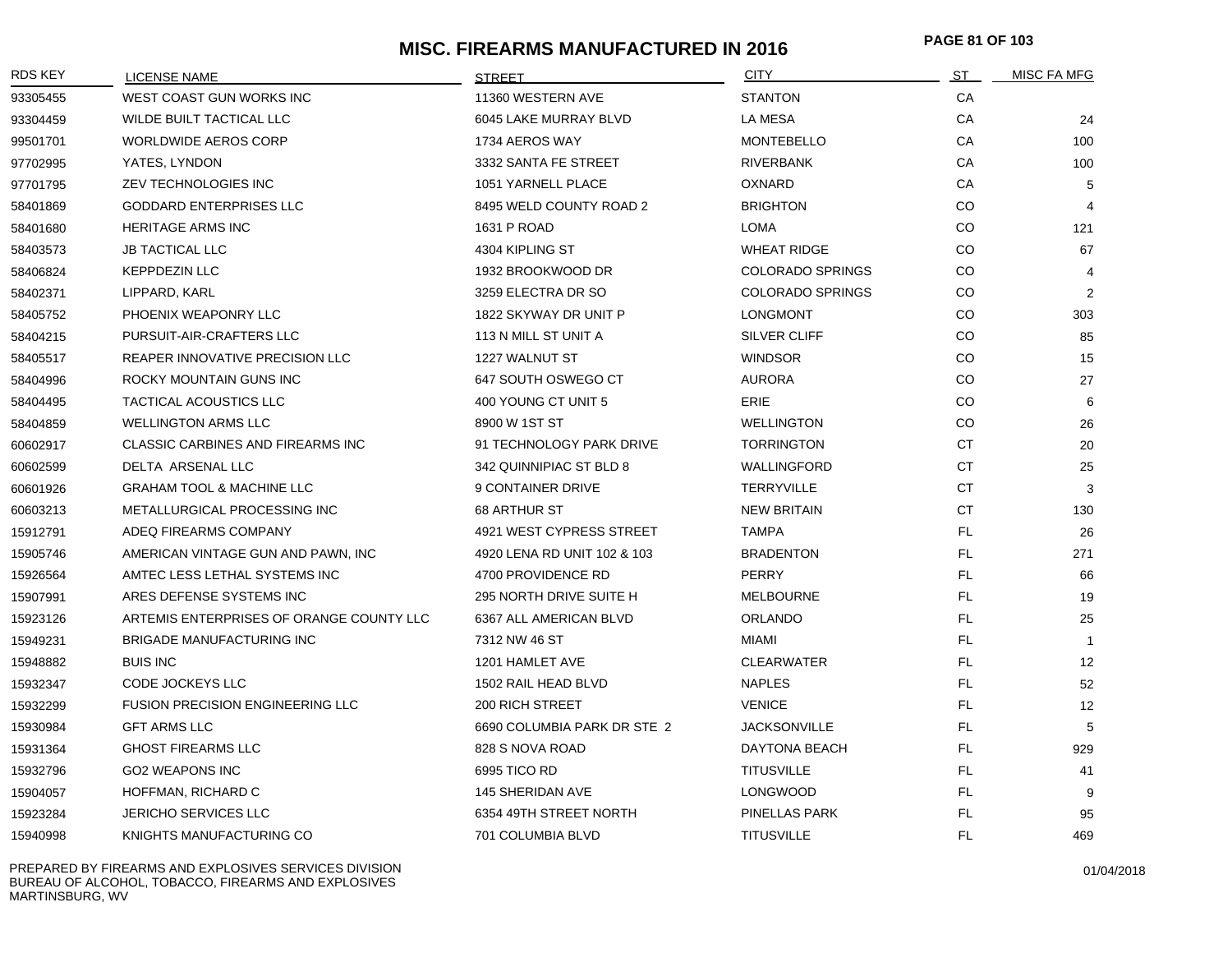# MISC. FIREARMS MANUFACTURED IN 2016

| RDS KEY | LICENSE NAME | STREET | CITY | ST | MISC FA MFG |
|---|---|---|---|---|---|
| 93305455 | WEST COAST GUN WORKS INC | 11360 WESTERN AVE | STANTON | CA | |
| 93304459 | WILDE BUILT TACTICAL LLC | 6045 LAKE MURRAY BLVD | LA MESA | CA | 24 |
| 99501701 | WORLDWIDE AEROS CORP | 1734 AEROS WAY | MONTEBELLO | CA | 100 |
| 97702995 | YATES, LYNDON | 3332 SANTA FE STREET | RIVERBANK | CA | 100 |
| 97701795 | ZEV TECHNOLOGIES INC | 1051 YARNELL PLACE | OXNARD | CA | 5 |
| 58401869 | GODDARD ENTERPRISES LLC | 8495 WELD COUNTY ROAD 2 | BRIGHTON | CO | 4 |
| 58401680 | HERITAGE ARMS INC | 1631 P ROAD | LOMA | CO | 121 |
| 58403573 | JB TACTICAL LLC | 4304 KIPLING ST | WHEAT RIDGE | CO | 67 |
| 58406824 | KEPPDEZIN LLC | 1932 BROOKWOOD DR | COLORADO SPRINGS | CO | 4 |
| 58402371 | LIPPARD, KARL | 3259 ELECTRA DR SO | COLORADO SPRINGS | CO | 2 |
| 58405752 | PHOENIX WEAPONRY LLC | 1822 SKYWAY DR UNIT P | LONGMONT | CO | 303 |
| 58404215 | PURSUIT-AIR-CRAFTERS LLC | 113 N MILL ST UNIT A | SILVER CLIFF | CO | 85 |
| 58405517 | REAPER INNOVATIVE PRECISION LLC | 1227 WALNUT ST | WINDSOR | CO | 15 |
| 58404996 | ROCKY MOUNTAIN GUNS INC | 647 SOUTH OSWEGO CT | AURORA | CO | 27 |
| 58404495 | TACTICAL ACOUSTICS LLC | 400 YOUNG CT UNIT 5 | ERIE | CO | 6 |
| 58404859 | WELLINGTON ARMS LLC | 8900 W 1ST ST | WELLINGTON | CO | 26 |
| 60602917 | CLASSIC CARBINES AND FIREARMS INC | 91 TECHNOLOGY PARK DRIVE | TORRINGTON | CT | 20 |
| 60602599 | DELTA ARSENAL LLC | 342 QUINNIPIAC ST BLD 8 | WALLINGFORD | CT | 25 |
| 60601926 | GRAHAM TOOL & MACHINE LLC | 9 CONTAINER DRIVE | TERRYVILLE | CT | 3 |
| 60603213 | METALLURGICAL PROCESSING INC | 68 ARTHUR ST | NEW BRITAIN | CT | 130 |
| 15912791 | ADEQ FIREARMS COMPANY | 4921 WEST CYPRESS STREET | TAMPA | FL | 26 |
| 15905746 | AMERICAN VINTAGE GUN AND PAWN, INC | 4920 LENA RD UNIT 102 & 103 | BRADENTON | FL | 271 |
| 15926564 | AMTEC LESS LETHAL SYSTEMS INC | 4700 PROVIDENCE RD | PERRY | FL | 66 |
| 15907991 | ARES DEFENSE SYSTEMS INC | 295 NORTH DRIVE SUITE H | MELBOURNE | FL | 19 |
| 15923126 | ARTEMIS ENTERPRISES OF ORANGE COUNTY LLC | 6367 ALL AMERICAN BLVD | ORLANDO | FL | 25 |
| 15949231 | BRIGADE MANUFACTURING INC | 7312 NW 46 ST | MIAMI | FL | 1 |
| 15948882 | BUIS INC | 1201 HAMLET AVE | CLEARWATER | FL | 12 |
| 15932347 | CODE JOCKEYS LLC | 1502 RAIL HEAD BLVD | NAPLES | FL | 52 |
| 15932299 | FUSION PRECISION ENGINEERING LLC | 200 RICH STREET | VENICE | FL | 12 |
| 15930984 | GFT ARMS LLC | 6690 COLUMBIA PARK DR STE 2 | JACKSONVILLE | FL | 5 |
| 15931364 | GHOST FIREARMS LLC | 828 S NOVA ROAD | DAYTONA BEACH | FL | 929 |
| 15932796 | GO2 WEAPONS INC | 6995 TICO RD | TITUSVILLE | FL | 41 |
| 15904057 | HOFFMAN, RICHARD C | 145 SHERIDAN AVE | LONGWOOD | FL | 9 |
| 15923284 | JERICHO SERVICES LLC | 6354 49TH STREET NORTH | PINELLAS PARK | FL | 95 |
| 15940998 | KNIGHTS MANUFACTURING CO | 701 COLUMBIA BLVD | TITUSVILLE | FL | 469 |

PREPARED BY FIREARMS AND EXPLOSIVES SERVICES DIVISION
BUREAU OF ALCOHOL, TOBACCO, FIREARMS AND EXPLOSIVES
MARTINSBURG, WV

01/04/2018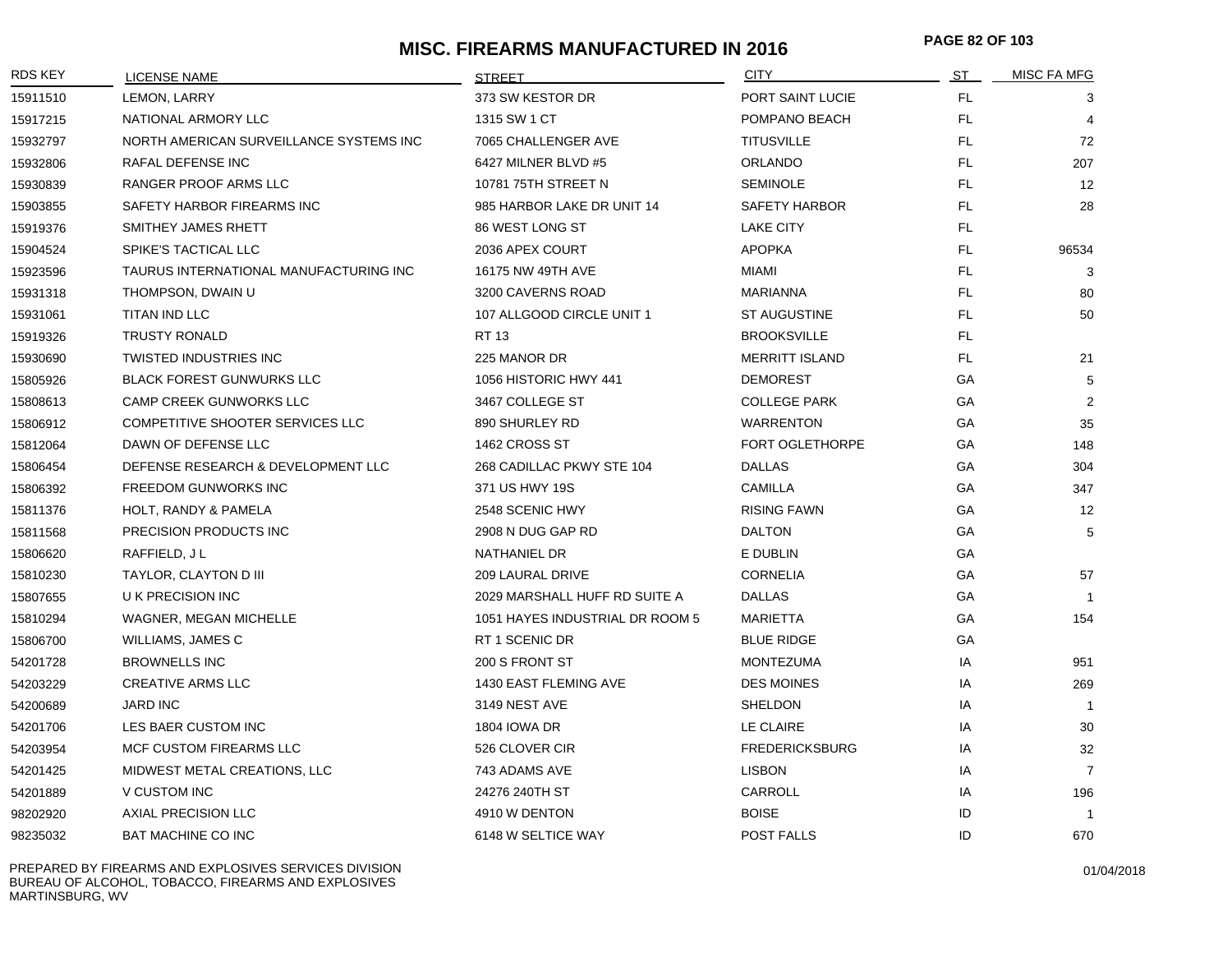# MISC. FIREARMS MANUFACTURED IN 2016

| RDS KEY | LICENSE NAME | STREET | CITY | ST | MISC FA MFG |
|---|---|---|---|---|---|
| 15911510 | LEMON, LARRY | 373 SW KESTOR DR | PORT SAINT LUCIE | FL | 3 |
| 15917215 | NATIONAL ARMORY LLC | 1315 SW 1 CT | POMPANO BEACH | FL | 4 |
| 15932797 | NORTH AMERICAN SURVEILLANCE SYSTEMS INC | 7065 CHALLENGER AVE | TITUSVILLE | FL | 72 |
| 15932806 | RAFAL DEFENSE INC | 6427 MILNER BLVD #5 | ORLANDO | FL | 207 |
| 15930839 | RANGER PROOF ARMS LLC | 10781 75TH STREET N | SEMINOLE | FL | 12 |
| 15903855 | SAFETY HARBOR FIREARMS INC | 985 HARBOR LAKE DR UNIT 14 | SAFETY HARBOR | FL | 28 |
| 15919376 | SMITHEY JAMES RHETT | 86 WEST LONG ST | LAKE CITY | FL | |
| 15904524 | SPIKE'S TACTICAL LLC | 2036 APEX COURT | APOPKA | FL | 96534 |
| 15923596 | TAURUS INTERNATIONAL MANUFACTURING INC | 16175 NW 49TH AVE | MIAMI | FL | 3 |
| 15931318 | THOMPSON, DWAIN U | 3200 CAVERNS ROAD | MARIANNA | FL | 80 |
| 15931061 | TITAN IND LLC | 107 ALLGOOD CIRCLE UNIT 1 | ST AUGUSTINE | FL | 50 |
| 15919326 | TRUSTY RONALD | RT 13 | BROOKSVILLE | FL | |
| 15930690 | TWISTED INDUSTRIES INC | 225 MANOR DR | MERRITT ISLAND | FL | 21 |
| 15805926 | BLACK FOREST GUNWURKS LLC | 1056 HISTORIC HWY 441 | DEMOREST | GA | 5 |
| 15808613 | CAMP CREEK GUNWORKS LLC | 3467 COLLEGE ST | COLLEGE PARK | GA | 2 |
| 15806912 | COMPETITIVE SHOOTER SERVICES LLC | 890 SHURLEY RD | WARRENTON | GA | 35 |
| 15812064 | DAWN OF DEFENSE LLC | 1462 CROSS ST | FORT OGLETHORPE | GA | 148 |
| 15806454 | DEFENSE RESEARCH & DEVELOPMENT LLC | 268 CADILLAC PKWY STE 104 | DALLAS | GA | 304 |
| 15806392 | FREEDOM GUNWORKS INC | 371 US HWY 19S | CAMILLA | GA | 347 |
| 15811376 | HOLT, RANDY & PAMELA | 2548 SCENIC HWY | RISING FAWN | GA | 12 |
| 15811568 | PRECISION PRODUCTS INC | 2908 N DUG GAP RD | DALTON | GA | 5 |
| 15806620 | RAFFIELD, J L | NATHANIEL DR | E DUBLIN | GA | |
| 15810230 | TAYLOR, CLAYTON D III | 209 LAURAL DRIVE | CORNELIA | GA | 57 |
| 15807655 | U K PRECISION INC | 2029 MARSHALL HUFF RD SUITE A | DALLAS | GA | 1 |
| 15810294 | WAGNER, MEGAN MICHELLE | 1051 HAYES INDUSTRIAL DR ROOM 5 | MARIETTA | GA | 154 |
| 15806700 | WILLIAMS, JAMES C | RT 1 SCENIC DR | BLUE RIDGE | GA | |
| 54201728 | BROWNELLS INC | 200 S FRONT ST | MONTEZUMA | IA | 951 |
| 54203229 | CREATIVE ARMS LLC | 1430 EAST FLEMING AVE | DES MOINES | IA | 269 |
| 54200689 | JARD INC | 3149 NEST AVE | SHELDON | IA | 1 |
| 54201706 | LES BAER CUSTOM INC | 1804 IOWA DR | LE CLAIRE | IA | 30 |
| 54203954 | MCF CUSTOM FIREARMS LLC | 526 CLOVER CIR | FREDERICKSBURG | IA | 32 |
| 54201425 | MIDWEST METAL CREATIONS, LLC | 743 ADAMS AVE | LISBON | IA | 7 |
| 54201889 | V CUSTOM INC | 24276 240TH ST | CARROLL | IA | 196 |
| 98202920 | AXIAL PRECISION LLC | 4910 W DENTON | BOISE | ID | 1 |
| 98235032 | BAT MACHINE CO INC | 6148 W SELTICE WAY | POST FALLS | ID | 670 |

PREPARED BY FIREARMS AND EXPLOSIVES SERVICES DIVISION
BUREAU OF ALCOHOL, TOBACCO, FIREARMS AND EXPLOSIVES
MARTINSBURG, WV

01/04/2018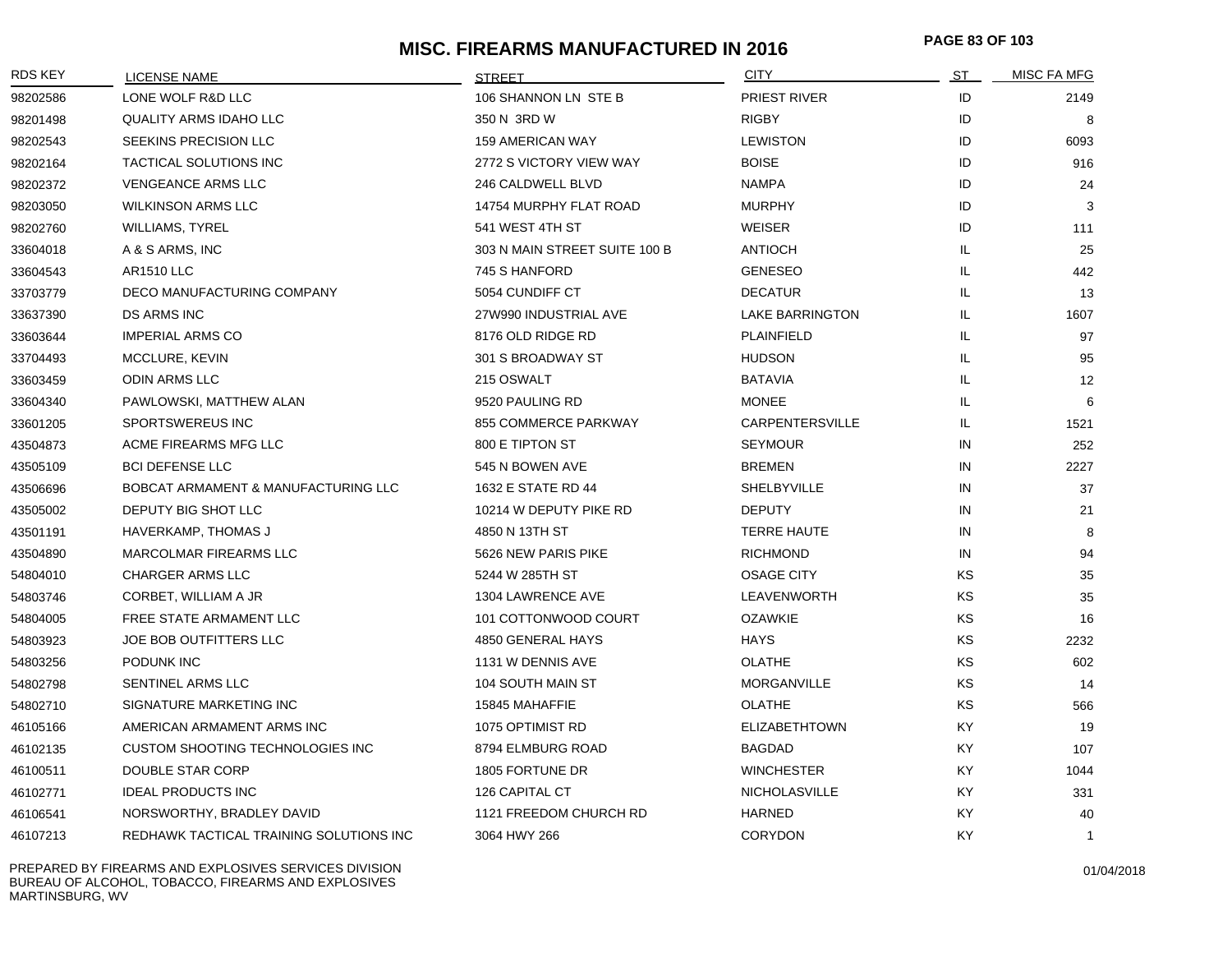# MISC. FIREARMS MANUFACTURED IN 2016

| RDS KEY | LICENSE NAME | STREET | CITY | ST | MISC FA MFG |
|---|---|---|---|---|---|
| 98202586 | LONE WOLF R&D LLC | 106 SHANNON LN STE B | PRIEST RIVER | ID | 2149 |
| 98201498 | QUALITY ARMS IDAHO LLC | 350 N 3RD W | RIGBY | ID | 8 |
| 98202543 | SEEKINS PRECISION LLC | 159 AMERICAN WAY | LEWISTON | ID | 6093 |
| 98202164 | TACTICAL SOLUTIONS INC | 2772 S VICTORY VIEW WAY | BOISE | ID | 916 |
| 98202372 | VENGEANCE ARMS LLC | 246 CALDWELL BLVD | NAMPA | ID | 24 |
| 98203050 | WILKINSON ARMS LLC | 14754 MURPHY FLAT ROAD | MURPHY | ID | 3 |
| 98202760 | WILLIAMS, TYREL | 541 WEST 4TH ST | WEISER | ID | 111 |
| 33604018 | A & S ARMS, INC | 303 N MAIN STREET SUITE 100 B | ANTIOCH | IL | 25 |
| 33604543 | AR1510 LLC | 745 S HANFORD | GENESEO | IL | 442 |
| 33703779 | DECO MANUFACTURING COMPANY | 5054 CUNDIFF CT | DECATUR | IL | 13 |
| 33637390 | DS ARMS INC | 27W990 INDUSTRIAL AVE | LAKE BARRINGTON | IL | 1607 |
| 33603644 | IMPERIAL ARMS CO | 8176 OLD RIDGE RD | PLAINFIELD | IL | 97 |
| 33704493 | MCCLURE, KEVIN | 301 S BROADWAY ST | HUDSON | IL | 95 |
| 33603459 | ODIN ARMS LLC | 215 OSWALT | BATAVIA | IL | 12 |
| 33604340 | PAWLOWSKI, MATTHEW ALAN | 9520 PAULING RD | MONEE | IL | 6 |
| 33601205 | SPORTSWEREUS INC | 855 COMMERCE PARKWAY | CARPENTERSVILLE | IL | 1521 |
| 43504873 | ACME FIREARMS MFG LLC | 800 E TIPTON ST | SEYMOUR | IN | 252 |
| 43505109 | BCI DEFENSE LLC | 545 N BOWEN AVE | BREMEN | IN | 2227 |
| 43506696 | BOBCAT ARMAMENT & MANUFACTURING LLC | 1632 E STATE RD 44 | SHELBYVILLE | IN | 37 |
| 43505002 | DEPUTY BIG SHOT LLC | 10214 W DEPUTY PIKE RD | DEPUTY | IN | 21 |
| 43501191 | HAVERKAMP, THOMAS J | 4850 N 13TH ST | TERRE HAUTE | IN | 8 |
| 43504890 | MARCOLMAR FIREARMS LLC | 5626 NEW PARIS PIKE | RICHMOND | IN | 94 |
| 54804010 | CHARGER ARMS LLC | 5244 W 285TH ST | OSAGE CITY | KS | 35 |
| 54803746 | CORBET, WILLIAM A JR | 1304 LAWRENCE AVE | LEAVENWORTH | KS | 35 |
| 54804005 | FREE STATE ARMAMENT LLC | 101 COTTONWOOD COURT | OZAWKIE | KS | 16 |
| 54803923 | JOE BOB OUTFITTERS LLC | 4850 GENERAL HAYS | HAYS | KS | 2232 |
| 54803256 | PODUNK INC | 1131 W DENNIS AVE | OLATHE | KS | 602 |
| 54802798 | SENTINEL ARMS LLC | 104 SOUTH MAIN ST | MORGANVILLE | KS | 14 |
| 54802710 | SIGNATURE MARKETING INC | 15845 MAHAFFIE | OLATHE | KS | 566 |
| 46105166 | AMERICAN ARMAMENT ARMS INC | 1075 OPTIMIST RD | ELIZABETHTOWN | KY | 19 |
| 46102135 | CUSTOM SHOOTING TECHNOLOGIES INC | 8794 ELMBURG ROAD | BAGDAD | KY | 107 |
| 46100511 | DOUBLE STAR CORP | 1805 FORTUNE DR | WINCHESTER | KY | 1044 |
| 46102771 | IDEAL PRODUCTS INC | 126 CAPITAL CT | NICHOLASVILLE | KY | 331 |
| 46106541 | NORSWORTHY, BRADLEY DAVID | 1121 FREEDOM CHURCH RD | HARNED | KY | 40 |
| 46107213 | REDHAWK TACTICAL TRAINING SOLUTIONS INC | 3064 HWY 266 | CORYDON | KY | 1 |

PREPARED BY FIREARMS AND EXPLOSIVES SERVICES DIVISION
BUREAU OF ALCOHOL, TOBACCO, FIREARMS AND EXPLOSIVES
MARTINSBURG, WV

01/04/2018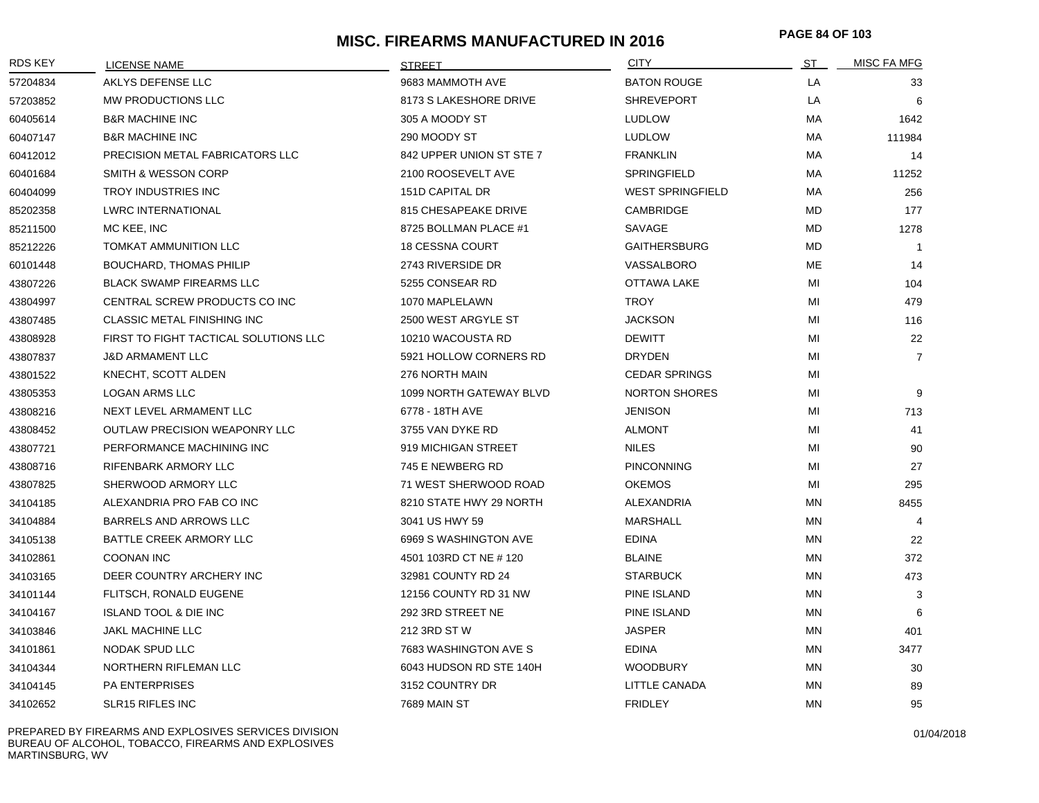# MISC. FIREARMS MANUFACTURED IN 2016

| RDS KEY | LICENSE NAME | STREET | CITY | ST | MISC FA MFG |
|---|---|---|---|---|---|
| 57204834 | AKLYS DEFENSE LLC | 9683 MAMMOTH AVE | BATON ROUGE | LA | 33 |
| 57203852 | MW PRODUCTIONS LLC | 8173 S LAKESHORE DRIVE | SHREVEPORT | LA | 6 |
| 60405614 | B&R MACHINE INC | 305 A MOODY ST | LUDLOW | MA | 1642 |
| 60407147 | B&R MACHINE INC | 290 MOODY ST | LUDLOW | MA | 111984 |
| 60412012 | PRECISION METAL FABRICATORS LLC | 842 UPPER UNION ST STE 7 | FRANKLIN | MA | 14 |
| 60401684 | SMITH & WESSON CORP | 2100 ROOSEVELT AVE | SPRINGFIELD | MA | 11252 |
| 60404099 | TROY INDUSTRIES INC | 151D CAPITAL DR | WEST SPRINGFIELD | MA | 256 |
| 85202358 | LWRC INTERNATIONAL | 815 CHESAPEAKE DRIVE | CAMBRIDGE | MD | 177 |
| 85211500 | MC KEE, INC | 8725 BOLLMAN PLACE #1 | SAVAGE | MD | 1278 |
| 85212226 | TOMKAT AMMUNITION LLC | 18 CESSNA COURT | GAITHERSBURG | MD | 1 |
| 60101448 | BOUCHARD, THOMAS PHILIP | 2743 RIVERSIDE DR | VASSALBORO | ME | 14 |
| 43807226 | BLACK SWAMP FIREARMS LLC | 5255 CONSEAR RD | OTTAWA LAKE | MI | 104 |
| 43804997 | CENTRAL SCREW PRODUCTS CO INC | 1070 MAPLELAWN | TROY | MI | 479 |
| 43807485 | CLASSIC METAL FINISHING INC | 2500 WEST ARGYLE ST | JACKSON | MI | 116 |
| 43808928 | FIRST TO FIGHT TACTICAL SOLUTIONS LLC | 10210 WACOUSTA RD | DEWITT | MI | 22 |
| 43807837 | J&D ARMAMENT LLC | 5921 HOLLOW CORNERS RD | DRYDEN | MI | 7 |
| 43801522 | KNECHT, SCOTT ALDEN | 276 NORTH MAIN | CEDAR SPRINGS | MI | |
| 43805353 | LOGAN ARMS LLC | 1099 NORTH GATEWAY BLVD | NORTON SHORES | MI | 9 |
| 43808216 | NEXT LEVEL ARMAMENT LLC | 6778 - 18TH AVE | JENISON | MI | 713 |
| 43808452 | OUTLAW PRECISION WEAPONRY LLC | 3755 VAN DYKE RD | ALMONT | MI | 41 |
| 43807721 | PERFORMANCE MACHINING INC | 919 MICHIGAN STREET | NILES | MI | 90 |
| 43808716 | RIFENBARK ARMORY LLC | 745 E NEWBERG RD | PINCONNING | MI | 27 |
| 43807825 | SHERWOOD ARMORY LLC | 71 WEST SHERWOOD ROAD | OKEMOS | MI | 295 |
| 34104185 | ALEXANDRIA PRO FAB CO INC | 8210 STATE HWY 29 NORTH | ALEXANDRIA | MN | 8455 |
| 34104884 | BARRELS AND ARROWS LLC | 3041 US HWY 59 | MARSHALL | MN | 4 |
| 34105138 | BATTLE CREEK ARMORY LLC | 6969 S WASHINGTON AVE | EDINA | MN | 22 |
| 34102861 | COONAN INC | 4501 103RD CT NE # 120 | BLAINE | MN | 372 |
| 34103165 | DEER COUNTRY ARCHERY INC | 32981 COUNTY RD 24 | STARBUCK | MN | 473 |
| 34101144 | FLITSCH, RONALD EUGENE | 12156 COUNTY RD 31 NW | PINE ISLAND | MN | 3 |
| 34104167 | ISLAND TOOL & DIE INC | 292 3RD STREET NE | PINE ISLAND | MN | 6 |
| 34103846 | JAKL MACHINE LLC | 212 3RD ST W | JASPER | MN | 401 |
| 34101861 | NODAK SPUD LLC | 7683 WASHINGTON AVE S | EDINA | MN | 3477 |
| 34104344 | NORTHERN RIFLEMAN LLC | 6043 HUDSON RD STE 140H | WOODBURY | MN | 30 |
| 34104145 | PA ENTERPRISES | 3152 COUNTRY DR | LITTLE CANADA | MN | 89 |
| 34102652 | SLR15 RIFLES INC | 7689 MAIN ST | FRIDLEY | MN | 95 |

PREPARED BY FIREARMS AND EXPLOSIVES SERVICES DIVISION
BUREAU OF ALCOHOL, TOBACCO, FIREARMS AND EXPLOSIVES
MARTINSBURG, WV

01/04/2018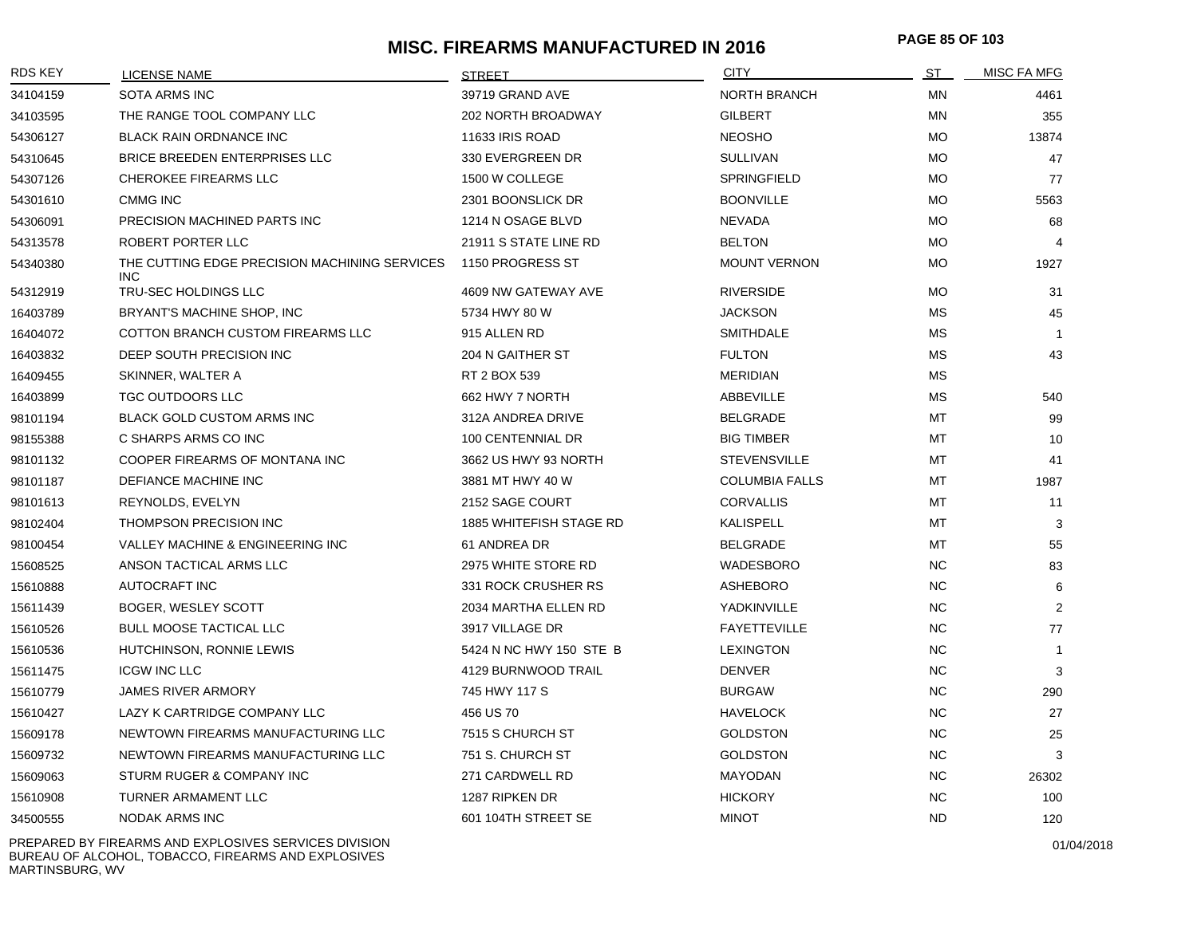# MISC. FIREARMS MANUFACTURED IN 2016

| RDS KEY | LICENSE NAME | STREET | CITY | ST | MISC FA MFG |
|---|---|---|---|---|---|
| 34104159 | SOTA ARMS INC | 39719 GRAND AVE | NORTH BRANCH | MN | 4461 |
| 34103595 | THE RANGE TOOL COMPANY LLC | 202 NORTH BROADWAY | GILBERT | MN | 355 |
| 54306127 | BLACK RAIN ORDNANCE INC | 11633 IRIS ROAD | NEOSHO | MO | 13874 |
| 54310645 | BRICE BREEDEN ENTERPRISES LLC | 330 EVERGREEN DR | SULLIVAN | MO | 47 |
| 54307126 | CHEROKEE FIREARMS LLC | 1500 W COLLEGE | SPRINGFIELD | MO | 77 |
| 54301610 | CMMG INC | 2301 BOONSLICK DR | BOONVILLE | MO | 5563 |
| 54306091 | PRECISION MACHINED PARTS INC | 1214 N OSAGE BLVD | NEVADA | MO | 68 |
| 54313578 | ROBERT PORTER LLC | 21911 S STATE LINE RD | BELTON | MO | 4 |
| 54340380 | THE CUTTING EDGE PRECISION MACHINING SERVICES INC | 1150 PROGRESS ST | MOUNT VERNON | MO | 1927 |
| 54312919 | TRU-SEC HOLDINGS LLC | 4609 NW GATEWAY AVE | RIVERSIDE | MO | 31 |
| 16403789 | BRYANT'S MACHINE SHOP, INC | 5734 HWY 80 W | JACKSON | MS | 45 |
| 16404072 | COTTON BRANCH CUSTOM FIREARMS LLC | 915 ALLEN RD | SMITHDALE | MS | 1 |
| 16403832 | DEEP SOUTH PRECISION INC | 204 N GAITHER ST | FULTON | MS | 43 |
| 16409455 | SKINNER, WALTER A | RT 2 BOX 539 | MERIDIAN | MS | |
| 16403899 | TGC OUTDOORS LLC | 662 HWY 7 NORTH | ABBEVILLE | MS | 540 |
| 98101194 | BLACK GOLD CUSTOM ARMS INC | 312A ANDREA DRIVE | BELGRADE | MT | 99 |
| 98155388 | C SHARPS ARMS CO INC | 100 CENTENNIAL DR | BIG TIMBER | MT | 10 |
| 98101132 | COOPER FIREARMS OF MONTANA INC | 3662 US HWY 93 NORTH | STEVENSVILLE | MT | 41 |
| 98101187 | DEFIANCE MACHINE INC | 3881 MT HWY 40 W | COLUMBIA FALLS | MT | 1987 |
| 98101613 | REYNOLDS, EVELYN | 2152 SAGE COURT | CORVALLIS | MT | 11 |
| 98102404 | THOMPSON PRECISION INC | 1885 WHITEFISH STAGE RD | KALISPELL | MT | 3 |
| 98100454 | VALLEY MACHINE & ENGINEERING INC | 61 ANDREA DR | BELGRADE | MT | 55 |
| 15608525 | ANSON TACTICAL ARMS LLC | 2975 WHITE STORE RD | WADESBORO | NC | 83 |
| 15610888 | AUTOCRAFT INC | 331 ROCK CRUSHER RS | ASHEBORO | NC | 6 |
| 15611439 | BOGER, WESLEY SCOTT | 2034 MARTHA ELLEN RD | YADKINVILLE | NC | 2 |
| 15610526 | BULL MOOSE TACTICAL LLC | 3917 VILLAGE DR | FAYETTEVILLE | NC | 77 |
| 15610536 | HUTCHINSON, RONNIE LEWIS | 5424 N NC HWY 150 STE B | LEXINGTON | NC | 1 |
| 15611475 | ICGW INC LLC | 4129 BURNWOOD TRAIL | DENVER | NC | 3 |
| 15610779 | JAMES RIVER ARMORY | 745 HWY 117 S | BURGAW | NC | 290 |
| 15610427 | LAZY K CARTRIDGE COMPANY LLC | 456 US 70 | HAVELOCK | NC | 27 |
| 15609178 | NEWTOWN FIREARMS MANUFACTURING LLC | 7515 S CHURCH ST | GOLDSTON | NC | 25 |
| 15609732 | NEWTOWN FIREARMS MANUFACTURING LLC | 751 S. CHURCH ST | GOLDSTON | NC | 3 |
| 15609063 | STURM RUGER & COMPANY INC | 271 CARDWELL RD | MAYODAN | NC | 26302 |
| 15610908 | TURNER ARMAMENT LLC | 1287 RIPKEN DR | HICKORY | NC | 100 |
| 34500555 | NODAK ARMS INC | 601 104TH STREET SE | MINOT | ND | 120 |

PREPARED BY FIREARMS AND EXPLOSIVES SERVICES DIVISION
BUREAU OF ALCOHOL, TOBACCO, FIREARMS AND EXPLOSIVES
MARTINSBURG, WV

01/04/2018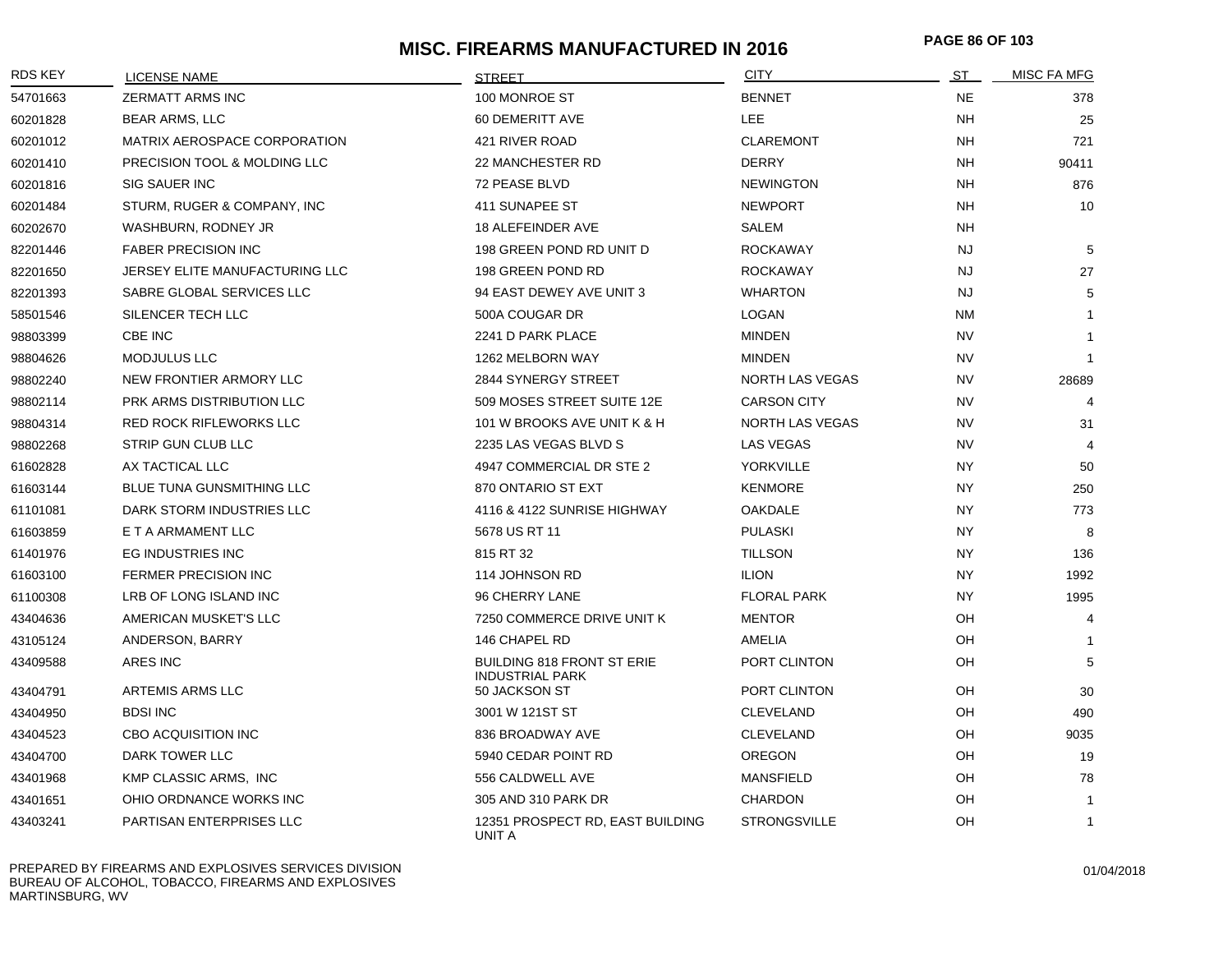# MISC. FIREARMS MANUFACTURED IN 2016

| RDS KEY | LICENSE NAME | STREET | CITY | ST | MISC FA MFG |
|---|---|---|---|---|---|
| 54701663 | ZERMATT ARMS INC | 100 MONROE ST | BENNET | NE | 378 |
| 60201828 | BEAR ARMS, LLC | 60 DEMERITT AVE | LEE | NH | 25 |
| 60201012 | MATRIX AEROSPACE CORPORATION | 421 RIVER ROAD | CLAREMONT | NH | 721 |
| 60201410 | PRECISION TOOL & MOLDING LLC | 22 MANCHESTER RD | DERRY | NH | 90411 |
| 60201816 | SIG SAUER INC | 72 PEASE BLVD | NEWINGTON | NH | 876 |
| 60201484 | STURM, RUGER & COMPANY, INC | 411 SUNAPEE ST | NEWPORT | NH | 10 |
| 60202670 | WASHBURN, RODNEY JR | 18 ALEFEINDER AVE | SALEM | NH | |
| 82201446 | FABER PRECISION INC | 198 GREEN POND RD UNIT D | ROCKAWAY | NJ | 5 |
| 82201650 | JERSEY ELITE MANUFACTURING LLC | 198 GREEN POND RD | ROCKAWAY | NJ | 27 |
| 82201393 | SABRE GLOBAL SERVICES LLC | 94 EAST DEWEY AVE UNIT 3 | WHARTON | NJ | 5 |
| 58501546 | SILENCER TECH LLC | 500A COUGAR DR | LOGAN | NM | 1 |
| 98803399 | CBE INC | 2241 D PARK PLACE | MINDEN | NV | 1 |
| 98804626 | MODJULUS LLC | 1262 MELBORN WAY | MINDEN | NV | 1 |
| 98802240 | NEW FRONTIER ARMORY LLC | 2844 SYNERGY STREET | NORTH LAS VEGAS | NV | 28689 |
| 98802114 | PRK ARMS DISTRIBUTION LLC | 509 MOSES STREET SUITE 12E | CARSON CITY | NV | 4 |
| 98804314 | RED ROCK RIFLEWORKS LLC | 101 W BROOKS AVE UNIT K & H | NORTH LAS VEGAS | NV | 31 |
| 98802268 | STRIP GUN CLUB LLC | 2235 LAS VEGAS BLVD S | LAS VEGAS | NV | 4 |
| 61602828 | AX TACTICAL LLC | 4947 COMMERCIAL DR STE 2 | YORKVILLE | NY | 50 |
| 61603144 | BLUE TUNA GUNSMITHING LLC | 870 ONTARIO ST EXT | KENMORE | NY | 250 |
| 61101081 | DARK STORM INDUSTRIES LLC | 4116 & 4122 SUNRISE HIGHWAY | OAKDALE | NY | 773 |
| 61603859 | E T A ARMAMENT LLC | 5678 US RT 11 | PULASKI | NY | 8 |
| 61401976 | EG INDUSTRIES INC | 815 RT 32 | TILLSON | NY | 136 |
| 61603100 | FERMER PRECISION INC | 114 JOHNSON RD | ILION | NY | 1992 |
| 61100308 | LRB OF LONG ISLAND INC | 96 CHERRY LANE | FLORAL PARK | NY | 1995 |
| 43404636 | AMERICAN MUSKET'S LLC | 7250 COMMERCE DRIVE UNIT K | MENTOR | OH | 4 |
| 43105124 | ANDERSON, BARRY | 146 CHAPEL RD | AMELIA | OH | 1 |
| 43409588 | ARES INC | BUILDING 818 FRONT ST ERIE INDUSTRIAL PARK | PORT CLINTON | OH | 5 |
| 43404791 | ARTEMIS ARMS LLC | 50 JACKSON ST | PORT CLINTON | OH | 30 |
| 43404950 | BDSI INC | 3001 W 121ST ST | CLEVELAND | OH | 490 |
| 43404523 | CBO ACQUISITION INC | 836 BROADWAY AVE | CLEVELAND | OH | 9035 |
| 43404700 | DARK TOWER LLC | 5940 CEDAR POINT RD | OREGON | OH | 19 |
| 43401968 | KMP CLASSIC ARMS, INC | 556 CALDWELL AVE | MANSFIELD | OH | 78 |
| 43401651 | OHIO ORDNANCE WORKS INC | 305 AND 310 PARK DR | CHARDON | OH | 1 |
| 43403241 | PARTISAN ENTERPRISES LLC | 12351 PROSPECT RD, EAST BUILDING UNIT A | STRONGSVILLE | OH | 1 |

PREPARED BY FIREARMS AND EXPLOSIVES SERVICES DIVISION
BUREAU OF ALCOHOL, TOBACCO, FIREARMS AND EXPLOSIVES
MARTINSBURG, WV

01/04/2018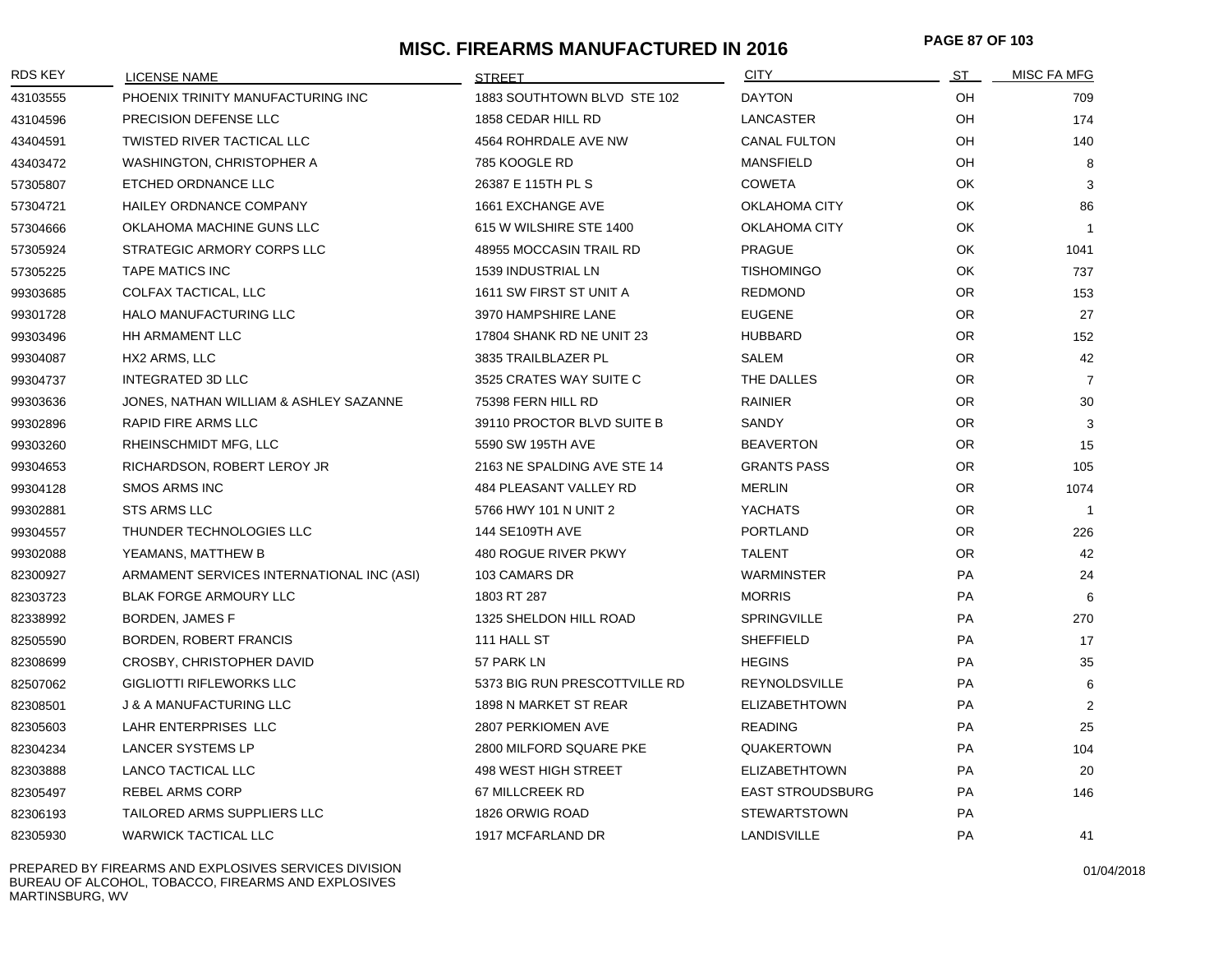# MISC. FIREARMS MANUFACTURED IN 2016

| RDS KEY | LICENSE NAME | STREET | CITY | ST | MISC FA MFG |
|---|---|---|---|---|---|
| 43103555 | PHOENIX TRINITY MANUFACTURING INC | 1883 SOUTHTOWN BLVD STE 102 | DAYTON | OH | 709 |
| 43104596 | PRECISION DEFENSE LLC | 1858 CEDAR HILL RD | LANCASTER | OH | 174 |
| 43404591 | TWISTED RIVER TACTICAL LLC | 4564 ROHRDALE AVE NW | CANAL FULTON | OH | 140 |
| 43403472 | WASHINGTON, CHRISTOPHER A | 785 KOOGLE RD | MANSFIELD | OH | 8 |
| 57305807 | ETCHED ORDNANCE LLC | 26387 E 115TH PL S | COWETA | OK | 3 |
| 57304721 | HAILEY ORDNANCE COMPANY | 1661 EXCHANGE AVE | OKLAHOMA CITY | OK | 86 |
| 57304666 | OKLAHOMA MACHINE GUNS LLC | 615 W WILSHIRE STE 1400 | OKLAHOMA CITY | OK | 1 |
| 57305924 | STRATEGIC ARMORY CORPS LLC | 48955 MOCCASIN TRAIL RD | PRAGUE | OK | 1041 |
| 57305225 | TAPE MATICS INC | 1539 INDUSTRIAL LN | TISHOMINGO | OK | 737 |
| 99303685 | COLFAX TACTICAL, LLC | 1611 SW FIRST ST UNIT A | REDMOND | OR | 153 |
| 99301728 | HALO MANUFACTURING LLC | 3970 HAMPSHIRE LANE | EUGENE | OR | 27 |
| 99303496 | HH ARMAMENT LLC | 17804 SHANK RD NE UNIT 23 | HUBBARD | OR | 152 |
| 99304087 | HX2 ARMS, LLC | 3835 TRAILBLAZER PL | SALEM | OR | 42 |
| 99304737 | INTEGRATED 3D LLC | 3525 CRATES WAY SUITE C | THE DALLES | OR | 7 |
| 99303636 | JONES, NATHAN WILLIAM & ASHLEY SAZANNE | 75398 FERN HILL RD | RAINIER | OR | 30 |
| 99302896 | RAPID FIRE ARMS LLC | 39110 PROCTOR BLVD SUITE B | SANDY | OR | 3 |
| 99303260 | RHEINSCHMIDT MFG, LLC | 5590 SW 195TH AVE | BEAVERTON | OR | 15 |
| 99304653 | RICHARDSON, ROBERT LEROY JR | 2163 NE SPALDING AVE STE 14 | GRANTS PASS | OR | 105 |
| 99304128 | SMOS ARMS INC | 484 PLEASANT VALLEY RD | MERLIN | OR | 1074 |
| 99302881 | STS ARMS LLC | 5766 HWY 101 N UNIT 2 | YACHATS | OR | 1 |
| 99304557 | THUNDER TECHNOLOGIES LLC | 144 SE109TH AVE | PORTLAND | OR | 226 |
| 99302088 | YEAMANS, MATTHEW B | 480 ROGUE RIVER PKWY | TALENT | OR | 42 |
| 82300927 | ARMAMENT SERVICES INTERNATIONAL INC (ASI) | 103 CAMARS DR | WARMINSTER | PA | 24 |
| 82303723 | BLAK FORGE ARMOURY LLC | 1803 RT 287 | MORRIS | PA | 6 |
| 82338992 | BORDEN, JAMES F | 1325 SHELDON HILL ROAD | SPRINGVILLE | PA | 270 |
| 82505590 | BORDEN, ROBERT FRANCIS | 111 HALL ST | SHEFFIELD | PA | 17 |
| 82308699 | CROSBY, CHRISTOPHER DAVID | 57 PARK LN | HEGINS | PA | 35 |
| 82507062 | GIGLIOTTI RIFLEWORKS LLC | 5373 BIG RUN PRESCOTTVILLE RD | REYNOLDSVILLE | PA | 6 |
| 82308501 | J & A MANUFACTURING LLC | 1898 N MARKET ST REAR | ELIZABETHTOWN | PA | 2 |
| 82305603 | LAHR ENTERPRISES LLC | 2807 PERKIOMEN AVE | READING | PA | 25 |
| 82304234 | LANCER SYSTEMS LP | 2800 MILFORD SQUARE PKE | QUAKERTOWN | PA | 104 |
| 82303888 | LANCO TACTICAL LLC | 498 WEST HIGH STREET | ELIZABETHTOWN | PA | 20 |
| 82305497 | REBEL ARMS CORP | 67 MILLCREEK RD | EAST STROUDSBURG | PA | 146 |
| 82306193 | TAILORED ARMS SUPPLIERS LLC | 1826 ORWIG ROAD | STEWARTSTOWN | PA | |
| 82305930 | WARWICK TACTICAL LLC | 1917 MCFARLAND DR | LANDISVILLE | PA | 41 |

PREPARED BY FIREARMS AND EXPLOSIVES SERVICES DIVISION
BUREAU OF ALCOHOL, TOBACCO, FIREARMS AND EXPLOSIVES
MARTINSBURG, WV

01/04/2018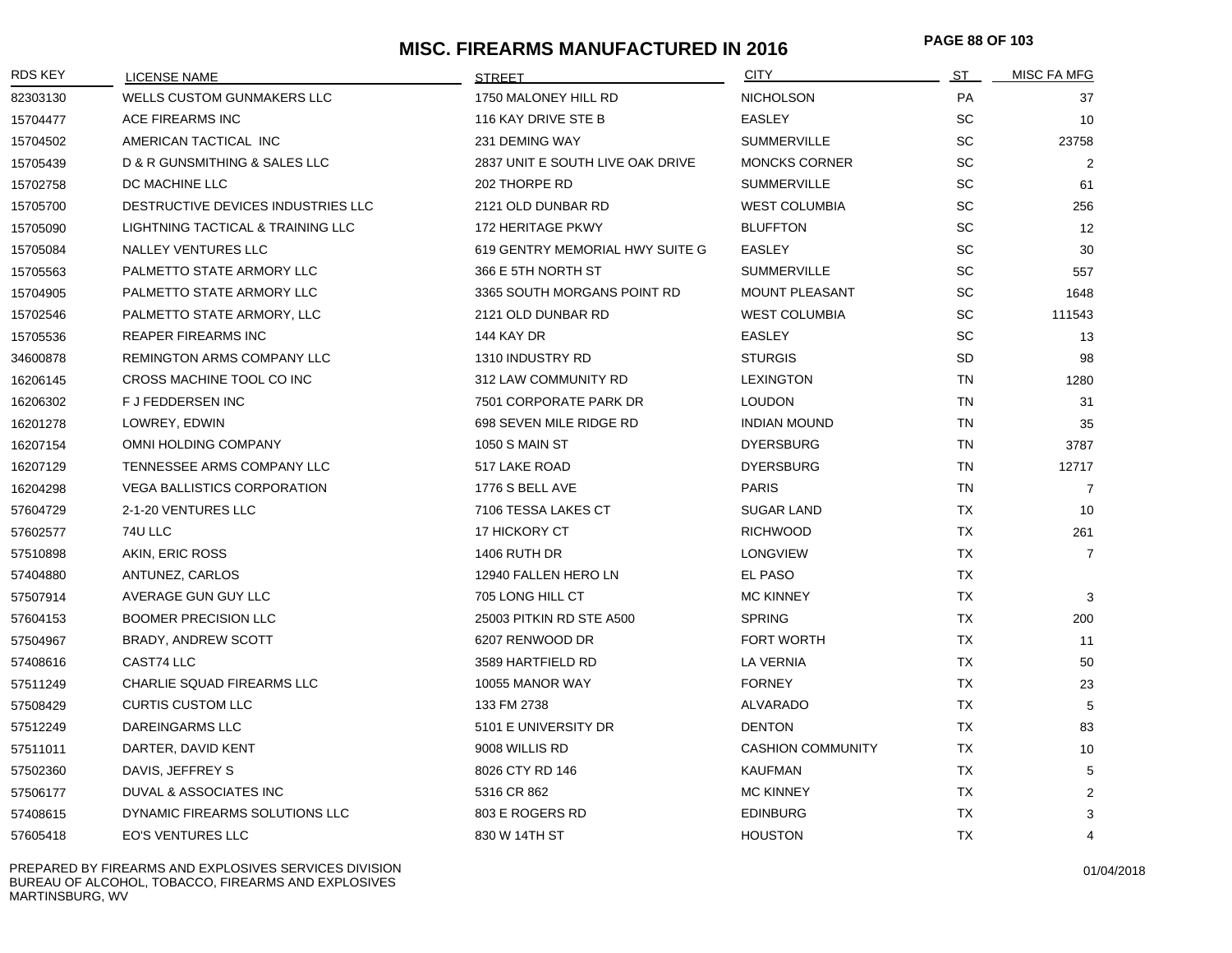# MISC. FIREARMS MANUFACTURED IN 2016

| RDS KEY | LICENSE NAME | STREET | CITY | ST | MISC FA MFG |
|---|---|---|---|---|---|
| 82303130 | WELLS CUSTOM GUNMAKERS LLC | 1750 MALONEY HILL RD | NICHOLSON | PA | 37 |
| 15704477 | ACE FIREARMS INC | 116 KAY DRIVE STE B | EASLEY | SC | 10 |
| 15704502 | AMERICAN TACTICAL INC | 231 DEMING WAY | SUMMERVILLE | SC | 23758 |
| 15705439 | D & R GUNSMITHING & SALES LLC | 2837 UNIT E SOUTH LIVE OAK DRIVE | MONCKS CORNER | SC | 2 |
| 15702758 | DC MACHINE LLC | 202 THORPE RD | SUMMERVILLE | SC | 61 |
| 15705700 | DESTRUCTIVE DEVICES INDUSTRIES LLC | 2121 OLD DUNBAR RD | WEST COLUMBIA | SC | 256 |
| 15705090 | LIGHTNING TACTICAL & TRAINING LLC | 172 HERITAGE PKWY | BLUFFTON | SC | 12 |
| 15705084 | NALLEY VENTURES LLC | 619 GENTRY MEMORIAL HWY SUITE G | EASLEY | SC | 30 |
| 15705563 | PALMETTO STATE ARMORY LLC | 366 E 5TH NORTH ST | SUMMERVILLE | SC | 557 |
| 15704905 | PALMETTO STATE ARMORY LLC | 3365 SOUTH MORGANS POINT RD | MOUNT PLEASANT | SC | 1648 |
| 15702546 | PALMETTO STATE ARMORY, LLC | 2121 OLD DUNBAR RD | WEST COLUMBIA | SC | 111543 |
| 15705536 | REAPER FIREARMS INC | 144 KAY DR | EASLEY | SC | 13 |
| 34600878 | REMINGTON ARMS COMPANY LLC | 1310 INDUSTRY RD | STURGIS | SD | 98 |
| 16206145 | CROSS MACHINE TOOL CO INC | 312 LAW COMMUNITY RD | LEXINGTON | TN | 1280 |
| 16206302 | F J FEDDERSEN INC | 7501 CORPORATE PARK DR | LOUDON | TN | 31 |
| 16201278 | LOWREY, EDWIN | 698 SEVEN MILE RIDGE RD | INDIAN MOUND | TN | 35 |
| 16207154 | OMNI HOLDING COMPANY | 1050 S MAIN ST | DYERSBURG | TN | 3787 |
| 16207129 | TENNESSEE ARMS COMPANY LLC | 517 LAKE ROAD | DYERSBURG | TN | 12717 |
| 16204298 | VEGA BALLISTICS CORPORATION | 1776 S BELL AVE | PARIS | TN | 7 |
| 57604729 | 2-1-20 VENTURES LLC | 7106 TESSA LAKES CT | SUGAR LAND | TX | 10 |
| 57602577 | 74U LLC | 17 HICKORY CT | RICHWOOD | TX | 261 |
| 57510898 | AKIN, ERIC ROSS | 1406 RUTH DR | LONGVIEW | TX | 7 |
| 57404880 | ANTUNEZ, CARLOS | 12940 FALLEN HERO LN | EL PASO | TX | |
| 57507914 | AVERAGE GUN GUY LLC | 705 LONG HILL CT | MC KINNEY | TX | 3 |
| 57604153 | BOOMER PRECISION LLC | 25003 PITKIN RD STE A500 | SPRING | TX | 200 |
| 57504967 | BRADY, ANDREW SCOTT | 6207 RENWOOD DR | FORT WORTH | TX | 11 |
| 57408616 | CAST74 LLC | 3589 HARTFIELD RD | LA VERNIA | TX | 50 |
| 57511249 | CHARLIE SQUAD FIREARMS LLC | 10055 MANOR WAY | FORNEY | TX | 23 |
| 57508429 | CURTIS CUSTOM LLC | 133 FM 2738 | ALVARADO | TX | 5 |
| 57512249 | DAREINGARMS LLC | 5101 E UNIVERSITY DR | DENTON | TX | 83 |
| 57511011 | DARTER, DAVID KENT | 9008 WILLIS RD | CASHION COMMUNITY | TX | 10 |
| 57502360 | DAVIS, JEFFREY S | 8026 CTY RD 146 | KAUFMAN | TX | 5 |
| 57506177 | DUVAL & ASSOCIATES INC | 5316 CR 862 | MC KINNEY | TX | 2 |
| 57408615 | DYNAMIC FIREARMS SOLUTIONS LLC | 803 E ROGERS RD | EDINBURG | TX | 3 |
| 57605418 | EO'S VENTURES LLC | 830 W 14TH ST | HOUSTON | TX | 4 |

PREPARED BY FIREARMS AND EXPLOSIVES SERVICES DIVISION
BUREAU OF ALCOHOL, TOBACCO, FIREARMS AND EXPLOSIVES
MARTINSBURG, WV

01/04/2018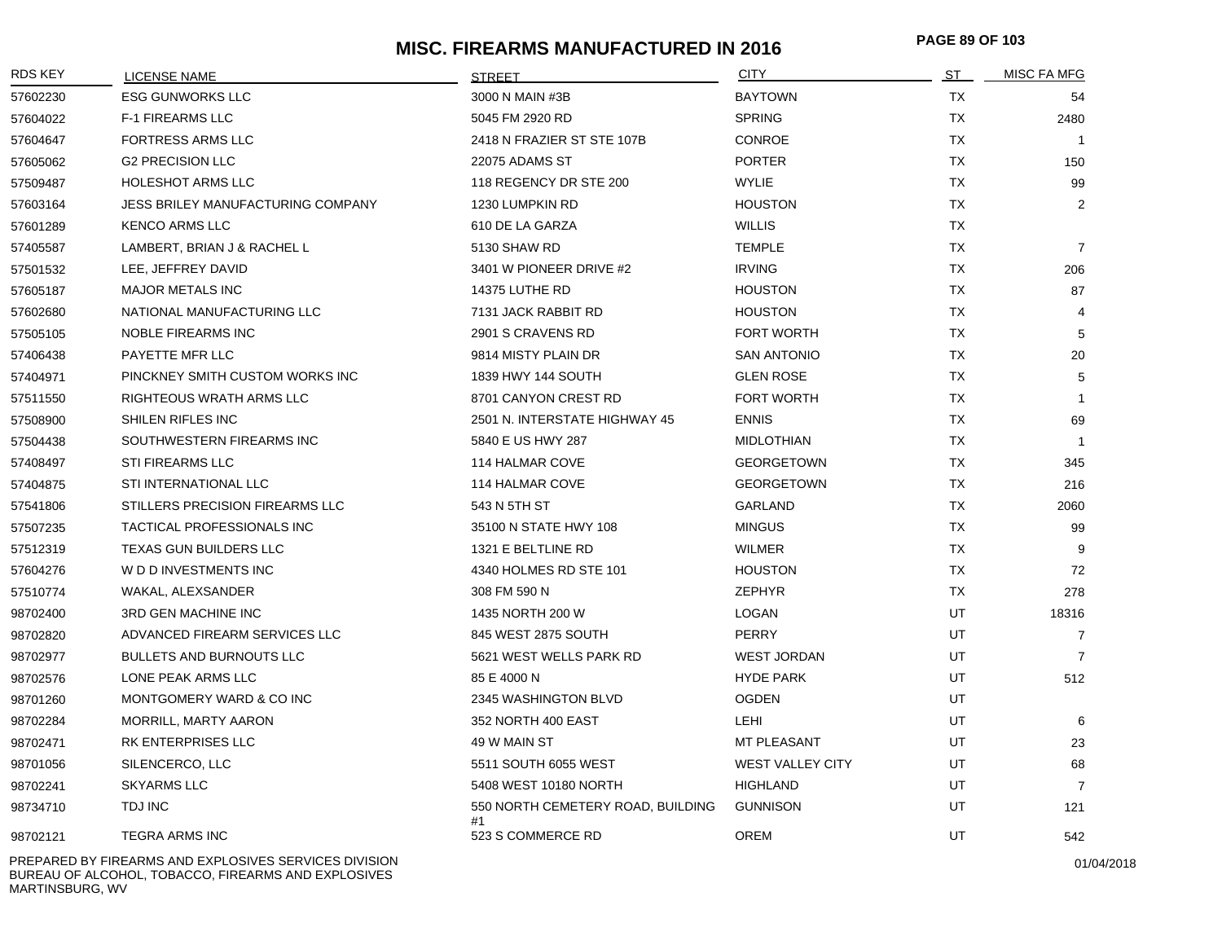# MISC. FIREARMS MANUFACTURED IN 2016

| RDS KEY | LICENSE NAME | STREET | CITY | ST | MISC FA MFG |
|---|---|---|---|---|---|
| 57602230 | ESG GUNWORKS LLC | 3000 N MAIN #3B | BAYTOWN | TX | 54 |
| 57604022 | F-1 FIREARMS LLC | 5045 FM 2920 RD | SPRING | TX | 2480 |
| 57604647 | FORTRESS ARMS LLC | 2418 N FRAZIER ST STE 107B | CONROE | TX | 1 |
| 57605062 | G2 PRECISION LLC | 22075 ADAMS ST | PORTER | TX | 150 |
| 57509487 | HOLESHOT ARMS LLC | 118 REGENCY DR STE 200 | WYLIE | TX | 99 |
| 57603164 | JESS BRILEY MANUFACTURING COMPANY | 1230 LUMPKIN RD | HOUSTON | TX | 2 |
| 57601289 | KENCO ARMS LLC | 610 DE LA GARZA | WILLIS | TX | |
| 57405587 | LAMBERT, BRIAN J & RACHEL L | 5130 SHAW RD | TEMPLE | TX | 7 |
| 57501532 | LEE, JEFFREY DAVID | 3401 W PIONEER DRIVE #2 | IRVING | TX | 206 |
| 57605187 | MAJOR METALS INC | 14375 LUTHE RD | HOUSTON | TX | 87 |
| 57602680 | NATIONAL MANUFACTURING LLC | 7131 JACK RABBIT RD | HOUSTON | TX | 4 |
| 57505105 | NOBLE FIREARMS INC | 2901 S CRAVENS RD | FORT WORTH | TX | 5 |
| 57406438 | PAYETTE MFR LLC | 9814 MISTY PLAIN DR | SAN ANTONIO | TX | 20 |
| 57404971 | PINCKNEY SMITH CUSTOM WORKS INC | 1839 HWY 144 SOUTH | GLEN ROSE | TX | 5 |
| 57511550 | RIGHTEOUS WRATH ARMS LLC | 8701 CANYON CREST RD | FORT WORTH | TX | 1 |
| 57508900 | SHILEN RIFLES INC | 2501 N. INTERSTATE HIGHWAY 45 | ENNIS | TX | 69 |
| 57504438 | SOUTHWESTERN FIREARMS INC | 5840 E US HWY 287 | MIDLOTHIAN | TX | 1 |
| 57408497 | STI FIREARMS LLC | 114 HALMAR COVE | GEORGETOWN | TX | 345 |
| 57404875 | STI INTERNATIONAL LLC | 114 HALMAR COVE | GEORGETOWN | TX | 216 |
| 57541806 | STILLERS PRECISION FIREARMS LLC | 543 N 5TH ST | GARLAND | TX | 2060 |
| 57507235 | TACTICAL PROFESSIONALS INC | 35100 N STATE HWY 108 | MINGUS | TX | 99 |
| 57512319 | TEXAS GUN BUILDERS LLC | 1321 E BELTLINE RD | WILMER | TX | 9 |
| 57604276 | W D D INVESTMENTS INC | 4340 HOLMES RD STE 101 | HOUSTON | TX | 72 |
| 57510774 | WAKAL, ALEXSANDER | 308 FM 590 N | ZEPHYR | TX | 278 |
| 98702400 | 3RD GEN MACHINE INC | 1435 NORTH 200 W | LOGAN | UT | 18316 |
| 98702820 | ADVANCED FIREARM SERVICES LLC | 845 WEST 2875 SOUTH | PERRY | UT | 7 |
| 98702977 | BULLETS AND BURNOUTS LLC | 5621 WEST WELLS PARK RD | WEST JORDAN | UT | 7 |
| 98702576 | LONE PEAK ARMS LLC | 85 E 4000 N | HYDE PARK | UT | 512 |
| 98701260 | MONTGOMERY WARD & CO INC | 2345 WASHINGTON BLVD | OGDEN | UT | |
| 98702284 | MORRILL, MARTY AARON | 352 NORTH 400 EAST | LEHI | UT | 6 |
| 98702471 | RK ENTERPRISES LLC | 49 W MAIN ST | MT PLEASANT | UT | 23 |
| 98701056 | SILENCERCO, LLC | 5511 SOUTH 6055 WEST | WEST VALLEY CITY | UT | 68 |
| 98702241 | SKYARMS LLC | 5408 WEST 10180 NORTH | HIGHLAND | UT | 7 |
| 98734710 | TDJ INC | 550 NORTH CEMETERY ROAD, BUILDING #1 | GUNNISON | UT | 121 |
| 98702121 | TEGRA ARMS INC | 523 S COMMERCE RD | OREM | UT | 542 |

PREPARED BY FIREARMS AND EXPLOSIVES SERVICES DIVISION
BUREAU OF ALCOHOL, TOBACCO, FIREARMS AND EXPLOSIVES
MARTINSBURG, WV

01/04/2018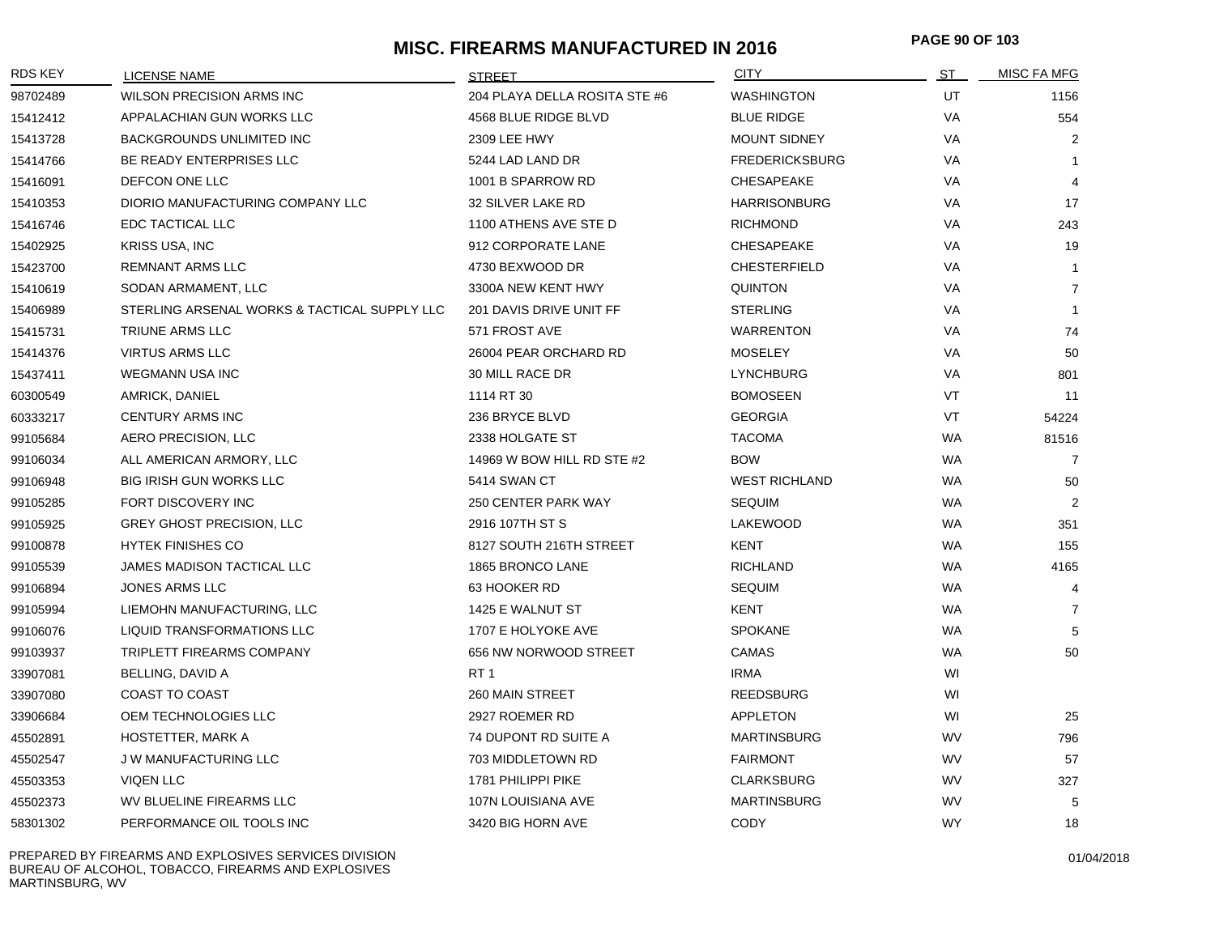# MISC. FIREARMS MANUFACTURED IN 2016

| RDS KEY | LICENSE NAME | STREET | CITY | ST | MISC FA MFG |
|---|---|---|---|---|---|
| 98702489 | WILSON PRECISION ARMS INC | 204 PLAYA DELLA ROSITA STE #6 | WASHINGTON | UT | 1156 |
| 15412412 | APPALACHIAN GUN WORKS LLC | 4568 BLUE RIDGE BLVD | BLUE RIDGE | VA | 554 |
| 15413728 | BACKGROUNDS UNLIMITED INC | 2309 LEE HWY | MOUNT SIDNEY | VA | 2 |
| 15414766 | BE READY ENTERPRISES LLC | 5244 LAD LAND DR | FREDERICKSBURG | VA | 1 |
| 15416091 | DEFCON ONE LLC | 1001 B SPARROW RD | CHESAPEAKE | VA | 4 |
| 15410353 | DIORIO MANUFACTURING COMPANY LLC | 32 SILVER LAKE RD | HARRISONBURG | VA | 17 |
| 15416746 | EDC TACTICAL LLC | 1100 ATHENS AVE STE D | RICHMOND | VA | 243 |
| 15402925 | KRISS USA, INC | 912 CORPORATE LANE | CHESAPEAKE | VA | 19 |
| 15423700 | REMNANT ARMS LLC | 4730 BEXWOOD DR | CHESTERFIELD | VA | 1 |
| 15410619 | SODAN ARMAMENT, LLC | 3300A NEW KENT HWY | QUINTON | VA | 7 |
| 15406989 | STERLING ARSENAL WORKS & TACTICAL SUPPLY LLC | 201 DAVIS DRIVE UNIT FF | STERLING | VA | 1 |
| 15415731 | TRIUNE ARMS LLC | 571 FROST AVE | WARRENTON | VA | 74 |
| 15414376 | VIRTUS ARMS LLC | 26004 PEAR ORCHARD RD | MOSELEY | VA | 50 |
| 15437411 | WEGMANN USA INC | 30 MILL RACE DR | LYNCHBURG | VA | 801 |
| 60300549 | AMRICK, DANIEL | 1114 RT 30 | BOMOSEEN | VT | 11 |
| 60333217 | CENTURY ARMS INC | 236 BRYCE BLVD | GEORGIA | VT | 54224 |
| 99105684 | AERO PRECISION, LLC | 2338 HOLGATE ST | TACOMA | WA | 81516 |
| 99106034 | ALL AMERICAN ARMORY, LLC | 14969 W BOW HILL RD STE #2 | BOW | WA | 7 |
| 99106948 | BIG IRISH GUN WORKS LLC | 5414 SWAN CT | WEST RICHLAND | WA | 50 |
| 99105285 | FORT DISCOVERY INC | 250 CENTER PARK WAY | SEQUIM | WA | 2 |
| 99105925 | GREY GHOST PRECISION, LLC | 2916 107TH ST S | LAKEWOOD | WA | 351 |
| 99100878 | HYTEK FINISHES CO | 8127 SOUTH 216TH STREET | KENT | WA | 155 |
| 99105539 | JAMES MADISON TACTICAL LLC | 1865 BRONCO LANE | RICHLAND | WA | 4165 |
| 99106894 | JONES ARMS LLC | 63 HOOKER RD | SEQUIM | WA | 4 |
| 99105994 | LIEMOHN MANUFACTURING, LLC | 1425 E WALNUT ST | KENT | WA | 7 |
| 99106076 | LIQUID TRANSFORMATIONS LLC | 1707 E HOLYOKE AVE | SPOKANE | WA | 5 |
| 99103937 | TRIPLETT FIREARMS COMPANY | 656 NW NORWOOD STREET | CAMAS | WA | 50 |
| 33907081 | BELLING, DAVID A | RT 1 | IRMA | WI | |
| 33907080 | COAST TO COAST | 260 MAIN STREET | REEDSBURG | WI | |
| 33906684 | OEM TECHNOLOGIES LLC | 2927 ROEMER RD | APPLETON | WI | 25 |
| 45502891 | HOSTETTER, MARK A | 74 DUPONT RD SUITE A | MARTINSBURG | WV | 796 |
| 45502547 | J W MANUFACTURING LLC | 703 MIDDLETOWN RD | FAIRMONT | WV | 57 |
| 45503353 | VIQEN LLC | 1781 PHILIPPI PIKE | CLARKSBURG | WV | 327 |
| 45502373 | WV BLUELINE FIREARMS LLC | 107N LOUISIANA AVE | MARTINSBURG | WV | 5 |
| 58301302 | PERFORMANCE OIL TOOLS INC | 3420 BIG HORN AVE | CODY | WY | 18 |

PREPARED BY FIREARMS AND EXPLOSIVES SERVICES DIVISION
BUREAU OF ALCOHOL, TOBACCO, FIREARMS AND EXPLOSIVES
MARTINSBURG, WV

01/04/2018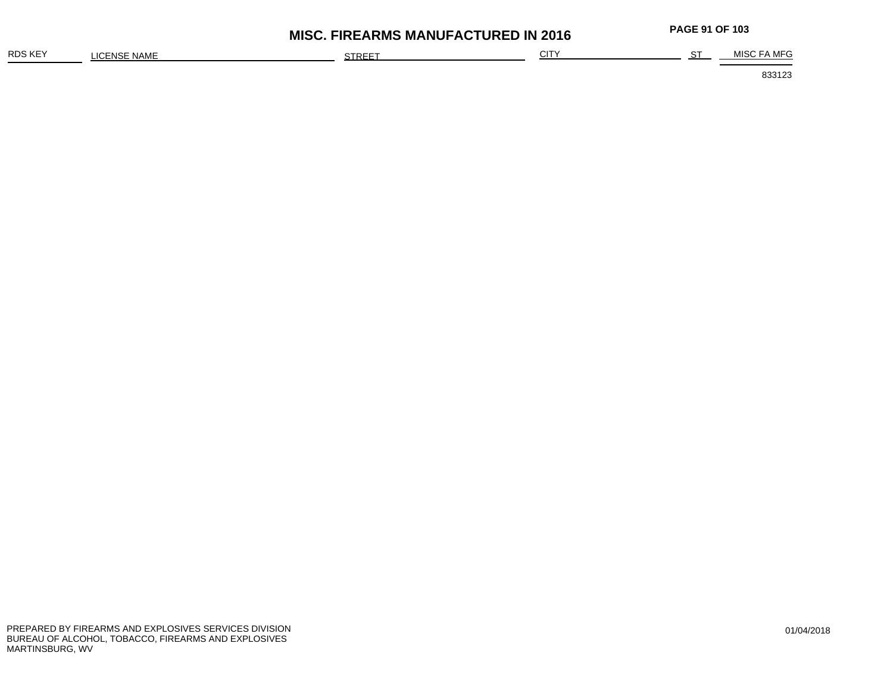# MISC. FIREARMS MANUFACTURED IN 2016

| RDS KEY | LICENSE NAME | STREET | CITY | ST | MISC FA MFG |
|---|---|---|---|---|---|
| | | | | | 833123 |

PREPARED BY FIREARMS AND EXPLOSIVES SERVICES DIVISION
BUREAU OF ALCOHOL, TOBACCO, FIREARMS AND EXPLOSIVES
MARTINSBURG, WV

01/04/2018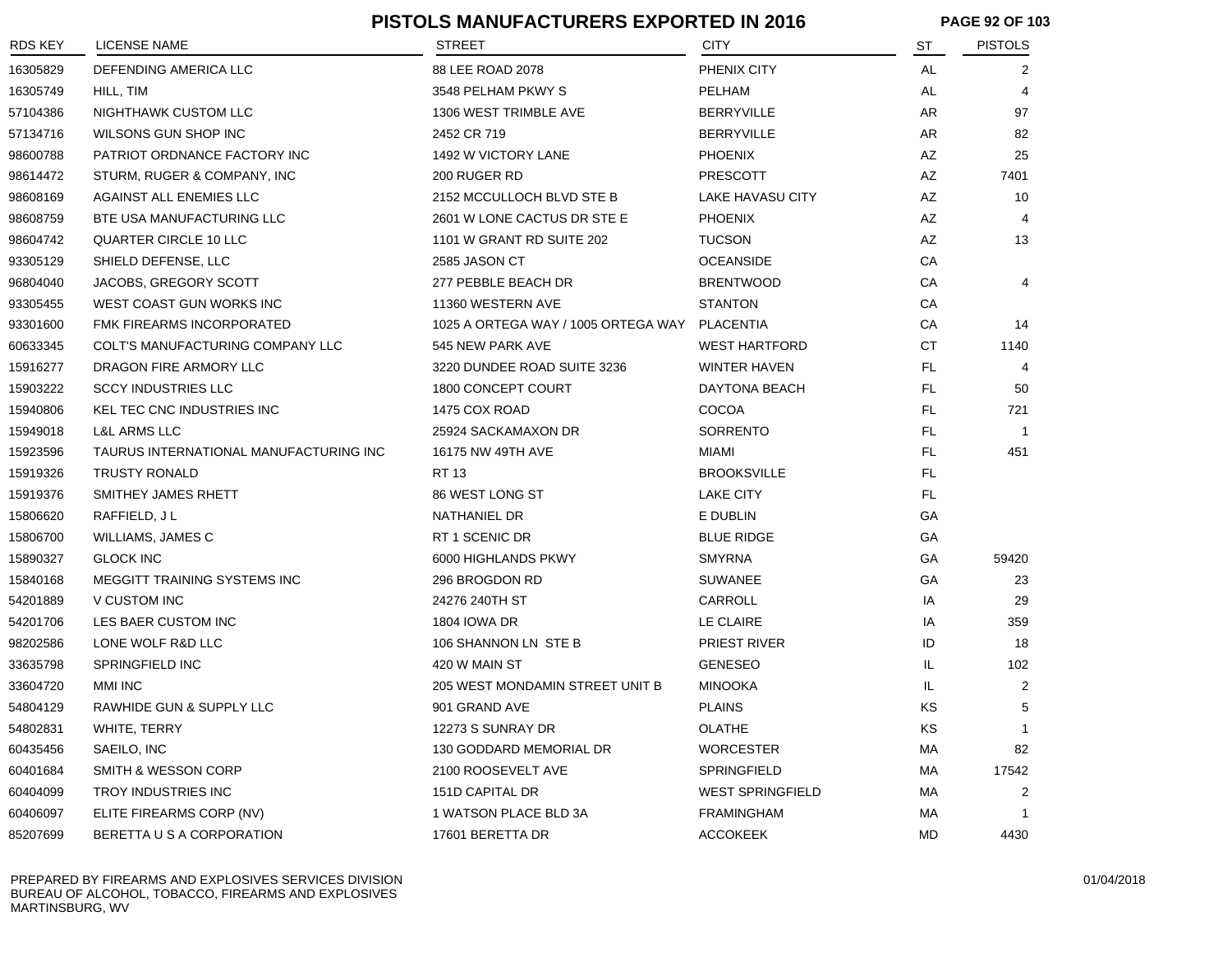# PISTOLS MANUFACTURERS EXPORTED IN 2016

| RDS KEY | LICENSE NAME | STREET | CITY | ST | PISTOLS |
|---|---|---|---|---|---|
| 16305829 | DEFENDING AMERICA LLC | 88 LEE ROAD 2078 | PHENIX CITY | AL | 2 |
| 16305749 | HILL, TIM | 3548 PELHAM PKWY S | PELHAM | AL | 4 |
| 57104386 | NIGHTHAWK CUSTOM LLC | 1306 WEST TRIMBLE AVE | BERRYVILLE | AR | 97 |
| 57134716 | WILSONS GUN SHOP INC | 2452 CR 719 | BERRYVILLE | AR | 82 |
| 98600788 | PATRIOT ORDNANCE FACTORY INC | 1492 W VICTORY LANE | PHOENIX | AZ | 25 |
| 98614472 | STURM, RUGER & COMPANY, INC | 200 RUGER RD | PRESCOTT | AZ | 7401 |
| 98608169 | AGAINST ALL ENEMIES LLC | 2152 MCCULLOCH BLVD STE B | LAKE HAVASU CITY | AZ | 10 |
| 98608759 | BTE USA MANUFACTURING LLC | 2601 W LONE CACTUS DR STE E | PHOENIX | AZ | 4 |
| 98604742 | QUARTER CIRCLE 10 LLC | 1101 W GRANT RD SUITE 202 | TUCSON | AZ | 13 |
| 93305129 | SHIELD DEFENSE, LLC | 2585 JASON CT | OCEANSIDE | CA | |
| 96804040 | JACOBS, GREGORY SCOTT | 277 PEBBLE BEACH DR | BRENTWOOD | CA | 4 |
| 93305455 | WEST COAST GUN WORKS INC | 11360 WESTERN AVE | STANTON | CA | |
| 93301600 | FMK FIREARMS INCORPORATED | 1025 A ORTEGA WAY / 1005 ORTEGA WAY | PLACENTIA | CA | 14 |
| 60633345 | COLT'S MANUFACTURING COMPANY LLC | 545 NEW PARK AVE | WEST HARTFORD | CT | 1140 |
| 15916277 | DRAGON FIRE ARMORY LLC | 3220 DUNDEE ROAD SUITE 3236 | WINTER HAVEN | FL | 4 |
| 15903222 | SCCY INDUSTRIES LLC | 1800 CONCEPT COURT | DAYTONA BEACH | FL | 50 |
| 15940806 | KEL TEC CNC INDUSTRIES INC | 1475 COX ROAD | COCOA | FL | 721 |
| 15949018 | L&L ARMS LLC | 25924 SACKAMAXON DR | SORRENTO | FL | 1 |
| 15923596 | TAURUS INTERNATIONAL MANUFACTURING INC | 16175 NW 49TH AVE | MIAMI | FL | 451 |
| 15919326 | TRUSTY RONALD | RT 13 | BROOKSVILLE | FL | |
| 15919376 | SMITHEY JAMES RHETT | 86 WEST LONG ST | LAKE CITY | FL | |
| 15806620 | RAFFIELD, J L | NATHANIEL DR | E DUBLIN | GA | |
| 15806700 | WILLIAMS, JAMES C | RT 1 SCENIC DR | BLUE RIDGE | GA | |
| 15890327 | GLOCK INC | 6000 HIGHLANDS PKWY | SMYRNA | GA | 59420 |
| 15840168 | MEGGITT TRAINING SYSTEMS INC | 296 BROGDON RD | SUWANEE | GA | 23 |
| 54201889 | V CUSTOM INC | 24276 240TH ST | CARROLL | IA | 29 |
| 54201706 | LES BAER CUSTOM INC | 1804 IOWA DR | LE CLAIRE | IA | 359 |
| 98202586 | LONE WOLF R&D LLC | 106 SHANNON LN STE B | PRIEST RIVER | ID | 18 |
| 33635798 | SPRINGFIELD INC | 420 W MAIN ST | GENESEO | IL | 102 |
| 33604720 | MMI INC | 205 WEST MONDAMIN STREET UNIT B | MINOOKA | IL | 2 |
| 54804129 | RAWHIDE GUN & SUPPLY LLC | 901 GRAND AVE | PLAINS | KS | 5 |
| 54802831 | WHITE, TERRY | 12273 S SUNRAY DR | OLATHE | KS | 1 |
| 60435456 | SAEILO, INC | 130 GODDARD MEMORIAL DR | WORCESTER | MA | 82 |
| 60401684 | SMITH & WESSON CORP | 2100 ROOSEVELT AVE | SPRINGFIELD | MA | 17542 |
| 60404099 | TROY INDUSTRIES INC | 151D CAPITAL DR | WEST SPRINGFIELD | MA | 2 |
| 60406097 | ELITE FIREARMS CORP (NV) | 1 WATSON PLACE BLD 3A | FRAMINGHAM | MA | 1 |
| 85207699 | BERETTA U S A CORPORATION | 17601 BERETTA DR | ACCOKEEK | MD | 4430 |

PREPARED BY FIREARMS AND EXPLOSIVES SERVICES DIVISION
BUREAU OF ALCOHOL, TOBACCO, FIREARMS AND EXPLOSIVES
MARTINSBURG, WV

01/04/2018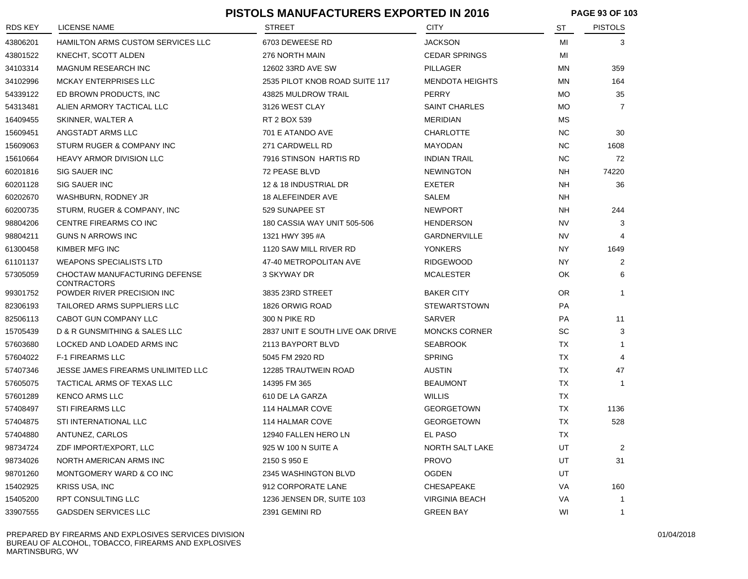# PISTOLS MANUFACTURERS EXPORTED IN 2016

| RDS KEY | LICENSE NAME | STREET | CITY | ST | PISTOLS |
|---|---|---|---|---|---|
| 43806201 | HAMILTON ARMS CUSTOM SERVICES LLC | 6703 DEWEESE RD | JACKSON | MI | 3 |
| 43801522 | KNECHT, SCOTT ALDEN | 276 NORTH MAIN | CEDAR SPRINGS | MI | |
| 34103314 | MAGNUM RESEARCH INC | 12602 33RD AVE SW | PILLAGER | MN | 359 |
| 34102996 | MCKAY ENTERPRISES LLC | 2535 PILOT KNOB ROAD SUITE 117 | MENDOTA HEIGHTS | MN | 164 |
| 54339122 | ED BROWN PRODUCTS, INC | 43825 MULDROW TRAIL | PERRY | MO | 35 |
| 54313481 | ALIEN ARMORY TACTICAL LLC | 3126 WEST CLAY | SAINT CHARLES | MO | 7 |
| 16409455 | SKINNER, WALTER A | RT 2 BOX 539 | MERIDIAN | MS | |
| 15609451 | ANGSTADT ARMS LLC | 701 E ATANDO AVE | CHARLOTTE | NC | 30 |
| 15609063 | STURM RUGER & COMPANY INC | 271 CARDWELL RD | MAYODAN | NC | 1608 |
| 15610664 | HEAVY ARMOR DIVISION LLC | 7916 STINSON HARTIS RD | INDIAN TRAIL | NC | 72 |
| 60201816 | SIG SAUER INC | 72 PEASE BLVD | NEWINGTON | NH | 74220 |
| 60201128 | SIG SAUER INC | 12 & 18 INDUSTRIAL DR | EXETER | NH | 36 |
| 60202670 | WASHBURN, RODNEY JR | 18 ALEFEINDER AVE | SALEM | NH | |
| 60200735 | STURM, RUGER & COMPANY, INC | 529 SUNAPEE ST | NEWPORT | NH | 244 |
| 98804206 | CENTRE FIREARMS CO INC | 180 CASSIA WAY UNIT 505-506 | HENDERSON | NV | 3 |
| 98804211 | GUNS N ARROWS INC | 1321 HWY 395 #A | GARDNERVILLE | NV | 4 |
| 61300458 | KIMBER MFG INC | 1120 SAW MILL RIVER RD | YONKERS | NY | 1649 |
| 61101137 | WEAPONS SPECIALISTS LTD | 47-40 METROPOLITAN AVE | RIDGEWOOD | NY | 2 |
| 57305059 | CHOCTAW MANUFACTURING DEFENSE CONTRACTORS | 3 SKYWAY DR | MCALESTER | OK | 6 |
| 99301752 | POWDER RIVER PRECISION INC | 3835 23RD STREET | BAKER CITY | OR | 1 |
| 82306193 | TAILORED ARMS SUPPLIERS LLC | 1826 ORWIG ROAD | STEWARTSTOWN | PA | |
| 82506113 | CABOT GUN COMPANY LLC | 300 N PIKE RD | SARVER | PA | 11 |
| 15705439 | D & R GUNSMITHING & SALES LLC | 2837 UNIT E SOUTH LIVE OAK DRIVE | MONCKS CORNER | SC | 3 |
| 57603680 | LOCKED AND LOADED ARMS INC | 2113 BAYPORT BLVD | SEABROOK | TX | 1 |
| 57604022 | F-1 FIREARMS LLC | 5045 FM 2920 RD | SPRING | TX | 4 |
| 57407346 | JESSE JAMES FIREARMS UNLIMITED LLC | 12285 TRAUTWEIN ROAD | AUSTIN | TX | 47 |
| 57605075 | TACTICAL ARMS OF TEXAS LLC | 14395 FM 365 | BEAUMONT | TX | 1 |
| 57601289 | KENCO ARMS LLC | 610 DE LA GARZA | WILLIS | TX | |
| 57408497 | STI FIREARMS LLC | 114 HALMAR COVE | GEORGETOWN | TX | 1136 |
| 57404875 | STI INTERNATIONAL LLC | 114 HALMAR COVE | GEORGETOWN | TX | 528 |
| 57404880 | ANTUNEZ, CARLOS | 12940 FALLEN HERO LN | EL PASO | TX | |
| 98734724 | ZDF IMPORT/EXPORT, LLC | 925 W 100 N SUITE A | NORTH SALT LAKE | UT | 2 |
| 98734026 | NORTH AMERICAN ARMS INC | 2150 S 950 E | PROVO | UT | 31 |
| 98701260 | MONTGOMERY WARD & CO INC | 2345 WASHINGTON BLVD | OGDEN | UT | |
| 15402925 | KRISS USA, INC | 912 CORPORATE LANE | CHESAPEAKE | VA | 160 |
| 15405200 | RPT CONSULTING LLC | 1236 JENSEN DR, SUITE 103 | VIRGINIA BEACH | VA | 1 |
| 33907555 | GADSDEN SERVICES LLC | 2391 GEMINI RD | GREEN BAY | WI | 1 |

PREPARED BY FIREARMS AND EXPLOSIVES SERVICES DIVISION
BUREAU OF ALCOHOL, TOBACCO, FIREARMS AND EXPLOSIVES
MARTINSBURG, WV

01/04/2018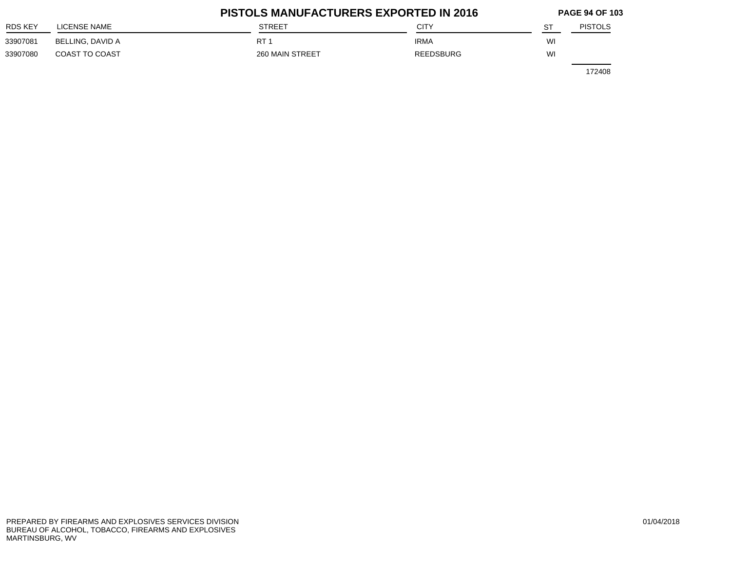# PISTOLS MANUFACTURERS EXPORTED IN 2016

| RDS KEY | LICENSE NAME | STREET | CITY | ST | PISTOLS |
|---|---|---|---|---|---|
| 33907081 | BELLING, DAVID A | RT 1 | IRMA | WI | |
| 33907080 | COAST TO COAST | 260 MAIN STREET | REEDSBURG | WI | |
| | | | | | 172408 |

PREPARED BY FIREARMS AND EXPLOSIVES SERVICES DIVISION
BUREAU OF ALCOHOL, TOBACCO, FIREARMS AND EXPLOSIVES
MARTINSBURG, WV

01/04/2018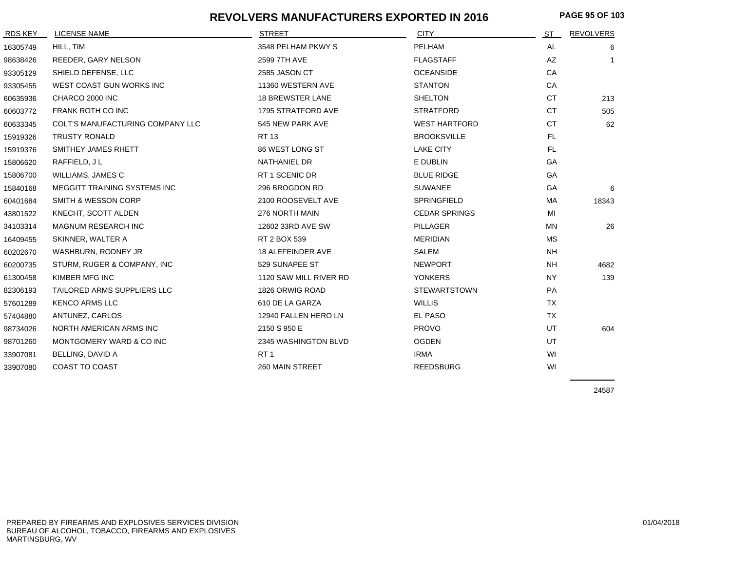# REVOLVERS MANUFACTURERS EXPORTED IN 2016

| RDS KEY | LICENSE NAME | STREET | CITY | ST | REVOLVERS |
|---|---|---|---|---|---|
| 16305749 | HILL, TIM | 3548 PELHAM PKWY S | PELHAM | AL | 6 |
| 98638426 | REEDER, GARY NELSON | 2599 7TH AVE | FLAGSTAFF | AZ | 1 |
| 93305129 | SHIELD DEFENSE, LLC | 2585 JASON CT | OCEANSIDE | CA | |
| 93305455 | WEST COAST GUN WORKS INC | 11360 WESTERN AVE | STANTON | CA | |
| 60635936 | CHARCO 2000 INC | 18 BREWSTER LANE | SHELTON | CT | 213 |
| 60603772 | FRANK ROTH CO INC | 1795 STRATFORD AVE | STRATFORD | CT | 505 |
| 60633345 | COLT'S MANUFACTURING COMPANY LLC | 545 NEW PARK AVE | WEST HARTFORD | CT | 62 |
| 15919326 | TRUSTY RONALD | RT 13 | BROOKSVILLE | FL | |
| 15919376 | SMITHEY JAMES RHETT | 86 WEST LONG ST | LAKE CITY | FL | |
| 15806620 | RAFFIELD, J L | NATHANIEL DR | E DUBLIN | GA | |
| 15806700 | WILLIAMS, JAMES C | RT 1 SCENIC DR | BLUE RIDGE | GA | |
| 15840168 | MEGGITT TRAINING SYSTEMS INC | 296 BROGDON RD | SUWANEE | GA | 6 |
| 60401684 | SMITH & WESSON CORP | 2100 ROOSEVELT AVE | SPRINGFIELD | MA | 18343 |
| 43801522 | KNECHT, SCOTT ALDEN | 276 NORTH MAIN | CEDAR SPRINGS | MI | |
| 34103314 | MAGNUM RESEARCH INC | 12602 33RD AVE SW | PILLAGER | MN | 26 |
| 16409455 | SKINNER, WALTER A | RT 2 BOX 539 | MERIDIAN | MS | |
| 60202670 | WASHBURN, RODNEY JR | 18 ALEFEINDER AVE | SALEM | NH | |
| 60200735 | STURM, RUGER & COMPANY, INC | 529 SUNAPEE ST | NEWPORT | NH | 4682 |
| 61300458 | KIMBER MFG INC | 1120 SAW MILL RIVER RD | YONKERS | NY | 139 |
| 82306193 | TAILORED ARMS SUPPLIERS LLC | 1826 ORWIG ROAD | STEWARTSTOWN | PA | |
| 57601289 | KENCO ARMS LLC | 610 DE LA GARZA | WILLIS | TX | |
| 57404880 | ANTUNEZ, CARLOS | 12940 FALLEN HERO LN | EL PASO | TX | |
| 98734026 | NORTH AMERICAN ARMS INC | 2150 S 950 E | PROVO | UT | 604 |
| 98701260 | MONTGOMERY WARD & CO INC | 2345 WASHINGTON BLVD | OGDEN | UT | |
| 33907081 | BELLING, DAVID A | RT 1 | IRMA | WI | |
| 33907080 | COAST TO COAST | 260 MAIN STREET | REEDSBURG | WI | |
| | | | | | 24587 |

PREPARED BY FIREARMS AND EXPLOSIVES SERVICES DIVISION
BUREAU OF ALCOHOL, TOBACCO, FIREARMS AND EXPLOSIVES
MARTINSBURG, WV

01/04/2018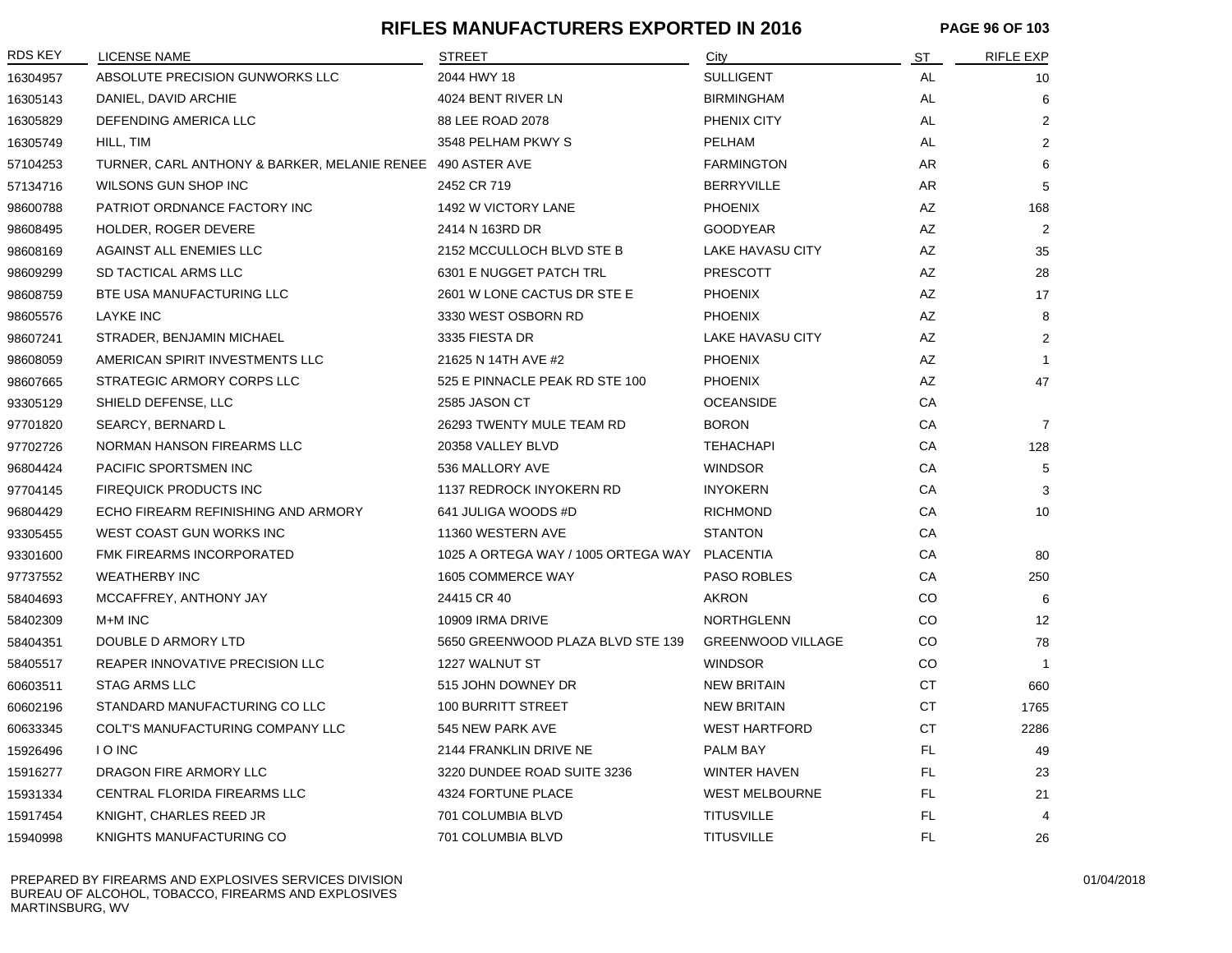# RIFLES MANUFACTURERS EXPORTED IN 2016

| RDS KEY | LICENSE NAME | STREET | City | ST | RIFLE EXP |
|---|---|---|---|---|---|
| 16304957 | ABSOLUTE PRECISION GUNWORKS LLC | 2044 HWY 18 | SULLIGENT | AL | 10 |
| 16305143 | DANIEL, DAVID ARCHIE | 4024 BENT RIVER LN | BIRMINGHAM | AL | 6 |
| 16305829 | DEFENDING AMERICA LLC | 88 LEE ROAD 2078 | PHENIX CITY | AL | 2 |
| 16305749 | HILL, TIM | 3548 PELHAM PKWY S | PELHAM | AL | 2 |
| 57104253 | TURNER, CARL ANTHONY & BARKER, MELANIE RENEE | 490 ASTER AVE | FARMINGTON | AR | 6 |
| 57134716 | WILSONS GUN SHOP INC | 2452 CR 719 | BERRYVILLE | AR | 5 |
| 98600788 | PATRIOT ORDNANCE FACTORY INC | 1492 W VICTORY LANE | PHOENIX | AZ | 168 |
| 98608495 | HOLDER, ROGER DEVERE | 2414 N 163RD DR | GOODYEAR | AZ | 2 |
| 98608169 | AGAINST ALL ENEMIES LLC | 2152 MCCULLOCH BLVD STE B | LAKE HAVASU CITY | AZ | 35 |
| 98609299 | SD TACTICAL ARMS LLC | 6301 E NUGGET PATCH TRL | PRESCOTT | AZ | 28 |
| 98608759 | BTE USA MANUFACTURING LLC | 2601 W LONE CACTUS DR STE E | PHOENIX | AZ | 17 |
| 98605576 | LAYKE INC | 3330 WEST OSBORN RD | PHOENIX | AZ | 8 |
| 98607241 | STRADER, BENJAMIN MICHAEL | 3335 FIESTA DR | LAKE HAVASU CITY | AZ | 2 |
| 98608059 | AMERICAN SPIRIT INVESTMENTS LLC | 21625 N 14TH AVE #2 | PHOENIX | AZ | 1 |
| 98607665 | STRATEGIC ARMORY CORPS LLC | 525 E PINNACLE PEAK RD STE 100 | PHOENIX | AZ | 47 |
| 93305129 | SHIELD DEFENSE, LLC | 2585 JASON CT | OCEANSIDE | CA | |
| 97701820 | SEARCY, BERNARD L | 26293 TWENTY MULE TEAM RD | BORON | CA | 7 |
| 97702726 | NORMAN HANSON FIREARMS LLC | 20358 VALLEY BLVD | TEHACHAPI | CA | 128 |
| 96804424 | PACIFIC SPORTSMEN INC | 536 MALLORY AVE | WINDSOR | CA | 5 |
| 97704145 | FIREQUICK PRODUCTS INC | 1137 REDROCK INYOKERN RD | INYOKERN | CA | 3 |
| 96804429 | ECHO FIREARM REFINISHING AND ARMORY | 641 JULIGA WOODS #D | RICHMOND | CA | 10 |
| 93305455 | WEST COAST GUN WORKS INC | 11360 WESTERN AVE | STANTON | CA | |
| 93301600 | FMK FIREARMS INCORPORATED | 1025 A ORTEGA WAY / 1005 ORTEGA WAY | PLACENTIA | CA | 80 |
| 97737552 | WEATHERBY INC | 1605 COMMERCE WAY | PASO ROBLES | CA | 250 |
| 58404693 | MCCAFFREY, ANTHONY JAY | 24415 CR 40 | AKRON | CO | 6 |
| 58402309 | M+M INC | 10909 IRMA DRIVE | NORTHGLENN | CO | 12 |
| 58404351 | DOUBLE D ARMORY LTD | 5650 GREENWOOD PLAZA BLVD STE 139 | GREENWOOD VILLAGE | CO | 78 |
| 58405517 | REAPER INNOVATIVE PRECISION LLC | 1227 WALNUT ST | WINDSOR | CO | 1 |
| 60603511 | STAG ARMS LLC | 515 JOHN DOWNEY DR | NEW BRITAIN | CT | 660 |
| 60602196 | STANDARD MANUFACTURING CO LLC | 100 BURRITT STREET | NEW BRITAIN | CT | 1765 |
| 60633345 | COLT'S MANUFACTURING COMPANY LLC | 545 NEW PARK AVE | WEST HARTFORD | CT | 2286 |
| 15926496 | I O INC | 2144 FRANKLIN DRIVE NE | PALM BAY | FL | 49 |
| 15916277 | DRAGON FIRE ARMORY LLC | 3220 DUNDEE ROAD SUITE 3236 | WINTER HAVEN | FL | 23 |
| 15931334 | CENTRAL FLORIDA FIREARMS LLC | 4324 FORTUNE PLACE | WEST MELBOURNE | FL | 21 |
| 15917454 | KNIGHT, CHARLES REED JR | 701 COLUMBIA BLVD | TITUSVILLE | FL | 4 |
| 15940998 | KNIGHTS MANUFACTURING CO | 701 COLUMBIA BLVD | TITUSVILLE | FL | 26 |

PREPARED BY FIREARMS AND EXPLOSIVES SERVICES DIVISION
BUREAU OF ALCOHOL, TOBACCO, FIREARMS AND EXPLOSIVES
MARTINSBURG, WV

01/04/2018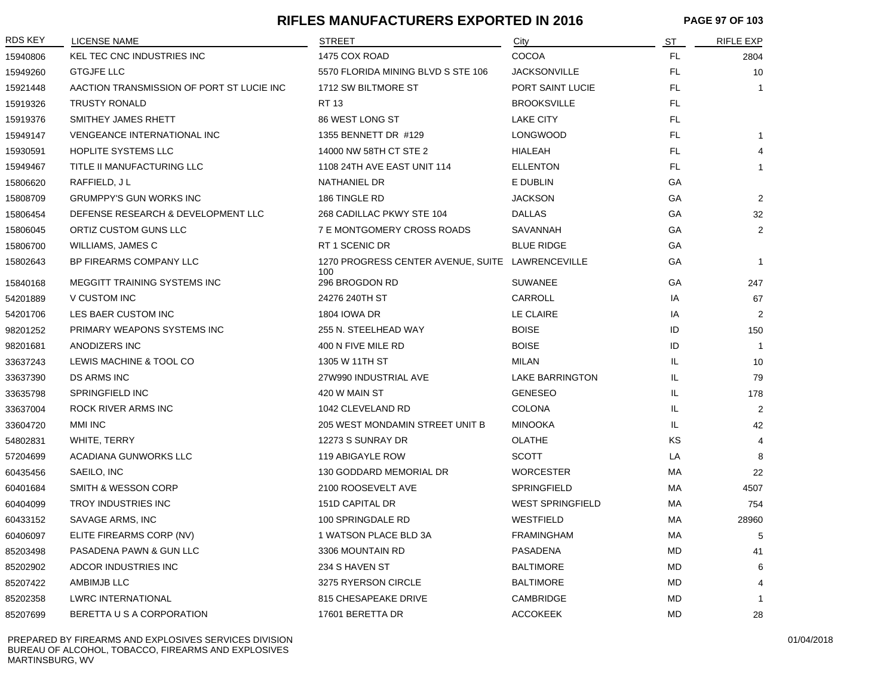# RIFLES MANUFACTURERS EXPORTED IN 2016

| RDS KEY | LICENSE NAME | STREET | City | ST | RIFLE EXP |
|---|---|---|---|---|---|
| 15940806 | KEL TEC CNC INDUSTRIES INC | 1475 COX ROAD | COCOA | FL | 2804 |
| 15949260 | GTGJFE LLC | 5570 FLORIDA MINING BLVD S STE 106 | JACKSONVILLE | FL | 10 |
| 15921448 | AACTION TRANSMISSION OF PORT ST LUCIE INC | 1712 SW BILTMORE ST | PORT SAINT LUCIE | FL | 1 |
| 15919326 | TRUSTY RONALD | RT 13 | BROOKSVILLE | FL | |
| 15919376 | SMITHEY JAMES RHETT | 86 WEST LONG ST | LAKE CITY | FL | |
| 15949147 | VENGEANCE INTERNATIONAL INC | 1355 BENNETT DR #129 | LONGWOOD | FL | 1 |
| 15930591 | HOPLITE SYSTEMS LLC | 14000 NW 58TH CT STE 2 | HIALEAH | FL | 4 |
| 15949467 | TITLE II MANUFACTURING LLC | 1108 24TH AVE EAST UNIT 114 | ELLENTON | FL | 1 |
| 15806620 | RAFFIELD, J L | NATHANIEL DR | E DUBLIN | GA | |
| 15808709 | GRUMPPY'S GUN WORKS INC | 186 TINGLE RD | JACKSON | GA | 2 |
| 15806454 | DEFENSE RESEARCH & DEVELOPMENT LLC | 268 CADILLAC PKWY STE 104 | DALLAS | GA | 32 |
| 15806045 | ORTIZ CUSTOM GUNS LLC | 7 E MONTGOMERY CROSS ROADS | SAVANNAH | GA | 2 |
| 15806700 | WILLIAMS, JAMES C | RT 1 SCENIC DR | BLUE RIDGE | GA | |
| 15802643 | BP FIREARMS COMPANY LLC | 1270 PROGRESS CENTER AVENUE, SUITE 100 | LAWRENCEVILLE | GA | 1 |
| 15840168 | MEGGITT TRAINING SYSTEMS INC | 296 BROGDON RD | SUWANEE | GA | 247 |
| 54201889 | V CUSTOM INC | 24276 240TH ST | CARROLL | IA | 67 |
| 54201706 | LES BAER CUSTOM INC | 1804 IOWA DR | LE CLAIRE | IA | 2 |
| 98201252 | PRIMARY WEAPONS SYSTEMS INC | 255 N. STEELHEAD WAY | BOISE | ID | 150 |
| 98201681 | ANODIZERS INC | 400 N FIVE MILE RD | BOISE | ID | 1 |
| 33637243 | LEWIS MACHINE & TOOL CO | 1305 W 11TH ST | MILAN | IL | 10 |
| 33637390 | DS ARMS INC | 27W990 INDUSTRIAL AVE | LAKE BARRINGTON | IL | 79 |
| 33635798 | SPRINGFIELD INC | 420 W MAIN ST | GENESEO | IL | 178 |
| 33637004 | ROCK RIVER ARMS INC | 1042 CLEVELAND RD | COLONA | IL | 2 |
| 33604720 | MMI INC | 205 WEST MONDAMIN STREET UNIT B | MINOOKA | IL | 42 |
| 54802831 | WHITE, TERRY | 12273 S SUNRAY DR | OLATHE | KS | 4 |
| 57204699 | ACADIANA GUNWORKS LLC | 119 ABIGAYLE ROW | SCOTT | LA | 8 |
| 60435456 | SAEILO, INC | 130 GODDARD MEMORIAL DR | WORCESTER | MA | 22 |
| 60401684 | SMITH & WESSON CORP | 2100 ROOSEVELT AVE | SPRINGFIELD | MA | 4507 |
| 60404099 | TROY INDUSTRIES INC | 151D CAPITAL DR | WEST SPRINGFIELD | MA | 754 |
| 60433152 | SAVAGE ARMS, INC | 100 SPRINGDALE RD | WESTFIELD | MA | 28960 |
| 60406097 | ELITE FIREARMS CORP (NV) | 1 WATSON PLACE BLD 3A | FRAMINGHAM | MA | 5 |
| 85203498 | PASADENA PAWN & GUN LLC | 3306 MOUNTAIN RD | PASADENA | MD | 41 |
| 85202902 | ADCOR INDUSTRIES INC | 234 S HAVEN ST | BALTIMORE | MD | 6 |
| 85207422 | AMBIMJB LLC | 3275 RYERSON CIRCLE | BALTIMORE | MD | 4 |
| 85202358 | LWRC INTERNATIONAL | 815 CHESAPEAKE DRIVE | CAMBRIDGE | MD | 1 |
| 85207699 | BERETTA U S A CORPORATION | 17601 BERETTA DR | ACCOKEEK | MD | 28 |

PREPARED BY FIREARMS AND EXPLOSIVES SERVICES DIVISION
BUREAU OF ALCOHOL, TOBACCO, FIREARMS AND EXPLOSIVES
MARTINSBURG, WV

01/04/2018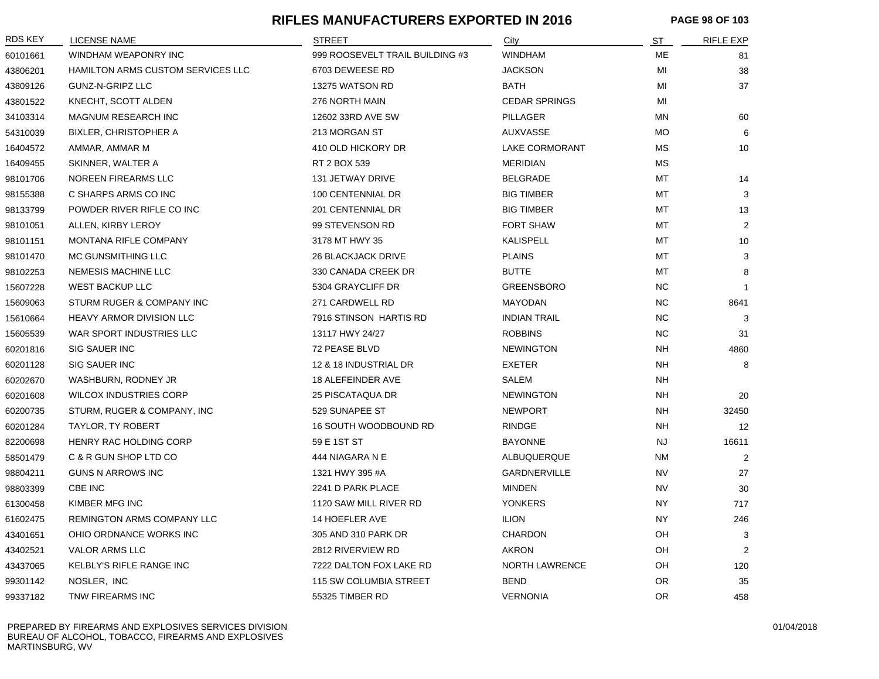# RIFLES MANUFACTURERS EXPORTED IN 2016

| RDS KEY | LICENSE NAME | STREET | City | ST | RIFLE EXP |
|---|---|---|---|---|---|
| 60101661 | WINDHAM WEAPONRY INC | 999 ROOSEVELT TRAIL BUILDING #3 | WINDHAM | ME | 81 |
| 43806201 | HAMILTON ARMS CUSTOM SERVICES LLC | 6703 DEWEESE RD | JACKSON | MI | 38 |
| 43809126 | GUNZ-N-GRIPZ LLC | 13275 WATSON RD | BATH | MI | 37 |
| 43801522 | KNECHT, SCOTT ALDEN | 276 NORTH MAIN | CEDAR SPRINGS | MI | |
| 34103314 | MAGNUM RESEARCH INC | 12602 33RD AVE SW | PILLAGER | MN | 60 |
| 54310039 | BIXLER, CHRISTOPHER A | 213 MORGAN ST | AUXVASSE | MO | 6 |
| 16404572 | AMMAR, AMMAR M | 410 OLD HICKORY DR | LAKE CORMORANT | MS | 10 |
| 16409455 | SKINNER, WALTER A | RT 2 BOX 539 | MERIDIAN | MS | |
| 98101706 | NOREEN FIREARMS LLC | 131 JETWAY DRIVE | BELGRADE | MT | 14 |
| 98155388 | C SHARPS ARMS CO INC | 100 CENTENNIAL DR | BIG TIMBER | MT | 3 |
| 98133799 | POWDER RIVER RIFLE CO INC | 201 CENTENNIAL DR | BIG TIMBER | MT | 13 |
| 98101051 | ALLEN, KIRBY LEROY | 99 STEVENSON RD | FORT SHAW | MT | 2 |
| 98101151 | MONTANA RIFLE COMPANY | 3178 MT HWY 35 | KALISPELL | MT | 10 |
| 98101470 | MC GUNSMITHING LLC | 26 BLACKJACK DRIVE | PLAINS | MT | 3 |
| 98102253 | NEMESIS MACHINE LLC | 330 CANADA CREEK DR | BUTTE | MT | 8 |
| 15607228 | WEST BACKUP LLC | 5304 GRAYCLIFF DR | GREENSBORO | NC | 1 |
| 15609063 | STURM RUGER & COMPANY INC | 271 CARDWELL RD | MAYODAN | NC | 8641 |
| 15610664 | HEAVY ARMOR DIVISION LLC | 7916 STINSON HARTIS RD | INDIAN TRAIL | NC | 3 |
| 15605539 | WAR SPORT INDUSTRIES LLC | 13117 HWY 24/27 | ROBBINS | NC | 31 |
| 60201816 | SIG SAUER INC | 72 PEASE BLVD | NEWINGTON | NH | 4860 |
| 60201128 | SIG SAUER INC | 12 & 18 INDUSTRIAL DR | EXETER | NH | 8 |
| 60202670 | WASHBURN, RODNEY JR | 18 ALEFEINDER AVE | SALEM | NH | |
| 60201608 | WILCOX INDUSTRIES CORP | 25 PISCATAQUA DR | NEWINGTON | NH | 20 |
| 60200735 | STURM, RUGER & COMPANY, INC | 529 SUNAPEE ST | NEWPORT | NH | 32450 |
| 60201284 | TAYLOR, TY ROBERT | 16 SOUTH WOODBOUND RD | RINDGE | NH | 12 |
| 82200698 | HENRY RAC HOLDING CORP | 59 E 1ST ST | BAYONNE | NJ | 16611 |
| 58501479 | C & R GUN SHOP LTD CO | 444 NIAGARA N E | ALBUQUERQUE | NM | 2 |
| 98804211 | GUNS N ARROWS INC | 1321 HWY 395 #A | GARDNERVILLE | NV | 27 |
| 98803399 | CBE INC | 2241 D PARK PLACE | MINDEN | NV | 30 |
| 61300458 | KIMBER MFG INC | 1120 SAW MILL RIVER RD | YONKERS | NY | 717 |
| 61602475 | REMINGTON ARMS COMPANY LLC | 14 HOEFLER AVE | ILION | NY | 246 |
| 43401651 | OHIO ORDNANCE WORKS INC | 305 AND 310 PARK DR | CHARDON | OH | 3 |
| 43402521 | VALOR ARMS LLC | 2812 RIVERVIEW RD | AKRON | OH | 2 |
| 43437065 | KELBLY'S RIFLE RANGE INC | 7222 DALTON FOX LAKE RD | NORTH LAWRENCE | OH | 120 |
| 99301142 | NOSLER, INC | 115 SW COLUMBIA STREET | BEND | OR | 35 |
| 99337182 | TNW FIREARMS INC | 55325 TIMBER RD | VERNONIA | OR | 458 |

PREPARED BY FIREARMS AND EXPLOSIVES SERVICES DIVISION
BUREAU OF ALCOHOL, TOBACCO, FIREARMS AND EXPLOSIVES
MARTINSBURG, WV

01/04/2018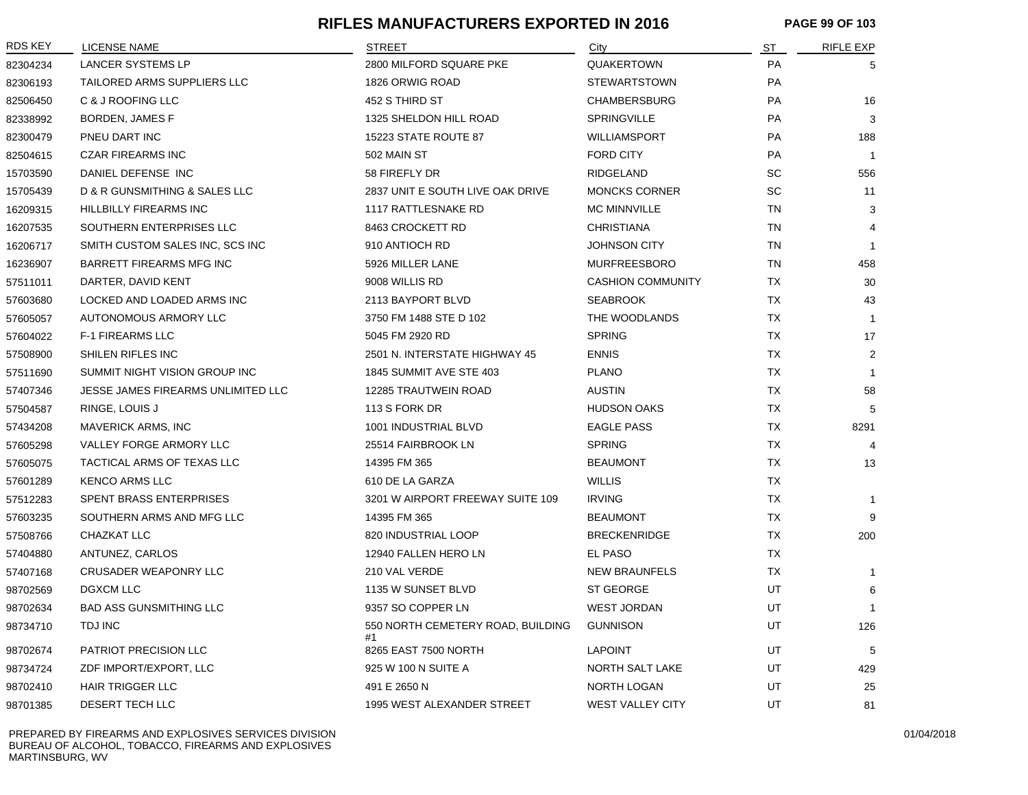# RIFLES MANUFACTURERS EXPORTED IN 2016

| RDS KEY | LICENSE NAME | STREET | City | ST | RIFLE EXP |
|---|---|---|---|---|---|
| 82304234 | LANCER SYSTEMS LP | 2800 MILFORD SQUARE PKE | QUAKERTOWN | PA | 5 |
| 82306193 | TAILORED ARMS SUPPLIERS LLC | 1826 ORWIG ROAD | STEWARTSTOWN | PA | |
| 82506450 | C & J ROOFING LLC | 452 S THIRD ST | CHAMBERSBURG | PA | 16 |
| 82338992 | BORDEN, JAMES F | 1325 SHELDON HILL ROAD | SPRINGVILLE | PA | 3 |
| 82300479 | PNEU DART INC | 15223 STATE ROUTE 87 | WILLIAMSPORT | PA | 188 |
| 82504615 | CZAR FIREARMS INC | 502 MAIN ST | FORD CITY | PA | 1 |
| 15703590 | DANIEL DEFENSE INC | 58 FIREFLY DR | RIDGELAND | SC | 556 |
| 15705439 | D & R GUNSMITHING & SALES LLC | 2837 UNIT E SOUTH LIVE OAK DRIVE | MONCKS CORNER | SC | 11 |
| 16209315 | HILLBILLY FIREARMS INC | 1117 RATTLESNAKE RD | MC MINNVILLE | TN | 3 |
| 16207535 | SOUTHERN ENTERPRISES LLC | 8463 CROCKETT RD | CHRISTIANA | TN | 4 |
| 16206717 | SMITH CUSTOM SALES INC, SCS INC | 910 ANTIOCH RD | JOHNSON CITY | TN | 1 |
| 16236907 | BARRETT FIREARMS MFG INC | 5926 MILLER LANE | MURFREESBORO | TN | 458 |
| 57511011 | DARTER, DAVID KENT | 9008 WILLIS RD | CASHION COMMUNITY | TX | 30 |
| 57603680 | LOCKED AND LOADED ARMS INC | 2113 BAYPORT BLVD | SEABROOK | TX | 43 |
| 57605057 | AUTONOMOUS ARMORY LLC | 3750 FM 1488 STE D 102 | THE WOODLANDS | TX | 1 |
| 57604022 | F-1 FIREARMS LLC | 5045 FM 2920 RD | SPRING | TX | 17 |
| 57508900 | SHILEN RIFLES INC | 2501 N. INTERSTATE HIGHWAY 45 | ENNIS | TX | 2 |
| 57511690 | SUMMIT NIGHT VISION GROUP INC | 1845 SUMMIT AVE STE 403 | PLANO | TX | 1 |
| 57407346 | JESSE JAMES FIREARMS UNLIMITED LLC | 12285 TRAUTWEIN ROAD | AUSTIN | TX | 58 |
| 57504587 | RINGE, LOUIS J | 113 S FORK DR | HUDSON OAKS | TX | 5 |
| 57434208 | MAVERICK ARMS, INC | 1001 INDUSTRIAL BLVD | EAGLE PASS | TX | 8291 |
| 57605298 | VALLEY FORGE ARMORY LLC | 25514 FAIRBROOK LN | SPRING | TX | 4 |
| 57605075 | TACTICAL ARMS OF TEXAS LLC | 14395 FM 365 | BEAUMONT | TX | 13 |
| 57601289 | KENCO ARMS LLC | 610 DE LA GARZA | WILLIS | TX | |
| 57512283 | SPENT BRASS ENTERPRISES | 3201 W AIRPORT FREEWAY SUITE 109 | IRVING | TX | 1 |
| 57603235 | SOUTHERN ARMS AND MFG LLC | 14395 FM 365 | BEAUMONT | TX | 9 |
| 57508766 | CHAZKAT LLC | 820 INDUSTRIAL LOOP | BRECKENRIDGE | TX | 200 |
| 57404880 | ANTUNEZ, CARLOS | 12940 FALLEN HERO LN | EL PASO | TX | |
| 57407168 | CRUSADER WEAPONRY LLC | 210 VAL VERDE | NEW BRAUNFELS | TX | 1 |
| 98702569 | DGXCM LLC | 1135 W SUNSET BLVD | ST GEORGE | UT | 6 |
| 98702634 | BAD ASS GUNSMITHING LLC | 9357 SO COPPER LN | WEST JORDAN | UT | 1 |
| 98734710 | TDJ INC | 550 NORTH CEMETERY ROAD, BUILDING #1 | GUNNISON | UT | 126 |
| 98702674 | PATRIOT PRECISION LLC | 8265 EAST 7500 NORTH | LAPOINT | UT | 5 |
| 98734724 | ZDF IMPORT/EXPORT, LLC | 925 W 100 N SUITE A | NORTH SALT LAKE | UT | 429 |
| 98702410 | HAIR TRIGGER LLC | 491 E 2650 N | NORTH LOGAN | UT | 25 |
| 98701385 | DESERT TECH LLC | 1995 WEST ALEXANDER STREET | WEST VALLEY CITY | UT | 81 |

PREPARED BY FIREARMS AND EXPLOSIVES SERVICES DIVISION
BUREAU OF ALCOHOL, TOBACCO, FIREARMS AND EXPLOSIVES
MARTINSBURG, WV

01/04/2018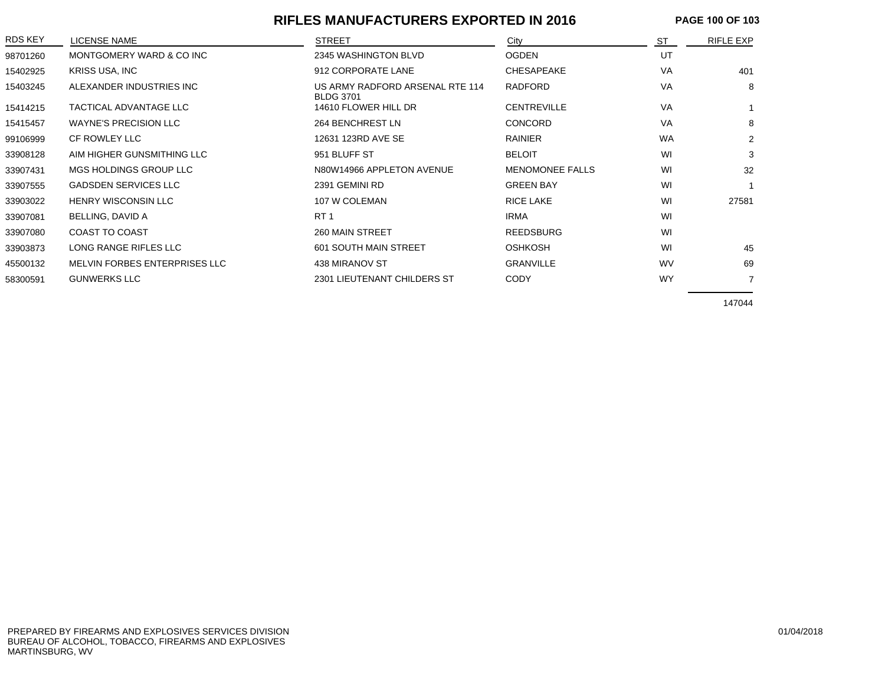# RIFLES MANUFACTURERS EXPORTED IN 2016

| RDS KEY | LICENSE NAME | STREET | City | ST | RIFLE EXP |
|---|---|---|---|---|---|
| 98701260 | MONTGOMERY WARD & CO INC | 2345 WASHINGTON BLVD | OGDEN | UT | |
| 15402925 | KRISS USA, INC | 912 CORPORATE LANE | CHESAPEAKE | VA | 401 |
| 15403245 | ALEXANDER INDUSTRIES INC | US ARMY RADFORD ARSENAL RTE 114 BLDG 3701 | RADFORD | VA | 8 |
| 15414215 | TACTICAL ADVANTAGE LLC | 14610 FLOWER HILL DR | CENTREVILLE | VA | 1 |
| 15415457 | WAYNE'S PRECISION LLC | 264 BENCHREST LN | CONCORD | VA | 8 |
| 99106999 | CF ROWLEY LLC | 12631 123RD AVE SE | RAINIER | WA | 2 |
| 33908128 | AIM HIGHER GUNSMITHING LLC | 951 BLUFF ST | BELOIT | WI | 3 |
| 33907431 | MGS HOLDINGS GROUP LLC | N80W14966 APPLETON AVENUE | MENOMONEE FALLS | WI | 32 |
| 33907555 | GADSDEN SERVICES LLC | 2391 GEMINI RD | GREEN BAY | WI | 1 |
| 33903022 | HENRY WISCONSIN LLC | 107 W COLEMAN | RICE LAKE | WI | 27581 |
| 33907081 | BELLING, DAVID A | RT 1 | IRMA | WI | |
| 33907080 | COAST TO COAST | 260 MAIN STREET | REEDSBURG | WI | |
| 33903873 | LONG RANGE RIFLES LLC | 601 SOUTH MAIN STREET | OSHKOSH | WI | 45 |
| 45500132 | MELVIN FORBES ENTERPRISES LLC | 438 MIRANOV ST | GRANVILLE | WV | 69 |
| 58300591 | GUNWERKS LLC | 2301 LIEUTENANT CHILDERS ST | CODY | WY | 7 |
| | | | | | 147044 |

PREPARED BY FIREARMS AND EXPLOSIVES SERVICES DIVISION
BUREAU OF ALCOHOL, TOBACCO, FIREARMS AND EXPLOSIVES
MARTINSBURG, WV

01/04/2018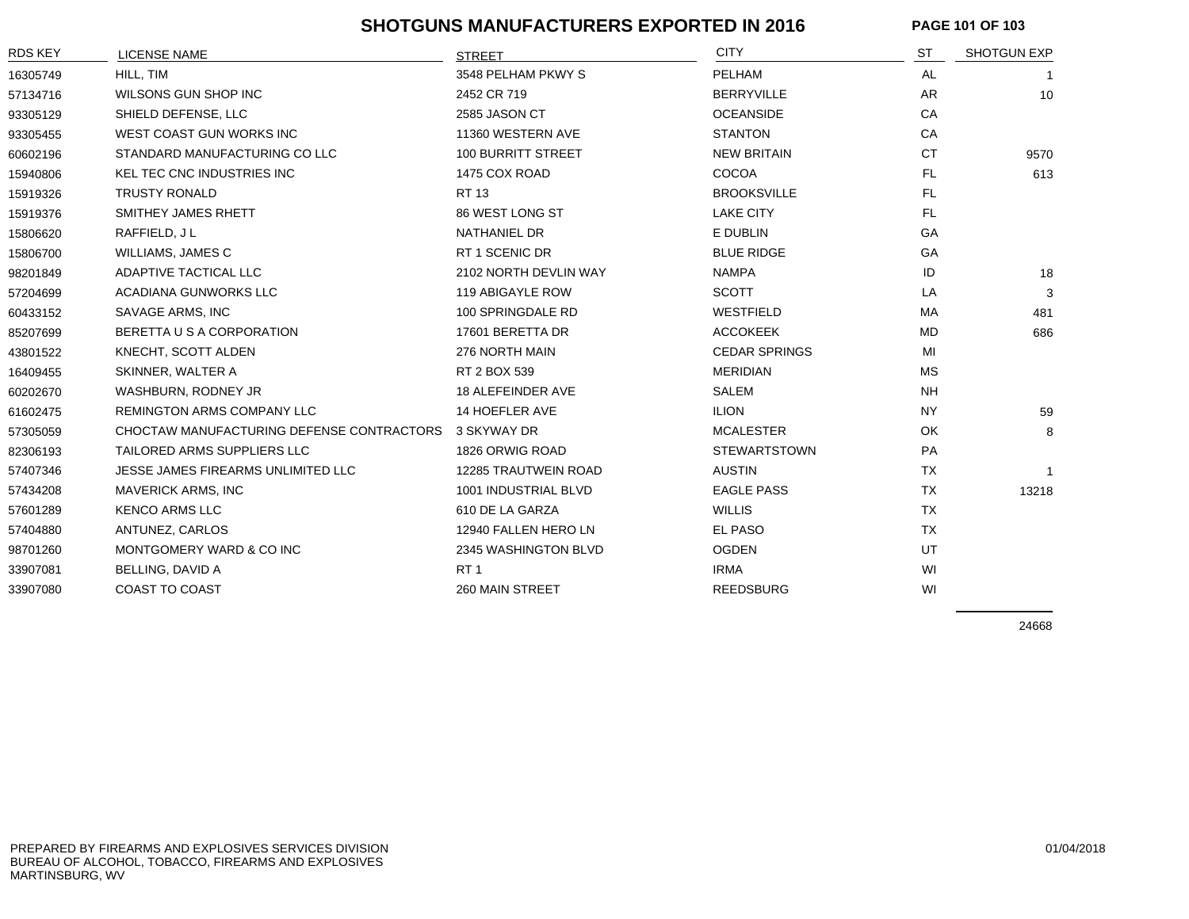# SHOTGUNS MANUFACTURERS EXPORTED IN 2016

| RDS KEY | LICENSE NAME | STREET | CITY | ST | SHOTGUN EXP |
|---|---|---|---|---|---|
| 16305749 | HILL, TIM | 3548 PELHAM PKWY S | PELHAM | AL | 1 |
| 57134716 | WILSONS GUN SHOP INC | 2452 CR 719 | BERRYVILLE | AR | 10 |
| 93305129 | SHIELD DEFENSE, LLC | 2585 JASON CT | OCEANSIDE | CA | |
| 93305455 | WEST COAST GUN WORKS INC | 11360 WESTERN AVE | STANTON | CA | |
| 60602196 | STANDARD MANUFACTURING CO LLC | 100 BURRITT STREET | NEW BRITAIN | CT | 9570 |
| 15940806 | KEL TEC CNC INDUSTRIES INC | 1475 COX ROAD | COCOA | FL | 613 |
| 15919326 | TRUSTY RONALD | RT 13 | BROOKSVILLE | FL | |
| 15919376 | SMITHEY JAMES RHETT | 86 WEST LONG ST | LAKE CITY | FL | |
| 15806620 | RAFFIELD, J L | NATHANIEL DR | E DUBLIN | GA | |
| 15806700 | WILLIAMS, JAMES C | RT 1 SCENIC DR | BLUE RIDGE | GA | |
| 98201849 | ADAPTIVE TACTICAL LLC | 2102 NORTH DEVLIN WAY | NAMPA | ID | 18 |
| 57204699 | ACADIANA GUNWORKS LLC | 119 ABIGAYLE ROW | SCOTT | LA | 3 |
| 60433152 | SAVAGE ARMS, INC | 100 SPRINGDALE RD | WESTFIELD | MA | 481 |
| 85207699 | BERETTA U S A CORPORATION | 17601 BERETTA DR | ACCOKEEK | MD | 686 |
| 43801522 | KNECHT, SCOTT ALDEN | 276 NORTH MAIN | CEDAR SPRINGS | MI | |
| 16409455 | SKINNER, WALTER A | RT 2 BOX 539 | MERIDIAN | MS | |
| 60202670 | WASHBURN, RODNEY JR | 18 ALEFEINDER AVE | SALEM | NH | |
| 61602475 | REMINGTON ARMS COMPANY LLC | 14 HOEFLER AVE | ILION | NY | 59 |
| 57305059 | CHOCTAW MANUFACTURING DEFENSE CONTRACTORS | 3 SKYWAY DR | MCALESTER | OK | 8 |
| 82306193 | TAILORED ARMS SUPPLIERS LLC | 1826 ORWIG ROAD | STEWARTSTOWN | PA | |
| 57407346 | JESSE JAMES FIREARMS UNLIMITED LLC | 12285 TRAUTWEIN ROAD | AUSTIN | TX | 1 |
| 57434208 | MAVERICK ARMS, INC | 1001 INDUSTRIAL BLVD | EAGLE PASS | TX | 13218 |
| 57601289 | KENCO ARMS LLC | 610 DE LA GARZA | WILLIS | TX | |
| 57404880 | ANTUNEZ, CARLOS | 12940 FALLEN HERO LN | EL PASO | TX | |
| 98701260 | MONTGOMERY WARD & CO INC | 2345 WASHINGTON BLVD | OGDEN | UT | |
| 33907081 | BELLING, DAVID A | RT 1 | IRMA | WI | |
| 33907080 | COAST TO COAST | 260 MAIN STREET | REEDSBURG | WI | |
| | | | | | 24668 |

PREPARED BY FIREARMS AND EXPLOSIVES SERVICES DIVISION
BUREAU OF ALCOHOL, TOBACCO, FIREARMS AND EXPLOSIVES
MARTINSBURG, WV

01/04/2018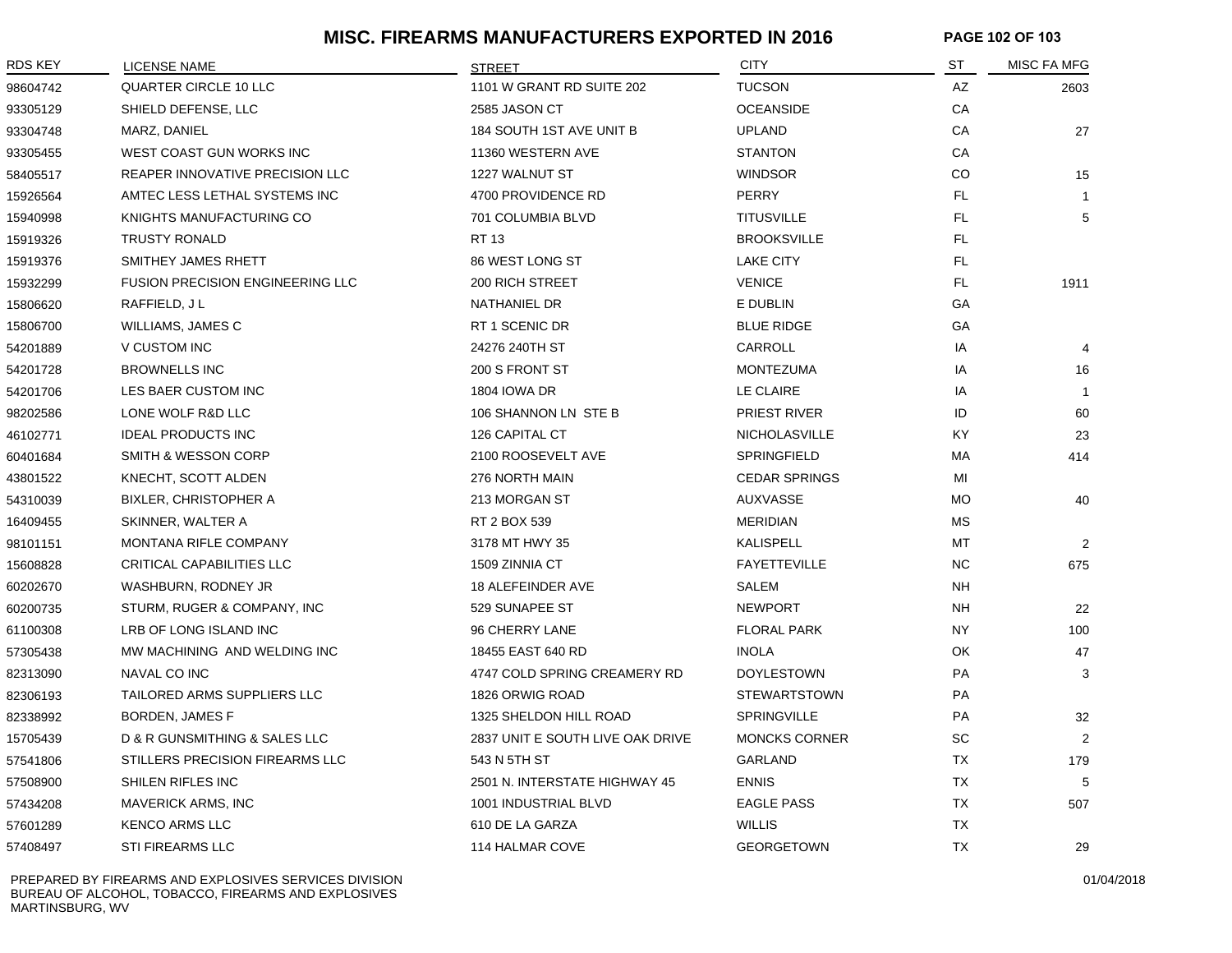# MISC. FIREARMS MANUFACTURERS EXPORTED IN 2016

| RDS KEY | LICENSE NAME | STREET | CITY | ST | MISC FA MFG |
|---|---|---|---|---|---|
| 98604742 | QUARTER CIRCLE 10 LLC | 1101 W GRANT RD SUITE 202 | TUCSON | AZ | 2603 |
| 93305129 | SHIELD DEFENSE, LLC | 2585 JASON CT | OCEANSIDE | CA | |
| 93304748 | MARZ, DANIEL | 184 SOUTH 1ST AVE UNIT B | UPLAND | CA | 27 |
| 93305455 | WEST COAST GUN WORKS INC | 11360 WESTERN AVE | STANTON | CA | |
| 58405517 | REAPER INNOVATIVE PRECISION LLC | 1227 WALNUT ST | WINDSOR | CO | 15 |
| 15926564 | AMTEC LESS LETHAL SYSTEMS INC | 4700 PROVIDENCE RD | PERRY | FL | 1 |
| 15940998 | KNIGHTS MANUFACTURING CO | 701 COLUMBIA BLVD | TITUSVILLE | FL | 5 |
| 15919326 | TRUSTY RONALD | RT 13 | BROOKSVILLE | FL | |
| 15919376 | SMITHEY JAMES RHETT | 86 WEST LONG ST | LAKE CITY | FL | |
| 15932299 | FUSION PRECISION ENGINEERING LLC | 200 RICH STREET | VENICE | FL | 1911 |
| 15806620 | RAFFIELD, J L | NATHANIEL DR | E DUBLIN | GA | |
| 15806700 | WILLIAMS, JAMES C | RT 1 SCENIC DR | BLUE RIDGE | GA | |
| 54201889 | V CUSTOM INC | 24276 240TH ST | CARROLL | IA | 4 |
| 54201728 | BROWNELLS INC | 200 S FRONT ST | MONTEZUMA | IA | 16 |
| 54201706 | LES BAER CUSTOM INC | 1804 IOWA DR | LE CLAIRE | IA | 1 |
| 98202586 | LONE WOLF R&D LLC | 106 SHANNON LN STE B | PRIEST RIVER | ID | 60 |
| 46102771 | IDEAL PRODUCTS INC | 126 CAPITAL CT | NICHOLASVILLE | KY | 23 |
| 60401684 | SMITH & WESSON CORP | 2100 ROOSEVELT AVE | SPRINGFIELD | MA | 414 |
| 43801522 | KNECHT, SCOTT ALDEN | 276 NORTH MAIN | CEDAR SPRINGS | MI | |
| 54310039 | BIXLER, CHRISTOPHER A | 213 MORGAN ST | AUXVASSE | MO | 40 |
| 16409455 | SKINNER, WALTER A | RT 2 BOX 539 | MERIDIAN | MS | |
| 98101151 | MONTANA RIFLE COMPANY | 3178 MT HWY 35 | KALISPELL | MT | 2 |
| 15608828 | CRITICAL CAPABILITIES LLC | 1509 ZINNIA CT | FAYETTEVILLE | NC | 675 |
| 60202670 | WASHBURN, RODNEY JR | 18 ALEFEINDER AVE | SALEM | NH | |
| 60200735 | STURM, RUGER & COMPANY, INC | 529 SUNAPEE ST | NEWPORT | NH | 22 |
| 61100308 | LRB OF LONG ISLAND INC | 96 CHERRY LANE | FLORAL PARK | NY | 100 |
| 57305438 | MW MACHINING AND WELDING INC | 18455 EAST 640 RD | INOLA | OK | 47 |
| 82313090 | NAVAL CO INC | 4747 COLD SPRING CREAMERY RD | DOYLESTOWN | PA | 3 |
| 82306193 | TAILORED ARMS SUPPLIERS LLC | 1826 ORWIG ROAD | STEWARTSTOWN | PA | |
| 82338992 | BORDEN, JAMES F | 1325 SHELDON HILL ROAD | SPRINGVILLE | PA | 32 |
| 15705439 | D & R GUNSMITHING & SALES LLC | 2837 UNIT E SOUTH LIVE OAK DRIVE | MONCKS CORNER | SC | 2 |
| 57541806 | STILLERS PRECISION FIREARMS LLC | 543 N 5TH ST | GARLAND | TX | 179 |
| 57508900 | SHILEN RIFLES INC | 2501 N. INTERSTATE HIGHWAY 45 | ENNIS | TX | 5 |
| 57434208 | MAVERICK ARMS, INC | 1001 INDUSTRIAL BLVD | EAGLE PASS | TX | 507 |
| 57601289 | KENCO ARMS LLC | 610 DE LA GARZA | WILLIS | TX | |
| 57408497 | STI FIREARMS LLC | 114 HALMAR COVE | GEORGETOWN | TX | 29 |

PREPARED BY FIREARMS AND EXPLOSIVES SERVICES DIVISION
BUREAU OF ALCOHOL, TOBACCO, FIREARMS AND EXPLOSIVES
MARTINSBURG, WV

01/04/2018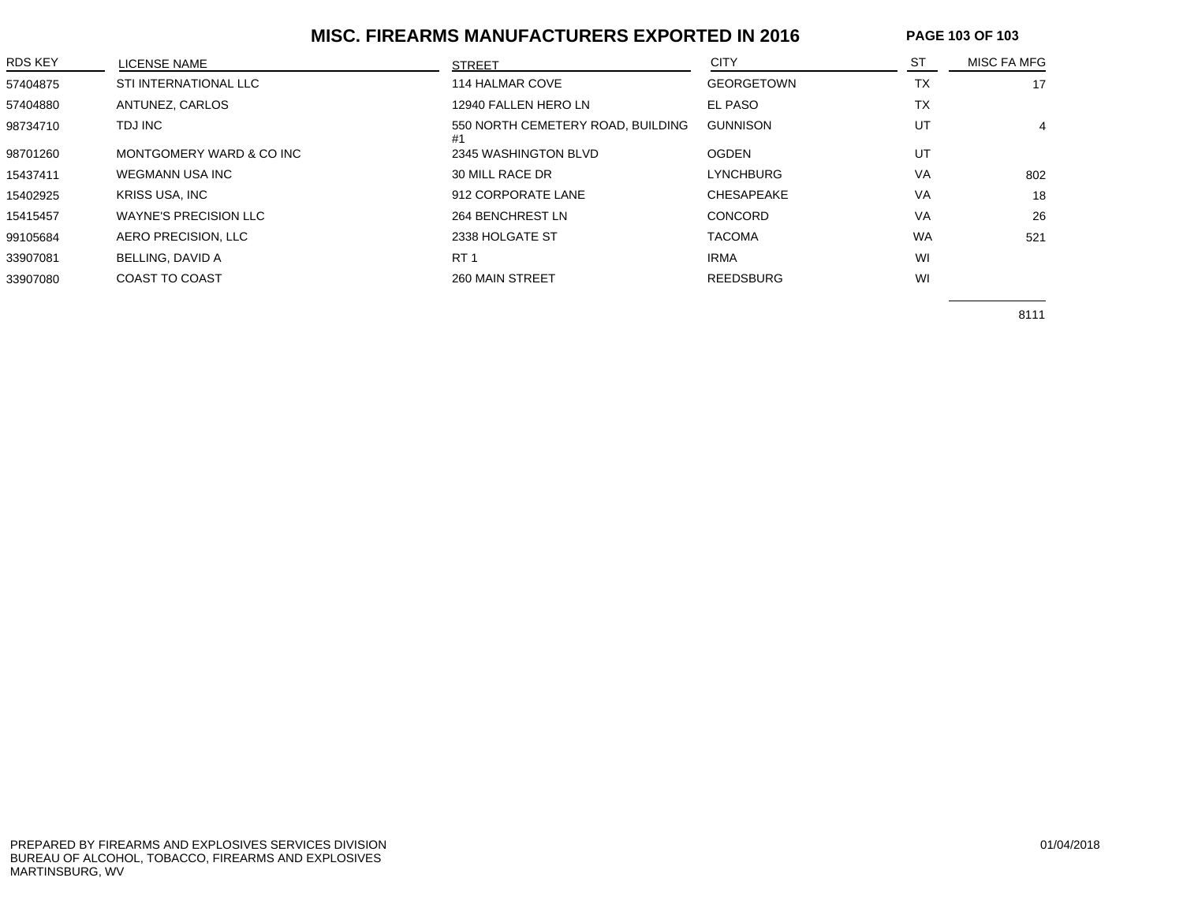# MISC. FIREARMS MANUFACTURERS EXPORTED IN 2016

| RDS KEY | LICENSE NAME | STREET | CITY | ST | MISC FA MFG |
|---|---|---|---|---|---|
| 57404875 | STI INTERNATIONAL LLC | 114 HALMAR COVE | GEORGETOWN | TX | 17 |
| 57404880 | ANTUNEZ, CARLOS | 12940 FALLEN HERO LN | EL PASO | TX | |
| 98734710 | TDJ INC | 550 NORTH CEMETERY ROAD, BUILDING #1 | GUNNISON | UT | 4 |
| 98701260 | MONTGOMERY WARD & CO INC | 2345 WASHINGTON BLVD | OGDEN | UT | |
| 15437411 | WEGMANN USA INC | 30 MILL RACE DR | LYNCHBURG | VA | 802 |
| 15402925 | KRISS USA, INC | 912 CORPORATE LANE | CHESAPEAKE | VA | 18 |
| 15415457 | WAYNE'S PRECISION LLC | 264 BENCHREST LN | CONCORD | VA | 26 |
| 99105684 | AERO PRECISION, LLC | 2338 HOLGATE ST | TACOMA | WA | 521 |
| 33907081 | BELLING, DAVID A | RT 1 | IRMA | WI | |
| 33907080 | COAST TO COAST | 260 MAIN STREET | REEDSBURG | WI | |
| | | | | | 8111 |

PREPARED BY FIREARMS AND EXPLOSIVES SERVICES DIVISION
BUREAU OF ALCOHOL, TOBACCO, FIREARMS AND EXPLOSIVES
MARTINSBURG, WV

01/04/2018